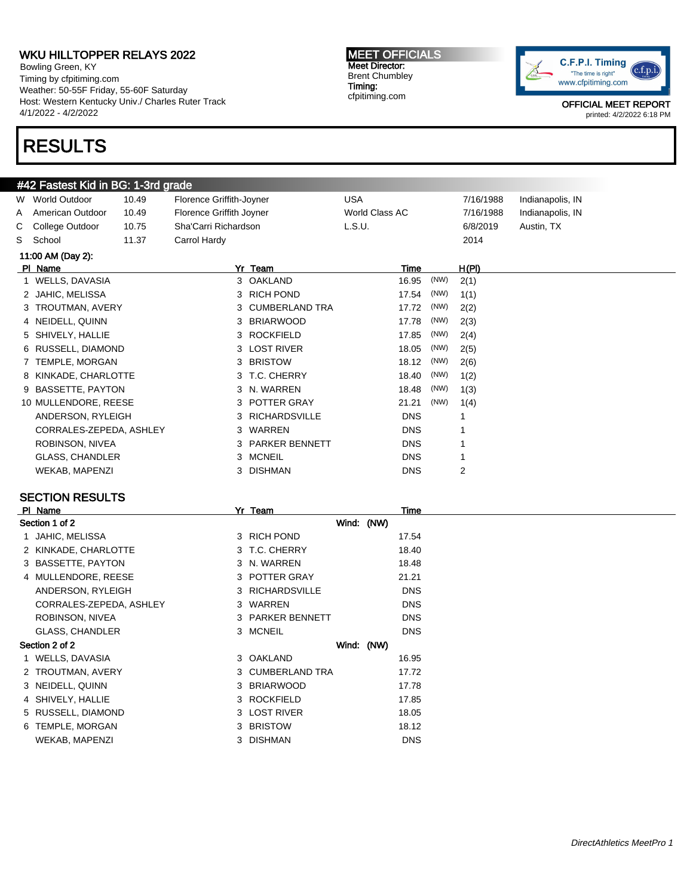**WKU HILLTOPPER RELAYS 2022**
Bowling Green, KY
Timing by cfpitiming.com
Weather: 50-55F Friday, 55-60F Saturday
Host: Western Kentucky Univ./ Charles Ruter Track
4/1/2022 - 4/2/2022

**MEET OFFICIALS**
Meet Director:
Brent Chumbley
Timing:
cfpitiming.com

C.F.P.I. Timing "The time is right" www.cfpitiming.com

OFFICIAL MEET REPORT
printed: 4/2/2022 6:18 PM

# RESULTS

## #42 Fastest Kid in BG: 1-3rd grade

| | | | | | | |
|---|---|---|---|---|---|---|
| W | World Outdoor | 10.49 | Florence Griffith-Joyner | USA | 7/16/1988 | Indianapolis, IN |
| A | American Outdoor | 10.49 | Florence Griffith Joyner | World Class AC | 7/16/1988 | Indianapolis, IN |
| C | College Outdoor | 10.75 | Sha'Carri Richardson | L.S.U. | 6/8/2019 | Austin, TX |
| S | School | 11.37 | Carrol Hardy | | 2014 | |

**11:00 AM (Day 2):**

| Pl | Name | Yr | Team | Time | | H(Pl) |
|---|---|---|---|---|---|---|
| 1 | WELLS, DAVASIA | 3 | OAKLAND | 16.95 | (NW) | 2(1) |
| 2 | JAHIC, MELISSA | 3 | RICH POND | 17.54 | (NW) | 1(1) |
| 3 | TROUTMAN, AVERY | 3 | CUMBERLAND TRA | 17.72 | (NW) | 2(2) |
| 4 | NEIDELL, QUINN | 3 | BRIARWOOD | 17.78 | (NW) | 2(3) |
| 5 | SHIVELY, HALLIE | 3 | ROCKFIELD | 17.85 | (NW) | 2(4) |
| 6 | RUSSELL, DIAMOND | 3 | LOST RIVER | 18.05 | (NW) | 2(5) |
| 7 | TEMPLE, MORGAN | 3 | BRISTOW | 18.12 | (NW) | 2(6) |
| 8 | KINKADE, CHARLOTTE | 3 | T.C. CHERRY | 18.40 | (NW) | 1(2) |
| 9 | BASSETTE, PAYTON | 3 | N. WARREN | 18.48 | (NW) | 1(3) |
| 10 | MULLENDORE, REESE | 3 | POTTER GRAY | 21.21 | (NW) | 1(4) |
| | ANDERSON, RYLEIGH | 3 | RICHARDSVILLE | DNS | | 1 |
| | CORRALES-ZEPEDA, ASHLEY | 3 | WARREN | DNS | | 1 |
| | ROBINSON, NIVEA | 3 | PARKER BENNETT | DNS | | 1 |
| | GLASS, CHANDLER | 3 | MCNEIL | DNS | | 1 |
| | WEKAB, MAPENZI | 3 | DISHMAN | DNS | | 2 |

### SECTION RESULTS

| Pl | Name | Yr | Team | Time |
|---|---|---|---|---|
| **Section 1 of 2** | | | Wind: (NW) | |
| 1 | JAHIC, MELISSA | 3 | RICH POND | 17.54 |
| 2 | KINKADE, CHARLOTTE | 3 | T.C. CHERRY | 18.40 |
| 3 | BASSETTE, PAYTON | 3 | N. WARREN | 18.48 |
| 4 | MULLENDORE, REESE | 3 | POTTER GRAY | 21.21 |
| | ANDERSON, RYLEIGH | 3 | RICHARDSVILLE | DNS |
| | CORRALES-ZEPEDA, ASHLEY | 3 | WARREN | DNS |
| | ROBINSON, NIVEA | 3 | PARKER BENNETT | DNS |
| | GLASS, CHANDLER | 3 | MCNEIL | DNS |
| **Section 2 of 2** | | | Wind: (NW) | |
| 1 | WELLS, DAVASIA | 3 | OAKLAND | 16.95 |
| 2 | TROUTMAN, AVERY | 3 | CUMBERLAND TRA | 17.72 |
| 3 | NEIDELL, QUINN | 3 | BRIARWOOD | 17.78 |
| 4 | SHIVELY, HALLIE | 3 | ROCKFIELD | 17.85 |
| 5 | RUSSELL, DIAMOND | 3 | LOST RIVER | 18.05 |
| 6 | TEMPLE, MORGAN | 3 | BRISTOW | 18.12 |
| | WEKAB, MAPENZI | 3 | DISHMAN | DNS |

*DirectAthletics MeetPro 1*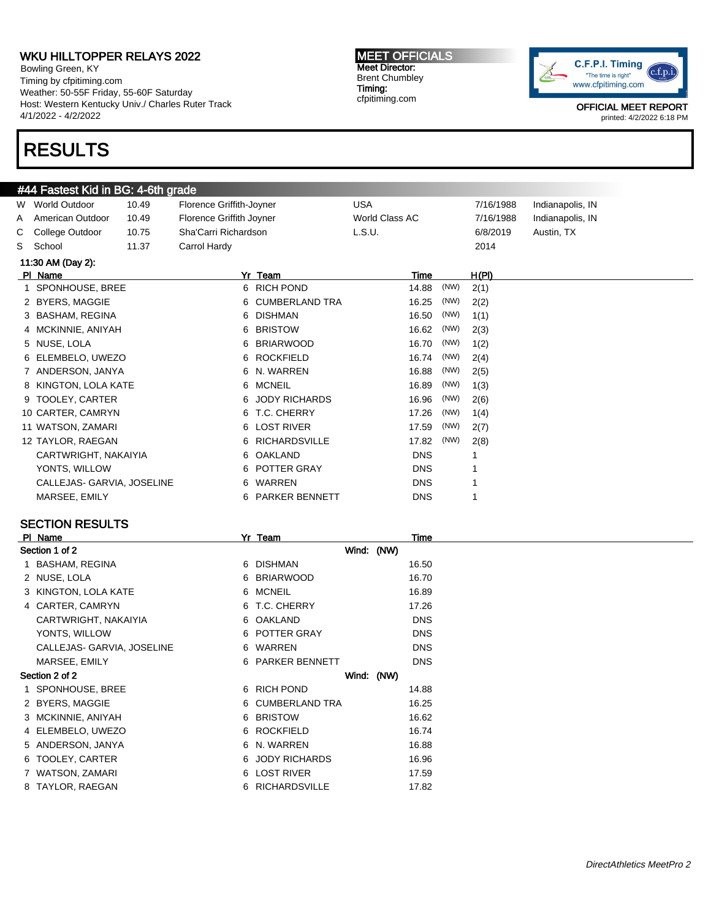## WKU HILLTOPPER RELAYS 2022

Bowling Green, KY
Timing by cfpiming.com
Weather: 50-55F Friday, 55-60F Saturday
Host: Western Kentucky Univ./ Charles Ruter Track
4/1/2022 - 4/2/2022

**MEET OFFICIALS**
Meet Director:
Brent Chumbley
Timing:
cfpitiming.com

C.F.P.I. Timing
"The time is right"
www.cfpitiming.com

OFFICIAL MEET REPORT
printed: 4/2/2022 6:18 PM

# RESULTS

## #44 Fastest Kid in BG: 4-6th grade

| | | | | | | |
|---|---|---|---|---|---|---|
| W | World Outdoor | 10.49 | Florence Griffith-Joyner | USA | 7/16/1988 | Indianapolis, IN |
| A | American Outdoor | 10.49 | Florence Griffith Joyner | World Class AC | 7/16/1988 | Indianapolis, IN |
| C | College Outdoor | 10.75 | Sha'Carri Richardson | L.S.U. | 6/8/2019 | Austin, TX |
| S | School | 11.37 | Carrol Hardy | | 2014 | |

**11:30 AM (Day 2):**

| Pl | Name | Yr | Team | Time | | H(Pl) |
|---|---|---|---|---|---|---|
| 1 | SPONHOUSE, BREE | 6 | RICH POND | 14.88 | (NW) | 2(1) |
| 2 | BYERS, MAGGIE | 6 | CUMBERLAND TRA | 16.25 | (NW) | 2(2) |
| 3 | BASHAM, REGINA | 6 | DISHMAN | 16.50 | (NW) | 1(1) |
| 4 | MCKINNIE, ANIYAH | 6 | BRISTOW | 16.62 | (NW) | 2(3) |
| 5 | NUSE, LOLA | 6 | BRIARWOOD | 16.70 | (NW) | 1(2) |
| 6 | ELEMBELO, UWEZO | 6 | ROCKFIELD | 16.74 | (NW) | 2(4) |
| 7 | ANDERSON, JANYA | 6 | N. WARREN | 16.88 | (NW) | 2(5) |
| 8 | KINGTON, LOLA KATE | 6 | MCNEIL | 16.89 | (NW) | 1(3) |
| 9 | TOOLEY, CARTER | 6 | JODY RICHARDS | 16.96 | (NW) | 2(6) |
| 10 | CARTER, CAMRYN | 6 | T.C. CHERRY | 17.26 | (NW) | 1(4) |
| 11 | WATSON, ZAMARI | 6 | LOST RIVER | 17.59 | (NW) | 2(7) |
| 12 | TAYLOR, RAEGAN | 6 | RICHARDSVILLE | 17.82 | (NW) | 2(8) |
| | CARTWRIGHT, NAKAIYIA | 6 | OAKLAND | DNS | | 1 |
| | YONTS, WILLOW | 6 | POTTER GRAY | DNS | | 1 |
| | CALLEJAS- GARVIA, JOSELINE | 6 | WARREN | DNS | | 1 |
| | MARSEE, EMILY | 6 | PARKER BENNETT | DNS | | 1 |

### SECTION RESULTS

| Pl | Name | Yr | Team | Time |
|---|---|---|---|---|
| **Section 1 of 2** | | | Wind: (NW) | |
| 1 | BASHAM, REGINA | 6 | DISHMAN | 16.50 |
| 2 | NUSE, LOLA | 6 | BRIARWOOD | 16.70 |
| 3 | KINGTON, LOLA KATE | 6 | MCNEIL | 16.89 |
| 4 | CARTER, CAMRYN | 6 | T.C. CHERRY | 17.26 |
| | CARTWRIGHT, NAKAIYIA | 6 | OAKLAND | DNS |
| | YONTS, WILLOW | 6 | POTTER GRAY | DNS |
| | CALLEJAS- GARVIA, JOSELINE | 6 | WARREN | DNS |
| | MARSEE, EMILY | 6 | PARKER BENNETT | DNS |
| **Section 2 of 2** | | | Wind: (NW) | |
| 1 | SPONHOUSE, BREE | 6 | RICH POND | 14.88 |
| 2 | BYERS, MAGGIE | 6 | CUMBERLAND TRA | 16.25 |
| 3 | MCKINNIE, ANIYAH | 6 | BRISTOW | 16.62 |
| 4 | ELEMBELO, UWEZO | 6 | ROCKFIELD | 16.74 |
| 5 | ANDERSON, JANYA | 6 | N. WARREN | 16.88 |
| 6 | TOOLEY, CARTER | 6 | JODY RICHARDS | 16.96 |
| 7 | WATSON, ZAMARI | 6 | LOST RIVER | 17.59 |
| 8 | TAYLOR, RAEGAN | 6 | RICHARDSVILLE | 17.82 |

*DirectAthletics MeetPro 2*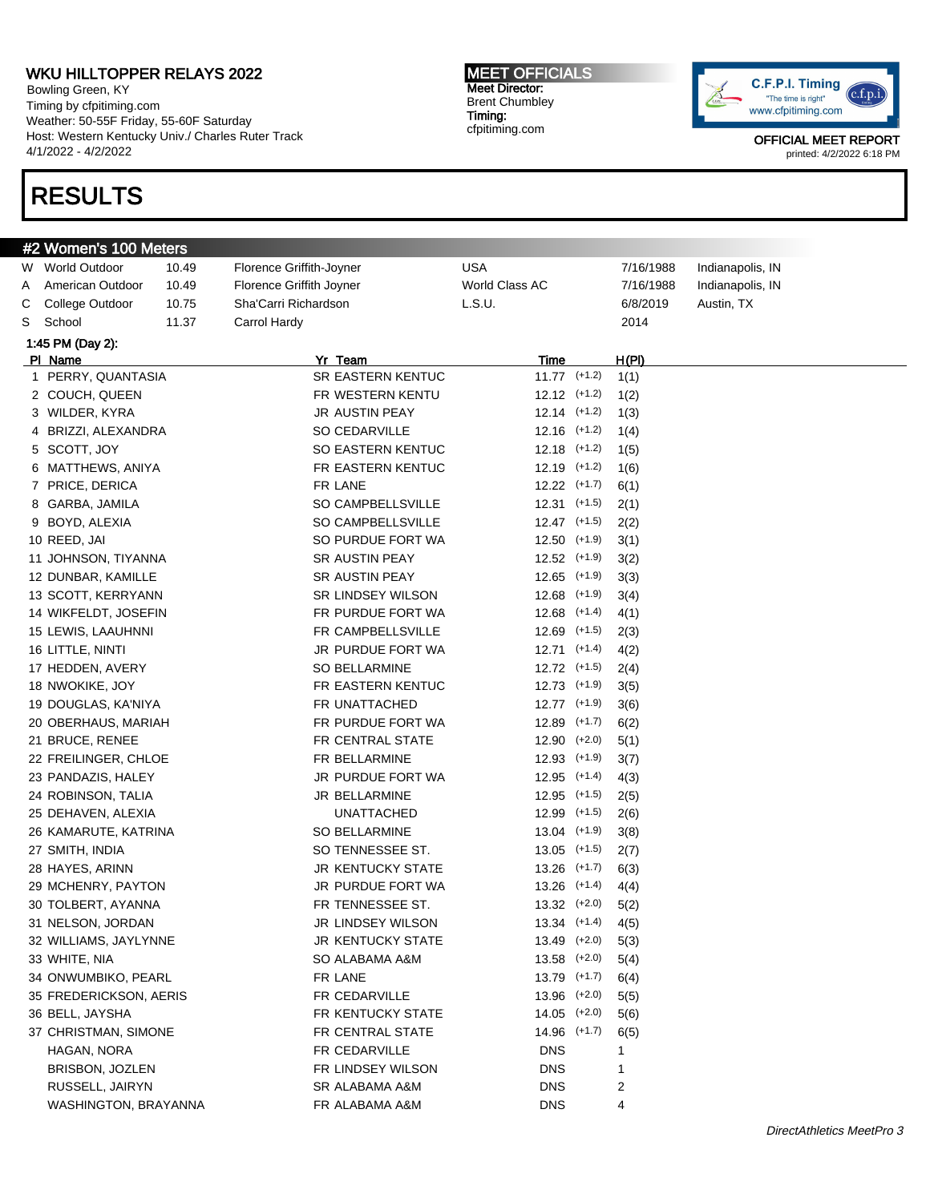# WKU HILLTOPPER RELAYS 2022

Bowling Green, KY
Timing by cfpitiming.com
Weather: 50-55F Friday, 55-60F Saturday
Host: Western Kentucky Univ./ Charles Ruter Track
4/1/2022 - 4/2/2022

**MEET OFFICIALS**
Meet Director:
Brent Chumbley
Timing:
cfpitiming.com

OFFICIAL MEET REPORT
printed: 4/2/2022 6:18 PM

# RESULTS

## #2 Women's 100 Meters

| | | | | | | |
|---|---|---|---|---|---|---|
| W | World Outdoor | 10.49 | Florence Griffith-Joyner | USA | 7/16/1988 | Indianapolis, IN |
| A | American Outdoor | 10.49 | Florence Griffith Joyner | World Class AC | 7/16/1988 | Indianapolis, IN |
| C | College Outdoor | 10.75 | Sha'Carri Richardson | L.S.U. | 6/8/2019 | Austin, TX |
| S | School | 11.37 | Carrol Hardy | | 2014 | |

**1:45 PM (Day 2):**

| Pl | Name | Yr | Team | Time | Wind | H(Pl) |
|---|---|---|---|---|---|---|
| 1 | PERRY, QUANTASIA | SR | EASTERN KENTUC | 11.77 | (+1.2) | 1(1) |
| 2 | COUCH, QUEEN | FR | WESTERN KENTU | 12.12 | (+1.2) | 1(2) |
| 3 | WILDER, KYRA | JR | AUSTIN PEAY | 12.14 | (+1.2) | 1(3) |
| 4 | BRIZZI, ALEXANDRA | SO | CEDARVILLE | 12.16 | (+1.2) | 1(4) |
| 5 | SCOTT, JOY | SO | EASTERN KENTUC | 12.18 | (+1.2) | 1(5) |
| 6 | MATTHEWS, ANIYA | FR | EASTERN KENTUC | 12.19 | (+1.2) | 1(6) |
| 7 | PRICE, DERICA | FR | LANE | 12.22 | (+1.7) | 6(1) |
| 8 | GARBA, JAMILA | SO | CAMPBELLSVILLE | 12.31 | (+1.5) | 2(1) |
| 9 | BOYD, ALEXIA | SO | CAMPBELLSVILLE | 12.47 | (+1.5) | 2(2) |
| 10 | REED, JAI | SO | PURDUE FORT WA | 12.50 | (+1.9) | 3(1) |
| 11 | JOHNSON, TIYANNA | SR | AUSTIN PEAY | 12.52 | (+1.9) | 3(2) |
| 12 | DUNBAR, KAMILLE | SR | AUSTIN PEAY | 12.65 | (+1.9) | 3(3) |
| 13 | SCOTT, KERRYANN | SR | LINDSEY WILSON | 12.68 | (+1.9) | 3(4) |
| 14 | WIKFELDT, JOSEFIN | FR | PURDUE FORT WA | 12.68 | (+1.4) | 4(1) |
| 15 | LEWIS, LAAUHNNI | FR | CAMPBELLSVILLE | 12.69 | (+1.5) | 2(3) |
| 16 | LITTLE, NINTI | JR | PURDUE FORT WA | 12.71 | (+1.4) | 4(2) |
| 17 | HEDDEN, AVERY | SO | BELLARMINE | 12.72 | (+1.5) | 2(4) |
| 18 | NWOKIKE, JOY | FR | EASTERN KENTUC | 12.73 | (+1.9) | 3(5) |
| 19 | DOUGLAS, KA'NIYA | FR | UNATTACHED | 12.77 | (+1.9) | 3(6) |
| 20 | OBERHAUS, MARIAH | FR | PURDUE FORT WA | 12.89 | (+1.7) | 6(2) |
| 21 | BRUCE, RENEE | FR | CENTRAL STATE | 12.90 | (+2.0) | 5(1) |
| 22 | FREILINGER, CHLOE | FR | BELLARMINE | 12.93 | (+1.9) | 3(7) |
| 23 | PANDAZIS, HALEY | JR | PURDUE FORT WA | 12.95 | (+1.4) | 4(3) |
| 24 | ROBINSON, TALIA | JR | BELLARMINE | 12.95 | (+1.5) | 2(5) |
| 25 | DEHAVEN, ALEXIA | | UNATTACHED | 12.99 | (+1.5) | 2(6) |
| 26 | KAMARUTE, KATRINA | SO | BELLARMINE | 13.04 | (+1.9) | 3(8) |
| 27 | SMITH, INDIA | SO | TENNESSEE ST. | 13.05 | (+1.5) | 2(7) |
| 28 | HAYES, ARINN | JR | KENTUCKY STATE | 13.26 | (+1.7) | 6(3) |
| 29 | MCHENRY, PAYTON | JR | PURDUE FORT WA | 13.26 | (+1.4) | 4(4) |
| 30 | TOLBERT, AYANNA | FR | TENNESSEE ST. | 13.32 | (+2.0) | 5(2) |
| 31 | NELSON, JORDAN | JR | LINDSEY WILSON | 13.34 | (+1.4) | 4(5) |
| 32 | WILLIAMS, JAYLYNNE | JR | KENTUCKY STATE | 13.49 | (+2.0) | 5(3) |
| 33 | WHITE, NIA | SO | ALABAMA A&M | 13.58 | (+2.0) | 5(4) |
| 34 | ONWUMBIKO, PEARL | FR | LANE | 13.79 | (+1.7) | 6(4) |
| 35 | FREDERICKSON, AERIS | FR | CEDARVILLE | 13.96 | (+2.0) | 5(5) |
| 36 | BELL, JAYSHA | FR | KENTUCKY STATE | 14.05 | (+2.0) | 5(6) |
| 37 | CHRISTMAN, SIMONE | FR | CENTRAL STATE | 14.96 | (+1.7) | 6(5) |
| | HAGAN, NORA | FR | CEDARVILLE | DNS | | 1 |
| | BRISBON, JOZLEN | FR | LINDSEY WILSON | DNS | | 1 |
| | RUSSELL, JAIRYN | SR | ALABAMA A&M | DNS | | 2 |
| | WASHINGTON, BRAYANNA | FR | ALABAMA A&M | DNS | | 4 |

*DirectAthletics MeetPro 3*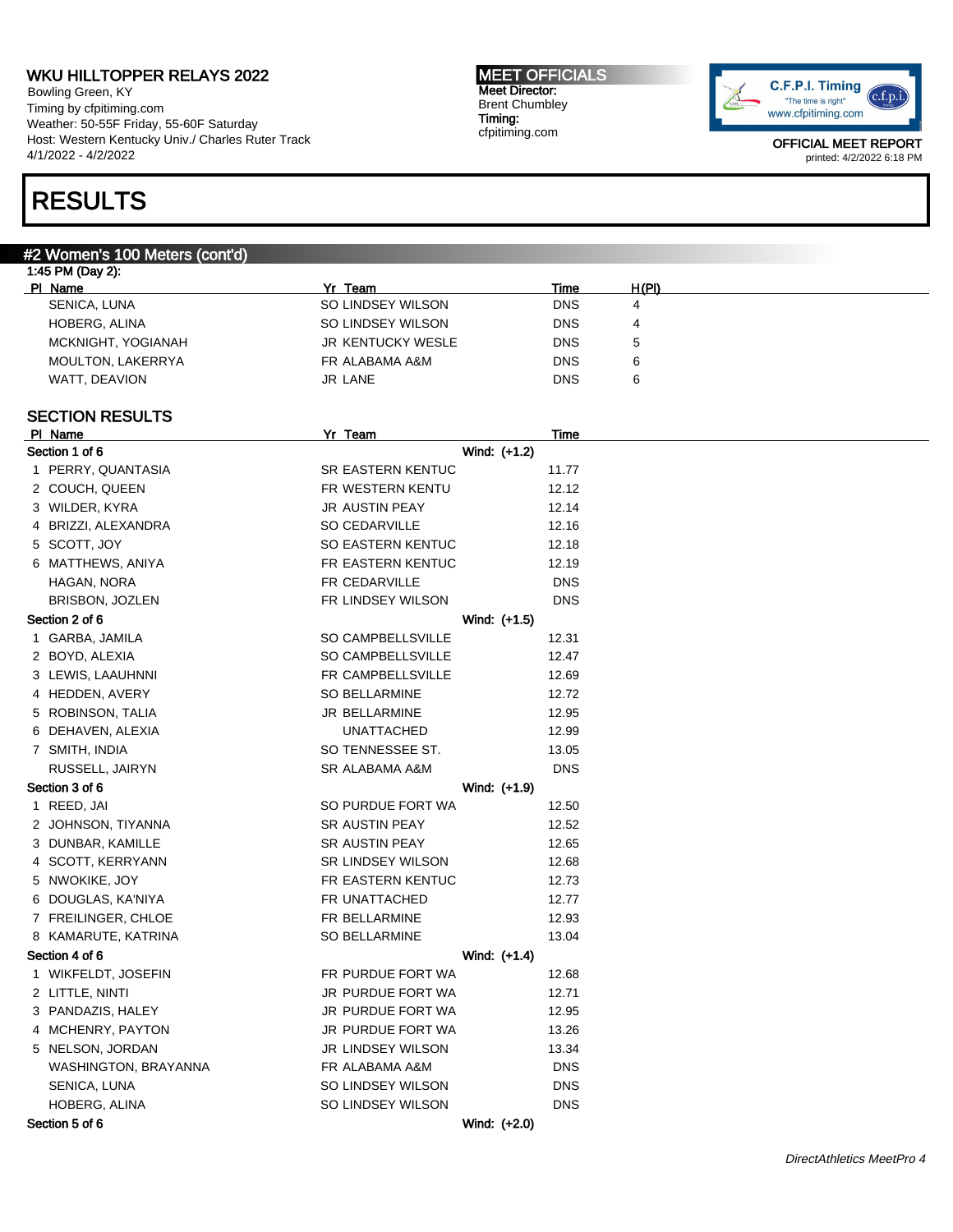WKU HILLTOPPER RELAYS 2022
Bowling Green, KY
Timing by cfpitiming.com
Weather: 50-55F Friday, 55-60F Saturday
Host: Western Kentucky Univ./ Charles Ruter Track
4/1/2022 - 4/2/2022

MEET OFFICIALS
Meet Director:
Brent Chumbley
Timing:
cfpitiming.com

OFFICIAL MEET REPORT
printed: 4/2/2022 6:18 PM

# RESULTS

## #2 Women's 100 Meters (cont'd)

1:45 PM (Day 2):

| Pl | Name | Yr | Team | Time | H(Pl) |
|---|---|---|---|---|---|
| | SENICA, LUNA | SO | LINDSEY WILSON | DNS | 4 |
| | HOBERG, ALINA | SO | LINDSEY WILSON | DNS | 4 |
| | MCKNIGHT, YOGIANAH | JR | KENTUCKY WESLE | DNS | 5 |
| | MOULTON, LAKERRYA | FR | ALABAMA A&M | DNS | 6 |
| | WATT, DEAVION | JR | LANE | DNS | 6 |

### SECTION RESULTS

| Pl | Name | Yr | Team | Time |
|---|---|---|---|---|
| **Section 1 of 6** | | | Wind: (+1.2) | |
| 1 | PERRY, QUANTASIA | SR | EASTERN KENTUC | 11.77 |
| 2 | COUCH, QUEEN | FR | WESTERN KENTU | 12.12 |
| 3 | WILDER, KYRA | JR | AUSTIN PEAY | 12.14 |
| 4 | BRIZZI, ALEXANDRA | SO | CEDARVILLE | 12.16 |
| 5 | SCOTT, JOY | SO | EASTERN KENTUC | 12.18 |
| 6 | MATTHEWS, ANIYA | FR | EASTERN KENTUC | 12.19 |
| | HAGAN, NORA | FR | CEDARVILLE | DNS |
| | BRISBON, JOZLEN | FR | LINDSEY WILSON | DNS |
| **Section 2 of 6** | | | Wind: (+1.5) | |
| 1 | GARBA, JAMILA | SO | CAMPBELLSVILLE | 12.31 |
| 2 | BOYD, ALEXIA | SO | CAMPBELLSVILLE | 12.47 |
| 3 | LEWIS, LAAUHNNI | FR | CAMPBELLSVILLE | 12.69 |
| 4 | HEDDEN, AVERY | SO | BELLARMINE | 12.72 |
| 5 | ROBINSON, TALIA | JR | BELLARMINE | 12.95 |
| 6 | DEHAVEN, ALEXIA | | UNATTACHED | 12.99 |
| 7 | SMITH, INDIA | SO | TENNESSEE ST. | 13.05 |
| | RUSSELL, JAIRYN | SR | ALABAMA A&M | DNS |
| **Section 3 of 6** | | | Wind: (+1.9) | |
| 1 | REED, JAI | SO | PURDUE FORT WA | 12.50 |
| 2 | JOHNSON, TIYANNA | SR | AUSTIN PEAY | 12.52 |
| 3 | DUNBAR, KAMILLE | SR | AUSTIN PEAY | 12.65 |
| 4 | SCOTT, KERRYANN | SR | LINDSEY WILSON | 12.68 |
| 5 | NWOKIKE, JOY | FR | EASTERN KENTUC | 12.73 |
| 6 | DOUGLAS, KA'NIYA | FR | UNATTACHED | 12.77 |
| 7 | FREILINGER, CHLOE | FR | BELLARMINE | 12.93 |
| 8 | KAMARUTE, KATRINA | SO | BELLARMINE | 13.04 |
| **Section 4 of 6** | | | Wind: (+1.4) | |
| 1 | WIKFELDT, JOSEFIN | FR | PURDUE FORT WA | 12.68 |
| 2 | LITTLE, NINTI | JR | PURDUE FORT WA | 12.71 |
| 3 | PANDAZIS, HALEY | JR | PURDUE FORT WA | 12.95 |
| 4 | MCHENRY, PAYTON | JR | PURDUE FORT WA | 13.26 |
| 5 | NELSON, JORDAN | JR | LINDSEY WILSON | 13.34 |
| | WASHINGTON, BRAYANNA | FR | ALABAMA A&M | DNS |
| | SENICA, LUNA | SO | LINDSEY WILSON | DNS |
| | HOBERG, ALINA | SO | LINDSEY WILSON | DNS |
| **Section 5 of 6** | | | Wind: (+2.0) | |

*DirectAthletics MeetPro 4*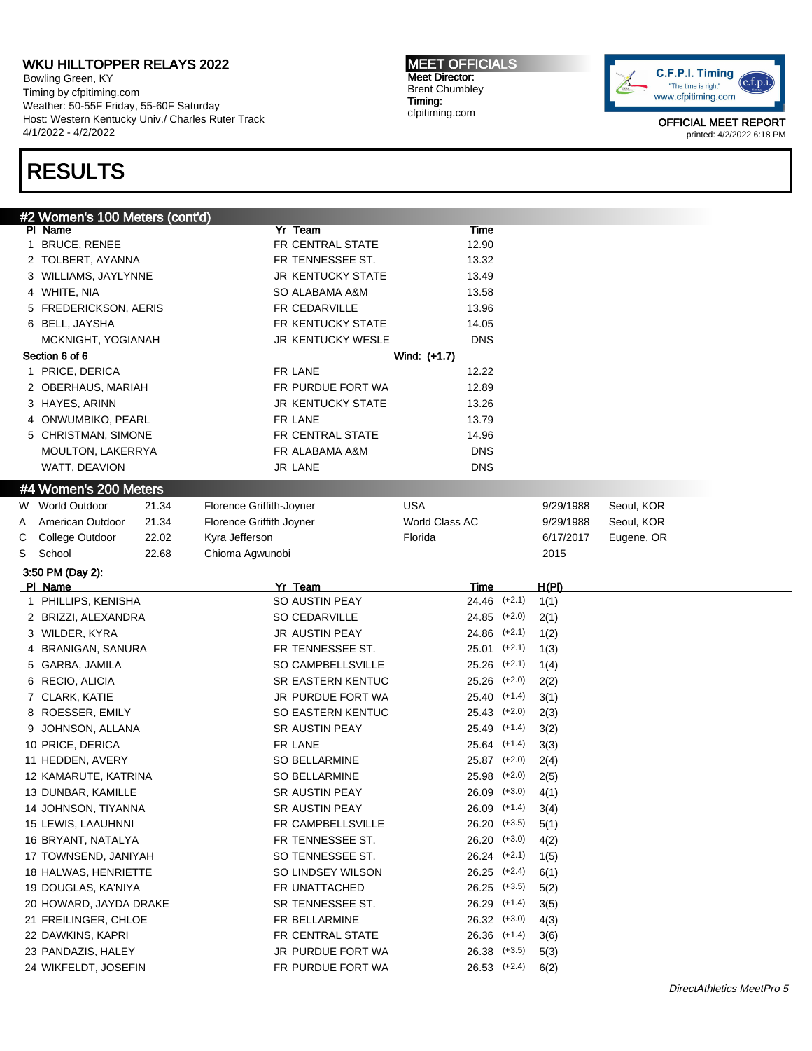# WKU HILLTOPPER RELAYS 2022

Bowling Green, KY
Timing by cfpitiming.com
Weather: 50-55F Friday, 55-60F Saturday
Host: Western Kentucky Univ./ Charles Ruter Track
4/1/2022 - 4/2/2022

**MEET OFFICIALS**
Meet Director:
Brent Chumbley
Timing:
cfpitiming.com

OFFICIAL MEET REPORT
printed: 4/2/2022 6:18 PM

# RESULTS

## #2 Women's 100 Meters (cont'd)

| Pl | Name | Yr | Team | Time |
|---|---|---|---|---|
| 1 | BRUCE, RENEE | FR | CENTRAL STATE | 12.90 |
| 2 | TOLBERT, AYANNA | FR | TENNESSEE ST. | 13.32 |
| 3 | WILLIAMS, JAYLYNNE | JR | KENTUCKY STATE | 13.49 |
| 4 | WHITE, NIA | SO | ALABAMA A&M | 13.58 |
| 5 | FREDERICKSON, AERIS | FR | CEDARVILLE | 13.96 |
| 6 | BELL, JAYSHA | FR | KENTUCKY STATE | 14.05 |
| | MCKNIGHT, YOGIANAH | JR | KENTUCKY WESLE | DNS |

**Section 6 of 6** Wind: (+1.7)

| Pl | Name | Yr | Team | Time |
|---|---|---|---|---|
| 1 | PRICE, DERICA | FR | LANE | 12.22 |
| 2 | OBERHAUS, MARIAH | FR | PURDUE FORT WA | 12.89 |
| 3 | HAYES, ARINN | JR | KENTUCKY STATE | 13.26 |
| 4 | ONWUMBIKO, PEARL | FR | LANE | 13.79 |
| 5 | CHRISTMAN, SIMONE | FR | CENTRAL STATE | 14.96 |
| | MOULTON, LAKERRYA | FR | ALABAMA A&M | DNS |
| | WATT, DEAVION | JR | LANE | DNS |

## #4 Women's 200 Meters

| | Record | Mark | Name | Team | Date | Location |
|---|---|---|---|---|---|---|
| W | World Outdoor | 21.34 | Florence Griffith-Joyner | USA | 9/29/1988 | Seoul, KOR |
| A | American Outdoor | 21.34 | Florence Griffith Joyner | World Class AC | 9/29/1988 | Seoul, KOR |
| C | College Outdoor | 22.02 | Kyra Jefferson | Florida | 6/17/2017 | Eugene, OR |
| S | School | 22.68 | Chioma Agwunobi | | 2015 | |

**3:50 PM (Day 2):**

| Pl | Name | Yr | Team | Time | Wind | H(Pl) |
|---|---|---|---|---|---|---|
| 1 | PHILLIPS, KENISHA | SO | AUSTIN PEAY | 24.46 | (+2.1) | 1(1) |
| 2 | BRIZZI, ALEXANDRA | SO | CEDARVILLE | 24.85 | (+2.0) | 2(1) |
| 3 | WILDER, KYRA | JR | AUSTIN PEAY | 24.86 | (+2.1) | 1(2) |
| 4 | BRANIGAN, SANURA | FR | TENNESSEE ST. | 25.01 | (+2.1) | 1(3) |
| 5 | GARBA, JAMILA | SO | CAMPBELLSVILLE | 25.26 | (+2.1) | 1(4) |
| 6 | RECIO, ALICIA | SR | EASTERN KENTUC | 25.26 | (+2.0) | 2(2) |
| 7 | CLARK, KATIE | JR | PURDUE FORT WA | 25.40 | (+1.4) | 3(1) |
| 8 | ROESSER, EMILY | SO | EASTERN KENTUC | 25.43 | (+2.0) | 2(3) |
| 9 | JOHNSON, ALLANA | SR | AUSTIN PEAY | 25.49 | (+1.4) | 3(2) |
| 10 | PRICE, DERICA | FR | LANE | 25.64 | (+1.4) | 3(3) |
| 11 | HEDDEN, AVERY | SO | BELLARMINE | 25.87 | (+2.0) | 2(4) |
| 12 | KAMARUTE, KATRINA | SO | BELLARMINE | 25.98 | (+2.0) | 2(5) |
| 13 | DUNBAR, KAMILLE | SR | AUSTIN PEAY | 26.09 | (+3.0) | 4(1) |
| 14 | JOHNSON, TIYANNA | SR | AUSTIN PEAY | 26.09 | (+1.4) | 3(4) |
| 15 | LEWIS, LAAUHNNI | FR | CAMPBELLSVILLE | 26.20 | (+3.5) | 5(1) |
| 16 | BRYANT, NATALYA | FR | TENNESSEE ST. | 26.20 | (+3.0) | 4(2) |
| 17 | TOWNSEND, JANIYAH | SO | TENNESSEE ST. | 26.24 | (+2.1) | 1(5) |
| 18 | HALWAS, HENRIETTE | SO | LINDSEY WILSON | 26.25 | (+2.4) | 6(1) |
| 19 | DOUGLAS, KA'NIYA | FR | UNATTACHED | 26.25 | (+3.5) | 5(2) |
| 20 | HOWARD, JAYDA DRAKE | SR | TENNESSEE ST. | 26.29 | (+1.4) | 3(5) |
| 21 | FREILINGER, CHLOE | FR | BELLARMINE | 26.32 | (+3.0) | 4(3) |
| 22 | DAWKINS, KAPRI | FR | CENTRAL STATE | 26.36 | (+1.4) | 3(6) |
| 23 | PANDAZIS, HALEY | JR | PURDUE FORT WA | 26.38 | (+3.5) | 5(3) |
| 24 | WIKFELDT, JOSEFIN | FR | PURDUE FORT WA | 26.53 | (+2.4) | 6(2) |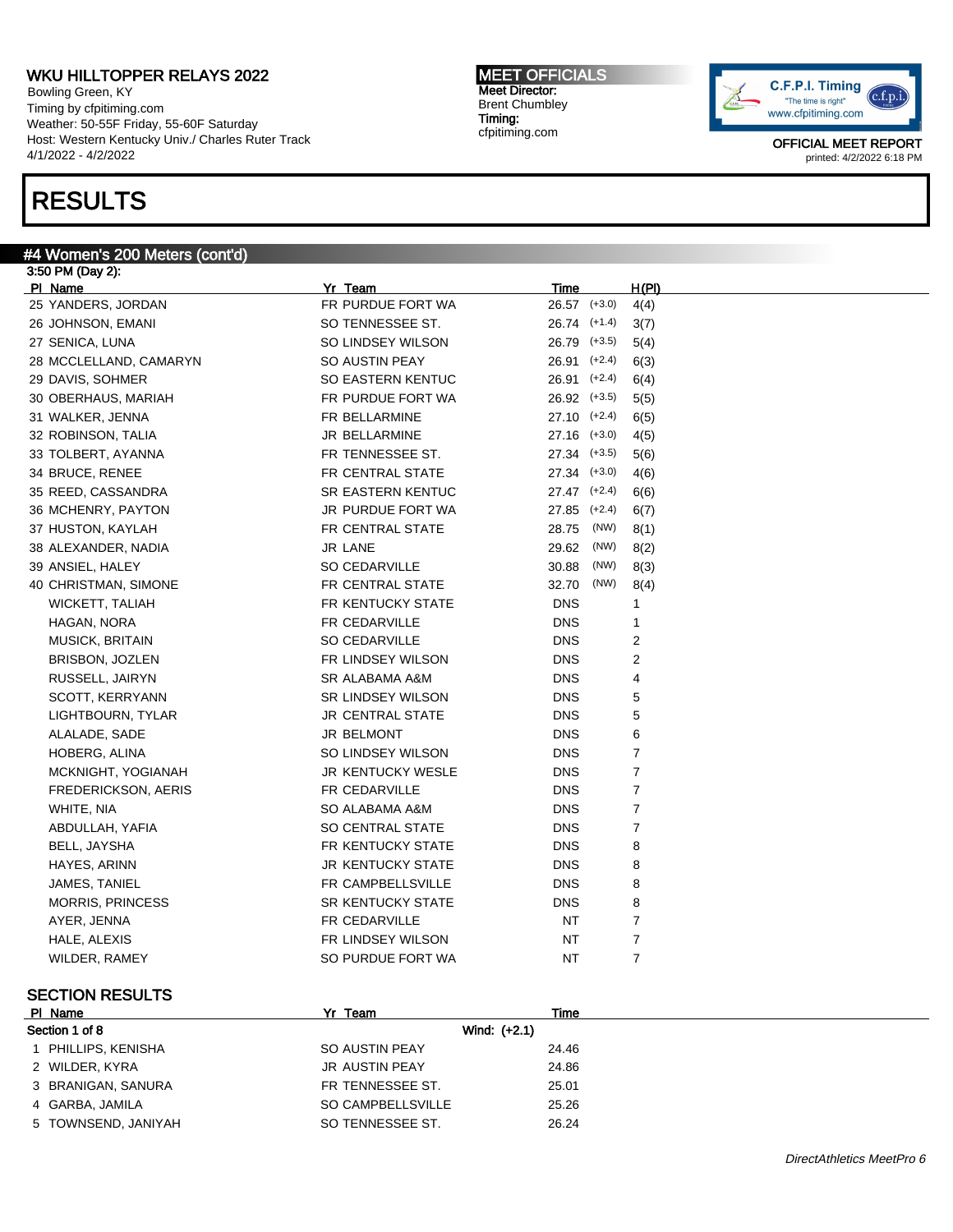# WKU HILLTOPPER RELAYS 2022

Bowling Green, KY
Timing by cfpitiming.com
Weather: 50-55F Friday, 55-60F Saturday
Host: Western Kentucky Univ./ Charles Ruter Track
4/1/2022 - 4/2/2022

**MEET OFFICIALS**
Meet Director:
Brent Chumbley
Timing:
cfpitiming.com

OFFICIAL MEET REPORT
printed: 4/2/2022 6:18 PM

# RESULTS

## #4 Women's 200 Meters (cont'd)

3:50 PM (Day 2):

| Pl | Name | Yr | Team | Time | Wind | H(Pl) |
|---|---|---|---|---|---|---|
| 25 | YANDERS, JORDAN | FR | PURDUE FORT WA | 26.57 | (+3.0) | 4(4) |
| 26 | JOHNSON, EMANI | SO | TENNESSEE ST. | 26.74 | (+1.4) | 3(7) |
| 27 | SENICA, LUNA | SO | LINDSEY WILSON | 26.79 | (+3.5) | 5(4) |
| 28 | MCCLELLAND, CAMARYN | SO | AUSTIN PEAY | 26.91 | (+2.4) | 6(3) |
| 29 | DAVIS, SOHMER | SO | EASTERN KENTUC | 26.91 | (+2.4) | 6(4) |
| 30 | OBERHAUS, MARIAH | FR | PURDUE FORT WA | 26.92 | (+3.5) | 5(5) |
| 31 | WALKER, JENNA | FR | BELLARMINE | 27.10 | (+2.4) | 6(5) |
| 32 | ROBINSON, TALIA | JR | BELLARMINE | 27.16 | (+3.0) | 4(5) |
| 33 | TOLBERT, AYANNA | FR | TENNESSEE ST. | 27.34 | (+3.5) | 5(6) |
| 34 | BRUCE, RENEE | FR | CENTRAL STATE | 27.34 | (+3.0) | 4(6) |
| 35 | REED, CASSANDRA | SR | EASTERN KENTUC | 27.47 | (+2.4) | 6(6) |
| 36 | MCHENRY, PAYTON | JR | PURDUE FORT WA | 27.85 | (+2.4) | 6(7) |
| 37 | HUSTON, KAYLAH | FR | CENTRAL STATE | 28.75 | (NW) | 8(1) |
| 38 | ALEXANDER, NADIA | JR | LANE | 29.62 | (NW) | 8(2) |
| 39 | ANSIEL, HALEY | SO | CEDARVILLE | 30.88 | (NW) | 8(3) |
| 40 | CHRISTMAN, SIMONE | FR | CENTRAL STATE | 32.70 | (NW) | 8(4) |
| | WICKETT, TALIAH | FR | KENTUCKY STATE | DNS | | 1 |
| | HAGAN, NORA | FR | CEDARVILLE | DNS | | 1 |
| | MUSICK, BRITAIN | SO | CEDARVILLE | DNS | | 2 |
| | BRISBON, JOZLEN | FR | LINDSEY WILSON | DNS | | 2 |
| | RUSSELL, JAIRYN | SR | ALABAMA A&M | DNS | | 4 |
| | SCOTT, KERRYANN | SR | LINDSEY WILSON | DNS | | 5 |
| | LIGHTBOURN, TYLAR | JR | CENTRAL STATE | DNS | | 5 |
| | ALALADE, SADE | JR | BELMONT | DNS | | 6 |
| | HOBERG, ALINA | SO | LINDSEY WILSON | DNS | | 7 |
| | MCKNIGHT, YOGIANAH | JR | KENTUCKY WESLE | DNS | | 7 |
| | FREDERICKSON, AERIS | FR | CEDARVILLE | DNS | | 7 |
| | WHITE, NIA | SO | ALABAMA A&M | DNS | | 7 |
| | ABDULLAH, YAFIA | SO | CENTRAL STATE | DNS | | 7 |
| | BELL, JAYSHA | FR | KENTUCKY STATE | DNS | | 8 |
| | HAYES, ARINN | JR | KENTUCKY STATE | DNS | | 8 |
| | JAMES, TANIEL | FR | CAMPBELLSVILLE | DNS | | 8 |
| | MORRIS, PRINCESS | SR | KENTUCKY STATE | DNS | | 8 |
| | AYER, JENNA | FR | CEDARVILLE | NT | | 7 |
| | HALE, ALEXIS | FR | LINDSEY WILSON | NT | | 7 |
| | WILDER, RAMEY | SO | PURDUE FORT WA | NT | | 7 |

## SECTION RESULTS

**Section 1 of 8** — Wind: (+2.1)

| Pl | Name | Yr | Team | Time |
|---|---|---|---|---|
| 1 | PHILLIPS, KENISHA | SO | AUSTIN PEAY | 24.46 |
| 2 | WILDER, KYRA | JR | AUSTIN PEAY | 24.86 |
| 3 | BRANIGAN, SANURA | FR | TENNESSEE ST. | 25.01 |
| 4 | GARBA, JAMILA | SO | CAMPBELLSVILLE | 25.26 |
| 5 | TOWNSEND, JANIYAH | SO | TENNESSEE ST. | 26.24 |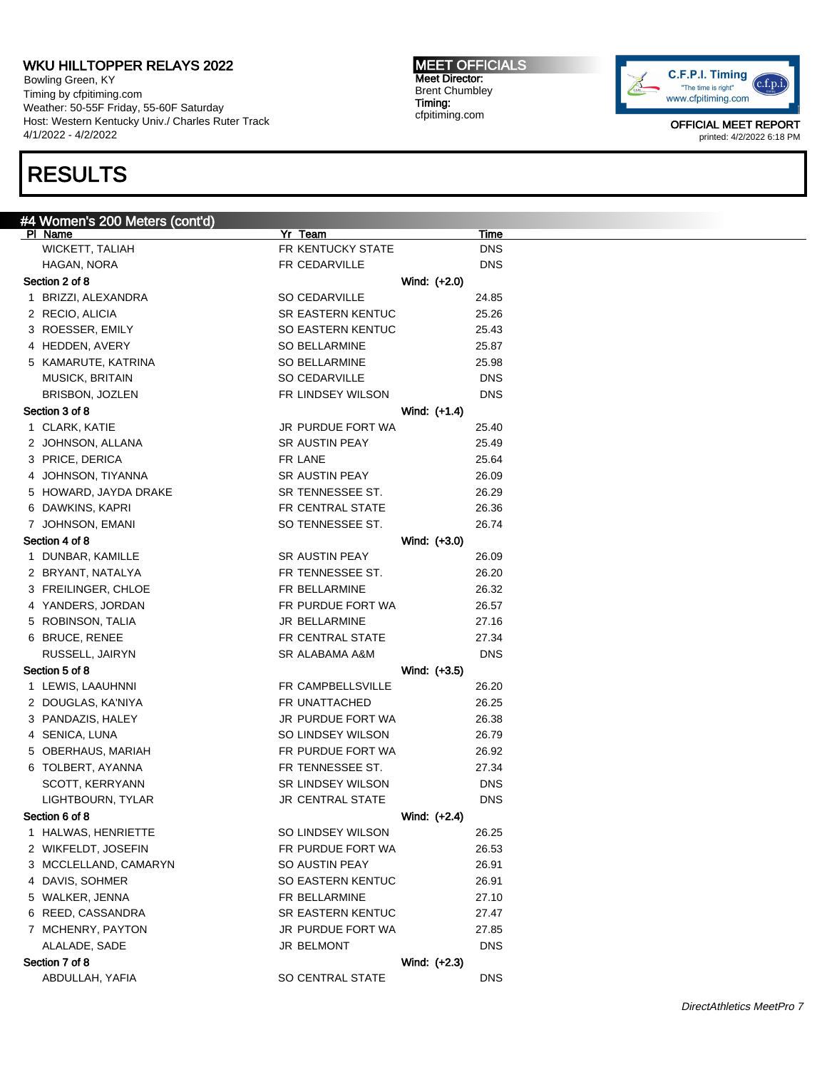# WKU HILLTOPPER RELAYS 2022

Bowling Green, KY
Timing by cfpitiming.com
Weather: 50-55F Friday, 55-60F Saturday
Host: Western Kentucky Univ./ Charles Ruter Track
4/1/2022 - 4/2/2022

**MEET OFFICIALS**
Meet Director:
Brent Chumbley
Timing:
cfpitiming.com

OFFICIAL MEET REPORT
printed: 4/2/2022 6:18 PM

# RESULTS

## #4 Women's 200 Meters (cont'd)

| Pl | Name | Yr | Team | Time |
|---|---|---|---|---|
| | WICKETT, TALIAH | FR | KENTUCKY STATE | DNS |
| | HAGAN, NORA | FR | CEDARVILLE | DNS |
| **Section 2 of 8** | | | Wind: (+2.0) | |
| 1 | BRIZZI, ALEXANDRA | SO | CEDARVILLE | 24.85 |
| 2 | RECIO, ALICIA | SR | EASTERN KENTUC | 25.26 |
| 3 | ROESSER, EMILY | SO | EASTERN KENTUC | 25.43 |
| 4 | HEDDEN, AVERY | SO | BELLARMINE | 25.87 |
| 5 | KAMARUTE, KATRINA | SO | BELLARMINE | 25.98 |
| | MUSICK, BRITAIN | SO | CEDARVILLE | DNS |
| | BRISBON, JOZLEN | FR | LINDSEY WILSON | DNS |
| **Section 3 of 8** | | | Wind: (+1.4) | |
| 1 | CLARK, KATIE | JR | PURDUE FORT WA | 25.40 |
| 2 | JOHNSON, ALLANA | SR | AUSTIN PEAY | 25.49 |
| 3 | PRICE, DERICA | FR | LANE | 25.64 |
| 4 | JOHNSON, TIYANNA | SR | AUSTIN PEAY | 26.09 |
| 5 | HOWARD, JAYDA DRAKE | SR | TENNESSEE ST. | 26.29 |
| 6 | DAWKINS, KAPRI | FR | CENTRAL STATE | 26.36 |
| 7 | JOHNSON, EMANI | SO | TENNESSEE ST. | 26.74 |
| **Section 4 of 8** | | | Wind: (+3.0) | |
| 1 | DUNBAR, KAMILLE | SR | AUSTIN PEAY | 26.09 |
| 2 | BRYANT, NATALYA | FR | TENNESSEE ST. | 26.20 |
| 3 | FREILINGER, CHLOE | FR | BELLARMINE | 26.32 |
| 4 | YANDERS, JORDAN | FR | PURDUE FORT WA | 26.57 |
| 5 | ROBINSON, TALIA | JR | BELLARMINE | 27.16 |
| 6 | BRUCE, RENEE | FR | CENTRAL STATE | 27.34 |
| | RUSSELL, JAIRYN | SR | ALABAMA A&M | DNS |
| **Section 5 of 8** | | | Wind: (+3.5) | |
| 1 | LEWIS, LAAUHNNI | FR | CAMPBELLSVILLE | 26.20 |
| 2 | DOUGLAS, KA'NIYA | FR | UNATTACHED | 26.25 |
| 3 | PANDAZIS, HALEY | JR | PURDUE FORT WA | 26.38 |
| 4 | SENICA, LUNA | SO | LINDSEY WILSON | 26.79 |
| 5 | OBERHAUS, MARIAH | FR | PURDUE FORT WA | 26.92 |
| 6 | TOLBERT, AYANNA | FR | TENNESSEE ST. | 27.34 |
| | SCOTT, KERRYANN | SR | LINDSEY WILSON | DNS |
| | LIGHTBOURN, TYLAR | JR | CENTRAL STATE | DNS |
| **Section 6 of 8** | | | Wind: (+2.4) | |
| 1 | HALWAS, HENRIETTE | SO | LINDSEY WILSON | 26.25 |
| 2 | WIKFELDT, JOSEFIN | FR | PURDUE FORT WA | 26.53 |
| 3 | MCCLELLAND, CAMARYN | SO | AUSTIN PEAY | 26.91 |
| 4 | DAVIS, SOHMER | SO | EASTERN KENTUC | 26.91 |
| 5 | WALKER, JENNA | FR | BELLARMINE | 27.10 |
| 6 | REED, CASSANDRA | SR | EASTERN KENTUC | 27.47 |
| 7 | MCHENRY, PAYTON | JR | PURDUE FORT WA | 27.85 |
| | ALALADE, SADE | JR | BELMONT | DNS |
| **Section 7 of 8** | | | Wind: (+2.3) | |
| | ABDULLAH, YAFIA | SO | CENTRAL STATE | DNS |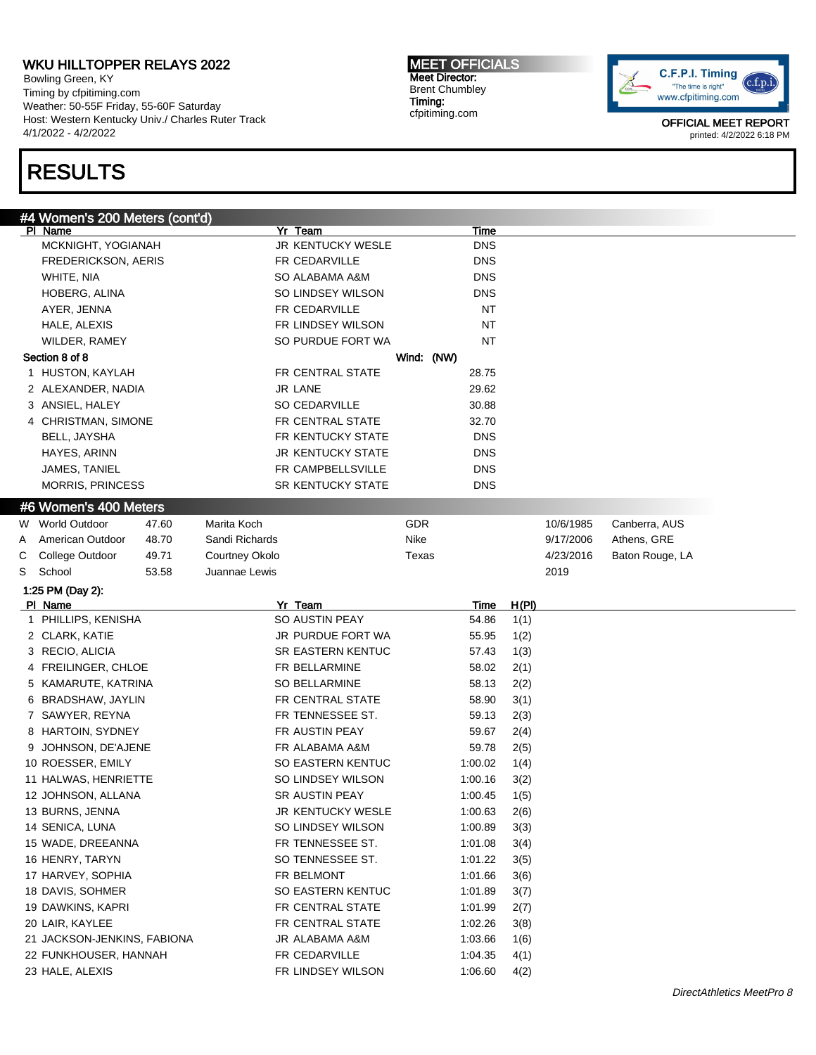# RESULTS

## #4 Women's 200 Meters (cont'd)

| Pl | Name | Yr | Team | Time |
|---|---|---|---|---|
| | MCKNIGHT, YOGIANAH | JR | KENTUCKY WESLE | DNS |
| | FREDERICKSON, AERIS | FR | CEDARVILLE | DNS |
| | WHITE, NIA | SO | ALABAMA A&M | DNS |
| | HOBERG, ALINA | SO | LINDSEY WILSON | DNS |
| | AYER, JENNA | FR | CEDARVILLE | NT |
| | HALE, ALEXIS | FR | LINDSEY WILSON | NT |
| | WILDER, RAMEY | SO | PURDUE FORT WA | NT |

**Section 8 of 8** Wind: (NW)

| Pl | Name | Yr | Team | Time |
|---|---|---|---|---|
| 1 | HUSTON, KAYLAH | FR | CENTRAL STATE | 28.75 |
| 2 | ALEXANDER, NADIA | JR | LANE | 29.62 |
| 3 | ANSIEL, HALEY | SO | CEDARVILLE | 30.88 |
| 4 | CHRISTMAN, SIMONE | FR | CENTRAL STATE | 32.70 |
| | BELL, JAYSHA | FR | KENTUCKY STATE | DNS |
| | HAYES, ARINN | JR | KENTUCKY STATE | DNS |
| | JAMES, TANIEL | FR | CAMPBELLSVILLE | DNS |
| | MORRIS, PRINCESS | SR | KENTUCKY STATE | DNS |

## #6 Women's 400 Meters

| | Record | Mark | Name | Affiliation | Date | Location |
|---|---|---|---|---|---|---|
| W | World Outdoor | 47.60 | Marita Koch | GDR | 10/6/1985 | Canberra, AUS |
| A | American Outdoor | 48.70 | Sandi Richards | Nike | 9/17/2006 | Athens, GRE |
| C | College Outdoor | 49.71 | Courtney Okolo | Texas | 4/23/2016 | Baton Rouge, LA |
| S | School | 53.58 | Juannae Lewis | | 2019 | |

**1:25 PM (Day 2):**

| Pl | Name | Yr | Team | Time | H(Pl) |
|---|---|---|---|---|---|
| 1 | PHILLIPS, KENISHA | SO | AUSTIN PEAY | 54.86 | 1(1) |
| 2 | CLARK, KATIE | JR | PURDUE FORT WA | 55.95 | 1(2) |
| 3 | RECIO, ALICIA | SR | EASTERN KENTUC | 57.43 | 1(3) |
| 4 | FREILINGER, CHLOE | FR | BELLARMINE | 58.02 | 2(1) |
| 5 | KAMARUTE, KATRINA | SO | BELLARMINE | 58.13 | 2(2) |
| 6 | BRADSHAW, JAYLIN | FR | CENTRAL STATE | 58.90 | 3(1) |
| 7 | SAWYER, REYNA | FR | TENNESSEE ST. | 59.13 | 2(3) |
| 8 | HARTOIN, SYDNEY | FR | AUSTIN PEAY | 59.67 | 2(4) |
| 9 | JOHNSON, DE'AJENE | FR | ALABAMA A&M | 59.78 | 2(5) |
| 10 | ROESSER, EMILY | SO | EASTERN KENTUC | 1:00.02 | 1(4) |
| 11 | HALWAS, HENRIETTE | SO | LINDSEY WILSON | 1:00.16 | 3(2) |
| 12 | JOHNSON, ALLANA | SR | AUSTIN PEAY | 1:00.45 | 1(5) |
| 13 | BURNS, JENNA | JR | KENTUCKY WESLE | 1:00.63 | 2(6) |
| 14 | SENICA, LUNA | SO | LINDSEY WILSON | 1:00.89 | 3(3) |
| 15 | WADE, DREEANNA | FR | TENNESSEE ST. | 1:01.08 | 3(4) |
| 16 | HENRY, TARYN | SO | TENNESSEE ST. | 1:01.22 | 3(5) |
| 17 | HARVEY, SOPHIA | FR | BELMONT | 1:01.66 | 3(6) |
| 18 | DAVIS, SOHMER | SO | EASTERN KENTUC | 1:01.89 | 3(7) |
| 19 | DAWKINS, KAPRI | FR | CENTRAL STATE | 1:01.99 | 2(7) |
| 20 | LAIR, KAYLEE | FR | CENTRAL STATE | 1:02.26 | 3(8) |
| 21 | JACKSON-JENKINS, FABIONA | JR | ALABAMA A&M | 1:03.66 | 1(6) |
| 22 | FUNKHOUSER, HANNAH | FR | CEDARVILLE | 1:04.35 | 4(1) |
| 23 | HALE, ALEXIS | FR | LINDSEY WILSON | 1:06.60 | 4(2) |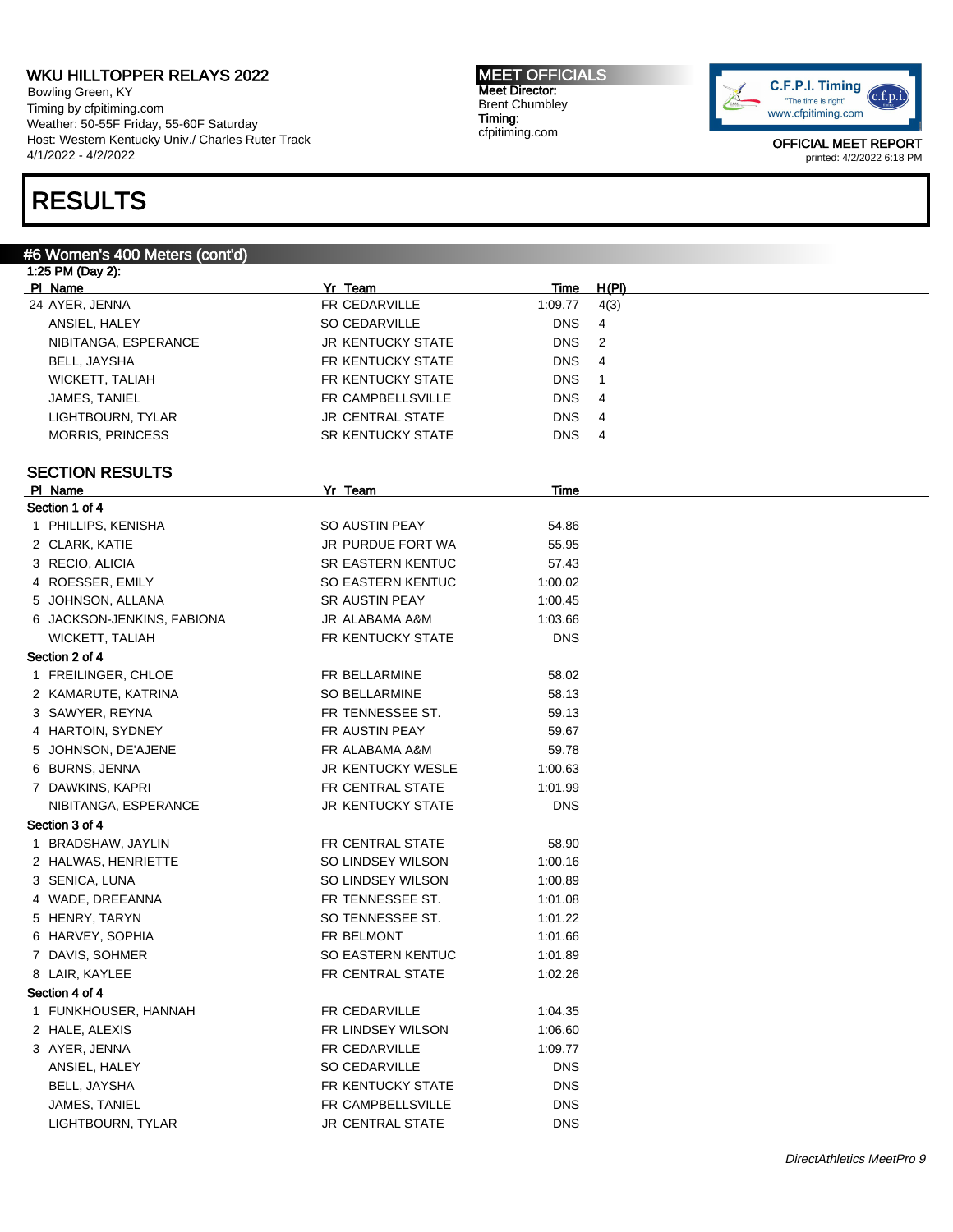WKU HILLTOPPER RELAYS 2022
Bowling Green, KY
Timing by cfpitiming.com
Weather: 50-55F Friday, 55-60F Saturday
Host: Western Kentucky Univ./ Charles Ruter Track
4/1/2022 - 4/2/2022

MEET OFFICIALS
Meet Director:
Brent Chumbley
Timing:
cfpitiming.com

OFFICIAL MEET REPORT
printed: 4/2/2022 6:18 PM

# RESULTS

## #6 Women's 400 Meters (cont'd)

1:25 PM (Day 2):

| Pl | Name | Yr | Team | Time | H(Pl) |
|---|---|---|---|---|---|
| 24 | AYER, JENNA | FR | CEDARVILLE | 1:09.77 | 4(3) |
| | ANSIEL, HALEY | SO | CEDARVILLE | DNS | 4 |
| | NIBITANGA, ESPERANCE | JR | KENTUCKY STATE | DNS | 2 |
| | BELL, JAYSHA | FR | KENTUCKY STATE | DNS | 4 |
| | WICKETT, TALIAH | FR | KENTUCKY STATE | DNS | 1 |
| | JAMES, TANIEL | FR | CAMPBELLSVILLE | DNS | 4 |
| | LIGHTBOURN, TYLAR | JR | CENTRAL STATE | DNS | 4 |
| | MORRIS, PRINCESS | SR | KENTUCKY STATE | DNS | 4 |

### SECTION RESULTS

| Pl | Name | Yr | Team | Time |
|---|---|---|---|---|
| **Section 1 of 4** | | | | |
| 1 | PHILLIPS, KENISHA | SO | AUSTIN PEAY | 54.86 |
| 2 | CLARK, KATIE | JR | PURDUE FORT WA | 55.95 |
| 3 | RECIO, ALICIA | SR | EASTERN KENTUC | 57.43 |
| 4 | ROESSER, EMILY | SO | EASTERN KENTUC | 1:00.02 |
| 5 | JOHNSON, ALLANA | SR | AUSTIN PEAY | 1:00.45 |
| 6 | JACKSON-JENKINS, FABIONA | JR | ALABAMA A&M | 1:03.66 |
| | WICKETT, TALIAH | FR | KENTUCKY STATE | DNS |
| **Section 2 of 4** | | | | |
| 1 | FREILINGER, CHLOE | FR | BELLARMINE | 58.02 |
| 2 | KAMARUTE, KATRINA | SO | BELLARMINE | 58.13 |
| 3 | SAWYER, REYNA | FR | TENNESSEE ST. | 59.13 |
| 4 | HARTOIN, SYDNEY | FR | AUSTIN PEAY | 59.67 |
| 5 | JOHNSON, DE'AJENE | FR | ALABAMA A&M | 59.78 |
| 6 | BURNS, JENNA | JR | KENTUCKY WESLE | 1:00.63 |
| 7 | DAWKINS, KAPRI | FR | CENTRAL STATE | 1:01.99 |
| | NIBITANGA, ESPERANCE | JR | KENTUCKY STATE | DNS |
| **Section 3 of 4** | | | | |
| 1 | BRADSHAW, JAYLIN | FR | CENTRAL STATE | 58.90 |
| 2 | HALWAS, HENRIETTE | SO | LINDSEY WILSON | 1:00.16 |
| 3 | SENICA, LUNA | SO | LINDSEY WILSON | 1:00.89 |
| 4 | WADE, DREEANNA | FR | TENNESSEE ST. | 1:01.08 |
| 5 | HENRY, TARYN | SO | TENNESSEE ST. | 1:01.22 |
| 6 | HARVEY, SOPHIA | FR | BELMONT | 1:01.66 |
| 7 | DAVIS, SOHMER | SO | EASTERN KENTUC | 1:01.89 |
| 8 | LAIR, KAYLEE | FR | CENTRAL STATE | 1:02.26 |
| **Section 4 of 4** | | | | |
| 1 | FUNKHOUSER, HANNAH | FR | CEDARVILLE | 1:04.35 |
| 2 | HALE, ALEXIS | FR | LINDSEY WILSON | 1:06.60 |
| 3 | AYER, JENNA | FR | CEDARVILLE | 1:09.77 |
| | ANSIEL, HALEY | SO | CEDARVILLE | DNS |
| | BELL, JAYSHA | FR | KENTUCKY STATE | DNS |
| | JAMES, TANIEL | FR | CAMPBELLSVILLE | DNS |
| | LIGHTBOURN, TYLAR | JR | CENTRAL STATE | DNS |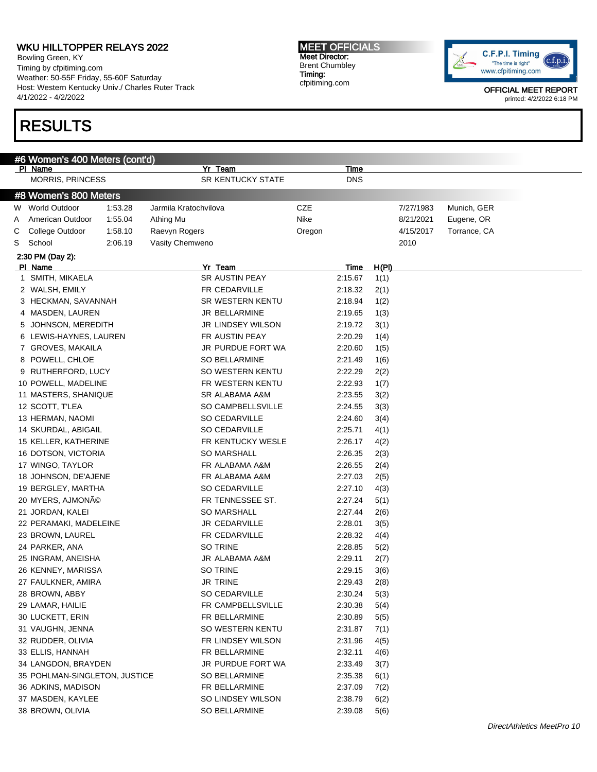# WKU HILLTOPPER RELAYS 2022

Bowling Green, KY
Timing by cfpiming.com
Weather: 50-55F Friday, 55-60F Saturday
Host: Western Kentucky Univ./ Charles Ruter Track
4/1/2022 - 4/2/2022

**MEET OFFICIALS**
Meet Director:
Brent Chumbley
Timing:
cfpiming.com

OFFICIAL MEET REPORT
printed: 4/2/2022 6:18 PM

# RESULTS

## #6 Women's 400 Meters (cont'd)

| Pl | Name | Yr | Team | Time |
|---|---|---|---|---|
| | MORRIS, PRINCESS | SR | KENTUCKY STATE | DNS |

## #8 Women's 800 Meters

| | | | | | | |
|---|---|---|---|---|---|---|
| W | World Outdoor | 1:53.28 | Jarmila Kratochvilova | CZE | 7/27/1983 | Munich, GER |
| A | American Outdoor | 1:55.04 | Athing Mu | Nike | 8/21/2021 | Eugene, OR |
| C | College Outdoor | 1:58.10 | Raevyn Rogers | Oregon | 4/15/2017 | Torrance, CA |
| S | School | 2:06.19 | Vasity Chemweno | | 2010 | |

**2:30 PM (Day 2):**

| Pl | Name | Yr | Team | Time | H(Pl) |
|---|---|---|---|---|---|
| 1 | SMITH, MIKAELA | SR | AUSTIN PEAY | 2:15.67 | 1(1) |
| 2 | WALSH, EMILY | FR | CEDARVILLE | 2:18.32 | 2(1) |
| 3 | HECKMAN, SAVANNAH | SR | WESTERN KENTU | 2:18.94 | 1(2) |
| 4 | MASDEN, LAUREN | JR | BELLARMINE | 2:19.65 | 1(3) |
| 5 | JOHNSON, MEREDITH | JR | LINDSEY WILSON | 2:19.72 | 3(1) |
| 6 | LEWIS-HAYNES, LAUREN | FR | AUSTIN PEAY | 2:20.29 | 1(4) |
| 7 | GROVES, MAKAILA | JR | PURDUE FORT WA | 2:20.60 | 1(5) |
| 8 | POWELL, CHLOE | SO | BELLARMINE | 2:21.49 | 1(6) |
| 9 | RUTHERFORD, LUCY | SO | WESTERN KENTU | 2:22.29 | 2(2) |
| 10 | POWELL, MADELINE | FR | WESTERN KENTU | 2:22.93 | 1(7) |
| 11 | MASTERS, SHANIQUE | SR | ALABAMA A&M | 2:23.55 | 3(2) |
| 12 | SCOTT, T'LEA | SO | CAMPBELLSVILLE | 2:24.55 | 3(3) |
| 13 | HERMAN, NAOMI | SO | CEDARVILLE | 2:24.60 | 3(4) |
| 14 | SKURDAL, ABIGAIL | SO | CEDARVILLE | 2:25.71 | 4(1) |
| 15 | KELLER, KATHERINE | FR | KENTUCKY WESLE | 2:26.17 | 4(2) |
| 16 | DOTSON, VICTORIA | SO | MARSHALL | 2:26.35 | 2(3) |
| 17 | WINGO, TAYLOR | FR | ALABAMA A&M | 2:26.55 | 2(4) |
| 18 | JOHNSON, DE'AJENE | FR | ALABAMA A&M | 2:27.03 | 2(5) |
| 19 | BERGLEY, MARTHA | SO | CEDARVILLE | 2:27.10 | 4(3) |
| 20 | MYERS, AJMONÃ© | FR | TENNESSEE ST. | 2:27.24 | 5(1) |
| 21 | JORDAN, KALEI | SO | MARSHALL | 2:27.44 | 2(6) |
| 22 | PERAMAKI, MADELEINE | JR | CEDARVILLE | 2:28.01 | 3(5) |
| 23 | BROWN, LAUREL | FR | CEDARVILLE | 2:28.32 | 4(4) |
| 24 | PARKER, ANA | SO | TRINE | 2:28.85 | 5(2) |
| 25 | INGRAM, ANEISHA | JR | ALABAMA A&M | 2:29.11 | 2(7) |
| 26 | KENNEY, MARISSA | SO | TRINE | 2:29.15 | 3(6) |
| 27 | FAULKNER, AMIRA | JR | TRINE | 2:29.43 | 2(8) |
| 28 | BROWN, ABBY | SO | CEDARVILLE | 2:30.24 | 5(3) |
| 29 | LAMAR, HAILIE | FR | CAMPBELLSVILLE | 2:30.38 | 5(4) |
| 30 | LUCKETT, ERIN | FR | BELLARMINE | 2:30.89 | 5(5) |
| 31 | VAUGHN, JENNA | SO | WESTERN KENTU | 2:31.87 | 7(1) |
| 32 | RUDDER, OLIVIA | FR | LINDSEY WILSON | 2:31.96 | 4(5) |
| 33 | ELLIS, HANNAH | FR | BELLARMINE | 2:32.11 | 4(6) |
| 34 | LANGDON, BRAYDEN | JR | PURDUE FORT WA | 2:33.49 | 3(7) |
| 35 | POHLMAN-SINGLETON, JUSTICE | SO | BELLARMINE | 2:35.38 | 6(1) |
| 36 | ADKINS, MADISON | FR | BELLARMINE | 2:37.09 | 7(2) |
| 37 | MASDEN, KAYLEE | SO | LINDSEY WILSON | 2:38.79 | 6(2) |
| 38 | BROWN, OLIVIA | SO | BELLARMINE | 2:39.08 | 5(6) |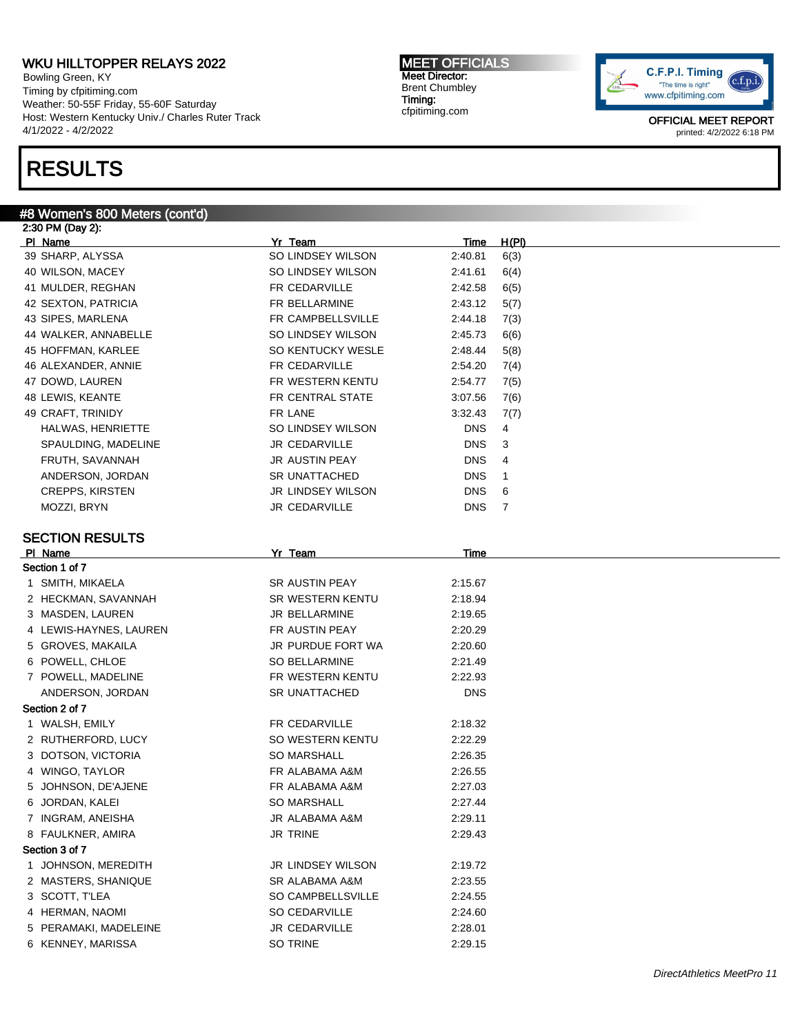# RESULTS

## #8 Women's 800 Meters (cont'd)

2:30 PM (Day 2):

| Pl | Name | Yr | Team | Time | H(Pl) |
|---|---|---|---|---|---|
| 39 | SHARP, ALYSSA | SO | LINDSEY WILSON | 2:40.81 | 6(3) |
| 40 | WILSON, MACEY | SO | LINDSEY WILSON | 2:41.61 | 6(4) |
| 41 | MULDER, REGHAN | FR | CEDARVILLE | 2:42.58 | 6(5) |
| 42 | SEXTON, PATRICIA | FR | BELLARMINE | 2:43.12 | 5(7) |
| 43 | SIPES, MARLENA | FR | CAMPBELLSVILLE | 2:44.18 | 7(3) |
| 44 | WALKER, ANNABELLE | SO | LINDSEY WILSON | 2:45.73 | 6(6) |
| 45 | HOFFMAN, KARLEE | SO | KENTUCKY WESLE | 2:48.44 | 5(8) |
| 46 | ALEXANDER, ANNIE | FR | CEDARVILLE | 2:54.20 | 7(4) |
| 47 | DOWD, LAUREN | FR | WESTERN KENTU | 2:54.77 | 7(5) |
| 48 | LEWIS, KEANTE | FR | CENTRAL STATE | 3:07.56 | 7(6) |
| 49 | CRAFT, TRINIDY | FR | LANE | 3:32.43 | 7(7) |
| | HALWAS, HENRIETTE | SO | LINDSEY WILSON | DNS | 4 |
| | SPAULDING, MADELINE | JR | CEDARVILLE | DNS | 3 |
| | FRUTH, SAVANNAH | JR | AUSTIN PEAY | DNS | 4 |
| | ANDERSON, JORDAN | SR | UNATTACHED | DNS | 1 |
| | CREPPS, KIRSTEN | JR | LINDSEY WILSON | DNS | 6 |
| | MOZZI, BRYN | JR | CEDARVILLE | DNS | 7 |

## SECTION RESULTS

| Pl | Name | Yr | Team | Time |
|---|---|---|---|---|
| **Section 1 of 7** | | | | |
| 1 | SMITH, MIKAELA | SR | AUSTIN PEAY | 2:15.67 |
| 2 | HECKMAN, SAVANNAH | SR | WESTERN KENTU | 2:18.94 |
| 3 | MASDEN, LAUREN | JR | BELLARMINE | 2:19.65 |
| 4 | LEWIS-HAYNES, LAUREN | FR | AUSTIN PEAY | 2:20.29 |
| 5 | GROVES, MAKAILA | JR | PURDUE FORT WA | 2:20.60 |
| 6 | POWELL, CHLOE | SO | BELLARMINE | 2:21.49 |
| 7 | POWELL, MADELINE | FR | WESTERN KENTU | 2:22.93 |
| | ANDERSON, JORDAN | SR | UNATTACHED | DNS |
| **Section 2 of 7** | | | | |
| 1 | WALSH, EMILY | FR | CEDARVILLE | 2:18.32 |
| 2 | RUTHERFORD, LUCY | SO | WESTERN KENTU | 2:22.29 |
| 3 | DOTSON, VICTORIA | SO | MARSHALL | 2:26.35 |
| 4 | WINGO, TAYLOR | FR | ALABAMA A&M | 2:26.55 |
| 5 | JOHNSON, DE'AJENE | FR | ALABAMA A&M | 2:27.03 |
| 6 | JORDAN, KALEI | SO | MARSHALL | 2:27.44 |
| 7 | INGRAM, ANEISHA | JR | ALABAMA A&M | 2:29.11 |
| 8 | FAULKNER, AMIRA | JR | TRINE | 2:29.43 |
| **Section 3 of 7** | | | | |
| 1 | JOHNSON, MEREDITH | JR | LINDSEY WILSON | 2:19.72 |
| 2 | MASTERS, SHANIQUE | SR | ALABAMA A&M | 2:23.55 |
| 3 | SCOTT, T'LEA | SO | CAMPBELLSVILLE | 2:24.55 |
| 4 | HERMAN, NAOMI | SO | CEDARVILLE | 2:24.60 |
| 5 | PERAMAKI, MADELEINE | JR | CEDARVILLE | 2:28.01 |
| 6 | KENNEY, MARISSA | SO | TRINE | 2:29.15 |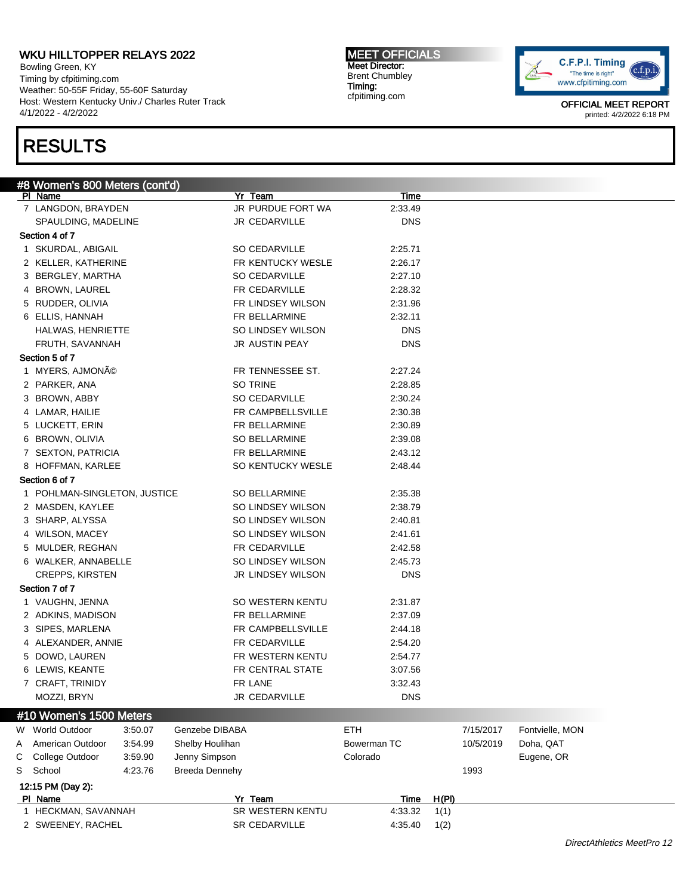# WKU HILLTOPPER RELAYS 2022

Bowling Green, KY
Timing by cfpitiming.com
Weather: 50-55F Friday, 55-60F Saturday
Host: Western Kentucky Univ./ Charles Ruter Track
4/1/2022 - 4/2/2022

**MEET OFFICIALS**
Meet Director: Brent Chumbley
Timing: cfpitiming.com

OFFICIAL MEET REPORT
printed: 4/2/2022 6:18 PM

## RESULTS

### #8 Women's 800 Meters (cont'd)

| Pl | Name | Yr | Team | Time |
|---|---|---|---|---|
| 7 | LANGDON, BRAYDEN | JR | PURDUE FORT WA | 2:33.49 |
| | SPAULDING, MADELINE | JR | CEDARVILLE | DNS |
| **Section 4 of 7** | | | | |
| 1 | SKURDAL, ABIGAIL | SO | CEDARVILLE | 2:25.71 |
| 2 | KELLER, KATHERINE | FR | KENTUCKY WESLE | 2:26.17 |
| 3 | BERGLEY, MARTHA | SO | CEDARVILLE | 2:27.10 |
| 4 | BROWN, LAUREL | FR | CEDARVILLE | 2:28.32 |
| 5 | RUDDER, OLIVIA | FR | LINDSEY WILSON | 2:31.96 |
| 6 | ELLIS, HANNAH | FR | BELLARMINE | 2:32.11 |
| | HALWAS, HENRIETTE | SO | LINDSEY WILSON | DNS |
| | FRUTH, SAVANNAH | JR | AUSTIN PEAY | DNS |
| **Section 5 of 7** | | | | |
| 1 | MYERS, AJMONÃ© | FR | TENNESSEE ST. | 2:27.24 |
| 2 | PARKER, ANA | SO | TRINE | 2:28.85 |
| 3 | BROWN, ABBY | SO | CEDARVILLE | 2:30.24 |
| 4 | LAMAR, HAILIE | FR | CAMPBELLSVILLE | 2:30.38 |
| 5 | LUCKETT, ERIN | FR | BELLARMINE | 2:30.89 |
| 6 | BROWN, OLIVIA | SO | BELLARMINE | 2:39.08 |
| 7 | SEXTON, PATRICIA | FR | BELLARMINE | 2:43.12 |
| 8 | HOFFMAN, KARLEE | SO | KENTUCKY WESLE | 2:48.44 |
| **Section 6 of 7** | | | | |
| 1 | POHLMAN-SINGLETON, JUSTICE | SO | BELLARMINE | 2:35.38 |
| 2 | MASDEN, KAYLEE | SO | LINDSEY WILSON | 2:38.79 |
| 3 | SHARP, ALYSSA | SO | LINDSEY WILSON | 2:40.81 |
| 4 | WILSON, MACEY | SO | LINDSEY WILSON | 2:41.61 |
| 5 | MULDER, REGHAN | FR | CEDARVILLE | 2:42.58 |
| 6 | WALKER, ANNABELLE | SO | LINDSEY WILSON | 2:45.73 |
| | CREPPS, KIRSTEN | JR | LINDSEY WILSON | DNS |
| **Section 7 of 7** | | | | |
| 1 | VAUGHN, JENNA | SO | WESTERN KENTU | 2:31.87 |
| 2 | ADKINS, MADISON | FR | BELLARMINE | 2:37.09 |
| 3 | SIPES, MARLENA | FR | CAMPBELLSVILLE | 2:44.18 |
| 4 | ALEXANDER, ANNIE | FR | CEDARVILLE | 2:54.20 |
| 5 | DOWD, LAUREN | FR | WESTERN KENTU | 2:54.77 |
| 6 | LEWIS, KEANTE | FR | CENTRAL STATE | 3:07.56 |
| 7 | CRAFT, TRINIDY | FR | LANE | 3:32.43 |
| | MOZZI, BRYN | JR | CEDARVILLE | DNS |

### #10 Women's 1500 Meters

| | Record | Time | Name | Team | Date | Location |
|---|---|---|---|---|---|---|
| W | World Outdoor | 3:50.07 | Genzebe DIBABA | ETH | 7/15/2017 | Fontvielle, MON |
| A | American Outdoor | 3:54.99 | Shelby Houlihan | Bowerman TC | 10/5/2019 | Doha, QAT |
| C | College Outdoor | 3:59.90 | Jenny Simpson | Colorado | | Eugene, OR |
| S | School | 4:23.76 | Breeda Dennehy | | 1993 | |

12:15 PM (Day 2):

| Pl | Name | Yr | Team | Time | H(Pl) |
|---|---|---|---|---|---|
| 1 | HECKMAN, SAVANNAH | SR | WESTERN KENTU | 4:33.32 | 1(1) |
| 2 | SWEENEY, RACHEL | SR | CEDARVILLE | 4:35.40 | 1(2) |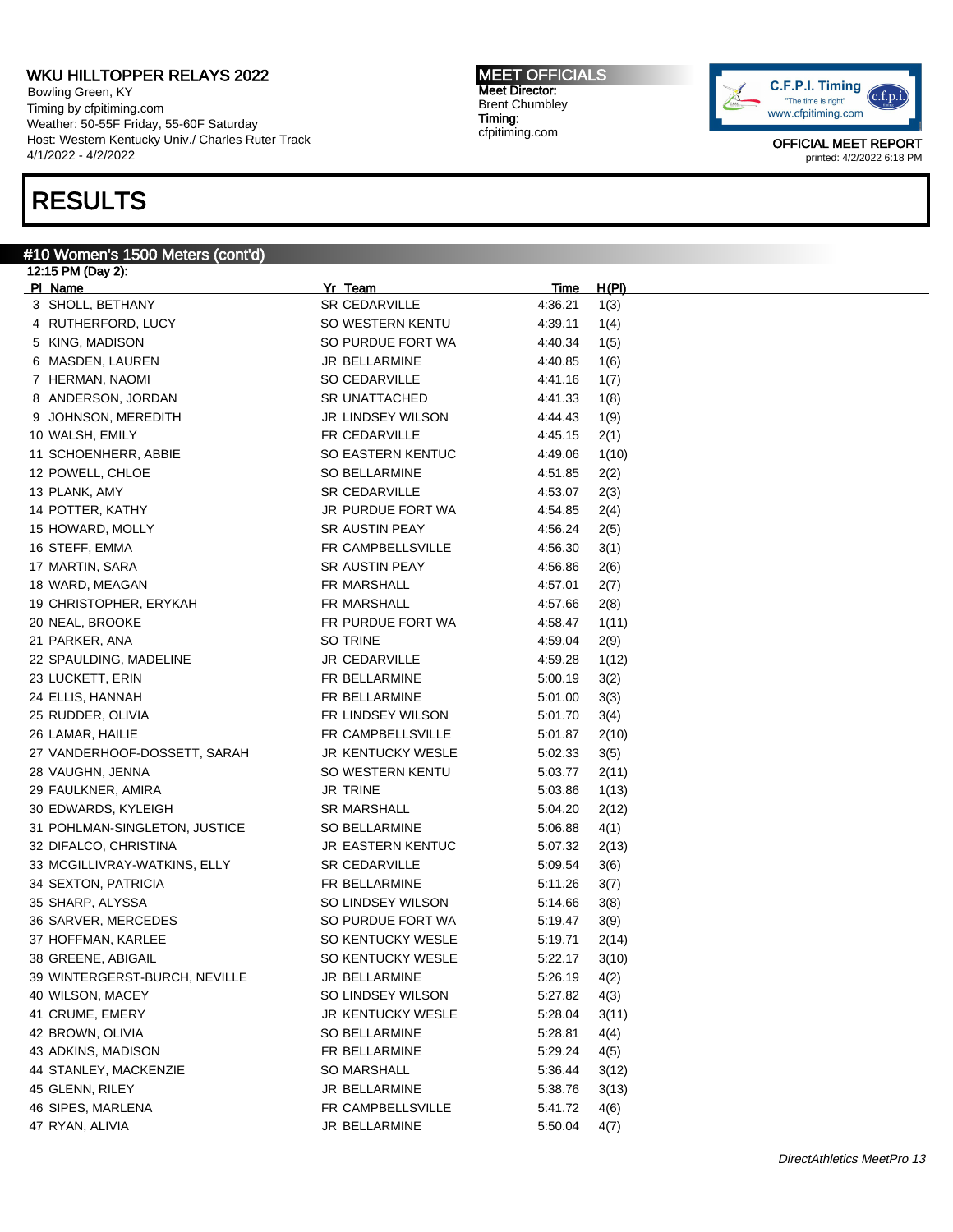# WKU HILLTOPPER RELAYS 2022

Bowling Green, KY
Timing by cfpitiming.com
Weather: 50-55F Friday, 55-60F Saturday
Host: Western Kentucky Univ./ Charles Ruter Track
4/1/2022 - 4/2/2022

**MEET OFFICIALS**
Meet Director:
Brent Chumbley
Timing:
cfpitiming.com

OFFICIAL MEET REPORT
printed: 4/2/2022 6:18 PM

# RESULTS

## #10 Women's 1500 Meters (cont'd)

12:15 PM (Day 2):

| Pl | Name | Yr | Team | Time | H(Pl) |
|---|---|---|---|---|---|
| 3 | SHOLL, BETHANY | SR | CEDARVILLE | 4:36.21 | 1(3) |
| 4 | RUTHERFORD, LUCY | SO | WESTERN KENTU | 4:39.11 | 1(4) |
| 5 | KING, MADISON | SO | PURDUE FORT WA | 4:40.34 | 1(5) |
| 6 | MASDEN, LAUREN | JR | BELLARMINE | 4:40.85 | 1(6) |
| 7 | HERMAN, NAOMI | SO | CEDARVILLE | 4:41.16 | 1(7) |
| 8 | ANDERSON, JORDAN | SR | UNATTACHED | 4:41.33 | 1(8) |
| 9 | JOHNSON, MEREDITH | JR | LINDSEY WILSON | 4:44.43 | 1(9) |
| 10 | WALSH, EMILY | FR | CEDARVILLE | 4:45.15 | 2(1) |
| 11 | SCHOENHERR, ABBIE | SO | EASTERN KENTUC | 4:49.06 | 1(10) |
| 12 | POWELL, CHLOE | SO | BELLARMINE | 4:51.85 | 2(2) |
| 13 | PLANK, AMY | SR | CEDARVILLE | 4:53.07 | 2(3) |
| 14 | POTTER, KATHY | JR | PURDUE FORT WA | 4:54.85 | 2(4) |
| 15 | HOWARD, MOLLY | SR | AUSTIN PEAY | 4:56.24 | 2(5) |
| 16 | STEFF, EMMA | FR | CAMPBELLSVILLE | 4:56.30 | 3(1) |
| 17 | MARTIN, SARA | SR | AUSTIN PEAY | 4:56.86 | 2(6) |
| 18 | WARD, MEAGAN | FR | MARSHALL | 4:57.01 | 2(7) |
| 19 | CHRISTOPHER, ERYKAH | FR | MARSHALL | 4:57.66 | 2(8) |
| 20 | NEAL, BROOKE | FR | PURDUE FORT WA | 4:58.47 | 1(11) |
| 21 | PARKER, ANA | SO | TRINE | 4:59.04 | 2(9) |
| 22 | SPAULDING, MADELINE | JR | CEDARVILLE | 4:59.28 | 1(12) |
| 23 | LUCKETT, ERIN | FR | BELLARMINE | 5:00.19 | 3(2) |
| 24 | ELLIS, HANNAH | FR | BELLARMINE | 5:01.00 | 3(3) |
| 25 | RUDDER, OLIVIA | FR | LINDSEY WILSON | 5:01.70 | 3(4) |
| 26 | LAMAR, HAILIE | FR | CAMPBELLSVILLE | 5:01.87 | 2(10) |
| 27 | VANDERHOOF-DOSSETT, SARAH | JR | KENTUCKY WESLE | 5:02.33 | 3(5) |
| 28 | VAUGHN, JENNA | SO | WESTERN KENTU | 5:03.77 | 2(11) |
| 29 | FAULKNER, AMIRA | JR | TRINE | 5:03.86 | 1(13) |
| 30 | EDWARDS, KYLEIGH | SR | MARSHALL | 5:04.20 | 2(12) |
| 31 | POHLMAN-SINGLETON, JUSTICE | SO | BELLARMINE | 5:06.88 | 4(1) |
| 32 | DIFALCO, CHRISTINA | JR | EASTERN KENTUC | 5:07.32 | 2(13) |
| 33 | MCGILLIVRAY-WATKINS, ELLY | SR | CEDARVILLE | 5:09.54 | 3(6) |
| 34 | SEXTON, PATRICIA | FR | BELLARMINE | 5:11.26 | 3(7) |
| 35 | SHARP, ALYSSA | SO | LINDSEY WILSON | 5:14.66 | 3(8) |
| 36 | SARVER, MERCEDES | SO | PURDUE FORT WA | 5:19.47 | 3(9) |
| 37 | HOFFMAN, KARLEE | SO | KENTUCKY WESLE | 5:19.71 | 2(14) |
| 38 | GREENE, ABIGAIL | SO | KENTUCKY WESLE | 5:22.17 | 3(10) |
| 39 | WINTERGERST-BURCH, NEVILLE | JR | BELLARMINE | 5:26.19 | 4(2) |
| 40 | WILSON, MACEY | SO | LINDSEY WILSON | 5:27.82 | 4(3) |
| 41 | CRUME, EMERY | JR | KENTUCKY WESLE | 5:28.04 | 3(11) |
| 42 | BROWN, OLIVIA | SO | BELLARMINE | 5:28.81 | 4(4) |
| 43 | ADKINS, MADISON | FR | BELLARMINE | 5:29.24 | 4(5) |
| 44 | STANLEY, MACKENZIE | SO | MARSHALL | 5:36.44 | 3(12) |
| 45 | GLENN, RILEY | JR | BELLARMINE | 5:38.76 | 3(13) |
| 46 | SIPES, MARLENA | FR | CAMPBELLSVILLE | 5:41.72 | 4(6) |
| 47 | RYAN, ALIVIA | JR | BELLARMINE | 5:50.04 | 4(7) |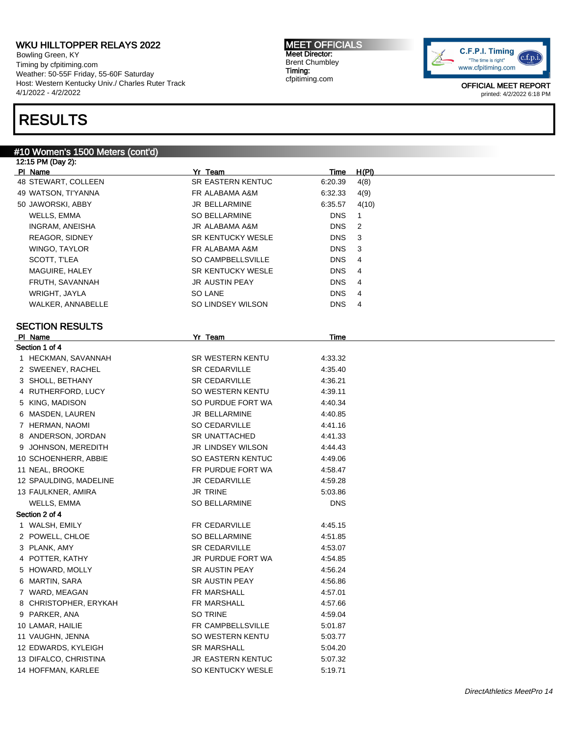# WKU HILLTOPPER RELAYS 2022

Bowling Green, KY
Timing by cfpitiming.com
Weather: 50-55F Friday, 55-60F Saturday
Host: Western Kentucky Univ./ Charles Ruter Track
4/1/2022 - 4/2/2022

**MEET OFFICIALS**
Meet Director:
Brent Chumbley
Timing:
cfpitiming.com

OFFICIAL MEET REPORT
printed: 4/2/2022 6:18 PM

# RESULTS

## #10 Women's 1500 Meters (cont'd)

12:15 PM (Day 2):

| Pl | Name | Yr | Team | Time | H(Pl) |
|---|---|---|---|---|---|
| 48 | STEWART, COLLEEN | SR | EASTERN KENTUC | 6:20.39 | 4(8) |
| 49 | WATSON, TI'YANNA | FR | ALABAMA A&M | 6:32.33 | 4(9) |
| 50 | JAWORSKI, ABBY | JR | BELLARMINE | 6:35.57 | 4(10) |
| | WELLS, EMMA | SO | BELLARMINE | DNS | 1 |
| | INGRAM, ANEISHA | JR | ALABAMA A&M | DNS | 2 |
| | REAGOR, SIDNEY | SR | KENTUCKY WESLE | DNS | 3 |
| | WINGO, TAYLOR | FR | ALABAMA A&M | DNS | 3 |
| | SCOTT, T'LEA | SO | CAMPBELLSVILLE | DNS | 4 |
| | MAGUIRE, HALEY | SR | KENTUCKY WESLE | DNS | 4 |
| | FRUTH, SAVANNAH | JR | AUSTIN PEAY | DNS | 4 |
| | WRIGHT, JAYLA | SO | LANE | DNS | 4 |
| | WALKER, ANNABELLE | SO | LINDSEY WILSON | DNS | 4 |

### SECTION RESULTS

| Pl | Name | Yr | Team | Time |
|---|---|---|---|---|
| **Section 1 of 4** | | | | |
| 1 | HECKMAN, SAVANNAH | SR | WESTERN KENTU | 4:33.32 |
| 2 | SWEENEY, RACHEL | SR | CEDARVILLE | 4:35.40 |
| 3 | SHOLL, BETHANY | SR | CEDARVILLE | 4:36.21 |
| 4 | RUTHERFORD, LUCY | SO | WESTERN KENTU | 4:39.11 |
| 5 | KING, MADISON | SO | PURDUE FORT WA | 4:40.34 |
| 6 | MASDEN, LAUREN | JR | BELLARMINE | 4:40.85 |
| 7 | HERMAN, NAOMI | SO | CEDARVILLE | 4:41.16 |
| 8 | ANDERSON, JORDAN | SR | UNATTACHED | 4:41.33 |
| 9 | JOHNSON, MEREDITH | JR | LINDSEY WILSON | 4:44.43 |
| 10 | SCHOENHERR, ABBIE | SO | EASTERN KENTUC | 4:49.06 |
| 11 | NEAL, BROOKE | FR | PURDUE FORT WA | 4:58.47 |
| 12 | SPAULDING, MADELINE | JR | CEDARVILLE | 4:59.28 |
| 13 | FAULKNER, AMIRA | JR | TRINE | 5:03.86 |
| | WELLS, EMMA | SO | BELLARMINE | DNS |
| **Section 2 of 4** | | | | |
| 1 | WALSH, EMILY | FR | CEDARVILLE | 4:45.15 |
| 2 | POWELL, CHLOE | SO | BELLARMINE | 4:51.85 |
| 3 | PLANK, AMY | SR | CEDARVILLE | 4:53.07 |
| 4 | POTTER, KATHY | JR | PURDUE FORT WA | 4:54.85 |
| 5 | HOWARD, MOLLY | SR | AUSTIN PEAY | 4:56.24 |
| 6 | MARTIN, SARA | SR | AUSTIN PEAY | 4:56.86 |
| 7 | WARD, MEAGAN | FR | MARSHALL | 4:57.01 |
| 8 | CHRISTOPHER, ERYKAH | FR | MARSHALL | 4:57.66 |
| 9 | PARKER, ANA | SO | TRINE | 4:59.04 |
| 10 | LAMAR, HAILIE | FR | CAMPBELLSVILLE | 5:01.87 |
| 11 | VAUGHN, JENNA | SO | WESTERN KENTU | 5:03.77 |
| 12 | EDWARDS, KYLEIGH | SR | MARSHALL | 5:04.20 |
| 13 | DIFALCO, CHRISTINA | JR | EASTERN KENTUC | 5:07.32 |
| 14 | HOFFMAN, KARLEE | SO | KENTUCKY WESLE | 5:19.71 |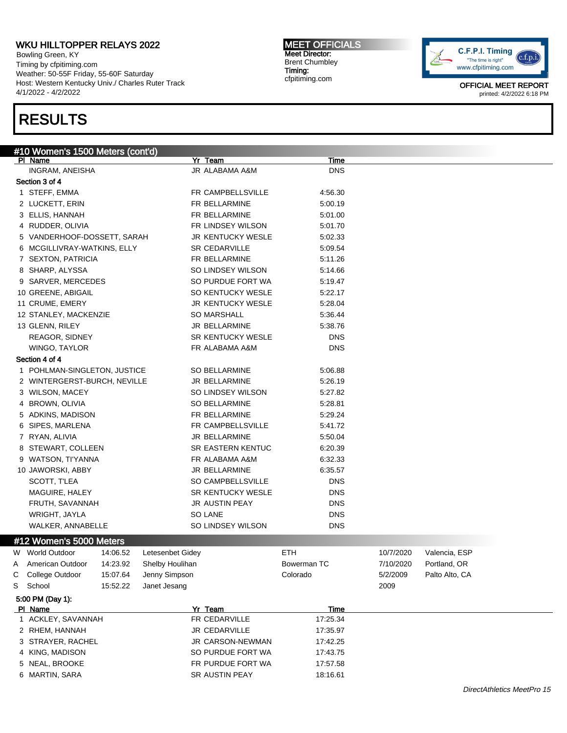# RESULTS

## #10 Women's 1500 Meters (cont'd)

| Pl | Name | Yr | Team | Time |
|---|---|---|---|---|
| | INGRAM, ANEISHA | JR | ALABAMA A&M | DNS |
| **Section 3 of 4** | | | | |
| 1 | STEFF, EMMA | FR | CAMPBELLSVILLE | 4:56.30 |
| 2 | LUCKETT, ERIN | FR | BELLARMINE | 5:00.19 |
| 3 | ELLIS, HANNAH | FR | BELLARMINE | 5:01.00 |
| 4 | RUDDER, OLIVIA | FR | LINDSEY WILSON | 5:01.70 |
| 5 | VANDERHOOF-DOSSETT, SARAH | JR | KENTUCKY WESLE | 5:02.33 |
| 6 | MCGILLIVRAY-WATKINS, ELLY | SR | CEDARVILLE | 5:09.54 |
| 7 | SEXTON, PATRICIA | FR | BELLARMINE | 5:11.26 |
| 8 | SHARP, ALYSSA | SO | LINDSEY WILSON | 5:14.66 |
| 9 | SARVER, MERCEDES | SO | PURDUE FORT WA | 5:19.47 |
| 10 | GREENE, ABIGAIL | SO | KENTUCKY WESLE | 5:22.17 |
| 11 | CRUME, EMERY | JR | KENTUCKY WESLE | 5:28.04 |
| 12 | STANLEY, MACKENZIE | SO | MARSHALL | 5:36.44 |
| 13 | GLENN, RILEY | JR | BELLARMINE | 5:38.76 |
| | REAGOR, SIDNEY | SR | KENTUCKY WESLE | DNS |
| | WINGO, TAYLOR | FR | ALABAMA A&M | DNS |
| **Section 4 of 4** | | | | |
| 1 | POHLMAN-SINGLETON, JUSTICE | SO | BELLARMINE | 5:06.88 |
| 2 | WINTERGERST-BURCH, NEVILLE | JR | BELLARMINE | 5:26.19 |
| 3 | WILSON, MACEY | SO | LINDSEY WILSON | 5:27.82 |
| 4 | BROWN, OLIVIA | SO | BELLARMINE | 5:28.81 |
| 5 | ADKINS, MADISON | FR | BELLARMINE | 5:29.24 |
| 6 | SIPES, MARLENA | FR | CAMPBELLSVILLE | 5:41.72 |
| 7 | RYAN, ALIVIA | JR | BELLARMINE | 5:50.04 |
| 8 | STEWART, COLLEEN | SR | EASTERN KENTUC | 6:20.39 |
| 9 | WATSON, TI'YANNA | FR | ALABAMA A&M | 6:32.33 |
| 10 | JAWORSKI, ABBY | JR | BELLARMINE | 6:35.57 |
| | SCOTT, T'LEA | SO | CAMPBELLSVILLE | DNS |
| | MAGUIRE, HALEY | SR | KENTUCKY WESLE | DNS |
| | FRUTH, SAVANNAH | JR | AUSTIN PEAY | DNS |
| | WRIGHT, JAYLA | SO | LANE | DNS |
| | WALKER, ANNABELLE | SO | LINDSEY WILSON | DNS |

## #12 Women's 5000 Meters

| | Record | Time | Name | Team | Date | Location |
|---|---|---|---|---|---|---|
| W | World Outdoor | 14:06.52 | Letesenbet Gidey | ETH | 10/7/2020 | Valencia, ESP |
| A | American Outdoor | 14:23.92 | Shelby Houlihan | Bowerman TC | 7/10/2020 | Portland, OR |
| C | College Outdoor | 15:07.64 | Jenny Simpson | Colorado | 5/2/2009 | Palto Alto, CA |
| S | School | 15:52.22 | Janet Jesang | | 2009 | |

5:00 PM (Day 1):

| Pl | Name | Yr | Team | Time |
|---|---|---|---|---|
| 1 | ACKLEY, SAVANNAH | FR | CEDARVILLE | 17:25.34 |
| 2 | RHEM, HANNAH | JR | CEDARVILLE | 17:35.97 |
| 3 | STRAYER, RACHEL | JR | CARSON-NEWMAN | 17:42.25 |
| 4 | KING, MADISON | SO | PURDUE FORT WA | 17:43.75 |
| 5 | NEAL, BROOKE | FR | PURDUE FORT WA | 17:57.58 |
| 6 | MARTIN, SARA | SR | AUSTIN PEAY | 18:16.61 |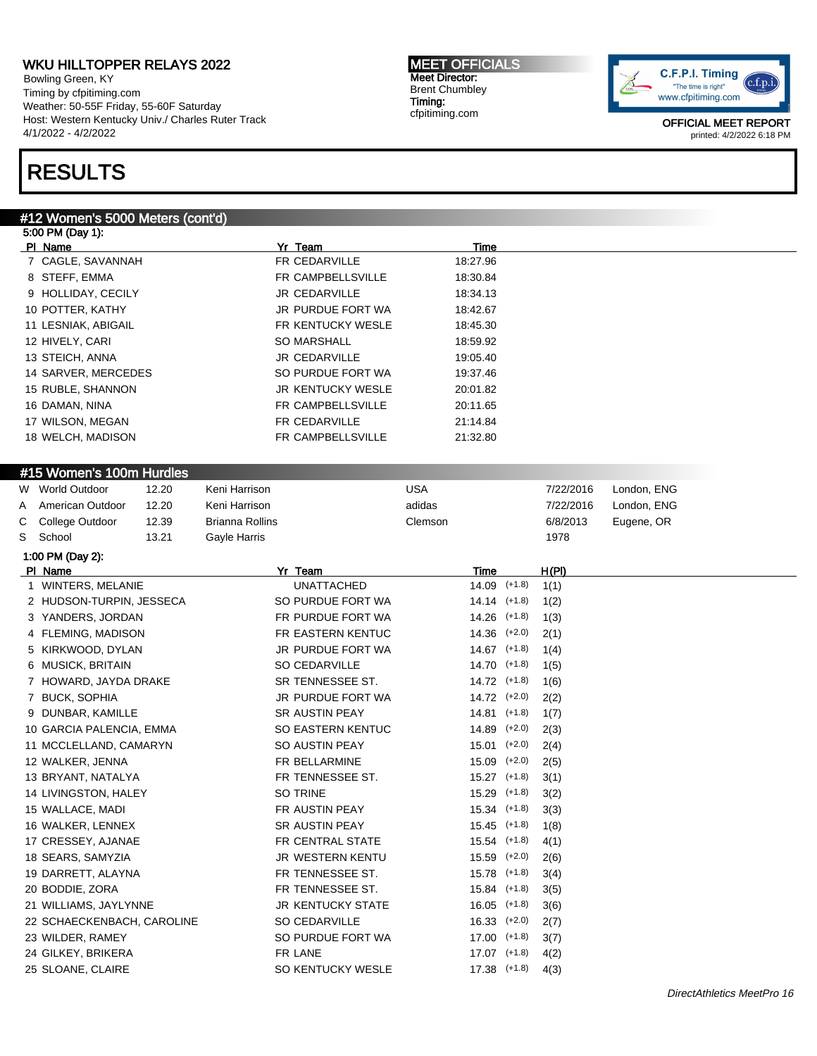WKU HILLTOPPER RELAYS 2022
Bowling Green, KY
Timing by cfpitiming.com
Weather: 50-55F Friday, 55-60F Saturday
Host: Western Kentucky Univ./ Charles Ruter Track
4/1/2022 - 4/2/2022

MEET OFFICIALS
Meet Director:
Brent Chumbley
Timing:
cfpitiming.com

OFFICIAL MEET REPORT
printed: 4/2/2022 6:18 PM

# RESULTS

## #12 Women's 5000 Meters (cont'd)

5:00 PM (Day 1):

| Pl | Name | Yr | Team | Time |
|---|---|---|---|---|
| 7 | CAGLE, SAVANNAH | FR | CEDARVILLE | 18:27.96 |
| 8 | STEFF, EMMA | FR | CAMPBELLSVILLE | 18:30.84 |
| 9 | HOLLIDAY, CECILY | JR | CEDARVILLE | 18:34.13 |
| 10 | POTTER, KATHY | JR | PURDUE FORT WA | 18:42.67 |
| 11 | LESNIAK, ABIGAIL | FR | KENTUCKY WESLE | 18:45.30 |
| 12 | HIVELY, CARI | SO | MARSHALL | 18:59.92 |
| 13 | STEICH, ANNA | JR | CEDARVILLE | 19:05.40 |
| 14 | SARVER, MERCEDES | SO | PURDUE FORT WA | 19:37.46 |
| 15 | RUBLE, SHANNON | JR | KENTUCKY WESLE | 20:01.82 |
| 16 | DAMAN, NINA | FR | CAMPBELLSVILLE | 20:11.65 |
| 17 | WILSON, MEGAN | FR | CEDARVILLE | 21:14.84 |
| 18 | WELCH, MADISON | FR | CAMPBELLSVILLE | 21:32.80 |

## #15 Women's 100m Hurdles

| | Record | Mark | Name | Team | Date | Location |
|---|---|---|---|---|---|---|
| W | World Outdoor | 12.20 | Keni Harrison | USA | 7/22/2016 | London, ENG |
| A | American Outdoor | 12.20 | Keni Harrison | adidas | 7/22/2016 | London, ENG |
| C | College Outdoor | 12.39 | Brianna Rollins | Clemson | 6/8/2013 | Eugene, OR |
| S | School | 13.21 | Gayle Harris | | 1978 | |

1:00 PM (Day 2):

| Pl | Name | Yr | Team | Time | Wind | H(Pl) |
|---|---|---|---|---|---|---|
| 1 | WINTERS, MELANIE | | UNATTACHED | 14.09 | (+1.8) | 1(1) |
| 2 | HUDSON-TURPIN, JESSECA | SO | PURDUE FORT WA | 14.14 | (+1.8) | 1(2) |
| 3 | YANDERS, JORDAN | FR | PURDUE FORT WA | 14.26 | (+1.8) | 1(3) |
| 4 | FLEMING, MADISON | FR | EASTERN KENTUC | 14.36 | (+2.0) | 2(1) |
| 5 | KIRKWOOD, DYLAN | JR | PURDUE FORT WA | 14.67 | (+1.8) | 1(4) |
| 6 | MUSICK, BRITAIN | SO | CEDARVILLE | 14.70 | (+1.8) | 1(5) |
| 7 | HOWARD, JAYDA DRAKE | SR | TENNESSEE ST. | 14.72 | (+1.8) | 1(6) |
| 7 | BUCK, SOPHIA | JR | PURDUE FORT WA | 14.72 | (+2.0) | 2(2) |
| 9 | DUNBAR, KAMILLE | SR | AUSTIN PEAY | 14.81 | (+1.8) | 1(7) |
| 10 | GARCIA PALENCIA, EMMA | SO | EASTERN KENTUC | 14.89 | (+2.0) | 2(3) |
| 11 | MCCLELLAND, CAMARYN | SO | AUSTIN PEAY | 15.01 | (+2.0) | 2(4) |
| 12 | WALKER, JENNA | FR | BELLARMINE | 15.09 | (+2.0) | 2(5) |
| 13 | BRYANT, NATALYA | FR | TENNESSEE ST. | 15.27 | (+1.8) | 3(1) |
| 14 | LIVINGSTON, HALEY | SO | TRINE | 15.29 | (+1.8) | 3(2) |
| 15 | WALLACE, MADI | FR | AUSTIN PEAY | 15.34 | (+1.8) | 3(3) |
| 16 | WALKER, LENNEX | SR | AUSTIN PEAY | 15.45 | (+1.8) | 1(8) |
| 17 | CRESSEY, AJANAE | FR | CENTRAL STATE | 15.54 | (+1.8) | 4(1) |
| 18 | SEARS, SAMYZIA | JR | WESTERN KENTU | 15.59 | (+2.0) | 2(6) |
| 19 | DARRETT, ALAYNA | FR | TENNESSEE ST. | 15.78 | (+1.8) | 3(4) |
| 20 | BODDIE, ZORA | FR | TENNESSEE ST. | 15.84 | (+1.8) | 3(5) |
| 21 | WILLIAMS, JAYLYNNE | JR | KENTUCKY STATE | 16.05 | (+1.8) | 3(6) |
| 22 | SCHAECKENBACH, CAROLINE | SO | CEDARVILLE | 16.33 | (+2.0) | 2(7) |
| 23 | WILDER, RAMEY | SO | PURDUE FORT WA | 17.00 | (+1.8) | 3(7) |
| 24 | GILKEY, BRIKERA | FR | LANE | 17.07 | (+1.8) | 4(2) |
| 25 | SLOANE, CLAIRE | SO | KENTUCKY WESLE | 17.38 | (+1.8) | 4(3) |

DirectAthletics MeetPro 16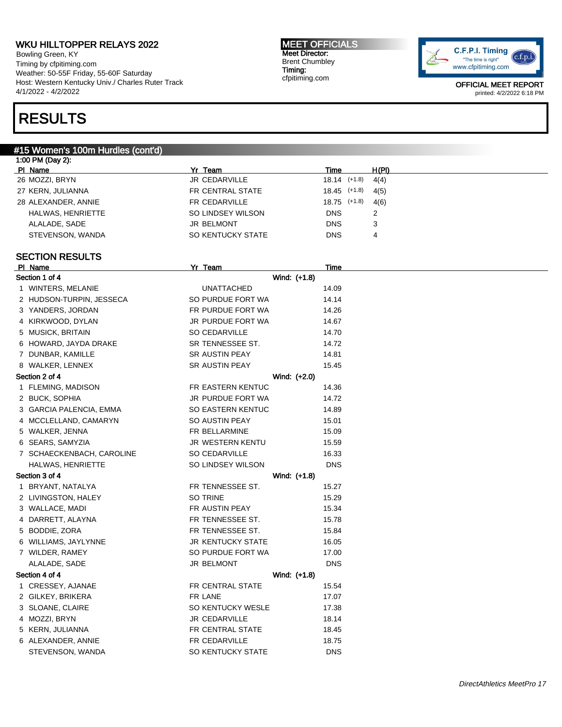# WKU HILLTOPPER RELAYS 2022

Bowling Green, KY
Timing by cfpitiming.com
Weather: 50-55F Friday, 55-60F Saturday
Host: Western Kentucky Univ./ Charles Ruter Track
4/1/2022 - 4/2/2022

**MEET OFFICIALS**
Meet Director:
Brent Chumbley
Timing:
cfpitiming.com

OFFICIAL MEET REPORT
printed: 4/2/2022 6:18 PM

# RESULTS

## #15 Women's 100m Hurdles (cont'd)

1:00 PM (Day 2):

| Pl | Name | Yr | Team | Time | Wind | H(Pl) |
|---|---|---|---|---|---|---|
| 26 | MOZZI, BRYN | JR | CEDARVILLE | 18.14 | (+1.8) | 4(4) |
| 27 | KERN, JULIANNA | FR | CENTRAL STATE | 18.45 | (+1.8) | 4(5) |
| 28 | ALEXANDER, ANNIE | FR | CEDARVILLE | 18.75 | (+1.8) | 4(6) |
| | HALWAS, HENRIETTE | SO | LINDSEY WILSON | DNS | | 2 |
| | ALALADE, SADE | JR | BELMONT | DNS | | 3 |
| | STEVENSON, WANDA | SO | KENTUCKY STATE | DNS | | 4 |

## SECTION RESULTS

| Pl | Name | Yr | Team | Time |
|---|---|---|---|---|
| **Section 1 of 4** | | | Wind: (+1.8) | |
| 1 | WINTERS, MELANIE | | UNATTACHED | 14.09 |
| 2 | HUDSON-TURPIN, JESSECA | SO | PURDUE FORT WA | 14.14 |
| 3 | YANDERS, JORDAN | FR | PURDUE FORT WA | 14.26 |
| 4 | KIRKWOOD, DYLAN | JR | PURDUE FORT WA | 14.67 |
| 5 | MUSICK, BRITAIN | SO | CEDARVILLE | 14.70 |
| 6 | HOWARD, JAYDA DRAKE | SR | TENNESSEE ST. | 14.72 |
| 7 | DUNBAR, KAMILLE | SR | AUSTIN PEAY | 14.81 |
| 8 | WALKER, LENNEX | SR | AUSTIN PEAY | 15.45 |
| **Section 2 of 4** | | | Wind: (+2.0) | |
| 1 | FLEMING, MADISON | FR | EASTERN KENTUC | 14.36 |
| 2 | BUCK, SOPHIA | JR | PURDUE FORT WA | 14.72 |
| 3 | GARCIA PALENCIA, EMMA | SO | EASTERN KENTUC | 14.89 |
| 4 | MCCLELLAND, CAMARYN | SO | AUSTIN PEAY | 15.01 |
| 5 | WALKER, JENNA | FR | BELLARMINE | 15.09 |
| 6 | SEARS, SAMYZIA | JR | WESTERN KENTU | 15.59 |
| 7 | SCHAECKENBACH, CAROLINE | SO | CEDARVILLE | 16.33 |
| | HALWAS, HENRIETTE | SO | LINDSEY WILSON | DNS |
| **Section 3 of 4** | | | Wind: (+1.8) | |
| 1 | BRYANT, NATALYA | FR | TENNESSEE ST. | 15.27 |
| 2 | LIVINGSTON, HALEY | SO | TRINE | 15.29 |
| 3 | WALLACE, MADI | FR | AUSTIN PEAY | 15.34 |
| 4 | DARRETT, ALAYNA | FR | TENNESSEE ST. | 15.78 |
| 5 | BODDIE, ZORA | FR | TENNESSEE ST. | 15.84 |
| 6 | WILLIAMS, JAYLYNNE | JR | KENTUCKY STATE | 16.05 |
| 7 | WILDER, RAMEY | SO | PURDUE FORT WA | 17.00 |
| | ALALADE, SADE | JR | BELMONT | DNS |
| **Section 4 of 4** | | | Wind: (+1.8) | |
| 1 | CRESSEY, AJANAE | FR | CENTRAL STATE | 15.54 |
| 2 | GILKEY, BRIKERA | FR | LANE | 17.07 |
| 3 | SLOANE, CLAIRE | SO | KENTUCKY WESLE | 17.38 |
| 4 | MOZZI, BRYN | JR | CEDARVILLE | 18.14 |
| 5 | KERN, JULIANNA | FR | CENTRAL STATE | 18.45 |
| 6 | ALEXANDER, ANNIE | FR | CEDARVILLE | 18.75 |
| | STEVENSON, WANDA | SO | KENTUCKY STATE | DNS |

*DirectAthletics MeetPro 17*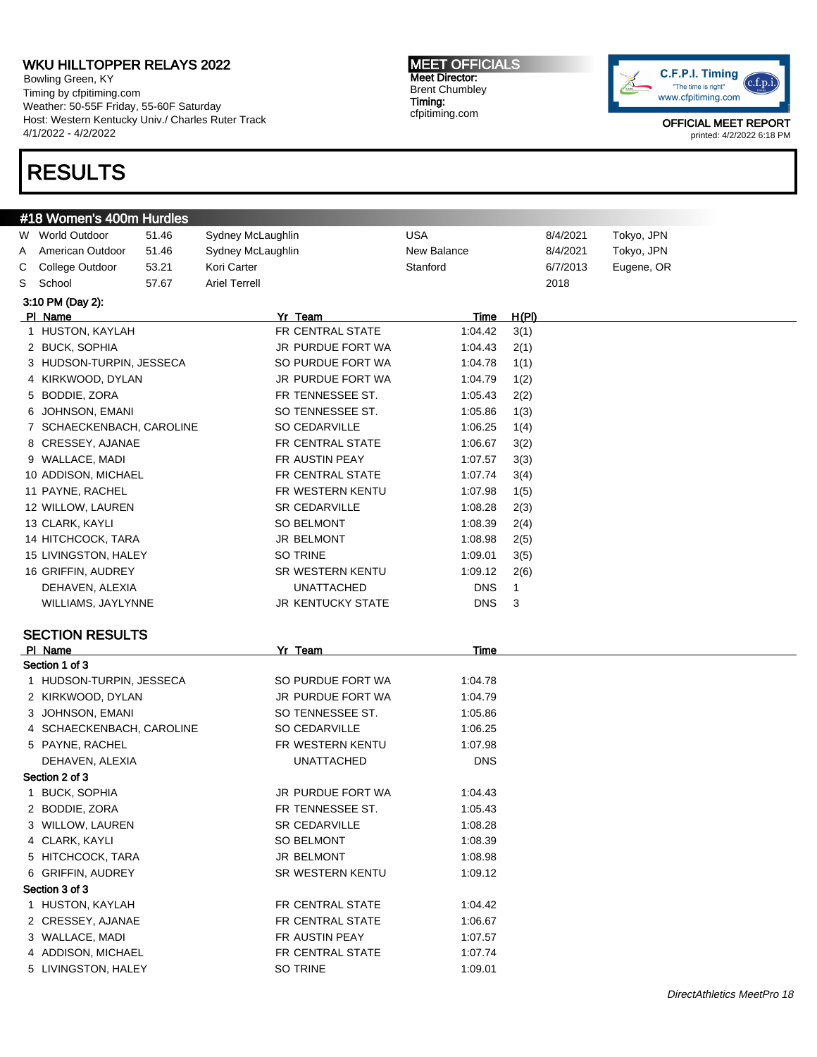WKU HILLTOPPER RELAYS 2022
Bowling Green, KY
Timing by cfpitiming.com
Weather: 50-55F Friday, 55-60F Saturday
Host: Western Kentucky Univ./ Charles Ruter Track
4/1/2022 - 4/2/2022

MEET OFFICIALS
Meet Director:
Brent Chumbley
Timing:
cfpitiming.com

OFFICIAL MEET REPORT
printed: 4/2/2022 6:18 PM

# RESULTS

## #18 Women's 400m Hurdles

| | | | | | | |
|---|---|---|---|---|---|---|
| W | World Outdoor | 51.46 | Sydney McLaughlin | USA | 8/4/2021 | Tokyo, JPN |
| A | American Outdoor | 51.46 | Sydney McLaughlin | New Balance | 8/4/2021 | Tokyo, JPN |
| C | College Outdoor | 53.21 | Kori Carter | Stanford | 6/7/2013 | Eugene, OR |
| S | School | 57.67 | Ariel Terrell | | 2018 | |

**3:10 PM (Day 2):**

| Pl | Name | Yr | Team | Time | H(Pl) |
|---|---|---|---|---|---|
| 1 | HUSTON, KAYLAH | FR | CENTRAL STATE | 1:04.42 | 3(1) |
| 2 | BUCK, SOPHIA | JR | PURDUE FORT WA | 1:04.43 | 2(1) |
| 3 | HUDSON-TURPIN, JESSECA | SO | PURDUE FORT WA | 1:04.78 | 1(1) |
| 4 | KIRKWOOD, DYLAN | JR | PURDUE FORT WA | 1:04.79 | 1(2) |
| 5 | BODDIE, ZORA | FR | TENNESSEE ST. | 1:05.43 | 2(2) |
| 6 | JOHNSON, EMANI | SO | TENNESSEE ST. | 1:05.86 | 1(3) |
| 7 | SCHAECKENBACH, CAROLINE | SO | CEDARVILLE | 1:06.25 | 1(4) |
| 8 | CRESSEY, AJANAE | FR | CENTRAL STATE | 1:06.67 | 3(2) |
| 9 | WALLACE, MADI | FR | AUSTIN PEAY | 1:07.57 | 3(3) |
| 10 | ADDISON, MICHAEL | FR | CENTRAL STATE | 1:07.74 | 3(4) |
| 11 | PAYNE, RACHEL | FR | WESTERN KENTU | 1:07.98 | 1(5) |
| 12 | WILLOW, LAUREN | SR | CEDARVILLE | 1:08.28 | 2(3) |
| 13 | CLARK, KAYLI | SO | BELMONT | 1:08.39 | 2(4) |
| 14 | HITCHCOCK, TARA | JR | BELMONT | 1:08.98 | 2(5) |
| 15 | LIVINGSTON, HALEY | SO | TRINE | 1:09.01 | 3(5) |
| 16 | GRIFFIN, AUDREY | SR | WESTERN KENTU | 1:09.12 | 2(6) |
| | DEHAVEN, ALEXIA | | UNATTACHED | DNS | 1 |
| | WILLIAMS, JAYLYNNE | JR | KENTUCKY STATE | DNS | 3 |

### SECTION RESULTS

| Pl | Name | Yr | Team | Time |
|---|---|---|---|---|
| **Section 1 of 3** | | | | |
| 1 | HUDSON-TURPIN, JESSECA | SO | PURDUE FORT WA | 1:04.78 |
| 2 | KIRKWOOD, DYLAN | JR | PURDUE FORT WA | 1:04.79 |
| 3 | JOHNSON, EMANI | SO | TENNESSEE ST. | 1:05.86 |
| 4 | SCHAECKENBACH, CAROLINE | SO | CEDARVILLE | 1:06.25 |
| 5 | PAYNE, RACHEL | FR | WESTERN KENTU | 1:07.98 |
| | DEHAVEN, ALEXIA | | UNATTACHED | DNS |
| **Section 2 of 3** | | | | |
| 1 | BUCK, SOPHIA | JR | PURDUE FORT WA | 1:04.43 |
| 2 | BODDIE, ZORA | FR | TENNESSEE ST. | 1:05.43 |
| 3 | WILLOW, LAUREN | SR | CEDARVILLE | 1:08.28 |
| 4 | CLARK, KAYLI | SO | BELMONT | 1:08.39 |
| 5 | HITCHCOCK, TARA | JR | BELMONT | 1:08.98 |
| 6 | GRIFFIN, AUDREY | SR | WESTERN KENTU | 1:09.12 |
| **Section 3 of 3** | | | | |
| 1 | HUSTON, KAYLAH | FR | CENTRAL STATE | 1:04.42 |
| 2 | CRESSEY, AJANAE | FR | CENTRAL STATE | 1:06.67 |
| 3 | WALLACE, MADI | FR | AUSTIN PEAY | 1:07.57 |
| 4 | ADDISON, MICHAEL | FR | CENTRAL STATE | 1:07.74 |
| 5 | LIVINGSTON, HALEY | SO | TRINE | 1:09.01 |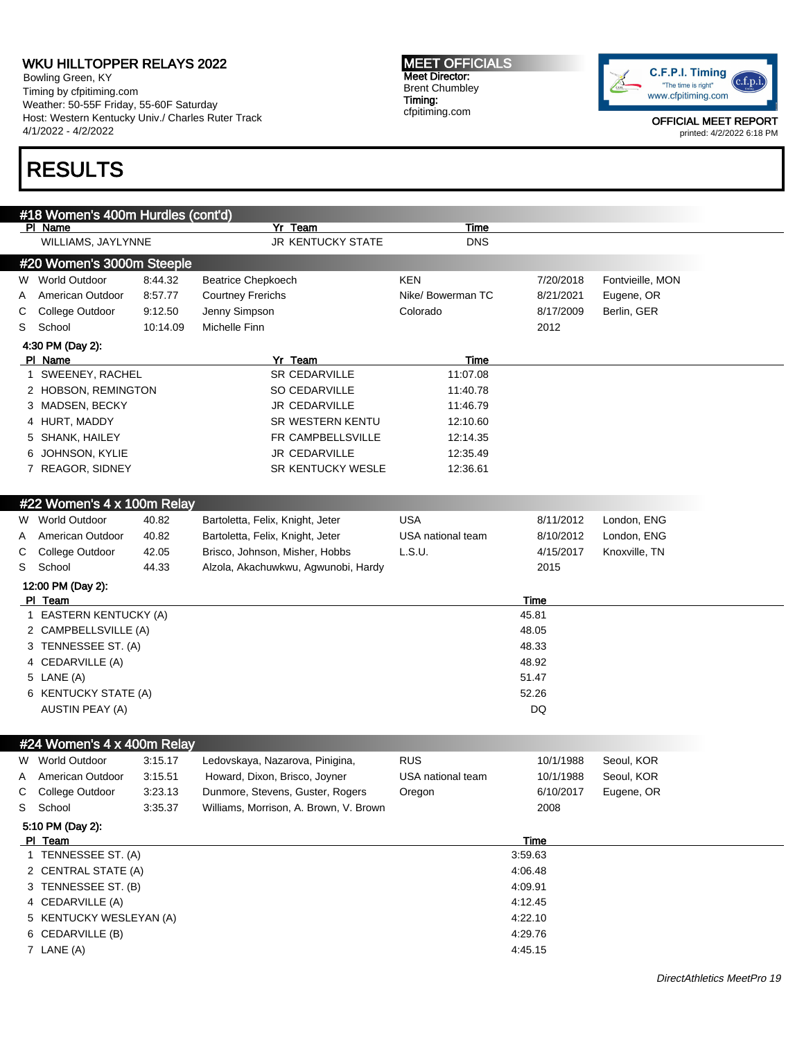# WKU HILLTOPPER RELAYS 2022

Bowling Green, KY
Timing by cfpitiming.com
Weather: 50-55F Friday, 55-60F Saturday
Host: Western Kentucky Univ./ Charles Ruter Track
4/1/2022 - 4/2/2022

**MEET OFFICIALS**
Meet Director:
Brent Chumbley
Timing:
cfpitiming.com

C.F.P.I. Timing "The time is right" www.cfpitiming.com

OFFICIAL MEET REPORT
printed: 4/2/2022 6:18 PM

# RESULTS

## #18 Women's 400m Hurdles (cont'd)

| Pl | Name | Yr | Team | Time |
|---|---|---|---|---|
| | WILLIAMS, JAYLYNNE | JR | KENTUCKY STATE | DNS |

## #20 Women's 3000m Steeple

| | Record | Time | Name | Team | Date | Location |
|---|---|---|---|---|---|---|
| W | World Outdoor | 8:44.32 | Beatrice Chepkoech | KEN | 7/20/2018 | Fontvieille, MON |
| A | American Outdoor | 8:57.77 | Courtney Frerichs | Nike/ Bowerman TC | 8/21/2021 | Eugene, OR |
| C | College Outdoor | 9:12.50 | Jenny Simpson | Colorado | 8/17/2009 | Berlin, GER |
| S | School | 10:14.09 | Michelle Finn | | 2012 | |

4:30 PM (Day 2):

| Pl | Name | Yr | Team | Time |
|---|---|---|---|---|
| 1 | SWEENEY, RACHEL | SR | CEDARVILLE | 11:07.08 |
| 2 | HOBSON, REMINGTON | SO | CEDARVILLE | 11:40.78 |
| 3 | MADSEN, BECKY | JR | CEDARVILLE | 11:46.79 |
| 4 | HURT, MADDY | SR | WESTERN KENTU | 12:10.60 |
| 5 | SHANK, HAILEY | FR | CAMPBELLSVILLE | 12:14.35 |
| 6 | JOHNSON, KYLIE | JR | CEDARVILLE | 12:35.49 |
| 7 | REAGOR, SIDNEY | SR | KENTUCKY WESLE | 12:36.61 |

## #22 Women's 4 x 100m Relay

| | Record | Time | Name | Team | Date | Location |
|---|---|---|---|---|---|---|
| W | World Outdoor | 40.82 | Bartoletta, Felix, Knight, Jeter | USA | 8/11/2012 | London, ENG |
| A | American Outdoor | 40.82 | Bartoletta, Felix, Knight, Jeter | USA national team | 8/10/2012 | London, ENG |
| C | College Outdoor | 42.05 | Brisco, Johnson, Misher, Hobbs | L.S.U. | 4/15/2017 | Knoxville, TN |
| S | School | 44.33 | Alzola, Akachuwkwu, Agwunobi, Hardy | | 2015 | |

12:00 PM (Day 2):

| Pl | Team | Time |
|---|---|---|
| 1 | EASTERN KENTUCKY (A) | 45.81 |
| 2 | CAMPBELLSVILLE (A) | 48.05 |
| 3 | TENNESSEE ST. (A) | 48.33 |
| 4 | CEDARVILLE (A) | 48.92 |
| 5 | LANE (A) | 51.47 |
| 6 | KENTUCKY STATE (A) | 52.26 |
| | AUSTIN PEAY (A) | DQ |

## #24 Women's 4 x 400m Relay

| | Record | Time | Name | Team | Date | Location |
|---|---|---|---|---|---|---|
| W | World Outdoor | 3:15.17 | Ledovskaya, Nazarova, Pinigina, | RUS | 10/1/1988 | Seoul, KOR |
| A | American Outdoor | 3:15.51 | Howard, Dixon, Brisco, Joyner | USA national team | 10/1/1988 | Seoul, KOR |
| C | College Outdoor | 3:23.13 | Dunmore, Stevens, Guster, Rogers | Oregon | 6/10/2017 | Eugene, OR |
| S | School | 3:35.37 | Williams, Morrison, A. Brown, V. Brown | | 2008 | |

5:10 PM (Day 2):

| Pl | Team | Time |
|---|---|---|
| 1 | TENNESSEE ST. (A) | 3:59.63 |
| 2 | CENTRAL STATE (A) | 4:06.48 |
| 3 | TENNESSEE ST. (B) | 4:09.91 |
| 4 | CEDARVILLE (A) | 4:12.45 |
| 5 | KENTUCKY WESLEYAN (A) | 4:22.10 |
| 6 | CEDARVILLE (B) | 4:29.76 |
| 7 | LANE (A) | 4:45.15 |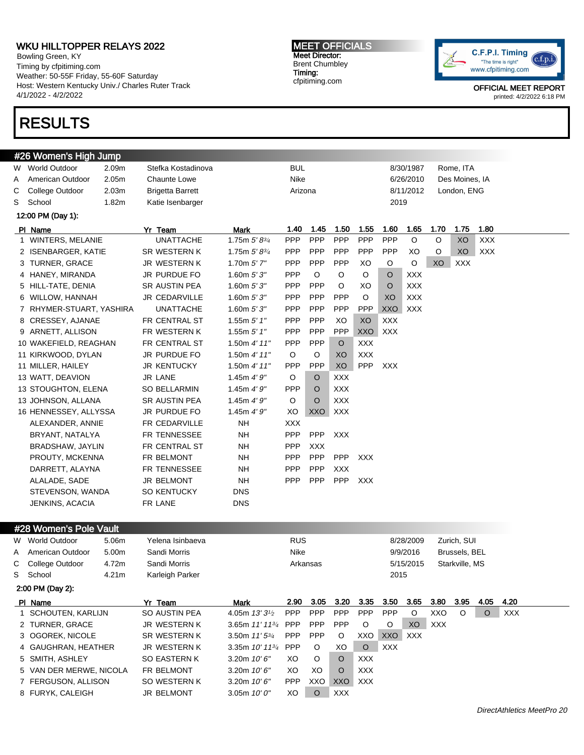# WKU HILLTOPPER RELAYS 2022

Bowling Green, KY
Timing by cfpiming.com
Weather: 50-55F Friday, 55-60F Saturday
Host: Western Kentucky Univ./ Charles Ruter Track
4/1/2022 - 4/2/2022

**MEET OFFICIALS**
Meet Director:
Brent Chumbley
Timing:
cfpitiming.com

C.F.P.I. Timing "The time is right" www.cfpitiming.com

OFFICIAL MEET REPORT
printed: 4/2/2022 6:18 PM

# RESULTS

## #26 Women's High Jump

| | | | | | | |
|---|---|---|---|---|---|---|
| W | World Outdoor | 2.09m | Stefka Kostadinova | BUL | 8/30/1987 | Rome, ITA |
| A | American Outdoor | 2.05m | Chaunte Lowe | Nike | 6/26/2010 | Des Moines, IA |
| C | College Outdoor | 2.03m | Brigetta Barrett | Arizona | 8/11/2012 | London, ENG |
| S | School | 1.82m | Katie Isenbarger | | 2019 | |

**12:00 PM (Day 1):**

| Pl | Name | Yr | Team | Mark | 1.40 | 1.45 | 1.50 | 1.55 | 1.60 | 1.65 | 1.70 | 1.75 | 1.80 |
|---|---|---|---|---|---|---|---|---|---|---|---|---|---|
| 1 | WINTERS, MELANIE | | UNATTACHE | 1.75m *5' 8¾* | PPP | PPP | PPP | PPP | PPP | O | O | XO | XXX |
| 2 | ISENBARGER, KATIE | SR | WESTERN K | 1.75m *5' 8¾* | PPP | PPP | PPP | PPP | PPP | XO | O | XO | XXX |
| 3 | TURNER, GRACE | JR | WESTERN K | 1.70m *5' 7"* | PPP | PPP | PPP | XO | O | O | XO | XXX | |
| 4 | HANEY, MIRANDA | JR | PURDUE FO | 1.60m *5' 3"* | PPP | O | O | O | O | XXX | | | |
| 5 | HILL-TATE, DENIA | SR | AUSTIN PEA | 1.60m *5' 3"* | PPP | PPP | O | XO | O | XXX | | | |
| 6 | WILLOW, HANNAH | JR | CEDARVILLE | 1.60m *5' 3"* | PPP | PPP | PPP | O | XO | XXX | | | |
| 7 | RHYMER-STUART, YASHIRA | | UNATTACHE | 1.60m *5' 3"* | PPP | PPP | PPP | PPP | XXO | XXX | | | |
| 8 | CRESSEY, AJANAE | FR | CENTRAL ST | 1.55m *5' 1"* | PPP | PPP | XO | XO | XXX | | | | |
| 9 | ARNETT, ALLISON | FR | WESTERN K | 1.55m *5' 1"* | PPP | PPP | PPP | XXO | XXX | | | | |
| 10 | WAKEFIELD, REAGHAN | FR | CENTRAL ST | 1.50m *4' 11"* | PPP | PPP | O | XXX | | | | | |
| 11 | KIRKWOOD, DYLAN | JR | PURDUE FO | 1.50m *4' 11"* | O | O | XO | XXX | | | | | |
| 11 | MILLER, HAILEY | JR | KENTUCKY | 1.50m *4' 11"* | PPP | PPP | XO | PPP | XXX | | | | |
| 13 | WATT, DEAVION | JR | LANE | 1.45m *4' 9"* | O | O | XXX | | | | | | |
| 13 | STOUGHTON, ELENA | SO | BELLARMIN | 1.45m *4' 9"* | PPP | O | XXX | | | | | | |
| 13 | JOHNSON, ALLANA | SR | AUSTIN PEA | 1.45m *4' 9"* | O | O | XXX | | | | | | |
| 16 | HENNESSEY, ALLYSSA | JR | PURDUE FO | 1.45m *4' 9"* | XO | XXO | XXX | | | | | | |
| | ALEXANDER, ANNIE | FR | CEDARVILLE | NH | XXX | | | | | | | | |
| | BRYANT, NATALYA | FR | TENNESSEE | NH | PPP | PPP | XXX | | | | | | |
| | BRADSHAW, JAYLIN | FR | CENTRAL ST | NH | PPP | XXX | | | | | | | |
| | PROUTY, MCKENNA | FR | BELMONT | NH | PPP | PPP | PPP | XXX | | | | | |
| | DARRETT, ALAYNA | FR | TENNESSEE | NH | PPP | PPP | XXX | | | | | | |
| | ALALADE, SADE | JR | BELMONT | NH | PPP | PPP | PPP | XXX | | | | | |
| | STEVENSON, WANDA | SO | KENTUCKY | DNS | | | | | | | | | |
| | JENKINS, ACACIA | FR | LANE | DNS | | | | | | | | | |

## #28 Women's Pole Vault

| | | | | | | |
|---|---|---|---|---|---|---|
| W | World Outdoor | 5.06m | Yelena Isinbaeva | RUS | 8/28/2009 | Zurich, SUI |
| A | American Outdoor | 5.00m | Sandi Morris | Nike | 9/9/2016 | Brussels, BEL |
| C | College Outdoor | 4.72m | Sandi Morris | Arkansas | 5/15/2015 | Starkville, MS |
| S | School | 4.21m | Karleigh Parker | | 2015 | |

**2:00 PM (Day 2):**

| Pl | Name | Yr | Team | Mark | 2.90 | 3.05 | 3.20 | 3.35 | 3.50 | 3.65 | 3.80 | 3.95 | 4.05 | 4.20 |
|---|---|---|---|---|---|---|---|---|---|---|---|---|---|---|
| 1 | SCHOUTEN, KARLIJN | SO | AUSTIN PEA | 4.05m *13' 3½* | PPP | PPP | PPP | PPP | PPP | O | XXO | O | O | XXX |
| 2 | TURNER, GRACE | JR | WESTERN K | 3.65m *11' 11¾* | PPP | PPP | PPP | O | O | XO | XXX | | | |
| 3 | OGOREK, NICOLE | SR | WESTERN K | 3.50m *11' 5¾* | PPP | PPP | O | XXO | XXO | XXX | | | | |
| 4 | GAUGHRAN, HEATHER | JR | WESTERN K | 3.35m *10' 11¾* | PPP | O | XO | O | XXX | | | | | |
| 5 | SMITH, ASHLEY | SO | EASTERN K | 3.20m *10' 6"* | XO | O | O | XXX | | | | | | |
| 5 | VAN DER MERWE, NICOLA | FR | BELMONT | 3.20m *10' 6"* | XO | XO | O | XXX | | | | | | |
| 7 | FERGUSON, ALLISON | SO | WESTERN K | 3.20m *10' 6"* | PPP | XXO | XXO | XXX | | | | | | |
| 8 | FURYK, CALEIGH | JR | BELMONT | 3.05m *10' 0"* | XO | O | XXX | | | | | | | |

DirectAthletics MeetPro 20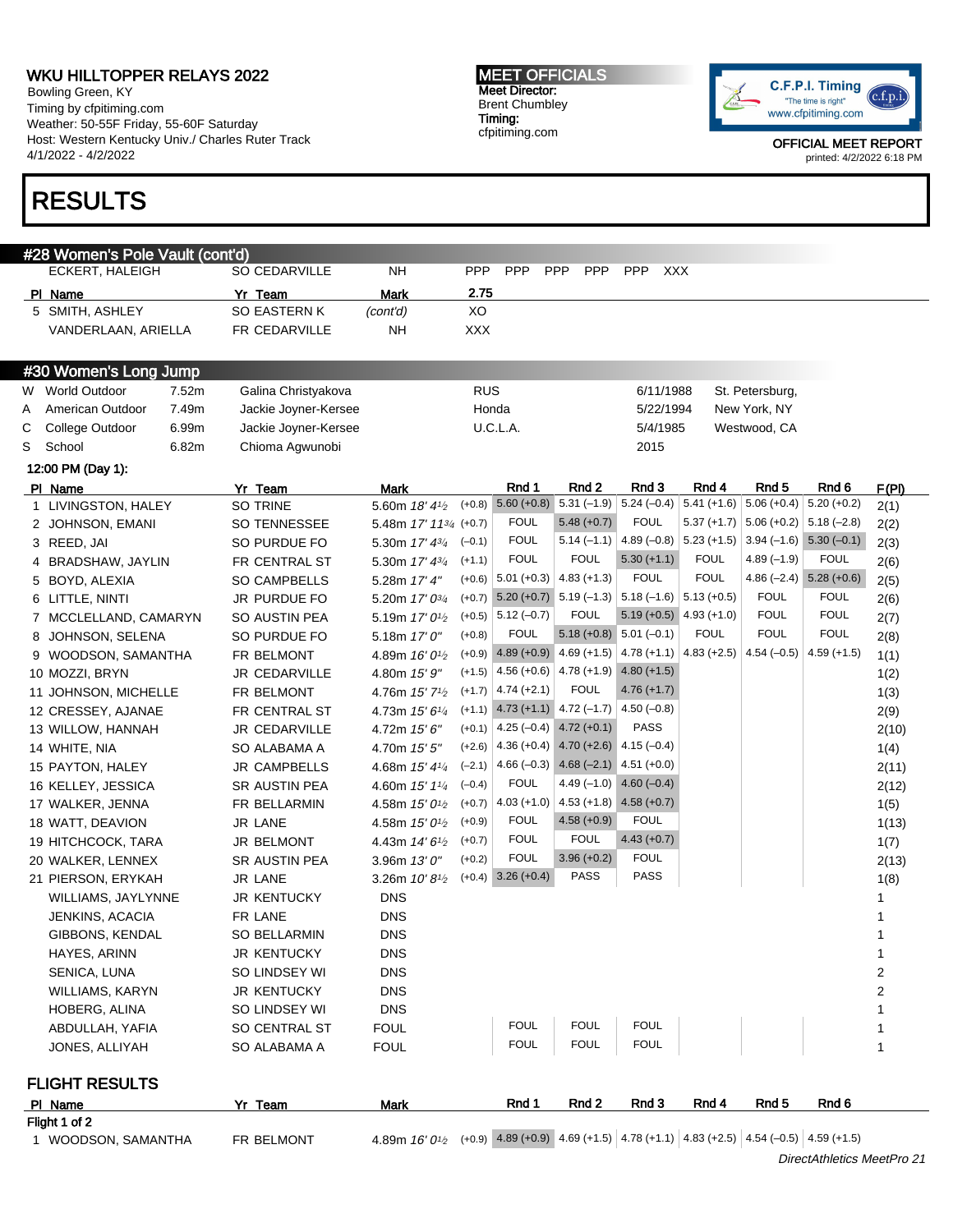# RESULTS

## #28 Women's Pole Vault (cont'd)

| Pl | Name | Yr | Team | Mark | | | | | | |
|---|---|---|---|---|---|---|---|---|---|---|
| | ECKERT, HALEIGH | SO | CEDARVILLE | NH | PPP | PPP | PPP | PPP | PPP | XXX |

| Pl | Name | Yr | Team | Mark | 2.75 |
|---|---|---|---|---|---|
| 5 | SMITH, ASHLEY | SO | EASTERN K | *(cont'd)* | XO |
| | VANDERLAAN, ARIELLA | FR | CEDARVILLE | NH | XXX |

## #30 Women's Long Jump

| | | | | | | |
|---|---|---|---|---|---|---|
| W | World Outdoor | 7.52m | Galina Christyakova | RUS | 6/11/1988 | St. Petersburg, |
| A | American Outdoor | 7.49m | Jackie Joyner-Kersee | Honda | 5/22/1994 | New York, NY |
| C | College Outdoor | 6.99m | Jackie Joyner-Kersee | U.C.L.A. | 5/4/1985 | Westwood, CA |
| S | School | 6.82m | Chioma Agwunobi | | 2015 | |

12:00 PM (Day 1):

| Pl | Name | Yr | Team | Mark | | Rnd 1 | Rnd 2 | Rnd 3 | Rnd 4 | Rnd 5 | Rnd 6 | F(Pl) |
|---|---|---|---|---|---|---|---|---|---|---|---|---|
| 1 | LIVINGSTON, HALEY | SO | TRINE | 5.60m *18' 4½* | (+0.8) | 5.60 (+0.8) | 5.31 (–1.9) | 5.24 (–0.4) | 5.41 (+1.6) | 5.06 (+0.4) | 5.20 (+0.2) | 2(1) |
| 2 | JOHNSON, EMANI | SO | TENNESSEE | 5.48m *17' 11¾* | (+0.7) | FOUL | 5.48 (+0.7) | FOUL | 5.37 (+1.7) | 5.06 (+0.2) | 5.18 (–2.8) | 2(2) |
| 3 | REED, JAI | SO | PURDUE FO | 5.30m *17' 4¾* | (–0.1) | FOUL | 5.14 (–1.1) | 4.89 (–0.8) | 5.23 (+1.5) | 3.94 (–1.6) | 5.30 (–0.1) | 2(3) |
| 4 | BRADSHAW, JAYLIN | FR | CENTRAL ST | 5.30m *17' 4¾* | (+1.1) | FOUL | FOUL | 5.30 (+1.1) | FOUL | 4.89 (–1.9) | FOUL | 2(6) |
| 5 | BOYD, ALEXIA | SO | CAMPBELLS | 5.28m *17' 4"* | (+0.6) | 5.01 (+0.3) | 4.83 (+1.3) | FOUL | FOUL | 4.86 (–2.4) | 5.28 (+0.6) | 2(5) |
| 6 | LITTLE, NINTI | JR | PURDUE FO | 5.20m *17' 0¾* | (+0.7) | 5.20 (+0.7) | 5.19 (–1.3) | 5.18 (–1.6) | 5.13 (+0.5) | FOUL | FOUL | 2(6) |
| 7 | MCCLELLAND, CAMARYN | SO | AUSTIN PEA | 5.19m *17' 0½* | (+0.5) | 5.12 (–0.7) | FOUL | 5.19 (+0.5) | 4.93 (+1.0) | FOUL | FOUL | 2(7) |
| 8 | JOHNSON, SELENA | SO | PURDUE FO | 5.18m *17' 0"* | (+0.8) | FOUL | 5.18 (+0.8) | 5.01 (–0.1) | FOUL | FOUL | FOUL | 2(8) |
| 9 | WOODSON, SAMANTHA | FR | BELMONT | 4.89m *16' 0½* | (+0.9) | 4.89 (+0.9) | 4.69 (+1.5) | 4.78 (+1.1) | 4.83 (+2.5) | 4.54 (–0.5) | 4.59 (+1.5) | 1(1) |
| 10 | MOZZI, BRYN | JR | CEDARVILLE | 4.80m *15' 9"* | (+1.5) | 4.56 (+0.6) | 4.78 (+1.9) | 4.80 (+1.5) | | | | 1(2) |
| 11 | JOHNSON, MICHELLE | FR | BELMONT | 4.76m *15' 7½* | (+1.7) | 4.74 (+2.1) | FOUL | 4.76 (+1.7) | | | | 1(3) |
| 12 | CRESSEY, AJANAE | FR | CENTRAL ST | 4.73m *15' 6¼* | (+1.1) | 4.73 (+1.1) | 4.72 (–1.7) | 4.50 (–0.8) | | | | 2(9) |
| 13 | WILLOW, HANNAH | JR | CEDARVILLE | 4.72m *15' 6"* | (+0.1) | 4.25 (–0.4) | 4.72 (+0.1) | PASS | | | | 2(10) |
| 14 | WHITE, NIA | SO | ALABAMA A | 4.70m *15' 5"* | (+2.6) | 4.36 (+0.4) | 4.70 (+2.6) | 4.15 (–0.4) | | | | 1(4) |
| 15 | PAYTON, HALEY | JR | CAMPBELLS | 4.68m *15' 4¼* | (–2.1) | 4.66 (–0.3) | 4.68 (–2.1) | 4.51 (+0.0) | | | | 2(11) |
| 16 | KELLEY, JESSICA | SR | AUSTIN PEA | 4.60m *15' 1¼* | (–0.4) | FOUL | 4.49 (–1.0) | 4.60 (–0.4) | | | | 2(12) |
| 17 | WALKER, JENNA | FR | BELLARMIN | 4.58m *15' 0½* | (+0.7) | 4.03 (+1.0) | 4.53 (+1.8) | 4.58 (+0.7) | | | | 1(5) |
| 18 | WATT, DEAVION | JR | LANE | 4.58m *15' 0½* | (+0.9) | FOUL | 4.58 (+0.9) | FOUL | | | | 1(13) |
| 19 | HITCHCOCK, TARA | JR | BELMONT | 4.43m *14' 6½* | (+0.7) | FOUL | FOUL | 4.43 (+0.7) | | | | 1(7) |
| 20 | WALKER, LENNEX | SR | AUSTIN PEA | 3.96m *13' 0"* | (+0.2) | FOUL | 3.96 (+0.2) | FOUL | | | | 2(13) |
| 21 | PIERSON, ERYKAH | JR | LANE | 3.26m *10' 8½* | (+0.4) | 3.26 (+0.4) | PASS | PASS | | | | 1(8) |
| | WILLIAMS, JAYLYNNE | JR | KENTUCKY | DNS | | | | | | | | 1 |
| | JENKINS, ACACIA | FR | LANE | DNS | | | | | | | | 1 |
| | GIBBONS, KENDAL | SO | BELLARMIN | DNS | | | | | | | | 1 |
| | HAYES, ARINN | JR | KENTUCKY | DNS | | | | | | | | 1 |
| | SENICA, LUNA | SO | LINDSEY WI | DNS | | | | | | | | 2 |
| | WILLIAMS, KARYN | JR | KENTUCKY | DNS | | | | | | | | 2 |
| | HOBERG, ALINA | SO | LINDSEY WI | DNS | | | | | | | | 1 |
| | ABDULLAH, YAFIA | SO | CENTRAL ST | FOUL | | FOUL | FOUL | FOUL | | | | 1 |
| | JONES, ALLIYAH | SO | ALABAMA A | FOUL | | FOUL | FOUL | FOUL | | | | 1 |

### FLIGHT RESULTS

| Pl | Name | Yr | Team | Mark | | Rnd 1 | Rnd 2 | Rnd 3 | Rnd 4 | Rnd 5 | Rnd 6 |
|---|---|---|---|---|---|---|---|---|---|---|---|
| **Flight 1 of 2** | | | | | | | | | | | |
| 1 | WOODSON, SAMANTHA | FR | BELMONT | 4.89m *16' 0½* | (+0.9) | 4.89 (+0.9) | 4.69 (+1.5) | 4.78 (+1.1) | 4.83 (+2.5) | 4.54 (–0.5) | 4.59 (+1.5) |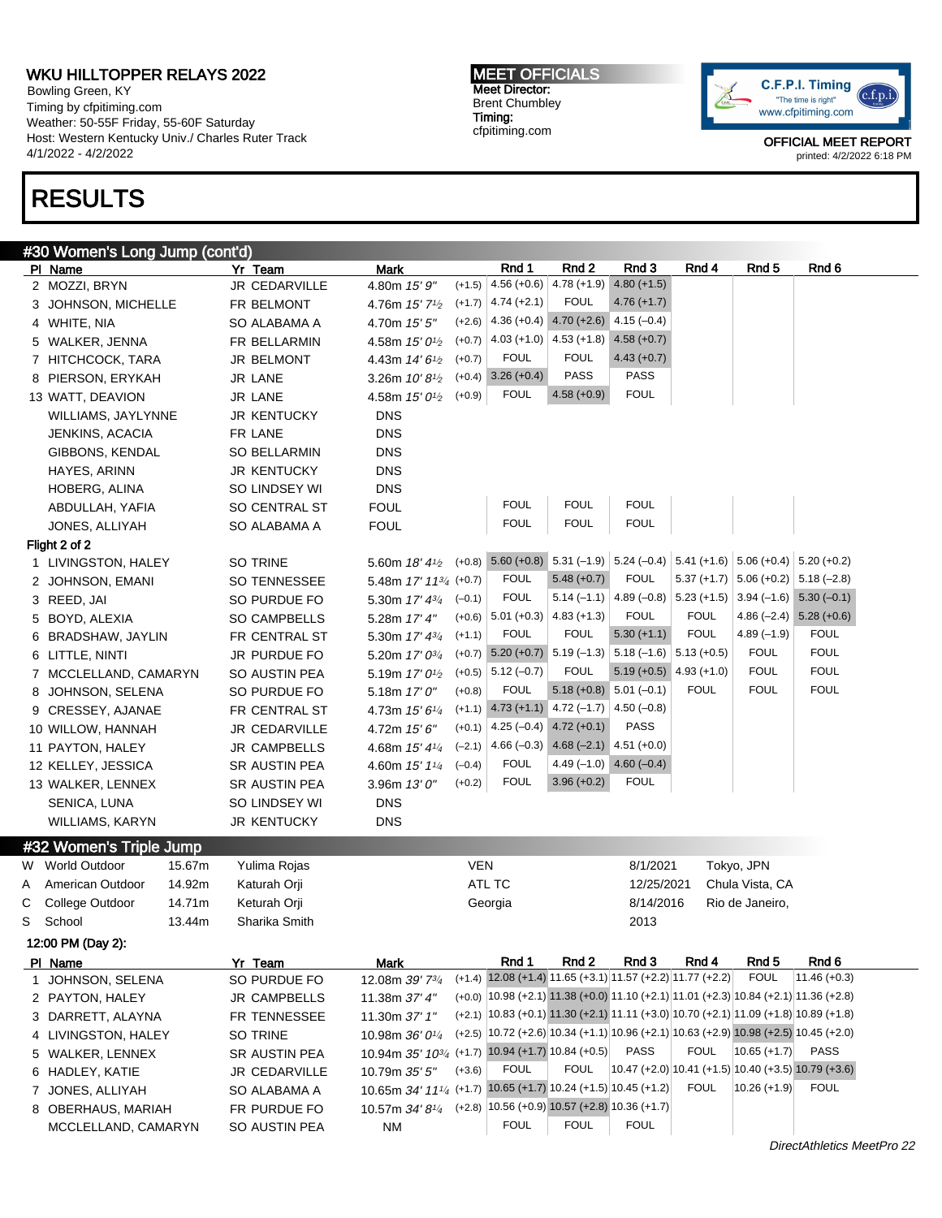# WKU HILLTOPPER RELAYS 2022

Bowling Green, KY
Timing by cfpitiming.com
Weather: 50-55F Friday, 55-60F Saturday
Host: Western Kentucky Univ./ Charles Ruter Track
4/1/2022 - 4/2/2022

**MEET OFFICIALS**
Meet Director:
Brent Chumbley
Timing:
cfpitiming.com

OFFICIAL MEET REPORT
printed: 4/2/2022 6:18 PM

# RESULTS

## #30 Women's Long Jump (cont'd)

| Pl | Name | Yr | Team | Mark | | Rnd 1 | Rnd 2 | Rnd 3 | Rnd 4 | Rnd 5 | Rnd 6 |
|---|---|---|---|---|---|---|---|---|---|---|---|
| 2 | MOZZI, BRYN | JR | CEDARVILLE | 4.80m *15' 9"* | (+1.5) | 4.56 (+0.6) | 4.78 (+1.9) | 4.80 (+1.5) | | | |
| 3 | JOHNSON, MICHELLE | FR | BELMONT | 4.76m *15' 7½* | (+1.7) | 4.74 (+2.1) | FOUL | 4.76 (+1.7) | | | |
| 4 | WHITE, NIA | SO | ALABAMA A | 4.70m *15' 5"* | (+2.6) | 4.36 (+0.4) | 4.70 (+2.6) | 4.15 (–0.4) | | | |
| 5 | WALKER, JENNA | FR | BELLARMIN | 4.58m *15' 0½* | (+0.7) | 4.03 (+1.0) | 4.53 (+1.8) | 4.58 (+0.7) | | | |
| 7 | HITCHCOCK, TARA | JR | BELMONT | 4.43m *14' 6½* | (+0.7) | FOUL | FOUL | 4.43 (+0.7) | | | |
| 8 | PIERSON, ERYKAH | JR | LANE | 3.26m *10' 8½* | (+0.4) | 3.26 (+0.4) | PASS | PASS | | | |
| 13 | WATT, DEAVION | JR | LANE | 4.58m *15' 0½* | (+0.9) | FOUL | 4.58 (+0.9) | FOUL | | | |
| | WILLIAMS, JAYLYNNE | JR | KENTUCKY | DNS | | | | | | | |
| | JENKINS, ACACIA | FR | LANE | DNS | | | | | | | |
| | GIBBONS, KENDAL | SO | BELLARMIN | DNS | | | | | | | |
| | HAYES, ARINN | JR | KENTUCKY | DNS | | | | | | | |
| | HOBERG, ALINA | SO | LINDSEY WI | DNS | | | | | | | |
| | ABDULLAH, YAFIA | SO | CENTRAL ST | FOUL | | FOUL | FOUL | FOUL | | | |
| | JONES, ALLIYAH | SO | ALABAMA A | FOUL | | FOUL | FOUL | FOUL | | | |

**Flight 2 of 2**

| Pl | Name | Yr | Team | Mark | | Rnd 1 | Rnd 2 | Rnd 3 | Rnd 4 | Rnd 5 | Rnd 6 |
|---|---|---|---|---|---|---|---|---|---|---|---|
| 1 | LIVINGSTON, HALEY | SO | TRINE | 5.60m *18' 4½* | (+0.8) | 5.60 (+0.8) | 5.31 (–1.9) | 5.24 (–0.4) | 5.41 (+1.6) | 5.06 (+0.4) | 5.20 (+0.2) |
| 2 | JOHNSON, EMANI | SO | TENNESSEE | 5.48m *17' 11¾* | (+0.7) | FOUL | 5.48 (+0.7) | FOUL | 5.37 (+1.7) | 5.06 (+0.2) | 5.18 (–2.8) |
| 3 | REED, JAI | SO | PURDUE FO | 5.30m *17' 4¾* | (–0.1) | FOUL | 5.14 (–1.1) | 4.89 (–0.8) | 5.23 (+1.5) | 3.94 (–1.6) | 5.30 (–0.1) |
| 5 | BOYD, ALEXIA | SO | CAMPBELLS | 5.28m *17' 4"* | (+0.6) | 5.01 (+0.3) | 4.83 (+1.3) | FOUL | FOUL | 4.86 (–2.4) | 5.28 (+0.6) |
| 6 | BRADSHAW, JAYLIN | FR | CENTRAL ST | 5.30m *17' 4¾* | (+1.1) | FOUL | FOUL | 5.30 (+1.1) | FOUL | 4.89 (–1.9) | FOUL |
| 6 | LITTLE, NINTI | JR | PURDUE FO | 5.20m *17' 0¾* | (+0.7) | 5.20 (+0.7) | 5.19 (–1.3) | 5.18 (–1.6) | 5.13 (+0.5) | FOUL | FOUL |
| 7 | MCCLELLAND, CAMARYN | SO | AUSTIN PEA | 5.19m *17' 0½* | (+0.5) | 5.12 (–0.7) | FOUL | 5.19 (+0.5) | 4.93 (+1.0) | FOUL | FOUL |
| 8 | JOHNSON, SELENA | SO | PURDUE FO | 5.18m *17' 0"* | (+0.8) | FOUL | 5.18 (+0.8) | 5.01 (–0.1) | FOUL | FOUL | FOUL |
| 9 | CRESSEY, AJANAE | FR | CENTRAL ST | 4.73m *15' 6¼* | (+1.1) | 4.73 (+1.1) | 4.72 (–1.7) | 4.50 (–0.8) | | | |
| 10 | WILLOW, HANNAH | JR | CEDARVILLE | 4.72m *15' 6"* | (+0.1) | 4.25 (–0.4) | 4.72 (+0.1) | PASS | | | |
| 11 | PAYTON, HALEY | JR | CAMPBELLS | 4.68m *15' 4¼* | (–2.1) | 4.66 (–0.3) | 4.68 (–2.1) | 4.51 (+0.0) | | | |
| 12 | KELLEY, JESSICA | SR | AUSTIN PEA | 4.60m *15' 1¼* | (–0.4) | FOUL | 4.49 (–1.0) | 4.60 (–0.4) | | | |
| 13 | WALKER, LENNEX | SR | AUSTIN PEA | 3.96m *13' 0"* | (+0.2) | FOUL | 3.96 (+0.2) | FOUL | | | |
| | SENICA, LUNA | SO | LINDSEY WI | DNS | | | | | | | |
| | WILLIAMS, KARYN | JR | KENTUCKY | DNS | | | | | | | |

## #32 Women's Triple Jump

| | Record | Mark | Name | Team | Date | Location |
|---|---|---|---|---|---|---|
| W | World Outdoor | 15.67m | Yulima Rojas | VEN | 8/1/2021 | Tokyo, JPN |
| A | American Outdoor | 14.92m | Katurah Orji | ATL TC | 12/25/2021 | Chula Vista, CA |
| C | College Outdoor | 14.71m | Keturah Orji | Georgia | 8/14/2016 | Rio de Janeiro, |
| S | School | 13.44m | Sharika Smith | | 2013 | |

**12:00 PM (Day 2):**

| Pl | Name | Yr | Team | Mark | | Rnd 1 | Rnd 2 | Rnd 3 | Rnd 4 | Rnd 5 | Rnd 6 |
|---|---|---|---|---|---|---|---|---|---|---|---|
| 1 | JOHNSON, SELENA | SO | PURDUE FO | 12.08m *39' 7¾* | (+1.4) | 12.08 (+1.4) | 11.65 (+3.1) | 11.57 (+2.2) | 11.77 (+2.2) | FOUL | 11.46 (+0.3) |
| 2 | PAYTON, HALEY | JR | CAMPBELLS | 11.38m *37' 4"* | (+0.0) | 10.98 (+2.1) | 11.38 (+0.0) | 11.10 (+2.1) | 11.01 (+2.3) | 10.84 (+2.1) | 11.36 (+2.8) |
| 3 | DARRETT, ALAYNA | FR | TENNESSEE | 11.30m *37' 1"* | (+2.1) | 10.83 (+0.1) | 11.30 (+2.1) | 11.11 (+3.0) | 10.70 (+2.1) | 11.09 (+1.8) | 10.89 (+1.8) |
| 4 | LIVINGSTON, HALEY | SO | TRINE | 10.98m *36' 0¼* | (+2.5) | 10.72 (+2.6) | 10.34 (+1.1) | 10.96 (+2.1) | 10.63 (+2.9) | 10.98 (+2.5) | 10.45 (+2.0) |
| 5 | WALKER, LENNEX | SR | AUSTIN PEA | 10.94m *35' 10¾* | (+1.7) | 10.94 (+1.7) | 10.84 (+0.5) | PASS | FOUL | 10.65 (+1.7) | PASS |
| 6 | HADLEY, KATIE | JR | CEDARVILLE | 10.79m *35' 5"* | (+3.6) | FOUL | FOUL | 10.47 (+2.0) | 10.41 (+1.5) | 10.40 (+3.5) | 10.79 (+3.6) |
| 7 | JONES, ALLIYAH | SO | ALABAMA A | 10.65m *34' 11¼* | (+1.7) | 10.65 (+1.7) | 10.24 (+1.5) | 10.45 (+1.2) | FOUL | 10.26 (+1.9) | FOUL |
| 8 | OBERHAUS, MARIAH | FR | PURDUE FO | 10.57m *34' 8¼* | (+2.8) | 10.56 (+0.9) | 10.57 (+2.8) | 10.36 (+1.7) | | | |
| | MCCLELLAND, CAMARYN | SO | AUSTIN PEA | NM | | FOUL | FOUL | FOUL | | | |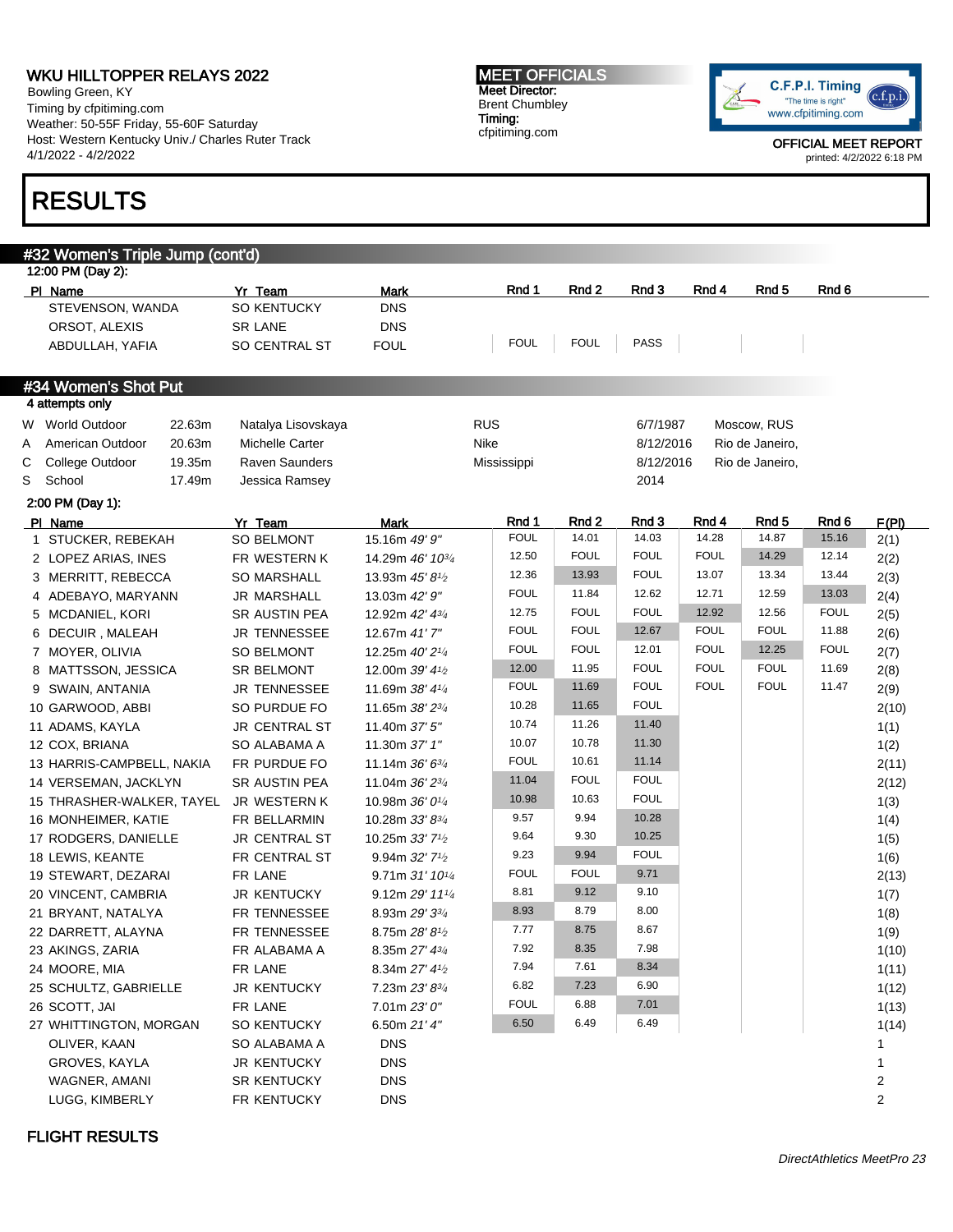# RESULTS

## #32 Women's Triple Jump (cont'd)

12:00 PM (Day 2):

| Pl | Name | Yr | Team | Mark | Rnd 1 | Rnd 2 | Rnd 3 | Rnd 4 | Rnd 5 | Rnd 6 |
|---|---|---|---|---|---|---|---|---|---|---|
| | STEVENSON, WANDA | SO | KENTUCKY | DNS | | | | | | |
| | ORSOT, ALEXIS | SR | LANE | DNS | | | | | | |
| | ABDULLAH, YAFIA | SO | CENTRAL ST | FOUL | FOUL | FOUL | PASS | | | |

## #34 Women's Shot Put

4 attempts only

| | | | | | | |
|---|---|---|---|---|---|---|
| W | World Outdoor | 22.63m | Natalya Lisovskaya | RUS | 6/7/1987 | Moscow, RUS |
| A | American Outdoor | 20.63m | Michelle Carter | Nike | 8/12/2016 | Rio de Janeiro, |
| C | College Outdoor | 19.35m | Raven Saunders | Mississippi | 8/12/2016 | Rio de Janeiro, |
| S | School | 17.49m | Jessica Ramsey | | 2014 | |

2:00 PM (Day 1):

| Pl | Name | Yr | Team | Mark | Rnd 1 | Rnd 2 | Rnd 3 | Rnd 4 | Rnd 5 | Rnd 6 | F(Pl) |
|---|---|---|---|---|---|---|---|---|---|---|---|
| 1 | STUCKER, REBEKAH | SO | BELMONT | 15.16m *49' 9"* | FOUL | 14.01 | 14.03 | 14.28 | 14.87 | 15.16 | 2(1) |
| 2 | LOPEZ ARIAS, INES | FR | WESTERN K | 14.29m *46' 10¾* | 12.50 | FOUL | FOUL | FOUL | 14.29 | 12.14 | 2(2) |
| 3 | MERRITT, REBECCA | SO | MARSHALL | 13.93m *45' 8½* | 12.36 | 13.93 | FOUL | 13.07 | 13.34 | 13.44 | 2(3) |
| 4 | ADEBAYO, MARYANN | JR | MARSHALL | 13.03m *42' 9"* | FOUL | 11.84 | 12.62 | 12.71 | 12.59 | 13.03 | 2(4) |
| 5 | MCDANIEL, KORI | SR | AUSTIN PEA | 12.92m *42' 4¾* | 12.75 | FOUL | FOUL | 12.92 | 12.56 | FOUL | 2(5) |
| 6 | DECUIR , MALEAH | JR | TENNESSEE | 12.67m *41' 7"* | FOUL | FOUL | 12.67 | FOUL | FOUL | 11.88 | 2(6) |
| 7 | MOYER, OLIVIA | SO | BELMONT | 12.25m *40' 2¼* | FOUL | FOUL | 12.01 | FOUL | 12.25 | FOUL | 2(7) |
| 8 | MATTSSON, JESSICA | SR | BELMONT | 12.00m *39' 4½* | 12.00 | 11.95 | FOUL | FOUL | FOUL | 11.69 | 2(8) |
| 9 | SWAIN, ANTANIA | JR | TENNESSEE | 11.69m *38' 4¼* | FOUL | 11.69 | FOUL | FOUL | FOUL | 11.47 | 2(9) |
| 10 | GARWOOD, ABBI | SO | PURDUE FO | 11.65m *38' 2¾* | 10.28 | 11.65 | FOUL | | | | 2(10) |
| 11 | ADAMS, KAYLA | JR | CENTRAL ST | 11.40m *37' 5"* | 10.74 | 11.26 | 11.40 | | | | 1(1) |
| 12 | COX, BRIANA | SO | ALABAMA A | 11.30m *37' 1"* | 10.07 | 10.78 | 11.30 | | | | 1(2) |
| 13 | HARRIS-CAMPBELL, NAKIA | FR | PURDUE FO | 11.14m *36' 6¾* | FOUL | 10.61 | 11.14 | | | | 2(11) |
| 14 | VERSEMAN, JACKLYN | SR | AUSTIN PEA | 11.04m *36' 2¾* | 11.04 | FOUL | FOUL | | | | 2(12) |
| 15 | THRASHER-WALKER, TAYEL | JR | WESTERN K | 10.98m *36' 0¼* | 10.98 | 10.63 | FOUL | | | | 1(3) |
| 16 | MONHEIMER, KATIE | FR | BELLARMIN | 10.28m *33' 8¾* | 9.57 | 9.94 | 10.28 | | | | 1(4) |
| 17 | RODGERS, DANIELLE | JR | CENTRAL ST | 10.25m *33' 7½* | 9.64 | 9.30 | 10.25 | | | | 1(5) |
| 18 | LEWIS, KEANTE | FR | CENTRAL ST | 9.94m *32' 7½* | 9.23 | 9.94 | FOUL | | | | 1(6) |
| 19 | STEWART, DEZARAI | FR | LANE | 9.71m *31' 10¼* | FOUL | FOUL | 9.71 | | | | 2(13) |
| 20 | VINCENT, CAMBRIA | JR | KENTUCKY | 9.12m *29' 11¼* | 8.81 | 9.12 | 9.10 | | | | 1(7) |
| 21 | BRYANT, NATALYA | FR | TENNESSEE | 8.93m *29' 3¾* | 8.93 | 8.79 | 8.00 | | | | 1(8) |
| 22 | DARRETT, ALAYNA | FR | TENNESSEE | 8.75m *28' 8½* | 7.77 | 8.75 | 8.67 | | | | 1(9) |
| 23 | AKINGS, ZARIA | FR | ALABAMA A | 8.35m *27' 4¾* | 7.92 | 8.35 | 7.98 | | | | 1(10) |
| 24 | MOORE, MIA | FR | LANE | 8.34m *27' 4½* | 7.94 | 7.61 | 8.34 | | | | 1(11) |
| 25 | SCHULTZ, GABRIELLE | JR | KENTUCKY | 7.23m *23' 8¾* | 6.82 | 7.23 | 6.90 | | | | 1(12) |
| 26 | SCOTT, JAI | FR | LANE | 7.01m *23' 0"* | FOUL | 6.88 | 7.01 | | | | 1(13) |
| 27 | WHITTINGTON, MORGAN | SO | KENTUCKY | 6.50m *21' 4"* | 6.50 | 6.49 | 6.49 | | | | 1(14) |
| | OLIVER, KAAN | SO | ALABAMA A | DNS | | | | | | | 1 |
| | GROVES, KAYLA | JR | KENTUCKY | DNS | | | | | | | 1 |
| | WAGNER, AMANI | SR | KENTUCKY | DNS | | | | | | | 2 |
| | LUGG, KIMBERLY | FR | KENTUCKY | DNS | | | | | | | 2 |

FLIGHT RESULTS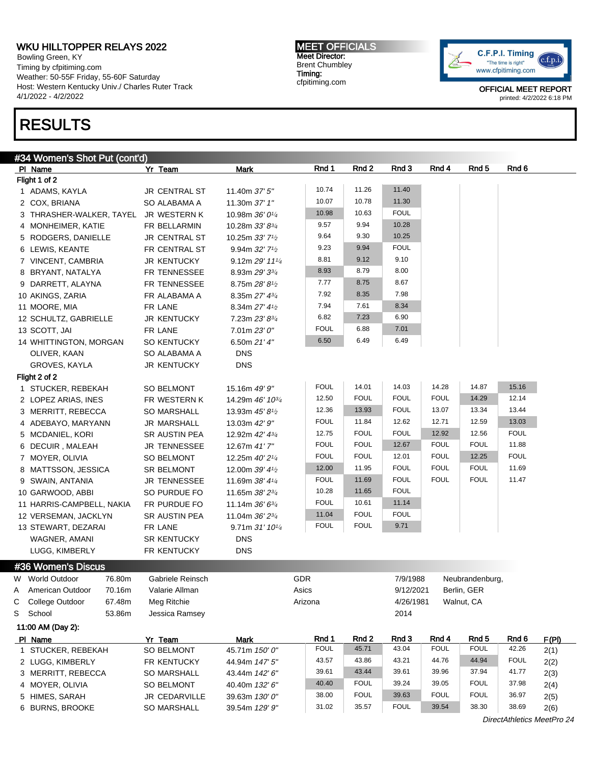WKU HILLTOPPER RELAYS 2022
Bowling Green, KY
Timing by cfpitiming.com
Weather: 50-55F Friday, 55-60F Saturday
Host: Western Kentucky Univ./ Charles Ruter Track
4/1/2022 - 4/2/2022

**MEET OFFICIALS**
Meet Director:
Brent Chumbley
Timing:
cfpitiming.com

C.F.P.I. Timing "The time is right" www.cfpitiming.com

OFFICIAL MEET REPORT
printed: 4/2/2022 6:18 PM

# RESULTS

## #34 Women's Shot Put (cont'd)

**Flight 1 of 2**

| Pl | Name | Yr | Team | Mark | Rnd 1 | Rnd 2 | Rnd 3 | Rnd 4 | Rnd 5 | Rnd 6 |
|---|---|---|---|---|---|---|---|---|---|---|
| 1 | ADAMS, KAYLA | JR | CENTRAL ST | 11.40m *37' 5"* | 10.74 | 11.26 | 11.40 | | | |
| 2 | COX, BRIANA | SO | ALABAMA A | 11.30m *37' 1"* | 10.07 | 10.78 | 11.30 | | | |
| 3 | THRASHER-WALKER, TAYEL | JR | WESTERN K | 10.98m *36' 0¼* | 10.98 | 10.63 | FOUL | | | |
| 4 | MONHEIMER, KATIE | FR | BELLARMIN | 10.28m *33' 8¾* | 9.57 | 9.94 | 10.28 | | | |
| 5 | RODGERS, DANIELLE | JR | CENTRAL ST | 10.25m *33' 7½* | 9.64 | 9.30 | 10.25 | | | |
| 6 | LEWIS, KEANTE | FR | CENTRAL ST | 9.94m *32' 7½* | 9.23 | 9.94 | FOUL | | | |
| 7 | VINCENT, CAMBRIA | JR | KENTUCKY | 9.12m *29' 11¼* | 8.81 | 9.12 | 9.10 | | | |
| 8 | BRYANT, NATALYA | FR | TENNESSEE | 8.93m *29' 3¾* | 8.93 | 8.79 | 8.00 | | | |
| 9 | DARRETT, ALAYNA | FR | TENNESSEE | 8.75m *28' 8½* | 7.77 | 8.75 | 8.67 | | | |
| 10 | AKINGS, ZARIA | FR | ALABAMA A | 8.35m *27' 4¾* | 7.92 | 8.35 | 7.98 | | | |
| 11 | MOORE, MIA | FR | LANE | 8.34m *27' 4½* | 7.94 | 7.61 | 8.34 | | | |
| 12 | SCHULTZ, GABRIELLE | JR | KENTUCKY | 7.23m *23' 8¾* | 6.82 | 7.23 | 6.90 | | | |
| 13 | SCOTT, JAI | FR | LANE | 7.01m *23' 0"* | FOUL | 6.88 | 7.01 | | | |
| 14 | WHITTINGTON, MORGAN | SO | KENTUCKY | 6.50m *21' 4"* | 6.50 | 6.49 | 6.49 | | | |
| | OLIVER, KAAN | SO | ALABAMA A | DNS | | | | | | |
| | GROVES, KAYLA | JR | KENTUCKY | DNS | | | | | | |

**Flight 2 of 2**

| Pl | Name | Yr | Team | Mark | Rnd 1 | Rnd 2 | Rnd 3 | Rnd 4 | Rnd 5 | Rnd 6 |
|---|---|---|---|---|---|---|---|---|---|---|
| 1 | STUCKER, REBEKAH | SO | BELMONT | 15.16m *49' 9"* | FOUL | 14.01 | 14.03 | 14.28 | 14.87 | 15.16 |
| 2 | LOPEZ ARIAS, INES | FR | WESTERN K | 14.29m *46' 10¾* | 12.50 | FOUL | FOUL | FOUL | 14.29 | 12.14 |
| 3 | MERRITT, REBECCA | SO | MARSHALL | 13.93m *45' 8½* | 12.36 | 13.93 | FOUL | 13.07 | 13.34 | 13.44 |
| 4 | ADEBAYO, MARYANN | JR | MARSHALL | 13.03m *42' 9"* | FOUL | 11.84 | 12.62 | 12.71 | 12.59 | 13.03 |
| 5 | MCDANIEL, KORI | SR | AUSTIN PEA | 12.92m *42' 4¾* | 12.75 | FOUL | FOUL | 12.92 | 12.56 | FOUL |
| 6 | DECUIR , MALEAH | JR | TENNESSEE | 12.67m *41' 7"* | FOUL | FOUL | 12.67 | FOUL | FOUL | 11.88 |
| 7 | MOYER, OLIVIA | SO | BELMONT | 12.25m *40' 2¼* | FOUL | FOUL | 12.01 | FOUL | 12.25 | FOUL |
| 8 | MATTSSON, JESSICA | SR | BELMONT | 12.00m *39' 4½* | 12.00 | 11.95 | FOUL | FOUL | FOUL | 11.69 |
| 9 | SWAIN, ANTANIA | JR | TENNESSEE | 11.69m *38' 4¼* | FOUL | 11.69 | FOUL | FOUL | FOUL | 11.47 |
| 10 | GARWOOD, ABBI | SO | PURDUE FO | 11.65m *38' 2¾* | 10.28 | 11.65 | FOUL | | | |
| 11 | HARRIS-CAMPBELL, NAKIA | FR | PURDUE FO | 11.14m *36' 6¾* | FOUL | 10.61 | 11.14 | | | |
| 12 | VERSEMAN, JACKLYN | SR | AUSTIN PEA | 11.04m *36' 2¾* | 11.04 | FOUL | FOUL | | | |
| 13 | STEWART, DEZARAI | FR | LANE | 9.71m *31' 10¼* | FOUL | FOUL | 9.71 | | | |
| | WAGNER, AMANI | SR | KENTUCKY | DNS | | | | | | |
| | LUGG, KIMBERLY | FR | KENTUCKY | DNS | | | | | | |

## #36 Women's Discus

| | Record | Mark | Name | Team | Date | Location |
|---|---|---|---|---|---|---|
| W | World Outdoor | 76.80m | Gabriele Reinsch | GDR | 7/9/1988 | Neubrandenburg, |
| A | American Outdoor | 70.16m | Valarie Allman | Asics | 9/12/2021 | Berlin, GER |
| C | College Outdoor | 67.48m | Meg Ritchie | Arizona | 4/26/1981 | Walnut, CA |
| S | School | 53.86m | Jessica Ramsey | | 2014 | |

**11:00 AM (Day 2):**

| Pl | Name | Yr | Team | Mark | Rnd 1 | Rnd 2 | Rnd 3 | Rnd 4 | Rnd 5 | Rnd 6 | F(Pl) |
|---|---|---|---|---|---|---|---|---|---|---|---|
| 1 | STUCKER, REBEKAH | SO | BELMONT | 45.71m *150' 0"* | FOUL | 45.71 | 43.04 | FOUL | FOUL | 42.26 | 2(1) |
| 2 | LUGG, KIMBERLY | FR | KENTUCKY | 44.94m *147' 5"* | 43.57 | 43.86 | 43.21 | 44.76 | 44.94 | FOUL | 2(2) |
| 3 | MERRITT, REBECCA | SO | MARSHALL | 43.44m *142' 6"* | 39.61 | 43.44 | 39.61 | 39.96 | 37.94 | 41.77 | 2(3) |
| 4 | MOYER, OLIVIA | SO | BELMONT | 40.40m *132' 6"* | 40.40 | FOUL | 39.24 | 39.05 | FOUL | 37.98 | 2(4) |
| 5 | HIMES, SARAH | JR | CEDARVILLE | 39.63m *130' 0"* | 38.00 | FOUL | 39.63 | FOUL | FOUL | 36.97 | 2(5) |
| 6 | BURNS, BROOKE | SO | MARSHALL | 39.54m *129' 9"* | 31.02 | 35.57 | FOUL | 39.54 | 38.30 | 38.69 | 2(6) |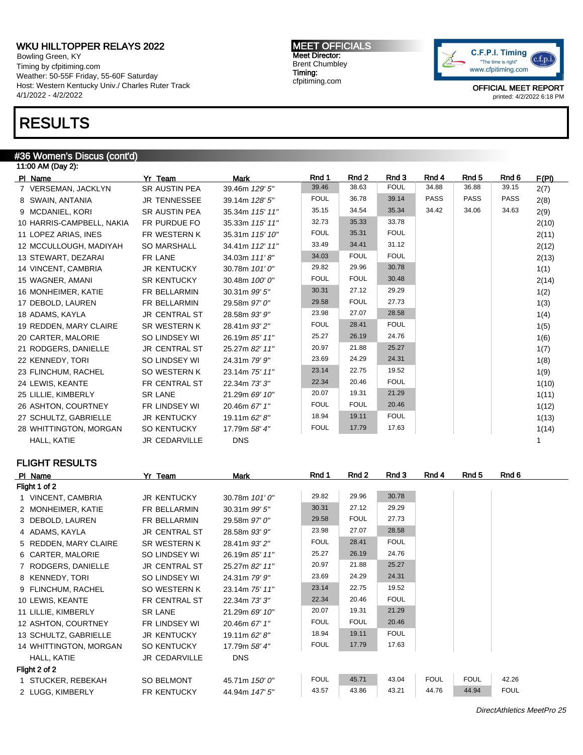WKU HILLTOPPER RELAYS 2022
Bowling Green, KY
Timing by cfpitiming.com
Weather: 50-55F Friday, 55-60F Saturday
Host: Western Kentucky Univ./ Charles Ruter Track
4/1/2022 - 4/2/2022

MEET OFFICIALS
Meet Director:
Brent Chumbley
Timing:
cfpitiming.com

OFFICIAL MEET REPORT
printed: 4/2/2022 6:18 PM

# RESULTS

## #36 Women's Discus (cont'd)

11:00 AM (Day 2):

| Pl | Name | Yr | Team | Mark | Rnd 1 | Rnd 2 | Rnd 3 | Rnd 4 | Rnd 5 | Rnd 6 | F(Pl) |
|---|---|---|---|---|---|---|---|---|---|---|---|
| 7 | VERSEMAN, JACKLYN | SR | AUSTIN PEA | 39.46m *129' 5"* | 39.46 | 38.63 | FOUL | 34.88 | 36.88 | 39.15 | 2(7) |
| 8 | SWAIN, ANTANIA | JR | TENNESSEE | 39.14m *128' 5"* | FOUL | 36.78 | 39.14 | PASS | PASS | PASS | 2(8) |
| 9 | MCDANIEL, KORI | SR | AUSTIN PEA | 35.34m *115' 11"* | 35.15 | 34.54 | 35.34 | 34.42 | 34.06 | 34.63 | 2(9) |
| 10 | HARRIS-CAMPBELL, NAKIA | FR | PURDUE FO | 35.33m *115' 11"* | 32.73 | 35.33 | 33.78 | | | | 2(10) |
| 11 | LOPEZ ARIAS, INES | FR | WESTERN K | 35.31m *115' 10"* | FOUL | 35.31 | FOUL | | | | 2(11) |
| 12 | MCCULLOUGH, MADIYAH | SO | MARSHALL | 34.41m *112' 11"* | 33.49 | 34.41 | 31.12 | | | | 2(12) |
| 13 | STEWART, DEZARAI | FR | LANE | 34.03m *111' 8"* | 34.03 | FOUL | FOUL | | | | 2(13) |
| 14 | VINCENT, CAMBRIA | JR | KENTUCKY | 30.78m *101' 0"* | 29.82 | 29.96 | 30.78 | | | | 1(1) |
| 15 | WAGNER, AMANI | SR | KENTUCKY | 30.48m *100' 0"* | FOUL | FOUL | 30.48 | | | | 2(14) |
| 16 | MONHEIMER, KATIE | FR | BELLARMIN | 30.31m *99' 5"* | 30.31 | 27.12 | 29.29 | | | | 1(2) |
| 17 | DEBOLD, LAUREN | FR | BELLARMIN | 29.58m *97' 0"* | 29.58 | FOUL | 27.73 | | | | 1(3) |
| 18 | ADAMS, KAYLA | JR | CENTRAL ST | 28.58m *93' 9"* | 23.98 | 27.07 | 28.58 | | | | 1(4) |
| 19 | REDDEN, MARY CLAIRE | SR | WESTERN K | 28.41m *93' 2"* | FOUL | 28.41 | FOUL | | | | 1(5) |
| 20 | CARTER, MALORIE | SO | LINDSEY WI | 26.19m *85' 11"* | 25.27 | 26.19 | 24.76 | | | | 1(6) |
| 21 | RODGERS, DANIELLE | JR | CENTRAL ST | 25.27m *82' 11"* | 20.97 | 21.88 | 25.27 | | | | 1(7) |
| 22 | KENNEDY, TORI | SO | LINDSEY WI | 24.31m *79' 9"* | 23.69 | 24.29 | 24.31 | | | | 1(8) |
| 23 | FLINCHUM, RACHEL | SO | WESTERN K | 23.14m *75' 11"* | 23.14 | 22.75 | 19.52 | | | | 1(9) |
| 24 | LEWIS, KEANTE | FR | CENTRAL ST | 22.34m *73' 3"* | 22.34 | 20.46 | FOUL | | | | 1(10) |
| 25 | LILLIE, KIMBERLY | SR | LANE | 21.29m *69' 10"* | 20.07 | 19.31 | 21.29 | | | | 1(11) |
| 26 | ASHTON, COURTNEY | FR | LINDSEY WI | 20.46m *67' 1"* | FOUL | FOUL | 20.46 | | | | 1(12) |
| 27 | SCHULTZ, GABRIELLE | JR | KENTUCKY | 19.11m *62' 8"* | 18.94 | 19.11 | FOUL | | | | 1(13) |
| 28 | WHITTINGTON, MORGAN | SO | KENTUCKY | 17.79m *58' 4"* | FOUL | 17.79 | 17.63 | | | | 1(14) |
| | HALL, KATIE | JR | CEDARVILLE | DNS | | | | | | | 1 |

### FLIGHT RESULTS

| Pl | Name | Yr | Team | Mark | Rnd 1 | Rnd 2 | Rnd 3 | Rnd 4 | Rnd 5 | Rnd 6 |
|---|---|---|---|---|---|---|---|---|---|---|
| **Flight 1 of 2** | | | | | | | | | | |
| 1 | VINCENT, CAMBRIA | JR | KENTUCKY | 30.78m *101' 0"* | 29.82 | 29.96 | 30.78 | | | |
| 2 | MONHEIMER, KATIE | FR | BELLARMIN | 30.31m *99' 5"* | 30.31 | 27.12 | 29.29 | | | |
| 3 | DEBOLD, LAUREN | FR | BELLARMIN | 29.58m *97' 0"* | 29.58 | FOUL | 27.73 | | | |
| 4 | ADAMS, KAYLA | JR | CENTRAL ST | 28.58m *93' 9"* | 23.98 | 27.07 | 28.58 | | | |
| 5 | REDDEN, MARY CLAIRE | SR | WESTERN K | 28.41m *93' 2"* | FOUL | 28.41 | FOUL | | | |
| 6 | CARTER, MALORIE | SO | LINDSEY WI | 26.19m *85' 11"* | 25.27 | 26.19 | 24.76 | | | |
| 7 | RODGERS, DANIELLE | JR | CENTRAL ST | 25.27m *82' 11"* | 20.97 | 21.88 | 25.27 | | | |
| 8 | KENNEDY, TORI | SO | LINDSEY WI | 24.31m *79' 9"* | 23.69 | 24.29 | 24.31 | | | |
| 9 | FLINCHUM, RACHEL | SO | WESTERN K | 23.14m *75' 11"* | 23.14 | 22.75 | 19.52 | | | |
| 10 | LEWIS, KEANTE | FR | CENTRAL ST | 22.34m *73' 3"* | 22.34 | 20.46 | FOUL | | | |
| 11 | LILLIE, KIMBERLY | SR | LANE | 21.29m *69' 10"* | 20.07 | 19.31 | 21.29 | | | |
| 12 | ASHTON, COURTNEY | FR | LINDSEY WI | 20.46m *67' 1"* | FOUL | FOUL | 20.46 | | | |
| 13 | SCHULTZ, GABRIELLE | JR | KENTUCKY | 19.11m *62' 8"* | 18.94 | 19.11 | FOUL | | | |
| 14 | WHITTINGTON, MORGAN | SO | KENTUCKY | 17.79m *58' 4"* | FOUL | 17.79 | 17.63 | | | |
| | HALL, KATIE | JR | CEDARVILLE | DNS | | | | | | |
| **Flight 2 of 2** | | | | | | | | | | |
| 1 | STUCKER, REBEKAH | SO | BELMONT | 45.71m *150' 0"* | FOUL | 45.71 | 43.04 | FOUL | FOUL | 42.26 |
| 2 | LUGG, KIMBERLY | FR | KENTUCKY | 44.94m *147' 5"* | 43.57 | 43.86 | 43.21 | 44.76 | 44.94 | FOUL |

*DirectAthletics MeetPro 25*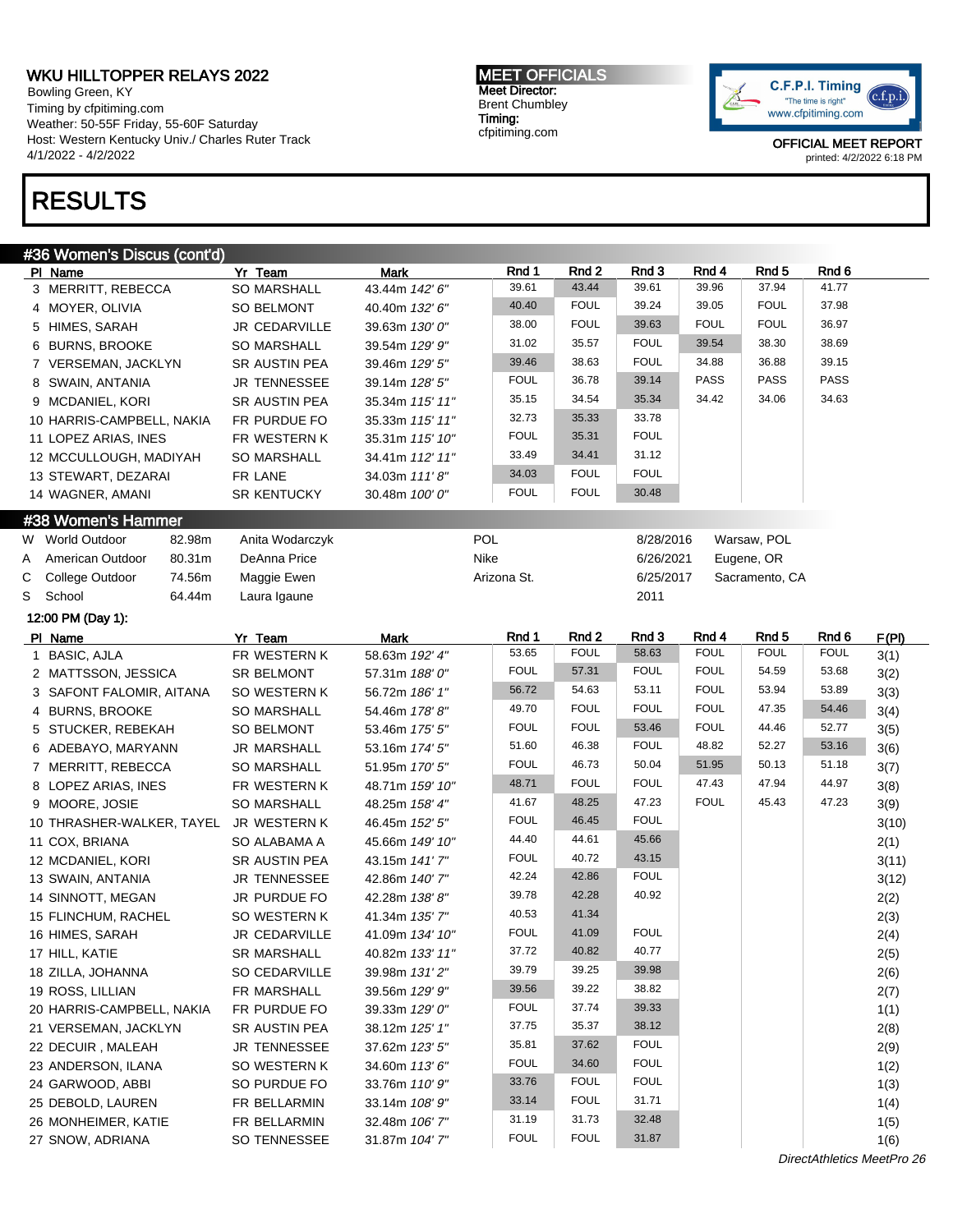WKU HILLTOPPER RELAYS 2022
Bowling Green, KY
Timing by cfpitiming.com
Weather: 50-55F Friday, 55-60F Saturday
Host: Western Kentucky Univ./ Charles Ruter Track
4/1/2022 - 4/2/2022

MEET OFFICIALS
Meet Director:
Brent Chumbley
Timing:
cfpitiming.com

OFFICIAL MEET REPORT
printed: 4/2/2022 6:18 PM

# RESULTS

## #36 Women's Discus (cont'd)

| Pl | Name | Yr | Team | Mark | Rnd 1 | Rnd 2 | Rnd 3 | Rnd 4 | Rnd 5 | Rnd 6 |
|---|---|---|---|---|---|---|---|---|---|---|
| 3 | MERRITT, REBECCA | SO | MARSHALL | 43.44m *142' 6"* | 39.61 | 43.44 | 39.61 | 39.96 | 37.94 | 41.77 |
| 4 | MOYER, OLIVIA | SO | BELMONT | 40.40m *132' 6"* | 40.40 | FOUL | 39.24 | 39.05 | FOUL | 37.98 |
| 5 | HIMES, SARAH | JR | CEDARVILLE | 39.63m *130' 0"* | 38.00 | FOUL | 39.63 | FOUL | FOUL | 36.97 |
| 6 | BURNS, BROOKE | SO | MARSHALL | 39.54m *129' 9"* | 31.02 | 35.57 | FOUL | 39.54 | 38.30 | 38.69 |
| 7 | VERSEMAN, JACKLYN | SR | AUSTIN PEA | 39.46m *129' 5"* | 39.46 | 38.63 | FOUL | 34.88 | 36.88 | 39.15 |
| 8 | SWAIN, ANTANIA | JR | TENNESSEE | 39.14m *128' 5"* | FOUL | 36.78 | 39.14 | PASS | PASS | PASS |
| 9 | MCDANIEL, KORI | SR | AUSTIN PEA | 35.34m *115' 11"* | 35.15 | 34.54 | 35.34 | 34.42 | 34.06 | 34.63 |
| 10 | HARRIS-CAMPBELL, NAKIA | FR | PURDUE FO | 35.33m *115' 11"* | 32.73 | 35.33 | 33.78 | | | |
| 11 | LOPEZ ARIAS, INES | FR | WESTERN K | 35.31m *115' 10"* | FOUL | 35.31 | FOUL | | | |
| 12 | MCCULLOUGH, MADIYAH | SO | MARSHALL | 34.41m *112' 11"* | 33.49 | 34.41 | 31.12 | | | |
| 13 | STEWART, DEZARAI | FR | LANE | 34.03m *111' 8"* | 34.03 | FOUL | FOUL | | | |
| 14 | WAGNER, AMANI | SR | KENTUCKY | 30.48m *100' 0"* | FOUL | FOUL | 30.48 | | | |

## #38 Women's Hammer

| | Record | Mark | Holder | Team | Date | Location |
|---|---|---|---|---|---|---|
| W | World Outdoor | 82.98m | Anita Wodarczyk | POL | 8/28/2016 | Warsaw, POL |
| A | American Outdoor | 80.31m | DeAnna Price | Nike | 6/26/2021 | Eugene, OR |
| C | College Outdoor | 74.56m | Maggie Ewen | Arizona St. | 6/25/2017 | Sacramento, CA |
| S | School | 64.44m | Laura Igaune | | 2011 | |

12:00 PM (Day 1):

| Pl | Name | Yr | Team | Mark | Rnd 1 | Rnd 2 | Rnd 3 | Rnd 4 | Rnd 5 | Rnd 6 | F(Pl) |
|---|---|---|---|---|---|---|---|---|---|---|---|
| 1 | BASIC, AJLA | FR | WESTERN K | 58.63m *192' 4"* | 53.65 | FOUL | 58.63 | FOUL | FOUL | FOUL | 3(1) |
| 2 | MATTSSON, JESSICA | SR | BELMONT | 57.31m *188' 0"* | FOUL | 57.31 | FOUL | FOUL | 54.59 | 53.68 | 3(2) |
| 3 | SAFONT FALOMIR, AITANA | SO | WESTERN K | 56.72m *186' 1"* | 56.72 | 54.63 | 53.11 | FOUL | 53.94 | 53.89 | 3(3) |
| 4 | BURNS, BROOKE | SO | MARSHALL | 54.46m *178' 8"* | 49.70 | FOUL | FOUL | FOUL | 47.35 | 54.46 | 3(4) |
| 5 | STUCKER, REBEKAH | SO | BELMONT | 53.46m *175' 5"* | FOUL | FOUL | 53.46 | FOUL | 44.46 | 52.77 | 3(5) |
| 6 | ADEBAYO, MARYANN | JR | MARSHALL | 53.16m *174' 5"* | 51.60 | 46.38 | FOUL | 48.82 | 52.27 | 53.16 | 3(6) |
| 7 | MERRITT, REBECCA | SO | MARSHALL | 51.95m *170' 5"* | FOUL | 46.73 | 50.04 | 51.95 | 50.13 | 51.18 | 3(7) |
| 8 | LOPEZ ARIAS, INES | FR | WESTERN K | 48.71m *159' 10"* | 48.71 | FOUL | FOUL | 47.43 | 47.94 | 44.97 | 3(8) |
| 9 | MOORE, JOSIE | SO | MARSHALL | 48.25m *158' 4"* | 41.67 | 48.25 | 47.23 | FOUL | 45.43 | 47.23 | 3(9) |
| 10 | THRASHER-WALKER, TAYEL | JR | WESTERN K | 46.45m *152' 5"* | FOUL | 46.45 | FOUL | | | | 3(10) |
| 11 | COX, BRIANA | SO | ALABAMA A | 45.66m *149' 10"* | 44.40 | 44.61 | 45.66 | | | | 2(1) |
| 12 | MCDANIEL, KORI | SR | AUSTIN PEA | 43.15m *141' 7"* | FOUL | 40.72 | 43.15 | | | | 3(11) |
| 13 | SWAIN, ANTANIA | JR | TENNESSEE | 42.86m *140' 7"* | 42.24 | 42.86 | FOUL | | | | 3(12) |
| 14 | SINNOTT, MEGAN | JR | PURDUE FO | 42.28m *138' 8"* | 39.78 | 42.28 | 40.92 | | | | 2(2) |
| 15 | FLINCHUM, RACHEL | SO | WESTERN K | 41.34m *135' 7"* | 40.53 | 41.34 | | | | | 2(3) |
| 16 | HIMES, SARAH | JR | CEDARVILLE | 41.09m *134' 10"* | FOUL | 41.09 | FOUL | | | | 2(4) |
| 17 | HILL, KATIE | SR | MARSHALL | 40.82m *133' 11"* | 37.72 | 40.82 | 40.77 | | | | 2(5) |
| 18 | ZILLA, JOHANNA | SO | CEDARVILLE | 39.98m *131' 2"* | 39.79 | 39.25 | 39.98 | | | | 2(6) |
| 19 | ROSS, LILLIAN | FR | MARSHALL | 39.56m *129' 9"* | 39.56 | 39.22 | 38.82 | | | | 2(7) |
| 20 | HARRIS-CAMPBELL, NAKIA | FR | PURDUE FO | 39.33m *129' 0"* | FOUL | 37.74 | 39.33 | | | | 1(1) |
| 21 | VERSEMAN, JACKLYN | SR | AUSTIN PEA | 38.12m *125' 1"* | 37.75 | 35.37 | 38.12 | | | | 2(8) |
| 22 | DECUIR , MALEAH | JR | TENNESSEE | 37.62m *123' 5"* | 35.81 | 37.62 | FOUL | | | | 2(9) |
| 23 | ANDERSON, ILANA | SO | WESTERN K | 34.60m *113' 6"* | FOUL | 34.60 | FOUL | | | | 1(2) |
| 24 | GARWOOD, ABBI | SO | PURDUE FO | 33.76m *110' 9"* | 33.76 | FOUL | FOUL | | | | 1(3) |
| 25 | DEBOLD, LAUREN | FR | BELLARMIN | 33.14m *108' 9"* | 33.14 | FOUL | 31.71 | | | | 1(4) |
| 26 | MONHEIMER, KATIE | FR | BELLARMIN | 32.48m *106' 7"* | 31.19 | 31.73 | 32.48 | | | | 1(5) |
| 27 | SNOW, ADRIANA | SO | TENNESSEE | 31.87m *104' 7"* | FOUL | FOUL | 31.87 | | | | 1(6) |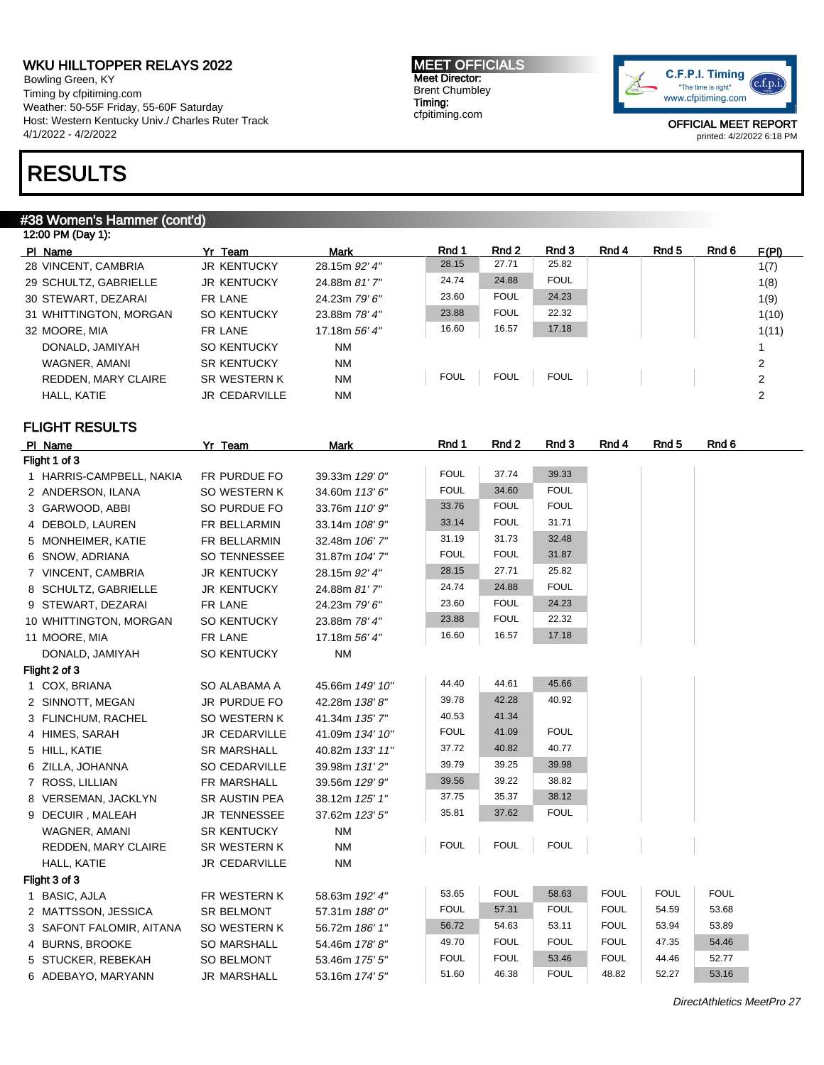# RESULTS

## #38 Women's Hammer (cont'd)

12:00 PM (Day 1):

| Pl | Name | Yr | Team | Mark | Rnd 1 | Rnd 2 | Rnd 3 | Rnd 4 | Rnd 5 | Rnd 6 | F(Pl) |
|---|---|---|---|---|---|---|---|---|---|---|---|
| 28 | VINCENT, CAMBRIA | JR | KENTUCKY | 28.15m *92' 4"* | 28.15 | 27.71 | 25.82 | | | | 1(7) |
| 29 | SCHULTZ, GABRIELLE | JR | KENTUCKY | 24.88m *81' 7"* | 24.74 | 24.88 | FOUL | | | | 1(8) |
| 30 | STEWART, DEZARAI | FR | LANE | 24.23m *79' 6"* | 23.60 | FOUL | 24.23 | | | | 1(9) |
| 31 | WHITTINGTON, MORGAN | SO | KENTUCKY | 23.88m *78' 4"* | 23.88 | FOUL | 22.32 | | | | 1(10) |
| 32 | MOORE, MIA | FR | LANE | 17.18m *56' 4"* | 16.60 | 16.57 | 17.18 | | | | 1(11) |
| | DONALD, JAMIYAH | SO | KENTUCKY | NM | | | | | | | 1 |
| | WAGNER, AMANI | SR | KENTUCKY | NM | | | | | | | 2 |
| | REDDEN, MARY CLAIRE | SR | WESTERN K | NM | FOUL | FOUL | FOUL | | | | 2 |
| | HALL, KATIE | JR | CEDARVILLE | NM | | | | | | | 2 |

## FLIGHT RESULTS

| Pl | Name | Yr | Team | Mark | Rnd 1 | Rnd 2 | Rnd 3 | Rnd 4 | Rnd 5 | Rnd 6 |
|---|---|---|---|---|---|---|---|---|---|---|
| **Flight 1 of 3** | | | | | | | | | | |
| 1 | HARRIS-CAMPBELL, NAKIA | FR | PURDUE FO | 39.33m *129' 0"* | FOUL | 37.74 | 39.33 | | | |
| 2 | ANDERSON, ILANA | SO | WESTERN K | 34.60m *113' 6"* | FOUL | 34.60 | FOUL | | | |
| 3 | GARWOOD, ABBI | SO | PURDUE FO | 33.76m *110' 9"* | 33.76 | FOUL | FOUL | | | |
| 4 | DEBOLD, LAUREN | FR | BELLARMIN | 33.14m *108' 9"* | 33.14 | FOUL | 31.71 | | | |
| 5 | MONHEIMER, KATIE | FR | BELLARMIN | 32.48m *106' 7"* | 31.19 | 31.73 | 32.48 | | | |
| 6 | SNOW, ADRIANA | SO | TENNESSEE | 31.87m *104' 7"* | FOUL | FOUL | 31.87 | | | |
| 7 | VINCENT, CAMBRIA | JR | KENTUCKY | 28.15m *92' 4"* | 28.15 | 27.71 | 25.82 | | | |
| 8 | SCHULTZ, GABRIELLE | JR | KENTUCKY | 24.88m *81' 7"* | 24.74 | 24.88 | FOUL | | | |
| 9 | STEWART, DEZARAI | FR | LANE | 24.23m *79' 6"* | 23.60 | FOUL | 24.23 | | | |
| 10 | WHITTINGTON, MORGAN | SO | KENTUCKY | 23.88m *78' 4"* | 23.88 | FOUL | 22.32 | | | |
| 11 | MOORE, MIA | FR | LANE | 17.18m *56' 4"* | 16.60 | 16.57 | 17.18 | | | |
| | DONALD, JAMIYAH | SO | KENTUCKY | NM | | | | | | |
| **Flight 2 of 3** | | | | | | | | | | |
| 1 | COX, BRIANA | SO | ALABAMA A | 45.66m *149' 10"* | 44.40 | 44.61 | 45.66 | | | |
| 2 | SINNOTT, MEGAN | JR | PURDUE FO | 42.28m *138' 8"* | 39.78 | 42.28 | 40.92 | | | |
| 3 | FLINCHUM, RACHEL | SO | WESTERN K | 41.34m *135' 7"* | 40.53 | 41.34 | | | | |
| 4 | HIMES, SARAH | JR | CEDARVILLE | 41.09m *134' 10"* | FOUL | 41.09 | FOUL | | | |
| 5 | HILL, KATIE | SR | MARSHALL | 40.82m *133' 11"* | 37.72 | 40.82 | 40.77 | | | |
| 6 | ZILLA, JOHANNA | SO | CEDARVILLE | 39.98m *131' 2"* | 39.79 | 39.25 | 39.98 | | | |
| 7 | ROSS, LILLIAN | FR | MARSHALL | 39.56m *129' 9"* | 39.56 | 39.22 | 38.82 | | | |
| 8 | VERSEMAN, JACKLYN | SR | AUSTIN PEA | 38.12m *125' 1"* | 37.75 | 35.37 | 38.12 | | | |
| 9 | DECUIR , MALEAH | JR | TENNESSEE | 37.62m *123' 5"* | 35.81 | 37.62 | FOUL | | | |
| | WAGNER, AMANI | SR | KENTUCKY | NM | | | | | | |
| | REDDEN, MARY CLAIRE | SR | WESTERN K | NM | FOUL | FOUL | FOUL | | | |
| | HALL, KATIE | JR | CEDARVILLE | NM | | | | | | |
| **Flight 3 of 3** | | | | | | | | | | |
| 1 | BASIC, AJLA | FR | WESTERN K | 58.63m *192' 4"* | 53.65 | FOUL | 58.63 | FOUL | FOUL | FOUL |
| 2 | MATTSSON, JESSICA | SR | BELMONT | 57.31m *188' 0"* | FOUL | 57.31 | FOUL | FOUL | 54.59 | 53.68 |
| 3 | SAFONT FALOMIR, AITANA | SO | WESTERN K | 56.72m *186' 1"* | 56.72 | 54.63 | 53.11 | FOUL | 53.94 | 53.89 |
| 4 | BURNS, BROOKE | SO | MARSHALL | 54.46m *178' 8"* | 49.70 | FOUL | FOUL | FOUL | 47.35 | 54.46 |
| 5 | STUCKER, REBEKAH | SO | BELMONT | 53.46m *175' 5"* | FOUL | FOUL | 53.46 | FOUL | 44.46 | 52.77 |
| 6 | ADEBAYO, MARYANN | JR | MARSHALL | 53.16m *174' 5"* | 51.60 | 46.38 | FOUL | 48.82 | 52.27 | 53.16 |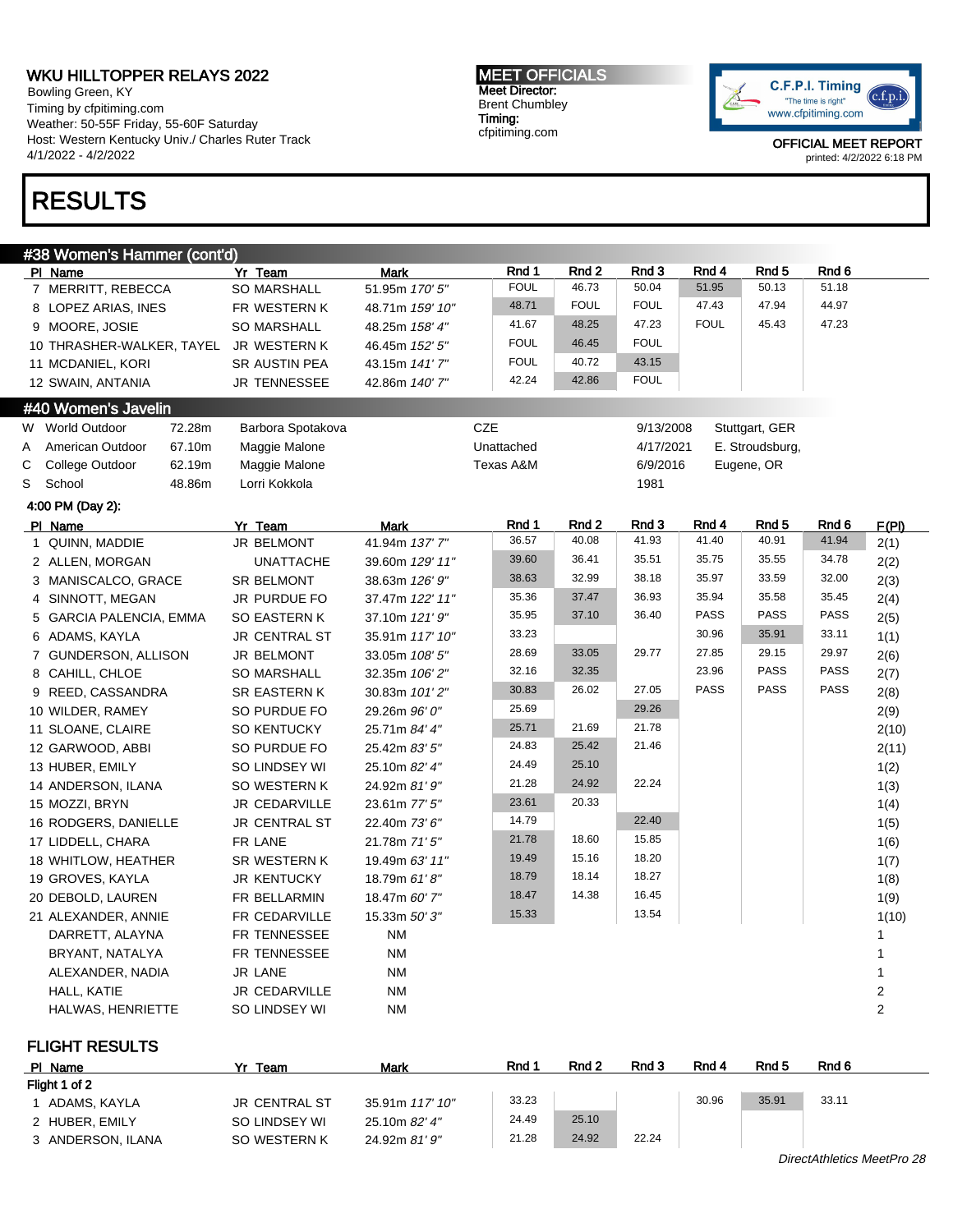# WKU HILLTOPPER RELAYS 2022

Bowling Green, KY
Timing by cfpitiming.com
Weather: 50-55F Friday, 55-60F Saturday
Host: Western Kentucky Univ./ Charles Ruter Track
4/1/2022 - 4/2/2022

**MEET OFFICIALS**
Meet Director:
Brent Chumbley
Timing:
cfpitiming.com

C.F.P.I. Timing "The time is right" www.cfpitiming.com

OFFICIAL MEET REPORT
printed: 4/2/2022 6:18 PM

# RESULTS

## #38 Women's Hammer (cont'd)

| Pl | Name | Yr | Team | Mark | Rnd 1 | Rnd 2 | Rnd 3 | Rnd 4 | Rnd 5 | Rnd 6 |
|---|---|---|---|---|---|---|---|---|---|---|
| 7 | MERRITT, REBECCA | SO | MARSHALL | 51.95m *170' 5"* | FOUL | 46.73 | 50.04 | 51.95 | 50.13 | 51.18 |
| 8 | LOPEZ ARIAS, INES | FR | WESTERN K | 48.71m *159' 10"* | 48.71 | FOUL | FOUL | 47.43 | 47.94 | 44.97 |
| 9 | MOORE, JOSIE | SO | MARSHALL | 48.25m *158' 4"* | 41.67 | 48.25 | 47.23 | FOUL | 45.43 | 47.23 |
| 10 | THRASHER-WALKER, TAYEL | JR | WESTERN K | 46.45m *152' 5"* | FOUL | 46.45 | FOUL | | | |
| 11 | MCDANIEL, KORI | SR | AUSTIN PEA | 43.15m *141' 7"* | FOUL | 40.72 | 43.15 | | | |
| 12 | SWAIN, ANTANIA | JR | TENNESSEE | 42.86m *140' 7"* | 42.24 | 42.86 | FOUL | | | |

## #40 Women's Javelin

| | Record | Mark | Holder | Team | Date | Location |
|---|---|---|---|---|---|---|
| W | World Outdoor | 72.28m | Barbora Spotakova | CZE | 9/13/2008 | Stuttgart, GER |
| A | American Outdoor | 67.10m | Maggie Malone | Unattached | 4/17/2021 | E. Stroudsburg, |
| C | College Outdoor | 62.19m | Maggie Malone | Texas A&M | 6/9/2016 | Eugene, OR |
| S | School | 48.86m | Lorri Kokkola | | 1981 | |

**4:00 PM (Day 2):**

| Pl | Name | Yr | Team | Mark | Rnd 1 | Rnd 2 | Rnd 3 | Rnd 4 | Rnd 5 | Rnd 6 | F(Pl) |
|---|---|---|---|---|---|---|---|---|---|---|---|
| 1 | QUINN, MADDIE | JR | BELMONT | 41.94m *137' 7"* | 36.57 | 40.08 | 41.93 | 41.40 | 40.91 | 41.94 | 2(1) |
| 2 | ALLEN, MORGAN | | UNATTACHE | 39.60m *129' 11"* | 39.60 | 36.41 | 35.51 | 35.75 | 35.55 | 34.78 | 2(2) |
| 3 | MANISCALCO, GRACE | SR | BELMONT | 38.63m *126' 9"* | 38.63 | 32.99 | 38.18 | 35.97 | 33.59 | 32.00 | 2(3) |
| 4 | SINNOTT, MEGAN | JR | PURDUE FO | 37.47m *122' 11"* | 35.36 | 37.47 | 36.93 | 35.94 | 35.58 | 35.45 | 2(4) |
| 5 | GARCIA PALENCIA, EMMA | SO | EASTERN K | 37.10m *121' 9"* | 35.95 | 37.10 | 36.40 | PASS | PASS | PASS | 2(5) |
| 6 | ADAMS, KAYLA | JR | CENTRAL ST | 35.91m *117' 10"* | 33.23 | | | 30.96 | 35.91 | 33.11 | 1(1) |
| 7 | GUNDERSON, ALLISON | JR | BELMONT | 33.05m *108' 5"* | 28.69 | 33.05 | 29.77 | 27.85 | 29.15 | 29.97 | 2(6) |
| 8 | CAHILL, CHLOE | SO | MARSHALL | 32.35m *106' 2"* | 32.16 | 32.35 | | 23.96 | PASS | PASS | 2(7) |
| 9 | REED, CASSANDRA | SR | EASTERN K | 30.83m *101' 2"* | 30.83 | 26.02 | 27.05 | PASS | PASS | PASS | 2(8) |
| 10 | WILDER, RAMEY | SO | PURDUE FO | 29.26m *96' 0"* | 25.69 | | 29.26 | | | | 2(9) |
| 11 | SLOANE, CLAIRE | SO | KENTUCKY | 25.71m *84' 4"* | 25.71 | 21.69 | 21.78 | | | | 2(10) |
| 12 | GARWOOD, ABBI | SO | PURDUE FO | 25.42m *83' 5"* | 24.83 | 25.42 | 21.46 | | | | 2(11) |
| 13 | HUBER, EMILY | SO | LINDSEY WI | 25.10m *82' 4"* | 24.49 | 25.10 | | | | | 1(2) |
| 14 | ANDERSON, ILANA | SO | WESTERN K | 24.92m *81' 9"* | 21.28 | 24.92 | 22.24 | | | | 1(3) |
| 15 | MOZZI, BRYN | JR | CEDARVILLE | 23.61m *77' 5"* | 23.61 | 20.33 | | | | | 1(4) |
| 16 | RODGERS, DANIELLE | JR | CENTRAL ST | 22.40m *73' 6"* | 14.79 | | 22.40 | | | | 1(5) |
| 17 | LIDDELL, CHARA | FR | LANE | 21.78m *71' 5"* | 21.78 | 18.60 | 15.85 | | | | 1(6) |
| 18 | WHITLOW, HEATHER | SR | WESTERN K | 19.49m *63' 11"* | 19.49 | 15.16 | 18.20 | | | | 1(7) |
| 19 | GROVES, KAYLA | JR | KENTUCKY | 18.79m *61' 8"* | 18.79 | 18.14 | 18.27 | | | | 1(8) |
| 20 | DEBOLD, LAUREN | FR | BELLARMIN | 18.47m *60' 7"* | 18.47 | 14.38 | 16.45 | | | | 1(9) |
| 21 | ALEXANDER, ANNIE | FR | CEDARVILLE | 15.33m *50' 3"* | 15.33 | | 13.54 | | | | 1(10) |
| | DARRETT, ALAYNA | FR | TENNESSEE | NM | | | | | | | 1 |
| | BRYANT, NATALYA | FR | TENNESSEE | NM | | | | | | | 1 |
| | ALEXANDER, NADIA | JR | LANE | NM | | | | | | | 1 |
| | HALL, KATIE | JR | CEDARVILLE | NM | | | | | | | 2 |
| | HALWAS, HENRIETTE | SO | LINDSEY WI | NM | | | | | | | 2 |

## FLIGHT RESULTS

| Pl | Name | Yr | Team | Mark | Rnd 1 | Rnd 2 | Rnd 3 | Rnd 4 | Rnd 5 | Rnd 6 |
|---|---|---|---|---|---|---|---|---|---|---|
| **Flight 1 of 2** | | | | | | | | | | |
| 1 | ADAMS, KAYLA | JR | CENTRAL ST | 35.91m *117' 10"* | 33.23 | | | 30.96 | 35.91 | 33.11 |
| 2 | HUBER, EMILY | SO | LINDSEY WI | 25.10m *82' 4"* | 24.49 | 25.10 | | | | |
| 3 | ANDERSON, ILANA | SO | WESTERN K | 24.92m *81' 9"* | 21.28 | 24.92 | 22.24 | | | |

*DirectAthletics MeetPro 28*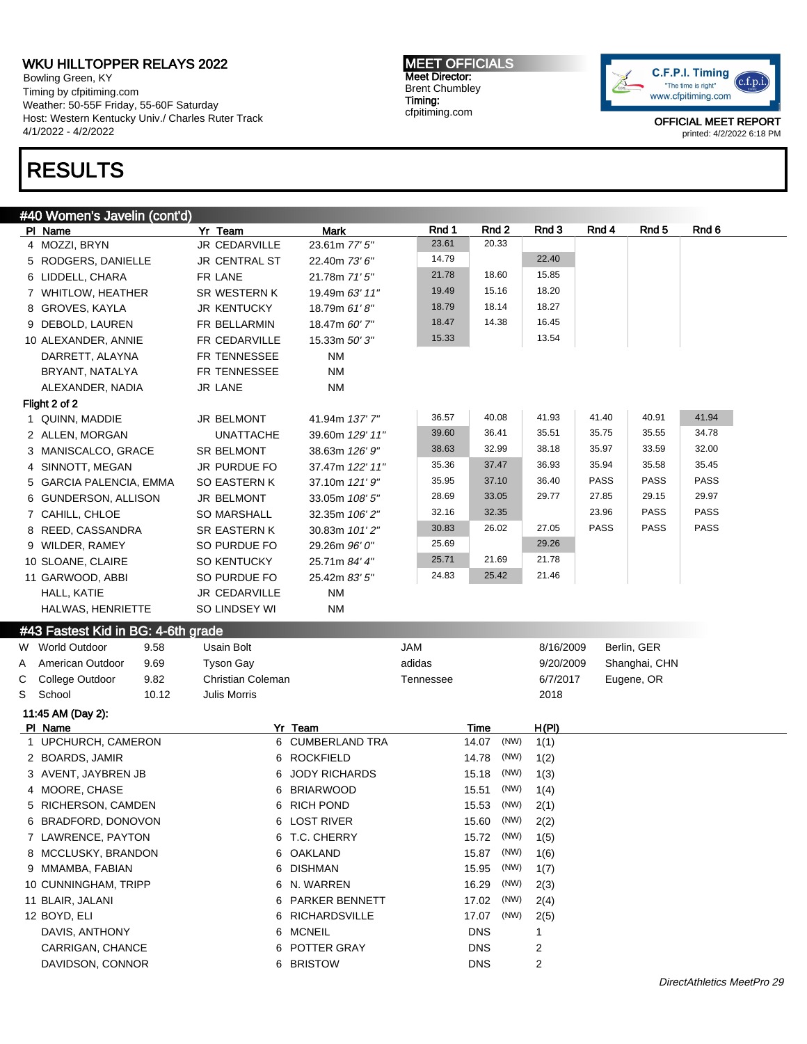# WKU HILLTOPPER RELAYS 2022

Bowling Green, KY
Timing by cfpitiming.com
Weather: 50-55F Friday, 55-60F Saturday
Host: Western Kentucky Univ./ Charles Ruter Track
4/1/2022 - 4/2/2022

**MEET OFFICIALS**
Meet Director:
Brent Chumbley
Timing:
cfpitiming.com

OFFICIAL MEET REPORT
printed: 4/2/2022 6:18 PM

# RESULTS

## #40 Women's Javelin (cont'd)

| Pl | Name | Yr | Team | Mark | Rnd 1 | Rnd 2 | Rnd 3 | Rnd 4 | Rnd 5 | Rnd 6 |
|---|---|---|---|---|---|---|---|---|---|---|
| 4 | MOZZI, BRYN | JR | CEDARVILLE | 23.61m *77' 5"* | 23.61 | 20.33 | | | | |
| 5 | RODGERS, DANIELLE | JR | CENTRAL ST | 22.40m *73' 6"* | 14.79 | | 22.40 | | | |
| 6 | LIDDELL, CHARA | FR | LANE | 21.78m *71' 5"* | 21.78 | 18.60 | 15.85 | | | |
| 7 | WHITLOW, HEATHER | SR | WESTERN K | 19.49m *63' 11"* | 19.49 | 15.16 | 18.20 | | | |
| 8 | GROVES, KAYLA | JR | KENTUCKY | 18.79m *61' 8"* | 18.79 | 18.14 | 18.27 | | | |
| 9 | DEBOLD, LAUREN | FR | BELLARMIN | 18.47m *60' 7"* | 18.47 | 14.38 | 16.45 | | | |
| 10 | ALEXANDER, ANNIE | FR | CEDARVILLE | 15.33m *50' 3"* | 15.33 | | 13.54 | | | |
| | DARRETT, ALAYNA | FR | TENNESSEE | NM | | | | | | |
| | BRYANT, NATALYA | FR | TENNESSEE | NM | | | | | | |
| | ALEXANDER, NADIA | JR | LANE | NM | | | | | | |
| **Flight 2 of 2** | | | | | | | | | | |
| 1 | QUINN, MADDIE | JR | BELMONT | 41.94m *137' 7"* | 36.57 | 40.08 | 41.93 | 41.40 | 40.91 | 41.94 |
| 2 | ALLEN, MORGAN | | UNATTACHE | 39.60m *129' 11"* | 39.60 | 36.41 | 35.51 | 35.75 | 35.55 | 34.78 |
| 3 | MANISCALCO, GRACE | SR | BELMONT | 38.63m *126' 9"* | 38.63 | 32.99 | 38.18 | 35.97 | 33.59 | 32.00 |
| 4 | SINNOTT, MEGAN | JR | PURDUE FO | 37.47m *122' 11"* | 35.36 | 37.47 | 36.93 | 35.94 | 35.58 | 35.45 |
| 5 | GARCIA PALENCIA, EMMA | SO | EASTERN K | 37.10m *121' 9"* | 35.95 | 37.10 | 36.40 | PASS | PASS | PASS |
| 6 | GUNDERSON, ALLISON | JR | BELMONT | 33.05m *108' 5"* | 28.69 | 33.05 | 29.77 | 27.85 | 29.15 | 29.97 |
| 7 | CAHILL, CHLOE | SO | MARSHALL | 32.35m *106' 2"* | 32.16 | 32.35 | | 23.96 | PASS | PASS |
| 8 | REED, CASSANDRA | SR | EASTERN K | 30.83m *101' 2"* | 30.83 | 26.02 | 27.05 | PASS | PASS | PASS |
| 9 | WILDER, RAMEY | SO | PURDUE FO | 29.26m *96' 0"* | 25.69 | | 29.26 | | | |
| 10 | SLOANE, CLAIRE | SO | KENTUCKY | 25.71m *84' 4"* | 25.71 | 21.69 | 21.78 | | | |
| 11 | GARWOOD, ABBI | SO | PURDUE FO | 25.42m *83' 5"* | 24.83 | 25.42 | 21.46 | | | |
| | HALL, KATIE | JR | CEDARVILLE | NM | | | | | | |
| | HALWAS, HENRIETTE | SO | LINDSEY WI | NM | | | | | | |

## #43 Fastest Kid in BG: 4-6th grade

| | Record | Mark | Name | Team | Date | Location |
|---|---|---|---|---|---|---|
| W | World Outdoor | 9.58 | Usain Bolt | JAM | 8/16/2009 | Berlin, GER |
| A | American Outdoor | 9.69 | Tyson Gay | adidas | 9/20/2009 | Shanghai, CHN |
| C | College Outdoor | 9.82 | Christian Coleman | Tennessee | 6/7/2017 | Eugene, OR |
| S | School | 10.12 | Julis Morris | | 2018 | |

11:45 AM (Day 2):

| Pl | Name | Yr | Team | Time | Wind | H(Pl) |
|---|---|---|---|---|---|---|
| 1 | UPCHURCH, CAMERON | 6 | CUMBERLAND TRA | 14.07 | (NW) | 1(1) |
| 2 | BOARDS, JAMIR | 6 | ROCKFIELD | 14.78 | (NW) | 1(2) |
| 3 | AVENT, JAYBREN JB | 6 | JODY RICHARDS | 15.18 | (NW) | 1(3) |
| 4 | MOORE, CHASE | 6 | BRIARWOOD | 15.51 | (NW) | 1(4) |
| 5 | RICHERSON, CAMDEN | 6 | RICH POND | 15.53 | (NW) | 2(1) |
| 6 | BRADFORD, DONOVON | 6 | LOST RIVER | 15.60 | (NW) | 2(2) |
| 7 | LAWRENCE, PAYTON | 6 | T.C. CHERRY | 15.72 | (NW) | 1(5) |
| 8 | MCCLUSKY, BRANDON | 6 | OAKLAND | 15.87 | (NW) | 1(6) |
| 9 | MMAMBA, FABIAN | 6 | DISHMAN | 15.95 | (NW) | 1(7) |
| 10 | CUNNINGHAM, TRIPP | 6 | N. WARREN | 16.29 | (NW) | 2(3) |
| 11 | BLAIR, JALANI | 6 | PARKER BENNETT | 17.02 | (NW) | 2(4) |
| 12 | BOYD, ELI | 6 | RICHARDSVILLE | 17.07 | (NW) | 2(5) |
| | DAVIS, ANTHONY | 6 | MCNEIL | DNS | | 1 |
| | CARRIGAN, CHANCE | 6 | POTTER GRAY | DNS | | 2 |
| | DAVIDSON, CONNOR | 6 | BRISTOW | DNS | | 2 |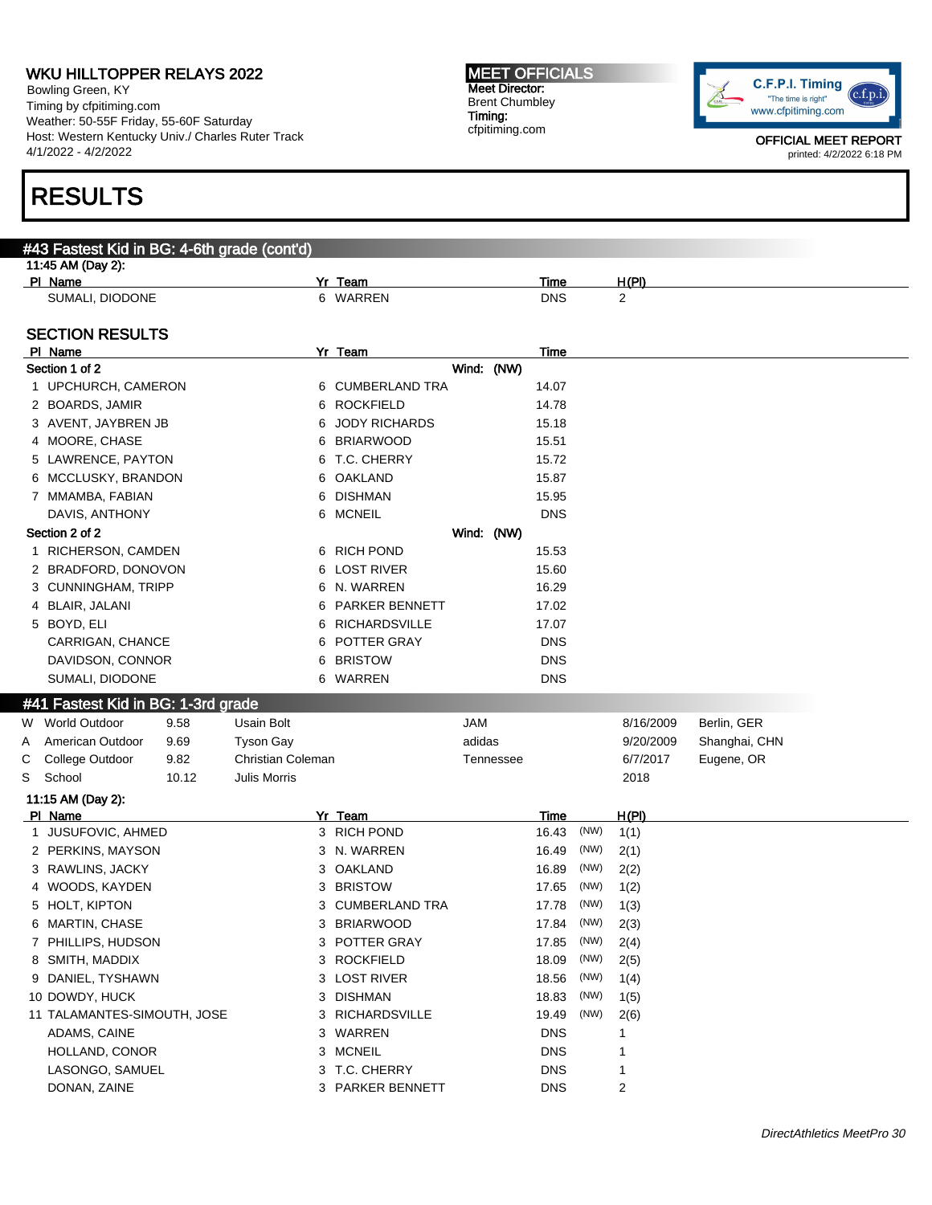# RESULTS

## #43 Fastest Kid in BG: 4-6th grade (cont'd)

11:45 AM (Day 2):

| Pl | Name | Yr | Team | Time | H(Pl) |
|---|---|---|---|---|---|
| | SUMALI, DIODONE | 6 | WARREN | DNS | 2 |

### SECTION RESULTS

| Pl | Name | Yr | Team | Time |
|---|---|---|---|---|
| **Section 1 of 2** | | | Wind: (NW) | |
| 1 | UPCHURCH, CAMERON | 6 | CUMBERLAND TRA | 14.07 |
| 2 | BOARDS, JAMIR | 6 | ROCKFIELD | 14.78 |
| 3 | AVENT, JAYBREN JB | 6 | JODY RICHARDS | 15.18 |
| 4 | MOORE, CHASE | 6 | BRIARWOOD | 15.51 |
| 5 | LAWRENCE, PAYTON | 6 | T.C. CHERRY | 15.72 |
| 6 | MCCLUSKY, BRANDON | 6 | OAKLAND | 15.87 |
| 7 | MMAMBA, FABIAN | 6 | DISHMAN | 15.95 |
| | DAVIS, ANTHONY | 6 | MCNEIL | DNS |
| **Section 2 of 2** | | | Wind: (NW) | |
| 1 | RICHERSON, CAMDEN | 6 | RICH POND | 15.53 |
| 2 | BRADFORD, DONOVON | 6 | LOST RIVER | 15.60 |
| 3 | CUNNINGHAM, TRIPP | 6 | N. WARREN | 16.29 |
| 4 | BLAIR, JALANI | 6 | PARKER BENNETT | 17.02 |
| 5 | BOYD, ELI | 6 | RICHARDSVILLE | 17.07 |
| | CARRIGAN, CHANCE | 6 | POTTER GRAY | DNS |
| | DAVIDSON, CONNOR | 6 | BRISTOW | DNS |
| | SUMALI, DIODONE | 6 | WARREN | DNS |

## #41 Fastest Kid in BG: 1-3rd grade

| | Record | Mark | Name | Team | Date | Location |
|---|---|---|---|---|---|---|
| W | World Outdoor | 9.58 | Usain Bolt | JAM | 8/16/2009 | Berlin, GER |
| A | American Outdoor | 9.69 | Tyson Gay | adidas | 9/20/2009 | Shanghai, CHN |
| C | College Outdoor | 9.82 | Christian Coleman | Tennessee | 6/7/2017 | Eugene, OR |
| S | School | 10.12 | Julis Morris | | 2018 | |

11:15 AM (Day 2):

| Pl | Name | Yr | Team | Time | Wind | H(Pl) |
|---|---|---|---|---|---|---|
| 1 | JUSUFOVIC, AHMED | 3 | RICH POND | 16.43 | (NW) | 1(1) |
| 2 | PERKINS, MAYSON | 3 | N. WARREN | 16.49 | (NW) | 2(1) |
| 3 | RAWLINS, JACKY | 3 | OAKLAND | 16.89 | (NW) | 2(2) |
| 4 | WOODS, KAYDEN | 3 | BRISTOW | 17.65 | (NW) | 1(2) |
| 5 | HOLT, KIPTON | 3 | CUMBERLAND TRA | 17.78 | (NW) | 1(3) |
| 6 | MARTIN, CHASE | 3 | BRIARWOOD | 17.84 | (NW) | 2(3) |
| 7 | PHILLIPS, HUDSON | 3 | POTTER GRAY | 17.85 | (NW) | 2(4) |
| 8 | SMITH, MADDIX | 3 | ROCKFIELD | 18.09 | (NW) | 2(5) |
| 9 | DANIEL, TYSHAWN | 3 | LOST RIVER | 18.56 | (NW) | 1(4) |
| 10 | DOWDY, HUCK | 3 | DISHMAN | 18.83 | (NW) | 1(5) |
| 11 | TALAMANTES-SIMOUTH, JOSE | 3 | RICHARDSVILLE | 19.49 | (NW) | 2(6) |
| | ADAMS, CAINE | 3 | WARREN | DNS | | 1 |
| | HOLLAND, CONOR | 3 | MCNEIL | DNS | | 1 |
| | LASONGO, SAMUEL | 3 | T.C. CHERRY | DNS | | 1 |
| | DONAN, ZAINE | 3 | PARKER BENNETT | DNS | | 2 |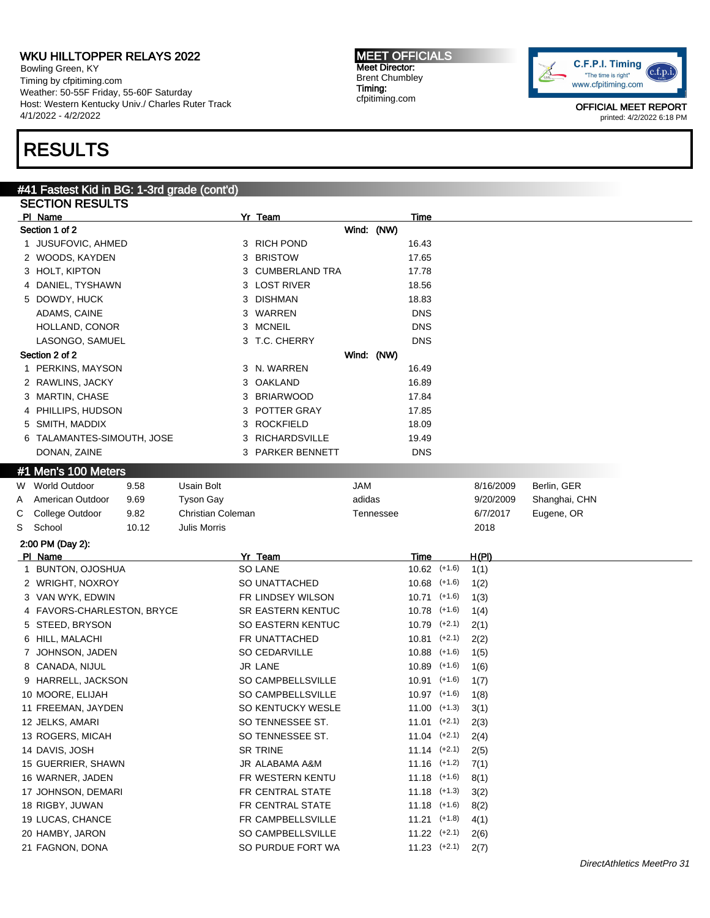# WKU HILLTOPPER RELAYS 2022

Bowling Green, KY
Timing by cfpitiming.com
Weather: 50-55F Friday, 55-60F Saturday
Host: Western Kentucky Univ./ Charles Ruter Track
4/1/2022 - 4/2/2022

**MEET OFFICIALS**
Meet Director:
Brent Chumbley
Timing:
cfpitiming.com

OFFICIAL MEET REPORT
printed: 4/2/2022 6:18 PM

# RESULTS

## #41 Fastest Kid in BG: 1-3rd grade (cont'd)

### SECTION RESULTS

**Section 1 of 2** — Wind: (NW)

| Pl | Name | Yr | Team | Time |
|---|---|---|---|---|
| 1 | JUSUFOVIC, AHMED | 3 | RICH POND | 16.43 |
| 2 | WOODS, KAYDEN | 3 | BRISTOW | 17.65 |
| 3 | HOLT, KIPTON | 3 | CUMBERLAND TRA | 17.78 |
| 4 | DANIEL, TYSHAWN | 3 | LOST RIVER | 18.56 |
| 5 | DOWDY, HUCK | 3 | DISHMAN | 18.83 |
| | ADAMS, CAINE | 3 | WARREN | DNS |
| | HOLLAND, CONOR | 3 | MCNEIL | DNS |
| | LASONGO, SAMUEL | 3 | T.C. CHERRY | DNS |

**Section 2 of 2** — Wind: (NW)

| Pl | Name | Yr | Team | Time |
|---|---|---|---|---|
| 1 | PERKINS, MAYSON | 3 | N. WARREN | 16.49 |
| 2 | RAWLINS, JACKY | 3 | OAKLAND | 16.89 |
| 3 | MARTIN, CHASE | 3 | BRIARWOOD | 17.84 |
| 4 | PHILLIPS, HUDSON | 3 | POTTER GRAY | 17.85 |
| 5 | SMITH, MADDIX | 3 | ROCKFIELD | 18.09 |
| 6 | TALAMANTES-SIMOUTH, JOSE | 3 | RICHARDSVILLE | 19.49 |
| | DONAN, ZAINE | 3 | PARKER BENNETT | DNS |

## #1 Men's 100 Meters

| | Record | Mark | Name | Team | Date | Location |
|---|---|---|---|---|---|---|
| W | World Outdoor | 9.58 | Usain Bolt | JAM | 8/16/2009 | Berlin, GER |
| A | American Outdoor | 9.69 | Tyson Gay | adidas | 9/20/2009 | Shanghai, CHN |
| C | College Outdoor | 9.82 | Christian Coleman | Tennessee | 6/7/2017 | Eugene, OR |
| S | School | 10.12 | Julis Morris | | 2018 | |

**2:00 PM (Day 2):**

| Pl | Name | Yr | Team | Time | Wind | H(Pl) |
|---|---|---|---|---|---|---|
| 1 | BUNTON, OJOSHUA | SO | LANE | 10.62 | (+1.6) | 1(1) |
| 2 | WRIGHT, NOXROY | SO | UNATTACHED | 10.68 | (+1.6) | 1(2) |
| 3 | VAN WYK, EDWIN | FR | LINDSEY WILSON | 10.71 | (+1.6) | 1(3) |
| 4 | FAVORS-CHARLESTON, BRYCE | SR | EASTERN KENTUC | 10.78 | (+1.6) | 1(4) |
| 5 | STEED, BRYSON | SO | EASTERN KENTUC | 10.79 | (+2.1) | 2(1) |
| 6 | HILL, MALACHI | FR | UNATTACHED | 10.81 | (+2.1) | 2(2) |
| 7 | JOHNSON, JADEN | SO | CEDARVILLE | 10.88 | (+1.6) | 1(5) |
| 8 | CANADA, NIJUL | JR | LANE | 10.89 | (+1.6) | 1(6) |
| 9 | HARRELL, JACKSON | SO | CAMPBELLSVILLE | 10.91 | (+1.6) | 1(7) |
| 10 | MOORE, ELIJAH | SO | CAMPBELLSVILLE | 10.97 | (+1.6) | 1(8) |
| 11 | FREEMAN, JAYDEN | SO | KENTUCKY WESLE | 11.00 | (+1.3) | 3(1) |
| 12 | JELKS, AMARI | SO | TENNESSEE ST. | 11.01 | (+2.1) | 2(3) |
| 13 | ROGERS, MICAH | SO | TENNESSEE ST. | 11.04 | (+2.1) | 2(4) |
| 14 | DAVIS, JOSH | SR | TRINE | 11.14 | (+2.1) | 2(5) |
| 15 | GUERRIER, SHAWN | JR | ALABAMA A&M | 11.16 | (+1.2) | 7(1) |
| 16 | WARNER, JADEN | FR | WESTERN KENTU | 11.18 | (+1.6) | 8(1) |
| 17 | JOHNSON, DEMARI | FR | CENTRAL STATE | 11.18 | (+1.3) | 3(2) |
| 18 | RIGBY, JUWAN | FR | CENTRAL STATE | 11.18 | (+1.6) | 8(2) |
| 19 | LUCAS, CHANCE | FR | CAMPBELLSVILLE | 11.21 | (+1.8) | 4(1) |
| 20 | HAMBY, JARON | SO | CAMPBELLSVILLE | 11.22 | (+2.1) | 2(6) |
| 21 | FAGNON, DONA | SO | PURDUE FORT WA | 11.23 | (+2.1) | 2(7) |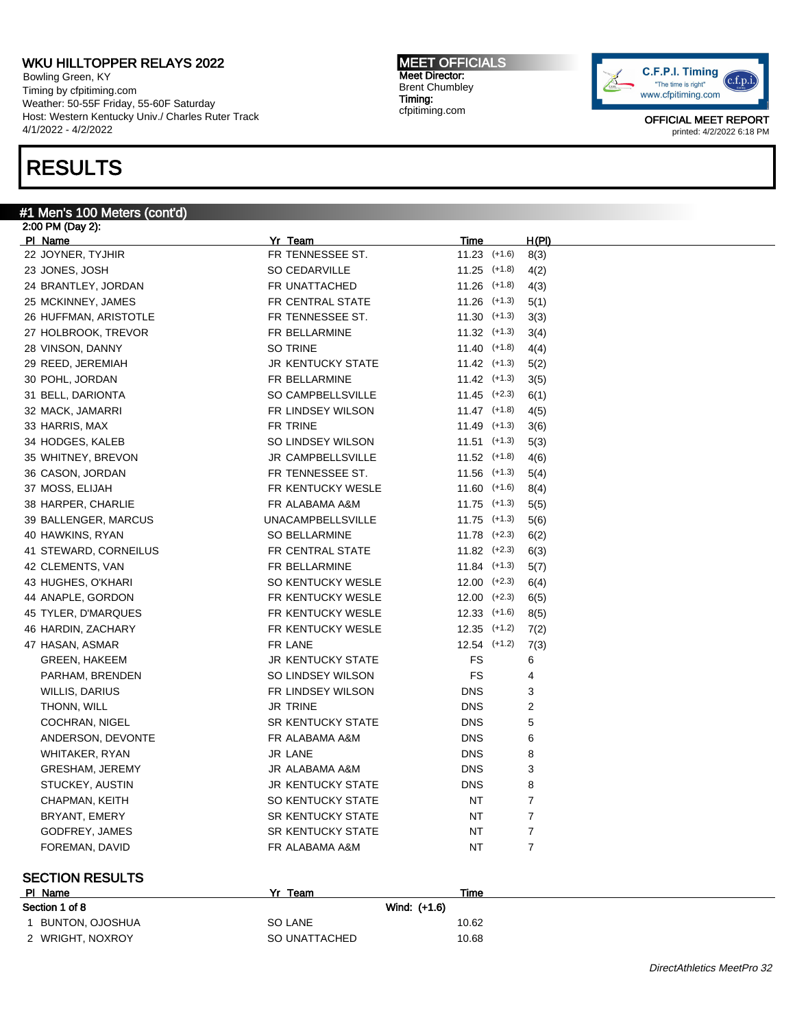WKU HILLTOPPER RELAYS 2022
Bowling Green, KY
Timing by cfpitiming.com
Weather: 50-55F Friday, 55-60F Saturday
Host: Western Kentucky Univ./ Charles Ruter Track
4/1/2022 - 4/2/2022

MEET OFFICIALS
Meet Director:
Brent Chumbley
Timing:
cfpitiming.com

OFFICIAL MEET REPORT
printed: 4/2/2022 6:18 PM

# RESULTS

## #1 Men's 100 Meters (cont'd)

2:00 PM (Day 2):

| Pl | Name | Yr | Team | Time | Wind | H(Pl) |
|---|---|---|---|---|---|---|
| 22 | JOYNER, TYJHIR | FR | TENNESSEE ST. | 11.23 | (+1.6) | 8(3) |
| 23 | JONES, JOSH | SO | CEDARVILLE | 11.25 | (+1.8) | 4(2) |
| 24 | BRANTLEY, JORDAN | FR | UNATTACHED | 11.26 | (+1.8) | 4(3) |
| 25 | MCKINNEY, JAMES | FR | CENTRAL STATE | 11.26 | (+1.3) | 5(1) |
| 26 | HUFFMAN, ARISTOTLE | FR | TENNESSEE ST. | 11.30 | (+1.3) | 3(3) |
| 27 | HOLBROOK, TREVOR | FR | BELLARMINE | 11.32 | (+1.3) | 3(4) |
| 28 | VINSON, DANNY | SO | TRINE | 11.40 | (+1.8) | 4(4) |
| 29 | REED, JEREMIAH | JR | KENTUCKY STATE | 11.42 | (+1.3) | 5(2) |
| 30 | POHL, JORDAN | FR | BELLARMINE | 11.42 | (+1.3) | 3(5) |
| 31 | BELL, DARIONTA | SO | CAMPBELLSVILLE | 11.45 | (+2.3) | 6(1) |
| 32 | MACK, JAMARRI | FR | LINDSEY WILSON | 11.47 | (+1.8) | 4(5) |
| 33 | HARRIS, MAX | FR | TRINE | 11.49 | (+1.3) | 3(6) |
| 34 | HODGES, KALEB | SO | LINDSEY WILSON | 11.51 | (+1.3) | 5(3) |
| 35 | WHITNEY, BREVON | JR | CAMPBELLSVILLE | 11.52 | (+1.8) | 4(6) |
| 36 | CASON, JORDAN | FR | TENNESSEE ST. | 11.56 | (+1.3) | 5(4) |
| 37 | MOSS, ELIJAH | FR | KENTUCKY WESLE | 11.60 | (+1.6) | 8(4) |
| 38 | HARPER, CHARLIE | FR | ALABAMA A&M | 11.75 | (+1.3) | 5(5) |
| 39 | BALLENGER, MARCUS | UNA | CAMPBELLSVILLE | 11.75 | (+1.3) | 5(6) |
| 40 | HAWKINS, RYAN | SO | BELLARMINE | 11.78 | (+2.3) | 6(2) |
| 41 | STEWARD, CORNEILUS | FR | CENTRAL STATE | 11.82 | (+2.3) | 6(3) |
| 42 | CLEMENTS, VAN | FR | BELLARMINE | 11.84 | (+1.3) | 5(7) |
| 43 | HUGHES, O'KHARI | SO | KENTUCKY WESLE | 12.00 | (+2.3) | 6(4) |
| 44 | ANAPLE, GORDON | FR | KENTUCKY WESLE | 12.00 | (+2.3) | 6(5) |
| 45 | TYLER, D'MARQUES | FR | KENTUCKY WESLE | 12.33 | (+1.6) | 8(5) |
| 46 | HARDIN, ZACHARY | FR | KENTUCKY WESLE | 12.35 | (+1.2) | 7(2) |
| 47 | HASAN, ASMAR | FR | LANE | 12.54 | (+1.2) | 7(3) |
| | GREEN, HAKEEM | JR | KENTUCKY STATE | FS | | 6 |
| | PARHAM, BRENDEN | SO | LINDSEY WILSON | FS | | 4 |
| | WILLIS, DARIUS | FR | LINDSEY WILSON | DNS | | 3 |
| | THONN, WILL | JR | TRINE | DNS | | 2 |
| | COCHRAN, NIGEL | SR | KENTUCKY STATE | DNS | | 5 |
| | ANDERSON, DEVONTE | FR | ALABAMA A&M | DNS | | 6 |
| | WHITAKER, RYAN | JR | LANE | DNS | | 8 |
| | GRESHAM, JEREMY | JR | ALABAMA A&M | DNS | | 3 |
| | STUCKEY, AUSTIN | JR | KENTUCKY STATE | DNS | | 8 |
| | CHAPMAN, KEITH | SO | KENTUCKY STATE | NT | | 7 |
| | BRYANT, EMERY | SR | KENTUCKY STATE | NT | | 7 |
| | GODFREY, JAMES | SR | KENTUCKY STATE | NT | | 7 |
| | FOREMAN, DAVID | FR | ALABAMA A&M | NT | | 7 |

### SECTION RESULTS

| Pl | Name | Yr | Team | Time |
|---|---|---|---|---|
| **Section 1 of 8** | | | Wind: (+1.6) | |
| 1 | BUNTON, OJOSHUA | SO | LANE | 10.62 |
| 2 | WRIGHT, NOXROY | SO | UNATTACHED | 10.68 |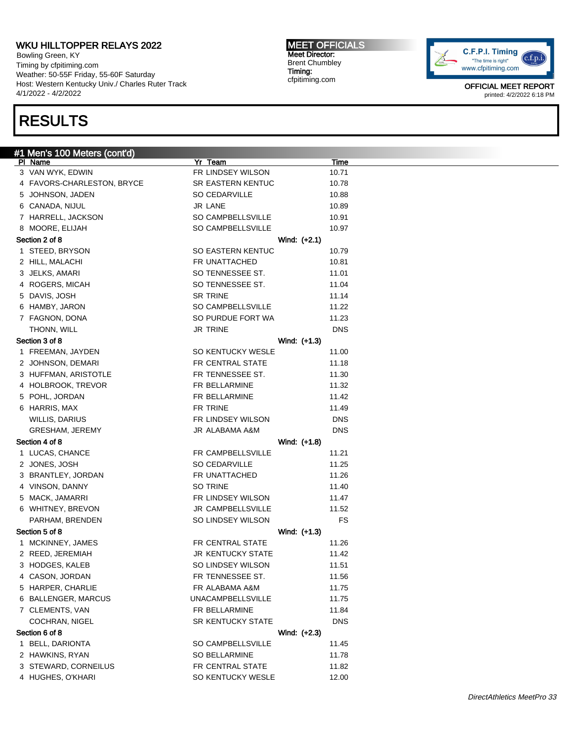# RESULTS

## #1 Men's 100 Meters (cont'd)

| Pl | Name | Yr | Team | Time |
|---|---|---|---|---|
| 3 | VAN WYK, EDWIN | FR | LINDSEY WILSON | 10.71 |
| 4 | FAVORS-CHARLESTON, BRYCE | SR | EASTERN KENTUC | 10.78 |
| 5 | JOHNSON, JADEN | SO | CEDARVILLE | 10.88 |
| 6 | CANADA, NIJUL | JR | LANE | 10.89 |
| 7 | HARRELL, JACKSON | SO | CAMPBELLSVILLE | 10.91 |
| 8 | MOORE, ELIJAH | SO | CAMPBELLSVILLE | 10.97 |

**Section 2 of 8** — Wind: (+2.1)

| Pl | Name | Yr | Team | Time |
|---|---|---|---|---|
| 1 | STEED, BRYSON | SO | EASTERN KENTUC | 10.79 |
| 2 | HILL, MALACHI | FR | UNATTACHED | 10.81 |
| 3 | JELKS, AMARI | SO | TENNESSEE ST. | 11.01 |
| 4 | ROGERS, MICAH | SO | TENNESSEE ST. | 11.04 |
| 5 | DAVIS, JOSH | SR | TRINE | 11.14 |
| 6 | HAMBY, JARON | SO | CAMPBELLSVILLE | 11.22 |
| 7 | FAGNON, DONA | SO | PURDUE FORT WA | 11.23 |
| | THONN, WILL | JR | TRINE | DNS |

**Section 3 of 8** — Wind: (+1.3)

| Pl | Name | Yr | Team | Time |
|---|---|---|---|---|
| 1 | FREEMAN, JAYDEN | SO | KENTUCKY WESLE | 11.00 |
| 2 | JOHNSON, DEMARI | FR | CENTRAL STATE | 11.18 |
| 3 | HUFFMAN, ARISTOTLE | FR | TENNESSEE ST. | 11.30 |
| 4 | HOLBROOK, TREVOR | FR | BELLARMINE | 11.32 |
| 5 | POHL, JORDAN | FR | BELLARMINE | 11.42 |
| 6 | HARRIS, MAX | FR | TRINE | 11.49 |
| | WILLIS, DARIUS | FR | LINDSEY WILSON | DNS |
| | GRESHAM, JEREMY | JR | ALABAMA A&M | DNS |

**Section 4 of 8** — Wind: (+1.8)

| Pl | Name | Yr | Team | Time |
|---|---|---|---|---|
| 1 | LUCAS, CHANCE | FR | CAMPBELLSVILLE | 11.21 |
| 2 | JONES, JOSH | SO | CEDARVILLE | 11.25 |
| 3 | BRANTLEY, JORDAN | FR | UNATTACHED | 11.26 |
| 4 | VINSON, DANNY | SO | TRINE | 11.40 |
| 5 | MACK, JAMARRI | FR | LINDSEY WILSON | 11.47 |
| 6 | WHITNEY, BREVON | JR | CAMPBELLSVILLE | 11.52 |
| | PARHAM, BRENDEN | SO | LINDSEY WILSON | FS |

**Section 5 of 8** — Wind: (+1.3)

| Pl | Name | Yr | Team | Time |
|---|---|---|---|---|
| 1 | MCKINNEY, JAMES | FR | CENTRAL STATE | 11.26 |
| 2 | REED, JEREMIAH | JR | KENTUCKY STATE | 11.42 |
| 3 | HODGES, KALEB | SO | LINDSEY WILSON | 11.51 |
| 4 | CASON, JORDAN | FR | TENNESSEE ST. | 11.56 |
| 5 | HARPER, CHARLIE | FR | ALABAMA A&M | 11.75 |
| 6 | BALLENGER, MARCUS | | UNACAMPBELLSVILLE | 11.75 |
| 7 | CLEMENTS, VAN | FR | BELLARMINE | 11.84 |
| | COCHRAN, NIGEL | SR | KENTUCKY STATE | DNS |

**Section 6 of 8** — Wind: (+2.3)

| Pl | Name | Yr | Team | Time |
|---|---|---|---|---|
| 1 | BELL, DARIONTA | SO | CAMPBELLSVILLE | 11.45 |
| 2 | HAWKINS, RYAN | SO | BELLARMINE | 11.78 |
| 3 | STEWARD, CORNEILUS | FR | CENTRAL STATE | 11.82 |
| 4 | HUGHES, O'KHARI | SO | KENTUCKY WESLE | 12.00 |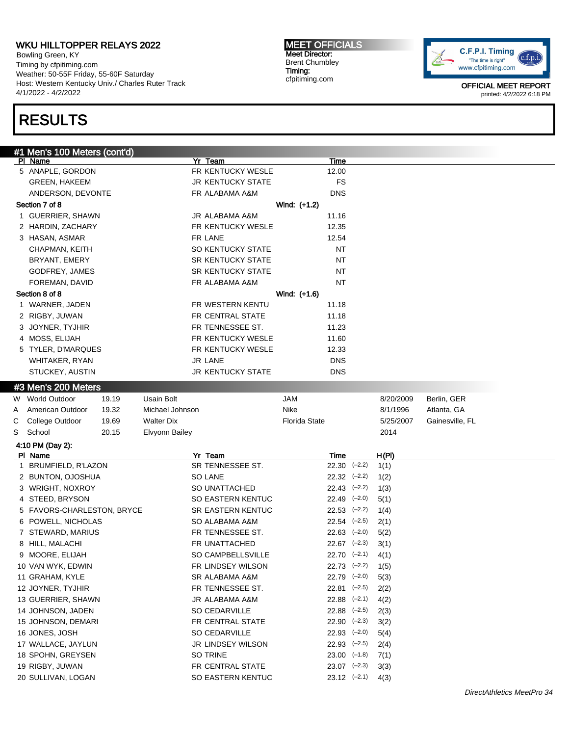# WKU HILLTOPPER RELAYS 2022

Bowling Green, KY
Timing by cfpitiming.com
Weather: 50-55F Friday, 55-60F Saturday
Host: Western Kentucky Univ./ Charles Ruter Track
4/1/2022 - 4/2/2022

**MEET OFFICIALS**
Meet Director:
Brent Chumbley
Timing:
cfpitiming.com

OFFICIAL MEET REPORT
printed: 4/2/2022 6:18 PM

# RESULTS

## #1 Men's 100 Meters (cont'd)

| Pl | Name | Yr | Team | Time |
|---|---|---|---|---|
| 5 | ANAPLE, GORDON | FR | KENTUCKY WESLE | 12.00 |
| | GREEN, HAKEEM | JR | KENTUCKY STATE | FS |
| | ANDERSON, DEVONTE | FR | ALABAMA A&M | DNS |
| **Section 7 of 8** | | | | **Wind: (+1.2)** |
| 1 | GUERRIER, SHAWN | JR | ALABAMA A&M | 11.16 |
| 2 | HARDIN, ZACHARY | FR | KENTUCKY WESLE | 12.35 |
| 3 | HASAN, ASMAR | FR | LANE | 12.54 |
| | CHAPMAN, KEITH | SO | KENTUCKY STATE | NT |
| | BRYANT, EMERY | SR | KENTUCKY STATE | NT |
| | GODFREY, JAMES | SR | KENTUCKY STATE | NT |
| | FOREMAN, DAVID | FR | ALABAMA A&M | NT |
| **Section 8 of 8** | | | | **Wind: (+1.6)** |
| 1 | WARNER, JADEN | FR | WESTERN KENTU | 11.18 |
| 2 | RIGBY, JUWAN | FR | CENTRAL STATE | 11.18 |
| 3 | JOYNER, TYJHIR | FR | TENNESSEE ST. | 11.23 |
| 4 | MOSS, ELIJAH | FR | KENTUCKY WESLE | 11.60 |
| 5 | TYLER, D'MARQUES | FR | KENTUCKY WESLE | 12.33 |
| | WHITAKER, RYAN | JR | LANE | DNS |
| | STUCKEY, AUSTIN | JR | KENTUCKY STATE | DNS |

## #3 Men's 200 Meters

| | Record | Time | Name | Team | Date | Location |
|---|---|---|---|---|---|---|
| W | World Outdoor | 19.19 | Usain Bolt | JAM | 8/20/2009 | Berlin, GER |
| A | American Outdoor | 19.32 | Michael Johnson | Nike | 8/1/1996 | Atlanta, GA |
| C | College Outdoor | 19.69 | Walter Dix | Florida State | 5/25/2007 | Gainesville, FL |
| S | School | 20.15 | Elvyonn Bailey | | 2014 | |

**4:10 PM (Day 2):**

| Pl | Name | Yr | Team | Time | Wind | H(Pl) |
|---|---|---|---|---|---|---|
| 1 | BRUMFIELD, R'LAZON | SR | TENNESSEE ST. | 22.30 | (−2.2) | 1(1) |
| 2 | BUNTON, OJOSHUA | SO | LANE | 22.32 | (−2.2) | 1(2) |
| 3 | WRIGHT, NOXROY | SO | UNATTACHED | 22.43 | (−2.2) | 1(3) |
| 4 | STEED, BRYSON | SO | EASTERN KENTUC | 22.49 | (−2.0) | 5(1) |
| 5 | FAVORS-CHARLESTON, BRYCE | SR | EASTERN KENTUC | 22.53 | (−2.2) | 1(4) |
| 6 | POWELL, NICHOLAS | SO | ALABAMA A&M | 22.54 | (−2.5) | 2(1) |
| 7 | STEWARD, MARIUS | FR | TENNESSEE ST. | 22.63 | (−2.0) | 5(2) |
| 8 | HILL, MALACHI | FR | UNATTACHED | 22.67 | (−2.3) | 3(1) |
| 9 | MOORE, ELIJAH | SO | CAMPBELLSVILLE | 22.70 | (−2.1) | 4(1) |
| 10 | VAN WYK, EDWIN | FR | LINDSEY WILSON | 22.73 | (−2.2) | 1(5) |
| 11 | GRAHAM, KYLE | SR | ALABAMA A&M | 22.79 | (−2.0) | 5(3) |
| 12 | JOYNER, TYJHIR | FR | TENNESSEE ST. | 22.81 | (−2.5) | 2(2) |
| 13 | GUERRIER, SHAWN | JR | ALABAMA A&M | 22.88 | (−2.1) | 4(2) |
| 14 | JOHNSON, JADEN | SO | CEDARVILLE | 22.88 | (−2.5) | 2(3) |
| 15 | JOHNSON, DEMARI | FR | CENTRAL STATE | 22.90 | (−2.3) | 3(2) |
| 16 | JONES, JOSH | SO | CEDARVILLE | 22.93 | (−2.0) | 5(4) |
| 17 | WALLACE, JAYLUN | JR | LINDSEY WILSON | 22.93 | (−2.5) | 2(4) |
| 18 | SPOHN, GREYSEN | SO | TRINE | 23.00 | (−1.8) | 7(1) |
| 19 | RIGBY, JUWAN | FR | CENTRAL STATE | 23.07 | (−2.3) | 3(3) |
| 20 | SULLIVAN, LOGAN | SO | EASTERN KENTUC | 23.12 | (−2.1) | 4(3) |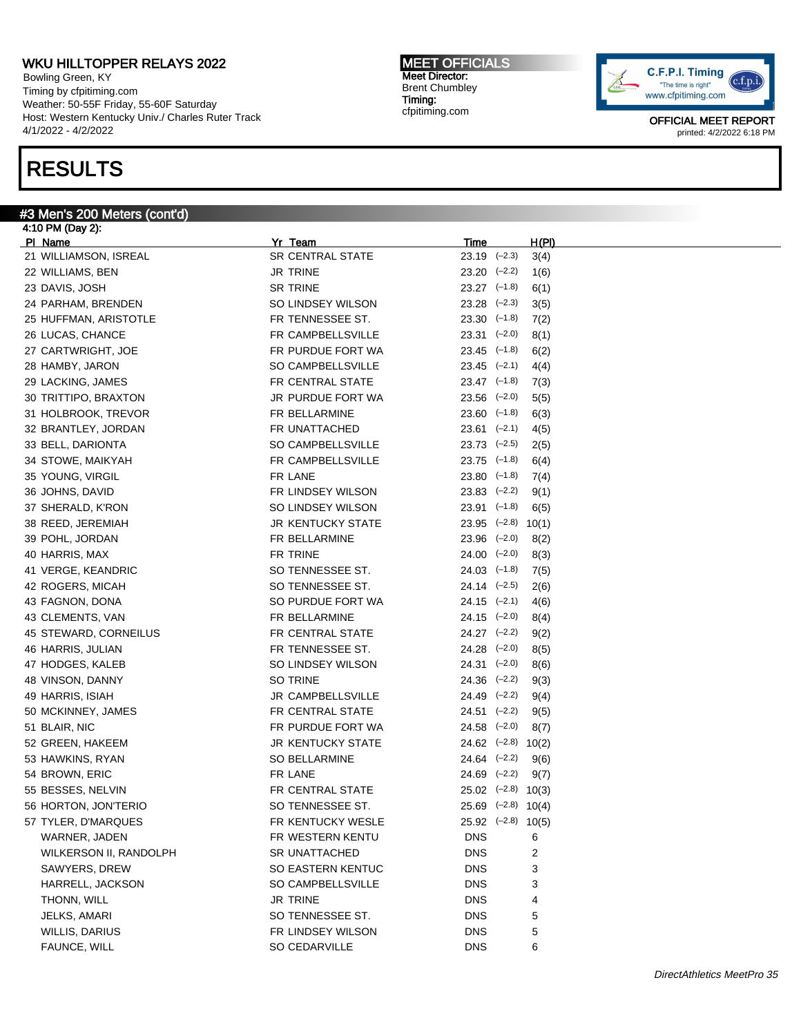# WKU HILLTOPPER RELAYS 2022

Bowling Green, KY
Timing by cfpitiming.com
Weather: 50-55F Friday, 55-60F Saturday
Host: Western Kentucky Univ./ Charles Ruter Track
4/1/2022 - 4/2/2022

**MEET OFFICIALS**
Meet Director:
Brent Chumbley
Timing:
cfpitiming.com

OFFICIAL MEET REPORT
printed: 4/2/2022 6:18 PM

# RESULTS

## #3 Men's 200 Meters (cont'd)

4:10 PM (Day 2):

| Pl | Name | Yr | Team | Time | Wind | H(Pl) |
|---|---|---|---|---|---|---|
| 21 | WILLIAMSON, ISREAL | SR | CENTRAL STATE | 23.19 | (-2.3) | 3(4) |
| 22 | WILLIAMS, BEN | JR | TRINE | 23.20 | (-2.2) | 1(6) |
| 23 | DAVIS, JOSH | SR | TRINE | 23.27 | (-1.8) | 6(1) |
| 24 | PARHAM, BRENDEN | SO | LINDSEY WILSON | 23.28 | (-2.3) | 3(5) |
| 25 | HUFFMAN, ARISTOTLE | FR | TENNESSEE ST. | 23.30 | (-1.8) | 7(2) |
| 26 | LUCAS, CHANCE | FR | CAMPBELLSVILLE | 23.31 | (-2.0) | 8(1) |
| 27 | CARTWRIGHT, JOE | FR | PURDUE FORT WA | 23.45 | (-1.8) | 6(2) |
| 28 | HAMBY, JARON | SO | CAMPBELLSVILLE | 23.45 | (-2.1) | 4(4) |
| 29 | LACKING, JAMES | FR | CENTRAL STATE | 23.47 | (-1.8) | 7(3) |
| 30 | TRITTIPO, BRAXTON | JR | PURDUE FORT WA | 23.56 | (-2.0) | 5(5) |
| 31 | HOLBROOK, TREVOR | FR | BELLARMINE | 23.60 | (-1.8) | 6(3) |
| 32 | BRANTLEY, JORDAN | FR | UNATTACHED | 23.61 | (-2.1) | 4(5) |
| 33 | BELL, DARIONTA | SO | CAMPBELLSVILLE | 23.73 | (-2.5) | 2(5) |
| 34 | STOWE, MAIKYAH | FR | CAMPBELLSVILLE | 23.75 | (-1.8) | 6(4) |
| 35 | YOUNG, VIRGIL | FR | LANE | 23.80 | (-1.8) | 7(4) |
| 36 | JOHNS, DAVID | FR | LINDSEY WILSON | 23.83 | (-2.2) | 9(1) |
| 37 | SHERALD, K'RON | SO | LINDSEY WILSON | 23.91 | (-1.8) | 6(5) |
| 38 | REED, JEREMIAH | JR | KENTUCKY STATE | 23.95 | (-2.8) | 10(1) |
| 39 | POHL, JORDAN | FR | BELLARMINE | 23.96 | (-2.0) | 8(2) |
| 40 | HARRIS, MAX | FR | TRINE | 24.00 | (-2.0) | 8(3) |
| 41 | VERGE, KEANDRIC | SO | TENNESSEE ST. | 24.03 | (-1.8) | 7(5) |
| 42 | ROGERS, MICAH | SO | TENNESSEE ST. | 24.14 | (-2.5) | 2(6) |
| 43 | FAGNON, DONA | SO | PURDUE FORT WA | 24.15 | (-2.1) | 4(6) |
| 43 | CLEMENTS, VAN | FR | BELLARMINE | 24.15 | (-2.0) | 8(4) |
| 45 | STEWARD, CORNEILUS | FR | CENTRAL STATE | 24.27 | (-2.2) | 9(2) |
| 46 | HARRIS, JULIAN | FR | TENNESSEE ST. | 24.28 | (-2.0) | 8(5) |
| 47 | HODGES, KALEB | SO | LINDSEY WILSON | 24.31 | (-2.0) | 8(6) |
| 48 | VINSON, DANNY | SO | TRINE | 24.36 | (-2.2) | 9(3) |
| 49 | HARRIS, ISIAH | JR | CAMPBELLSVILLE | 24.49 | (-2.2) | 9(4) |
| 50 | MCKINNEY, JAMES | FR | CENTRAL STATE | 24.51 | (-2.2) | 9(5) |
| 51 | BLAIR, NIC | FR | PURDUE FORT WA | 24.58 | (-2.0) | 8(7) |
| 52 | GREEN, HAKEEM | JR | KENTUCKY STATE | 24.62 | (-2.8) | 10(2) |
| 53 | HAWKINS, RYAN | SO | BELLARMINE | 24.64 | (-2.2) | 9(6) |
| 54 | BROWN, ERIC | FR | LANE | 24.69 | (-2.2) | 9(7) |
| 55 | BESSES, NELVIN | FR | CENTRAL STATE | 25.02 | (-2.8) | 10(3) |
| 56 | HORTON, JON'TERIO | SO | TENNESSEE ST. | 25.69 | (-2.8) | 10(4) |
| 57 | TYLER, D'MARQUES | FR | KENTUCKY WESLE | 25.92 | (-2.8) | 10(5) |
| | WARNER, JADEN | FR | WESTERN KENTU | DNS | | 6 |
| | WILKERSON II, RANDOLPH | SR | UNATTACHED | DNS | | 2 |
| | SAWYERS, DREW | SO | EASTERN KENTUC | DNS | | 3 |
| | HARRELL, JACKSON | SO | CAMPBELLSVILLE | DNS | | 3 |
| | THONN, WILL | JR | TRINE | DNS | | 4 |
| | JELKS, AMARI | SO | TENNESSEE ST. | DNS | | 5 |
| | WILLIS, DARIUS | FR | LINDSEY WILSON | DNS | | 5 |
| | FAUNCE, WILL | SO | CEDARVILLE | DNS | | 6 |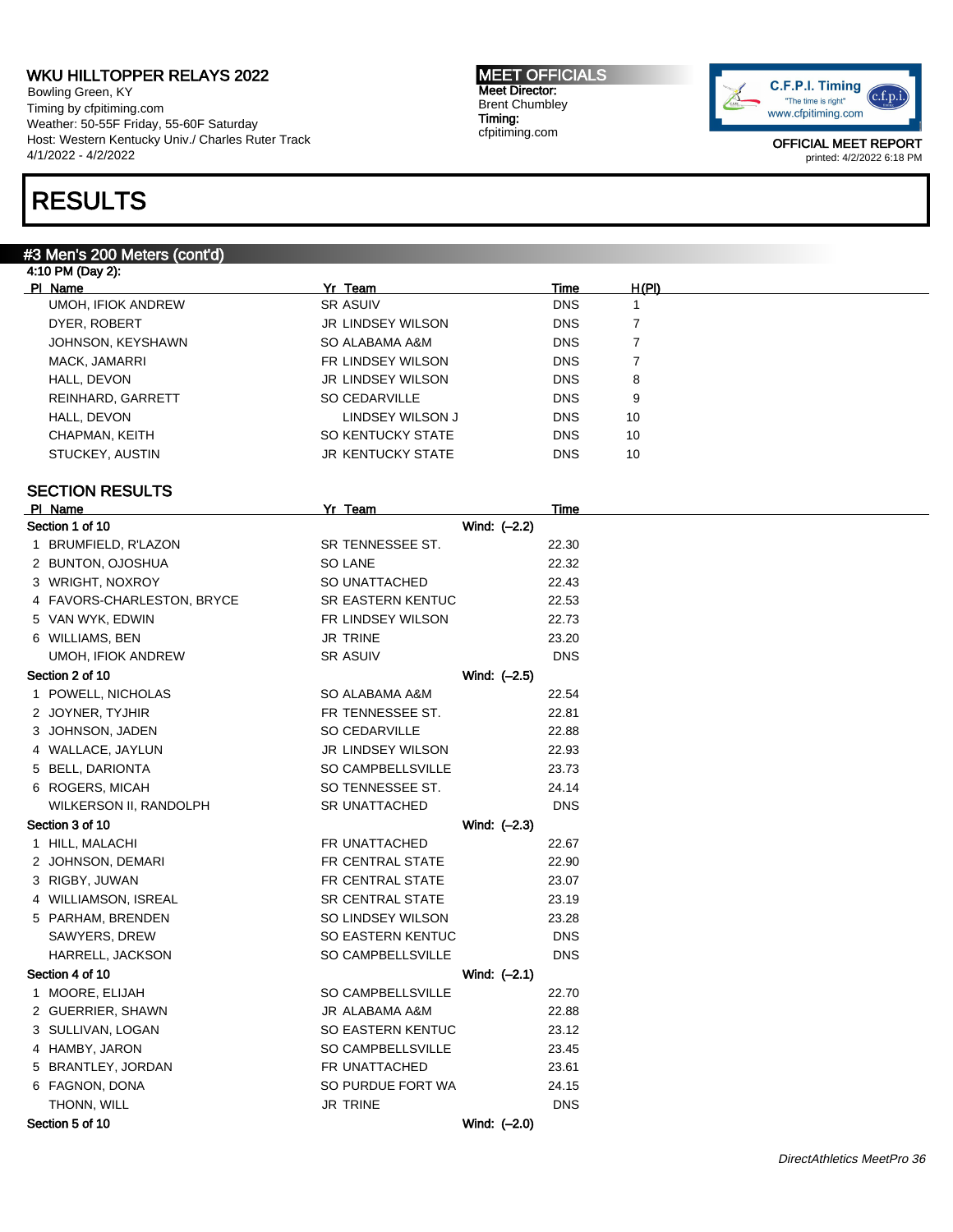# WKU HILLTOPPER RELAYS 2022

Bowling Green, KY
Timing by cfpitiming.com
Weather: 50-55F Friday, 55-60F Saturday
Host: Western Kentucky Univ./ Charles Ruter Track
4/1/2022 - 4/2/2022

**MEET OFFICIALS**
Meet Director:
Brent Chumbley
Timing:
cfpitiming.com

C.F.P.I. Timing "The time is right" www.cfpitiming.com

OFFICIAL MEET REPORT
printed: 4/2/2022 6:18 PM

# RESULTS

## #3 Men's 200 Meters (cont'd)

4:10 PM (Day 2):

| Pl | Name | Yr | Team | Time | H(Pl) |
|---|---|---|---|---|---|
| | UMOH, IFIOK ANDREW | SR | ASUIV | DNS | 1 |
| | DYER, ROBERT | JR | LINDSEY WILSON | DNS | 7 |
| | JOHNSON, KEYSHAWN | SO | ALABAMA A&M | DNS | 7 |
| | MACK, JAMARRI | FR | LINDSEY WILSON | DNS | 7 |
| | HALL, DEVON | JR | LINDSEY WILSON | DNS | 8 |
| | REINHARD, GARRETT | SO | CEDARVILLE | DNS | 9 |
| | HALL, DEVON | | LINDSEY WILSON J | DNS | 10 |
| | CHAPMAN, KEITH | SO | KENTUCKY STATE | DNS | 10 |
| | STUCKEY, AUSTIN | JR | KENTUCKY STATE | DNS | 10 |

## SECTION RESULTS

| Pl | Name | Yr | Team | Time |
|---|---|---|---|---|
| **Section 1 of 10** | | | Wind: (–2.2) | |
| 1 | BRUMFIELD, R'LAZON | SR | TENNESSEE ST. | 22.30 |
| 2 | BUNTON, OJOSHUA | SO | LANE | 22.32 |
| 3 | WRIGHT, NOXROY | SO | UNATTACHED | 22.43 |
| 4 | FAVORS-CHARLESTON, BRYCE | SR | EASTERN KENTUC | 22.53 |
| 5 | VAN WYK, EDWIN | FR | LINDSEY WILSON | 22.73 |
| 6 | WILLIAMS, BEN | JR | TRINE | 23.20 |
| | UMOH, IFIOK ANDREW | SR | ASUIV | DNS |
| **Section 2 of 10** | | | Wind: (–2.5) | |
| 1 | POWELL, NICHOLAS | SO | ALABAMA A&M | 22.54 |
| 2 | JOYNER, TYJHIR | FR | TENNESSEE ST. | 22.81 |
| 3 | JOHNSON, JADEN | SO | CEDARVILLE | 22.88 |
| 4 | WALLACE, JAYLUN | JR | LINDSEY WILSON | 22.93 |
| 5 | BELL, DARIONTA | SO | CAMPBELLSVILLE | 23.73 |
| 6 | ROGERS, MICAH | SO | TENNESSEE ST. | 24.14 |
| | WILKERSON II, RANDOLPH | SR | UNATTACHED | DNS |
| **Section 3 of 10** | | | Wind: (–2.3) | |
| 1 | HILL, MALACHI | FR | UNATTACHED | 22.67 |
| 2 | JOHNSON, DEMARI | FR | CENTRAL STATE | 22.90 |
| 3 | RIGBY, JUWAN | FR | CENTRAL STATE | 23.07 |
| 4 | WILLIAMSON, ISREAL | SR | CENTRAL STATE | 23.19 |
| 5 | PARHAM, BRENDEN | SO | LINDSEY WILSON | 23.28 |
| | SAWYERS, DREW | SO | EASTERN KENTUC | DNS |
| | HARRELL, JACKSON | SO | CAMPBELLSVILLE | DNS |
| **Section 4 of 10** | | | Wind: (–2.1) | |
| 1 | MOORE, ELIJAH | SO | CAMPBELLSVILLE | 22.70 |
| 2 | GUERRIER, SHAWN | JR | ALABAMA A&M | 22.88 |
| 3 | SULLIVAN, LOGAN | SO | EASTERN KENTUC | 23.12 |
| 4 | HAMBY, JARON | SO | CAMPBELLSVILLE | 23.45 |
| 5 | BRANTLEY, JORDAN | FR | UNATTACHED | 23.61 |
| 6 | FAGNON, DONA | SO | PURDUE FORT WA | 24.15 |
| | THONN, WILL | JR | TRINE | DNS |
| **Section 5 of 10** | | | Wind: (–2.0) | |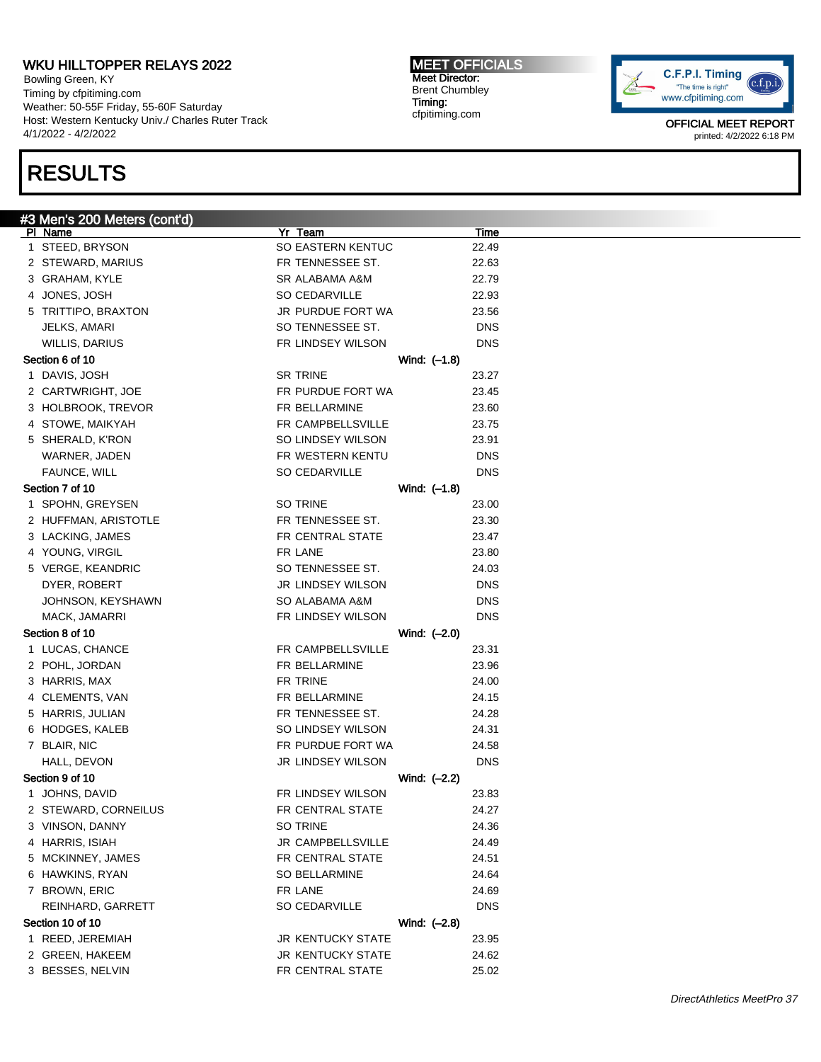# RESULTS

## #3 Men's 200 Meters (cont'd)

| Pl | Name | Yr | Team | Time |
|---|---|---|---|---|
| 1 | STEED, BRYSON | SO | EASTERN KENTUC | 22.49 |
| 2 | STEWARD, MARIUS | FR | TENNESSEE ST. | 22.63 |
| 3 | GRAHAM, KYLE | SR | ALABAMA A&M | 22.79 |
| 4 | JONES, JOSH | SO | CEDARVILLE | 22.93 |
| 5 | TRITTIPO, BRAXTON | JR | PURDUE FORT WA | 23.56 |
| | JELKS, AMARI | SO | TENNESSEE ST. | DNS |
| | WILLIS, DARIUS | FR | LINDSEY WILSON | DNS |

**Section 6 of 10** Wind: (–1.8)

| Pl | Name | Yr | Team | Time |
|---|---|---|---|---|
| 1 | DAVIS, JOSH | SR | TRINE | 23.27 |
| 2 | CARTWRIGHT, JOE | FR | PURDUE FORT WA | 23.45 |
| 3 | HOLBROOK, TREVOR | FR | BELLARMINE | 23.60 |
| 4 | STOWE, MAIKYAH | FR | CAMPBELLSVILLE | 23.75 |
| 5 | SHERALD, K'RON | SO | LINDSEY WILSON | 23.91 |
| | WARNER, JADEN | FR | WESTERN KENTU | DNS |
| | FAUNCE, WILL | SO | CEDARVILLE | DNS |

**Section 7 of 10** Wind: (–1.8)

| Pl | Name | Yr | Team | Time |
|---|---|---|---|---|
| 1 | SPOHN, GREYSEN | SO | TRINE | 23.00 |
| 2 | HUFFMAN, ARISTOTLE | FR | TENNESSEE ST. | 23.30 |
| 3 | LACKING, JAMES | FR | CENTRAL STATE | 23.47 |
| 4 | YOUNG, VIRGIL | FR | LANE | 23.80 |
| 5 | VERGE, KEANDRIC | SO | TENNESSEE ST. | 24.03 |
| | DYER, ROBERT | JR | LINDSEY WILSON | DNS |
| | JOHNSON, KEYSHAWN | SO | ALABAMA A&M | DNS |
| | MACK, JAMARRI | FR | LINDSEY WILSON | DNS |

**Section 8 of 10** Wind: (–2.0)

| Pl | Name | Yr | Team | Time |
|---|---|---|---|---|
| 1 | LUCAS, CHANCE | FR | CAMPBELLSVILLE | 23.31 |
| 2 | POHL, JORDAN | FR | BELLARMINE | 23.96 |
| 3 | HARRIS, MAX | FR | TRINE | 24.00 |
| 4 | CLEMENTS, VAN | FR | BELLARMINE | 24.15 |
| 5 | HARRIS, JULIAN | FR | TENNESSEE ST. | 24.28 |
| 6 | HODGES, KALEB | SO | LINDSEY WILSON | 24.31 |
| 7 | BLAIR, NIC | FR | PURDUE FORT WA | 24.58 |
| | HALL, DEVON | JR | LINDSEY WILSON | DNS |

**Section 9 of 10** Wind: (–2.2)

| Pl | Name | Yr | Team | Time |
|---|---|---|---|---|
| 1 | JOHNS, DAVID | FR | LINDSEY WILSON | 23.83 |
| 2 | STEWARD, CORNEILUS | FR | CENTRAL STATE | 24.27 |
| 3 | VINSON, DANNY | SO | TRINE | 24.36 |
| 4 | HARRIS, ISIAH | JR | CAMPBELLSVILLE | 24.49 |
| 5 | MCKINNEY, JAMES | FR | CENTRAL STATE | 24.51 |
| 6 | HAWKINS, RYAN | SO | BELLARMINE | 24.64 |
| 7 | BROWN, ERIC | FR | LANE | 24.69 |
| | REINHARD, GARRETT | SO | CEDARVILLE | DNS |

**Section 10 of 10** Wind: (–2.8)

| Pl | Name | Yr | Team | Time |
|---|---|---|---|---|
| 1 | REED, JEREMIAH | JR | KENTUCKY STATE | 23.95 |
| 2 | GREEN, HAKEEM | JR | KENTUCKY STATE | 24.62 |
| 3 | BESSES, NELVIN | FR | CENTRAL STATE | 25.02 |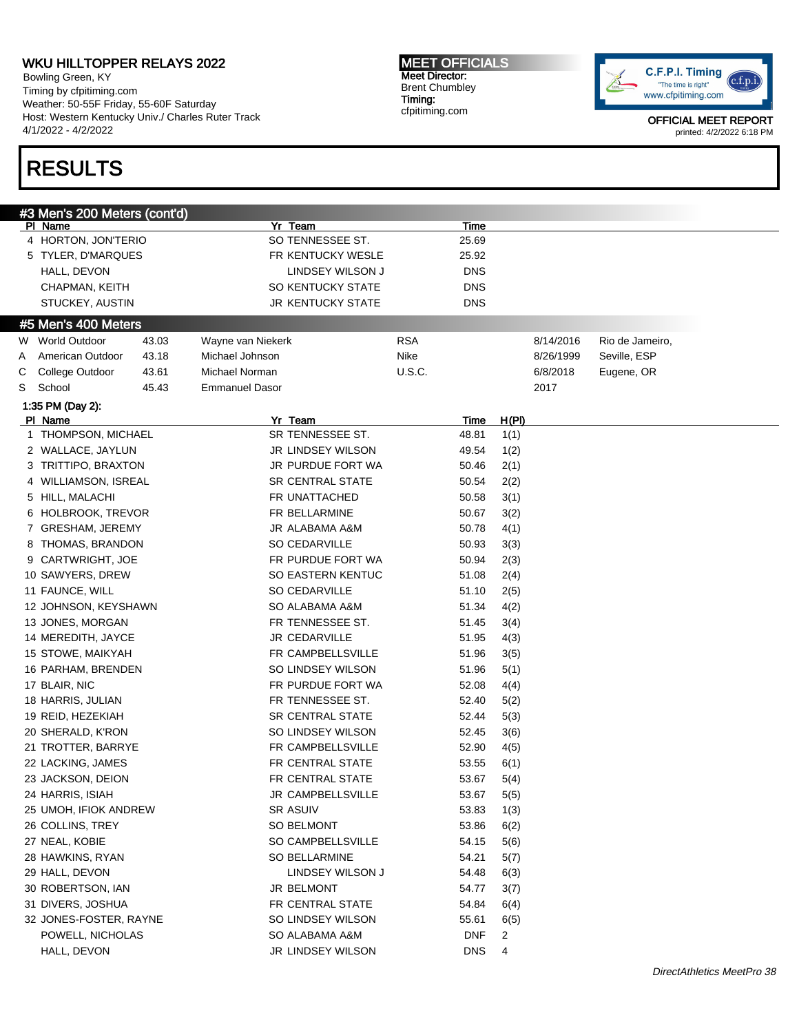# WKU HILLTOPPER RELAYS 2022

Bowling Green, KY
Timing by cfpitiming.com
Weather: 50-55F Friday, 55-60F Saturday
Host: Western Kentucky Univ./ Charles Ruter Track
4/1/2022 - 4/2/2022

**MEET OFFICIALS**
Meet Director:
Brent Chumbley
Timing:
cfpitiming.com

OFFICIAL MEET REPORT
printed: 4/2/2022 6:18 PM

# RESULTS

## #3 Men's 200 Meters (cont'd)

| Pl | Name | Yr | Team | Time |
|---|---|---|---|---|
| 4 | HORTON, JON'TERIO | SO | TENNESSEE ST. | 25.69 |
| 5 | TYLER, D'MARQUES | FR | KENTUCKY WESLE | 25.92 |
| | HALL, DEVON | | LINDSEY WILSON J | DNS |
| | CHAPMAN, KEITH | SO | KENTUCKY STATE | DNS |
| | STUCKEY, AUSTIN | JR | KENTUCKY STATE | DNS |

## #5 Men's 400 Meters

| | Record | Mark | Name | Team | Date | Location |
|---|---|---|---|---|---|---|
| W | World Outdoor | 43.03 | Wayne van Niekerk | RSA | 8/14/2016 | Rio de Jameiro, |
| A | American Outdoor | 43.18 | Michael Johnson | Nike | 8/26/1999 | Seville, ESP |
| C | College Outdoor | 43.61 | Michael Norman | U.S.C. | 6/8/2018 | Eugene, OR |
| S | School | 45.43 | Emmanuel Dasor | | 2017 | |

1:35 PM (Day 2):

| Pl | Name | Yr | Team | Time | H(Pl) |
|---|---|---|---|---|---|
| 1 | THOMPSON, MICHAEL | SR | TENNESSEE ST. | 48.81 | 1(1) |
| 2 | WALLACE, JAYLUN | JR | LINDSEY WILSON | 49.54 | 1(2) |
| 3 | TRITTIPO, BRAXTON | JR | PURDUE FORT WA | 50.46 | 2(1) |
| 4 | WILLIAMSON, ISREAL | SR | CENTRAL STATE | 50.54 | 2(2) |
| 5 | HILL, MALACHI | FR | UNATTACHED | 50.58 | 3(1) |
| 6 | HOLBROOK, TREVOR | FR | BELLARMINE | 50.67 | 3(2) |
| 7 | GRESHAM, JEREMY | JR | ALABAMA A&M | 50.78 | 4(1) |
| 8 | THOMAS, BRANDON | SO | CEDARVILLE | 50.93 | 3(3) |
| 9 | CARTWRIGHT, JOE | FR | PURDUE FORT WA | 50.94 | 2(3) |
| 10 | SAWYERS, DREW | SO | EASTERN KENTUC | 51.08 | 2(4) |
| 11 | FAUNCE, WILL | SO | CEDARVILLE | 51.10 | 2(5) |
| 12 | JOHNSON, KEYSHAWN | SO | ALABAMA A&M | 51.34 | 4(2) |
| 13 | JONES, MORGAN | FR | TENNESSEE ST. | 51.45 | 3(4) |
| 14 | MEREDITH, JAYCE | JR | CEDARVILLE | 51.95 | 4(3) |
| 15 | STOWE, MAIKYAH | FR | CAMPBELLSVILLE | 51.96 | 3(5) |
| 16 | PARHAM, BRENDEN | SO | LINDSEY WILSON | 51.96 | 5(1) |
| 17 | BLAIR, NIC | FR | PURDUE FORT WA | 52.08 | 4(4) |
| 18 | HARRIS, JULIAN | FR | TENNESSEE ST. | 52.40 | 5(2) |
| 19 | REID, HEZEKIAH | SR | CENTRAL STATE | 52.44 | 5(3) |
| 20 | SHERALD, K'RON | SO | LINDSEY WILSON | 52.45 | 3(6) |
| 21 | TROTTER, BARRYE | FR | CAMPBELLSVILLE | 52.90 | 4(5) |
| 22 | LACKING, JAMES | FR | CENTRAL STATE | 53.55 | 6(1) |
| 23 | JACKSON, DEION | FR | CENTRAL STATE | 53.67 | 5(4) |
| 24 | HARRIS, ISIAH | JR | CAMPBELLSVILLE | 53.67 | 5(5) |
| 25 | UMOH, IFIOK ANDREW | SR | ASUIV | 53.83 | 1(3) |
| 26 | COLLINS, TREY | SO | BELMONT | 53.86 | 6(2) |
| 27 | NEAL, KOBIE | SO | CAMPBELLSVILLE | 54.15 | 5(6) |
| 28 | HAWKINS, RYAN | SO | BELLARMINE | 54.21 | 5(7) |
| 29 | HALL, DEVON | | LINDSEY WILSON J | 54.48 | 6(3) |
| 30 | ROBERTSON, IAN | JR | BELMONT | 54.77 | 3(7) |
| 31 | DIVERS, JOSHUA | FR | CENTRAL STATE | 54.84 | 6(4) |
| 32 | JONES-FOSTER, RAYNE | SO | LINDSEY WILSON | 55.61 | 6(5) |
| | POWELL, NICHOLAS | SO | ALABAMA A&M | DNF | 2 |
| | HALL, DEVON | JR | LINDSEY WILSON | DNS | 4 |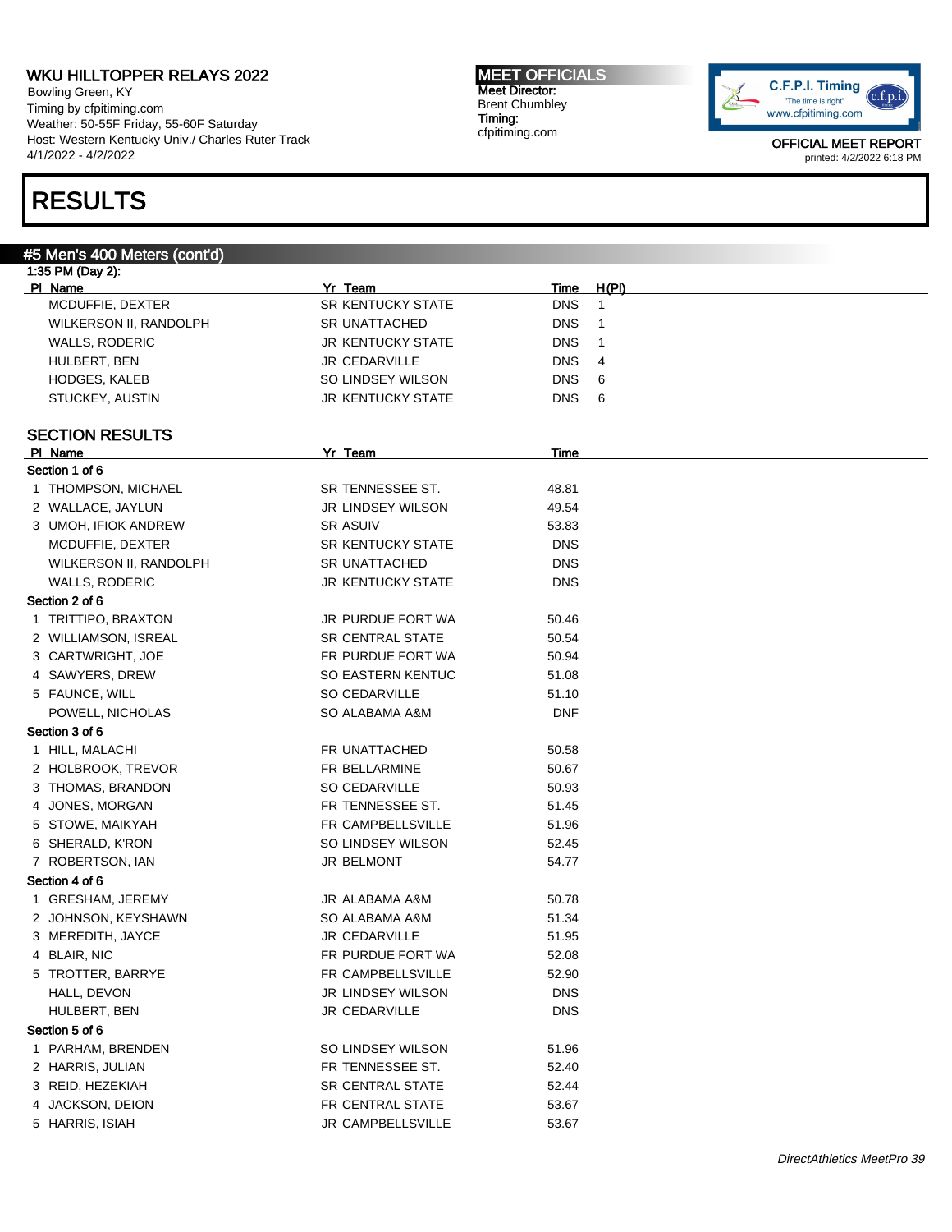# WKU HILLTOPPER RELAYS 2022

Bowling Green, KY
Timing by cfpitiming.com
Weather: 50-55F Friday, 55-60F Saturday
Host: Western Kentucky Univ./ Charles Ruter Track
4/1/2022 - 4/2/2022

**MEET OFFICIALS**
Meet Director:
Brent Chumbley
Timing:
cfpitiming.com

OFFICIAL MEET REPORT
printed: 4/2/2022 6:18 PM

# RESULTS

## #5 Men's 400 Meters (cont'd)

1:35 PM (Day 2):

| Pl | Name | Yr | Team | Time | H(Pl) |
|---|---|---|---|---|---|
| | MCDUFFIE, DEXTER | SR | KENTUCKY STATE | DNS | 1 |
| | WILKERSON II, RANDOLPH | SR | UNATTACHED | DNS | 1 |
| | WALLS, RODERIC | JR | KENTUCKY STATE | DNS | 1 |
| | HULBERT, BEN | JR | CEDARVILLE | DNS | 4 |
| | HODGES, KALEB | SO | LINDSEY WILSON | DNS | 6 |
| | STUCKEY, AUSTIN | JR | KENTUCKY STATE | DNS | 6 |

### SECTION RESULTS

| Pl | Name | Yr | Team | Time |
|---|---|---|---|---|
| **Section 1 of 6** | | | | |
| 1 | THOMPSON, MICHAEL | SR | TENNESSEE ST. | 48.81 |
| 2 | WALLACE, JAYLUN | JR | LINDSEY WILSON | 49.54 |
| 3 | UMOH, IFIOK ANDREW | SR | ASUIV | 53.83 |
| | MCDUFFIE, DEXTER | SR | KENTUCKY STATE | DNS |
| | WILKERSON II, RANDOLPH | SR | UNATTACHED | DNS |
| | WALLS, RODERIC | JR | KENTUCKY STATE | DNS |
| **Section 2 of 6** | | | | |
| 1 | TRITTIPO, BRAXTON | JR | PURDUE FORT WA | 50.46 |
| 2 | WILLIAMSON, ISREAL | SR | CENTRAL STATE | 50.54 |
| 3 | CARTWRIGHT, JOE | FR | PURDUE FORT WA | 50.94 |
| 4 | SAWYERS, DREW | SO | EASTERN KENTUC | 51.08 |
| 5 | FAUNCE, WILL | SO | CEDARVILLE | 51.10 |
| | POWELL, NICHOLAS | SO | ALABAMA A&M | DNF |
| **Section 3 of 6** | | | | |
| 1 | HILL, MALACHI | FR | UNATTACHED | 50.58 |
| 2 | HOLBROOK, TREVOR | FR | BELLARMINE | 50.67 |
| 3 | THOMAS, BRANDON | SO | CEDARVILLE | 50.93 |
| 4 | JONES, MORGAN | FR | TENNESSEE ST. | 51.45 |
| 5 | STOWE, MAIKYAH | FR | CAMPBELLSVILLE | 51.96 |
| 6 | SHERALD, K'RON | SO | LINDSEY WILSON | 52.45 |
| 7 | ROBERTSON, IAN | JR | BELMONT | 54.77 |
| **Section 4 of 6** | | | | |
| 1 | GRESHAM, JEREMY | JR | ALABAMA A&M | 50.78 |
| 2 | JOHNSON, KEYSHAWN | SO | ALABAMA A&M | 51.34 |
| 3 | MEREDITH, JAYCE | JR | CEDARVILLE | 51.95 |
| 4 | BLAIR, NIC | FR | PURDUE FORT WA | 52.08 |
| 5 | TROTTER, BARRYE | FR | CAMPBELLSVILLE | 52.90 |
| | HALL, DEVON | JR | LINDSEY WILSON | DNS |
| | HULBERT, BEN | JR | CEDARVILLE | DNS |
| **Section 5 of 6** | | | | |
| 1 | PARHAM, BRENDEN | SO | LINDSEY WILSON | 51.96 |
| 2 | HARRIS, JULIAN | FR | TENNESSEE ST. | 52.40 |
| 3 | REID, HEZEKIAH | SR | CENTRAL STATE | 52.44 |
| 4 | JACKSON, DEION | FR | CENTRAL STATE | 53.67 |
| 5 | HARRIS, ISIAH | JR | CAMPBELLSVILLE | 53.67 |

*DirectAthletics MeetPro 39*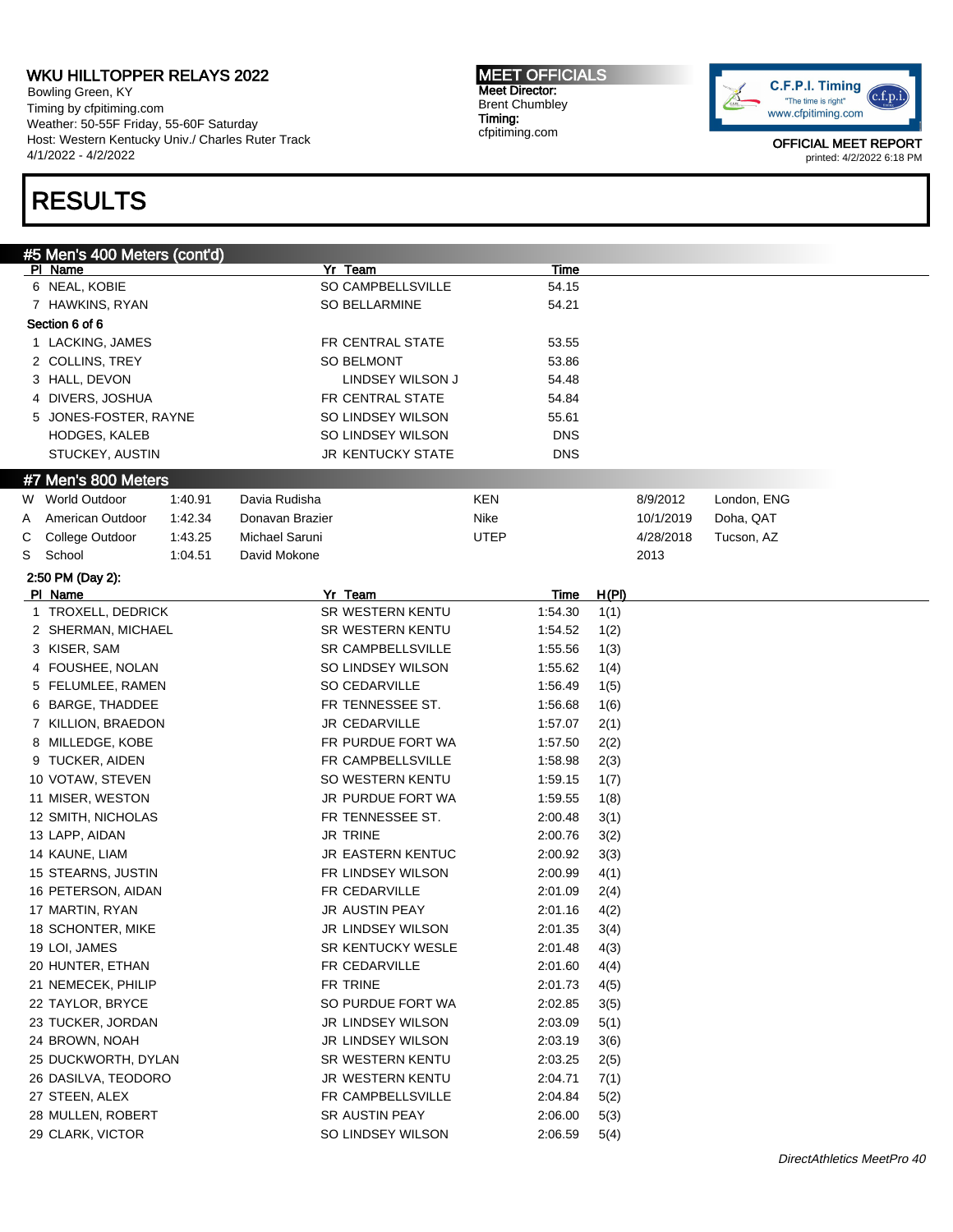# WKU HILLTOPPER RELAYS 2022

Bowling Green, KY
Timing by cfpitiming.com
Weather: 50-55F Friday, 55-60F Saturday
Host: Western Kentucky Univ./ Charles Ruter Track
4/1/2022 - 4/2/2022

**MEET OFFICIALS**
Meet Director:
Brent Chumbley
Timing:
cfpitiming.com

OFFICIAL MEET REPORT
printed: 4/2/2022 6:18 PM

# RESULTS

## #5 Men's 400 Meters (cont'd)

| Pl | Name | Yr | Team | Time |
|---|---|---|---|---|
| 6 | NEAL, KOBIE | SO | CAMPBELLSVILLE | 54.15 |
| 7 | HAWKINS, RYAN | SO | BELLARMINE | 54.21 |
| **Section 6 of 6** | | | | |
| 1 | LACKING, JAMES | FR | CENTRAL STATE | 53.55 |
| 2 | COLLINS, TREY | SO | BELMONT | 53.86 |
| 3 | HALL, DEVON | | LINDSEY WILSON J | 54.48 |
| 4 | DIVERS, JOSHUA | FR | CENTRAL STATE | 54.84 |
| 5 | JONES-FOSTER, RAYNE | SO | LINDSEY WILSON | 55.61 |
| | HODGES, KALEB | SO | LINDSEY WILSON | DNS |
| | STUCKEY, AUSTIN | JR | KENTUCKY STATE | DNS |

## #7 Men's 800 Meters

| | Record | Time | Name | Team | Date | Location |
|---|---|---|---|---|---|---|
| W | World Outdoor | 1:40.91 | Davia Rudisha | KEN | 8/9/2012 | London, ENG |
| A | American Outdoor | 1:42.34 | Donavan Brazier | Nike | 10/1/2019 | Doha, QAT |
| C | College Outdoor | 1:43.25 | Michael Saruni | UTEP | 4/28/2018 | Tucson, AZ |
| S | School | 1:04.51 | David Mokone | | 2013 | |

2:50 PM (Day 2):

| Pl | Name | Yr | Team | Time | H(Pl) |
|---|---|---|---|---|---|
| 1 | TROXELL, DEDRICK | SR | WESTERN KENTU | 1:54.30 | 1(1) |
| 2 | SHERMAN, MICHAEL | SR | WESTERN KENTU | 1:54.52 | 1(2) |
| 3 | KISER, SAM | SR | CAMPBELLSVILLE | 1:55.56 | 1(3) |
| 4 | FOUSHEE, NOLAN | SO | LINDSEY WILSON | 1:55.62 | 1(4) |
| 5 | FELUMLEE, RAMEN | SO | CEDARVILLE | 1:56.49 | 1(5) |
| 6 | BARGE, THADDEE | FR | TENNESSEE ST. | 1:56.68 | 1(6) |
| 7 | KILLION, BRAEDON | JR | CEDARVILLE | 1:57.07 | 2(1) |
| 8 | MILLEDGE, KOBE | FR | PURDUE FORT WA | 1:57.50 | 2(2) |
| 9 | TUCKER, AIDEN | FR | CAMPBELLSVILLE | 1:58.98 | 2(3) |
| 10 | VOTAW, STEVEN | SO | WESTERN KENTU | 1:59.15 | 1(7) |
| 11 | MISER, WESTON | JR | PURDUE FORT WA | 1:59.55 | 1(8) |
| 12 | SMITH, NICHOLAS | FR | TENNESSEE ST. | 2:00.48 | 3(1) |
| 13 | LAPP, AIDAN | JR | TRINE | 2:00.76 | 3(2) |
| 14 | KAUNE, LIAM | JR | EASTERN KENTUC | 2:00.92 | 3(3) |
| 15 | STEARNS, JUSTIN | FR | LINDSEY WILSON | 2:00.99 | 4(1) |
| 16 | PETERSON, AIDAN | FR | CEDARVILLE | 2:01.09 | 2(4) |
| 17 | MARTIN, RYAN | JR | AUSTIN PEAY | 2:01.16 | 4(2) |
| 18 | SCHONTER, MIKE | JR | LINDSEY WILSON | 2:01.35 | 3(4) |
| 19 | LOI, JAMES | SR | KENTUCKY WESLE | 2:01.48 | 4(3) |
| 20 | HUNTER, ETHAN | FR | CEDARVILLE | 2:01.60 | 4(4) |
| 21 | NEMECEK, PHILIP | FR | TRINE | 2:01.73 | 4(5) |
| 22 | TAYLOR, BRYCE | SO | PURDUE FORT WA | 2:02.85 | 3(5) |
| 23 | TUCKER, JORDAN | JR | LINDSEY WILSON | 2:03.09 | 5(1) |
| 24 | BROWN, NOAH | JR | LINDSEY WILSON | 2:03.19 | 3(6) |
| 25 | DUCKWORTH, DYLAN | SR | WESTERN KENTU | 2:03.25 | 2(5) |
| 26 | DASILVA, TEODORO | JR | WESTERN KENTU | 2:04.71 | 7(1) |
| 27 | STEEN, ALEX | FR | CAMPBELLSVILLE | 2:04.84 | 5(2) |
| 28 | MULLEN, ROBERT | SR | AUSTIN PEAY | 2:06.00 | 5(3) |
| 29 | CLARK, VICTOR | SO | LINDSEY WILSON | 2:06.59 | 5(4) |

DirectAthletics MeetPro 40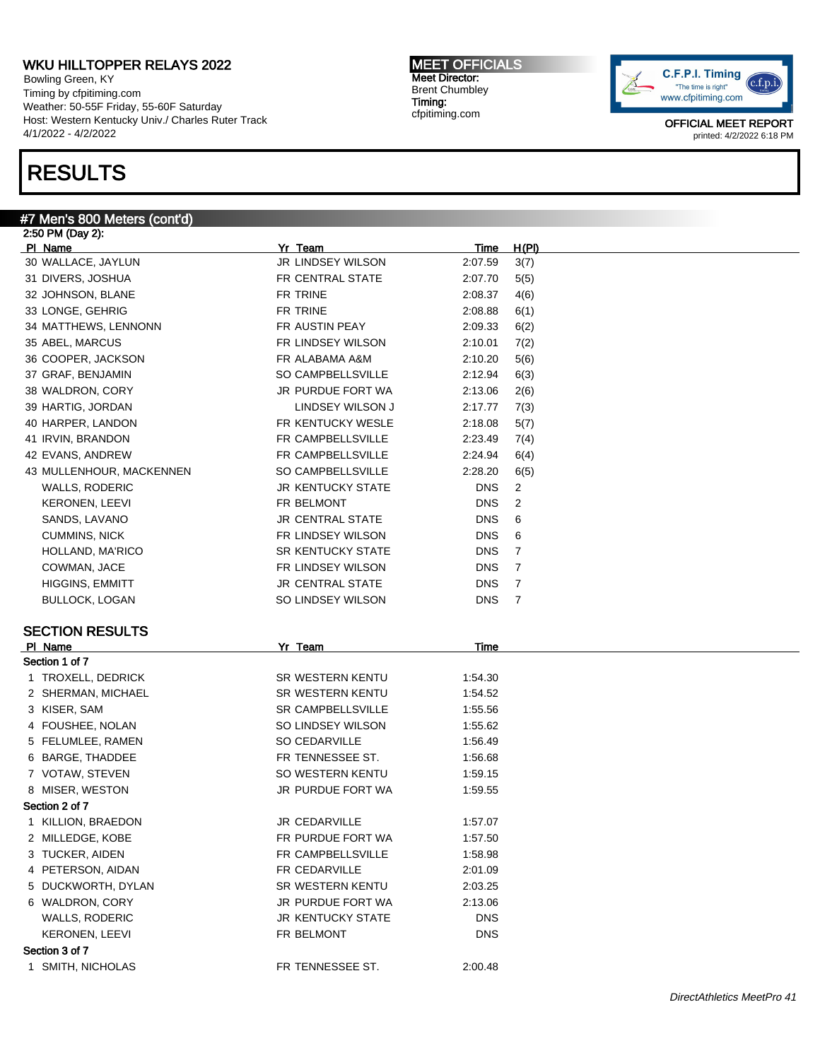WKU HILLTOPPER RELAYS 2022
Bowling Green, KY
Timing by cfpitiming.com
Weather: 50-55F Friday, 55-60F Saturday
Host: Western Kentucky Univ./ Charles Ruter Track
4/1/2022 - 4/2/2022

**MEET OFFICIALS**
Meet Director:
Brent Chumbley
Timing:
cfpitiming.com

OFFICIAL MEET REPORT
printed: 4/2/2022 6:18 PM

# RESULTS

## #7 Men's 800 Meters (cont'd)

2:50 PM (Day 2):

| Pl | Name | Yr | Team | Time | H(Pl) |
|---|---|---|---|---|---|
| 30 | WALLACE, JAYLUN | JR | LINDSEY WILSON | 2:07.59 | 3(7) |
| 31 | DIVERS, JOSHUA | FR | CENTRAL STATE | 2:07.70 | 5(5) |
| 32 | JOHNSON, BLANE | FR | TRINE | 2:08.37 | 4(6) |
| 33 | LONGE, GEHRIG | FR | TRINE | 2:08.88 | 6(1) |
| 34 | MATTHEWS, LENNONN | FR | AUSTIN PEAY | 2:09.33 | 6(2) |
| 35 | ABEL, MARCUS | FR | LINDSEY WILSON | 2:10.01 | 7(2) |
| 36 | COOPER, JACKSON | FR | ALABAMA A&M | 2:10.20 | 5(6) |
| 37 | GRAF, BENJAMIN | SO | CAMPBELLSVILLE | 2:12.94 | 6(3) |
| 38 | WALDRON, CORY | JR | PURDUE FORT WA | 2:13.06 | 2(6) |
| 39 | HARTIG, JORDAN | | LINDSEY WILSON J | 2:17.77 | 7(3) |
| 40 | HARPER, LANDON | FR | KENTUCKY WESLE | 2:18.08 | 5(7) |
| 41 | IRVIN, BRANDON | FR | CAMPBELLSVILLE | 2:23.49 | 7(4) |
| 42 | EVANS, ANDREW | FR | CAMPBELLSVILLE | 2:24.94 | 6(4) |
| 43 | MULLENHOUR, MACKENNEN | SO | CAMPBELLSVILLE | 2:28.20 | 6(5) |
| | WALLS, RODERIC | JR | KENTUCKY STATE | DNS | 2 |
| | KERONEN, LEEVI | FR | BELMONT | DNS | 2 |
| | SANDS, LAVANO | JR | CENTRAL STATE | DNS | 6 |
| | CUMMINS, NICK | FR | LINDSEY WILSON | DNS | 6 |
| | HOLLAND, MA'RICO | SR | KENTUCKY STATE | DNS | 7 |
| | COWMAN, JACE | FR | LINDSEY WILSON | DNS | 7 |
| | HIGGINS, EMMITT | JR | CENTRAL STATE | DNS | 7 |
| | BULLOCK, LOGAN | SO | LINDSEY WILSON | DNS | 7 |

### SECTION RESULTS

| Pl | Name | Yr | Team | Time |
|---|---|---|---|---|
| **Section 1 of 7** | | | | |
| 1 | TROXELL, DEDRICK | SR | WESTERN KENTU | 1:54.30 |
| 2 | SHERMAN, MICHAEL | SR | WESTERN KENTU | 1:54.52 |
| 3 | KISER, SAM | SR | CAMPBELLSVILLE | 1:55.56 |
| 4 | FOUSHEE, NOLAN | SO | LINDSEY WILSON | 1:55.62 |
| 5 | FELUMLEE, RAMEN | SO | CEDARVILLE | 1:56.49 |
| 6 | BARGE, THADDEE | FR | TENNESSEE ST. | 1:56.68 |
| 7 | VOTAW, STEVEN | SO | WESTERN KENTU | 1:59.15 |
| 8 | MISER, WESTON | JR | PURDUE FORT WA | 1:59.55 |
| **Section 2 of 7** | | | | |
| 1 | KILLION, BRAEDON | JR | CEDARVILLE | 1:57.07 |
| 2 | MILLEDGE, KOBE | FR | PURDUE FORT WA | 1:57.50 |
| 3 | TUCKER, AIDEN | FR | CAMPBELLSVILLE | 1:58.98 |
| 4 | PETERSON, AIDAN | FR | CEDARVILLE | 2:01.09 |
| 5 | DUCKWORTH, DYLAN | SR | WESTERN KENTU | 2:03.25 |
| 6 | WALDRON, CORY | JR | PURDUE FORT WA | 2:13.06 |
| | WALLS, RODERIC | JR | KENTUCKY STATE | DNS |
| | KERONEN, LEEVI | FR | BELMONT | DNS |
| **Section 3 of 7** | | | | |
| 1 | SMITH, NICHOLAS | FR | TENNESSEE ST. | 2:00.48 |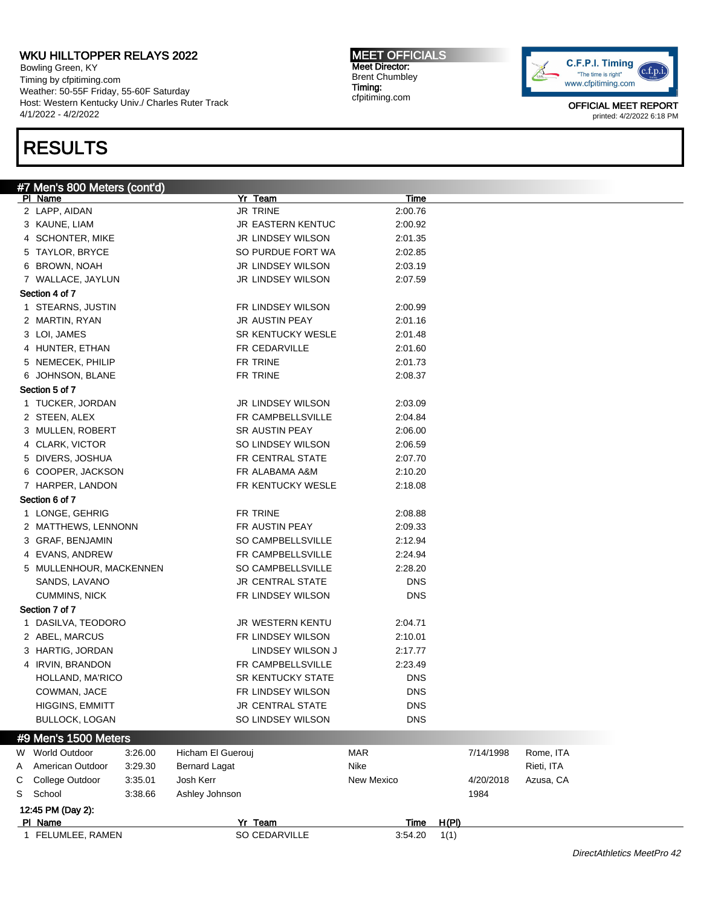# WKU HILLTOPPER RELAYS 2022

Bowling Green, KY
Timing by cfpitiming.com
Weather: 50-55F Friday, 55-60F Saturday
Host: Western Kentucky Univ./ Charles Ruter Track
4/1/2022 - 4/2/2022

**MEET OFFICIALS**
Meet Director:
Brent Chumbley
Timing:
cfpitiming.com

OFFICIAL MEET REPORT
printed: 4/2/2022 6:18 PM

# RESULTS

## #7 Men's 800 Meters (cont'd)

| Pl | Name | Yr | Team | Time |
|---|---|---|---|---|
| 2 | LAPP, AIDAN | JR | TRINE | 2:00.76 |
| 3 | KAUNE, LIAM | JR | EASTERN KENTUC | 2:00.92 |
| 4 | SCHONTER, MIKE | JR | LINDSEY WILSON | 2:01.35 |
| 5 | TAYLOR, BRYCE | SO | PURDUE FORT WA | 2:02.85 |
| 6 | BROWN, NOAH | JR | LINDSEY WILSON | 2:03.19 |
| 7 | WALLACE, JAYLUN | JR | LINDSEY WILSON | 2:07.59 |
| **Section 4 of 7** | | | | |
| 1 | STEARNS, JUSTIN | FR | LINDSEY WILSON | 2:00.99 |
| 2 | MARTIN, RYAN | JR | AUSTIN PEAY | 2:01.16 |
| 3 | LOI, JAMES | SR | KENTUCKY WESLE | 2:01.48 |
| 4 | HUNTER, ETHAN | FR | CEDARVILLE | 2:01.60 |
| 5 | NEMECEK, PHILIP | FR | TRINE | 2:01.73 |
| 6 | JOHNSON, BLANE | FR | TRINE | 2:08.37 |
| **Section 5 of 7** | | | | |
| 1 | TUCKER, JORDAN | JR | LINDSEY WILSON | 2:03.09 |
| 2 | STEEN, ALEX | FR | CAMPBELLSVILLE | 2:04.84 |
| 3 | MULLEN, ROBERT | SR | AUSTIN PEAY | 2:06.00 |
| 4 | CLARK, VICTOR | SO | LINDSEY WILSON | 2:06.59 |
| 5 | DIVERS, JOSHUA | FR | CENTRAL STATE | 2:07.70 |
| 6 | COOPER, JACKSON | FR | ALABAMA A&M | 2:10.20 |
| 7 | HARPER, LANDON | FR | KENTUCKY WESLE | 2:18.08 |
| **Section 6 of 7** | | | | |
| 1 | LONGE, GEHRIG | FR | TRINE | 2:08.88 |
| 2 | MATTHEWS, LENNONN | FR | AUSTIN PEAY | 2:09.33 |
| 3 | GRAF, BENJAMIN | SO | CAMPBELLSVILLE | 2:12.94 |
| 4 | EVANS, ANDREW | FR | CAMPBELLSVILLE | 2:24.94 |
| 5 | MULLENHOUR, MACKENNEN | SO | CAMPBELLSVILLE | 2:28.20 |
| | SANDS, LAVANO | JR | CENTRAL STATE | DNS |
| | CUMMINS, NICK | FR | LINDSEY WILSON | DNS |
| **Section 7 of 7** | | | | |
| 1 | DASILVA, TEODORO | JR | WESTERN KENTU | 2:04.71 |
| 2 | ABEL, MARCUS | FR | LINDSEY WILSON | 2:10.01 |
| 3 | HARTIG, JORDAN | | LINDSEY WILSON J | 2:17.77 |
| 4 | IRVIN, BRANDON | FR | CAMPBELLSVILLE | 2:23.49 |
| | HOLLAND, MA'RICO | SR | KENTUCKY STATE | DNS |
| | COWMAN, JACE | FR | LINDSEY WILSON | DNS |
| | HIGGINS, EMMITT | JR | CENTRAL STATE | DNS |
| | BULLOCK, LOGAN | SO | LINDSEY WILSON | DNS |

## #9 Men's 1500 Meters

| | Record | Time | Name | Team | Date | Location |
|---|---|---|---|---|---|---|
| W | World Outdoor | 3:26.00 | Hicham El Guerouj | MAR | 7/14/1998 | Rome, ITA |
| A | American Outdoor | 3:29.30 | Bernard Lagat | Nike | | Rieti, ITA |
| C | College Outdoor | 3:35.01 | Josh Kerr | New Mexico | 4/20/2018 | Azusa, CA |
| S | School | 3:38.66 | Ashley Johnson | | 1984 | |

**12:45 PM (Day 2):**

| Pl | Name | Yr | Team | Time | H(Pl) |
|---|---|---|---|---|---|
| 1 | FELUMLEE, RAMEN | SO | CEDARVILLE | 3:54.20 | 1(1) |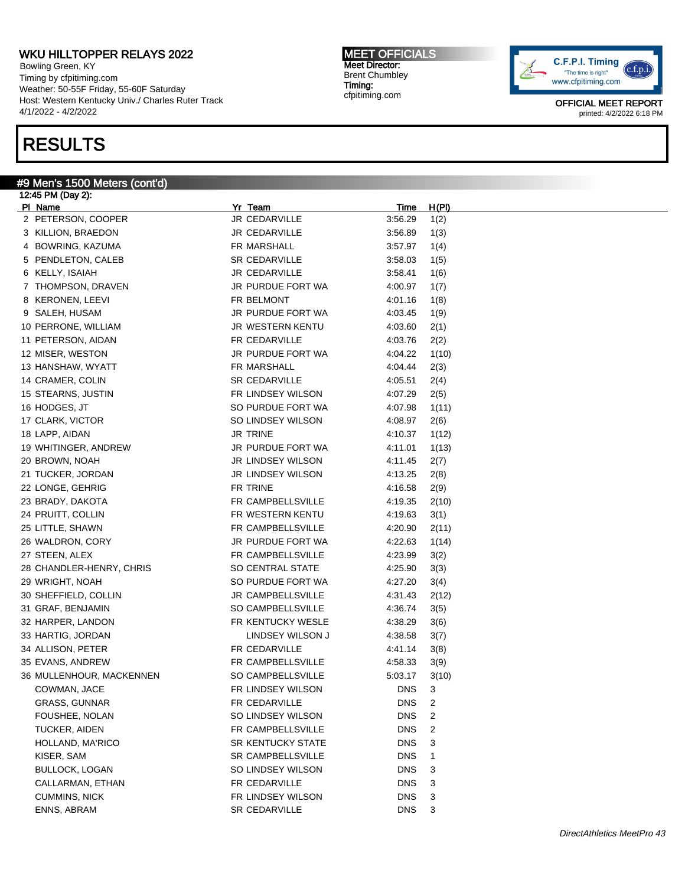# WKU HILLTOPPER RELAYS 2022

Bowling Green, KY
Timing by cfpitiming.com
Weather: 50-55F Friday, 55-60F Saturday
Host: Western Kentucky Univ./ Charles Ruter Track
4/1/2022 - 4/2/2022

**MEET OFFICIALS**
Meet Director:
Brent Chumbley
Timing:
cfpitiming.com

OFFICIAL MEET REPORT
printed: 4/2/2022 6:18 PM

# RESULTS

## #9 Men's 1500 Meters (cont'd)

12:45 PM (Day 2):

| Pl | Name | Yr | Team | Time | H(Pl) |
|---|---|---|---|---|---|
| 2 | PETERSON, COOPER | JR | CEDARVILLE | 3:56.29 | 1(2) |
| 3 | KILLION, BRAEDON | JR | CEDARVILLE | 3:56.89 | 1(3) |
| 4 | BOWRING, KAZUMA | FR | MARSHALL | 3:57.97 | 1(4) |
| 5 | PENDLETON, CALEB | SR | CEDARVILLE | 3:58.03 | 1(5) |
| 6 | KELLY, ISAIAH | JR | CEDARVILLE | 3:58.41 | 1(6) |
| 7 | THOMPSON, DRAVEN | JR | PURDUE FORT WA | 4:00.97 | 1(7) |
| 8 | KERONEN, LEEVI | FR | BELMONT | 4:01.16 | 1(8) |
| 9 | SALEH, HUSAM | JR | PURDUE FORT WA | 4:03.45 | 1(9) |
| 10 | PERRONE, WILLIAM | JR | WESTERN KENTU | 4:03.60 | 2(1) |
| 11 | PETERSON, AIDAN | FR | CEDARVILLE | 4:03.76 | 2(2) |
| 12 | MISER, WESTON | JR | PURDUE FORT WA | 4:04.22 | 1(10) |
| 13 | HANSHAW, WYATT | FR | MARSHALL | 4:04.44 | 2(3) |
| 14 | CRAMER, COLIN | SR | CEDARVILLE | 4:05.51 | 2(4) |
| 15 | STEARNS, JUSTIN | FR | LINDSEY WILSON | 4:07.29 | 2(5) |
| 16 | HODGES, JT | SO | PURDUE FORT WA | 4:07.98 | 1(11) |
| 17 | CLARK, VICTOR | SO | LINDSEY WILSON | 4:08.97 | 2(6) |
| 18 | LAPP, AIDAN | JR | TRINE | 4:10.37 | 1(12) |
| 19 | WHITINGER, ANDREW | JR | PURDUE FORT WA | 4:11.01 | 1(13) |
| 20 | BROWN, NOAH | JR | LINDSEY WILSON | 4:11.45 | 2(7) |
| 21 | TUCKER, JORDAN | JR | LINDSEY WILSON | 4:13.25 | 2(8) |
| 22 | LONGE, GEHRIG | FR | TRINE | 4:16.58 | 2(9) |
| 23 | BRADY, DAKOTA | FR | CAMPBELLSVILLE | 4:19.35 | 2(10) |
| 24 | PRUITT, COLLIN | FR | WESTERN KENTU | 4:19.63 | 3(1) |
| 25 | LITTLE, SHAWN | FR | CAMPBELLSVILLE | 4:20.90 | 2(11) |
| 26 | WALDRON, CORY | JR | PURDUE FORT WA | 4:22.63 | 1(14) |
| 27 | STEEN, ALEX | FR | CAMPBELLSVILLE | 4:23.99 | 3(2) |
| 28 | CHANDLER-HENRY, CHRIS | SO | CENTRAL STATE | 4:25.90 | 3(3) |
| 29 | WRIGHT, NOAH | SO | PURDUE FORT WA | 4:27.20 | 3(4) |
| 30 | SHEFFIELD, COLLIN | JR | CAMPBELLSVILLE | 4:31.43 | 2(12) |
| 31 | GRAF, BENJAMIN | SO | CAMPBELLSVILLE | 4:36.74 | 3(5) |
| 32 | HARPER, LANDON | FR | KENTUCKY WESLE | 4:38.29 | 3(6) |
| 33 | HARTIG, JORDAN | | LINDSEY WILSON J | 4:38.58 | 3(7) |
| 34 | ALLISON, PETER | FR | CEDARVILLE | 4:41.14 | 3(8) |
| 35 | EVANS, ANDREW | FR | CAMPBELLSVILLE | 4:58.33 | 3(9) |
| 36 | MULLENHOUR, MACKENNEN | SO | CAMPBELLSVILLE | 5:03.17 | 3(10) |
| | COWMAN, JACE | FR | LINDSEY WILSON | DNS | 3 |
| | GRASS, GUNNAR | FR | CEDARVILLE | DNS | 2 |
| | FOUSHEE, NOLAN | SO | LINDSEY WILSON | DNS | 2 |
| | TUCKER, AIDEN | FR | CAMPBELLSVILLE | DNS | 2 |
| | HOLLAND, MA'RICO | SR | KENTUCKY STATE | DNS | 3 |
| | KISER, SAM | SR | CAMPBELLSVILLE | DNS | 1 |
| | BULLOCK, LOGAN | SO | LINDSEY WILSON | DNS | 3 |
| | CALLARMAN, ETHAN | FR | CEDARVILLE | DNS | 3 |
| | CUMMINS, NICK | FR | LINDSEY WILSON | DNS | 3 |
| | ENNS, ABRAM | SR | CEDARVILLE | DNS | 3 |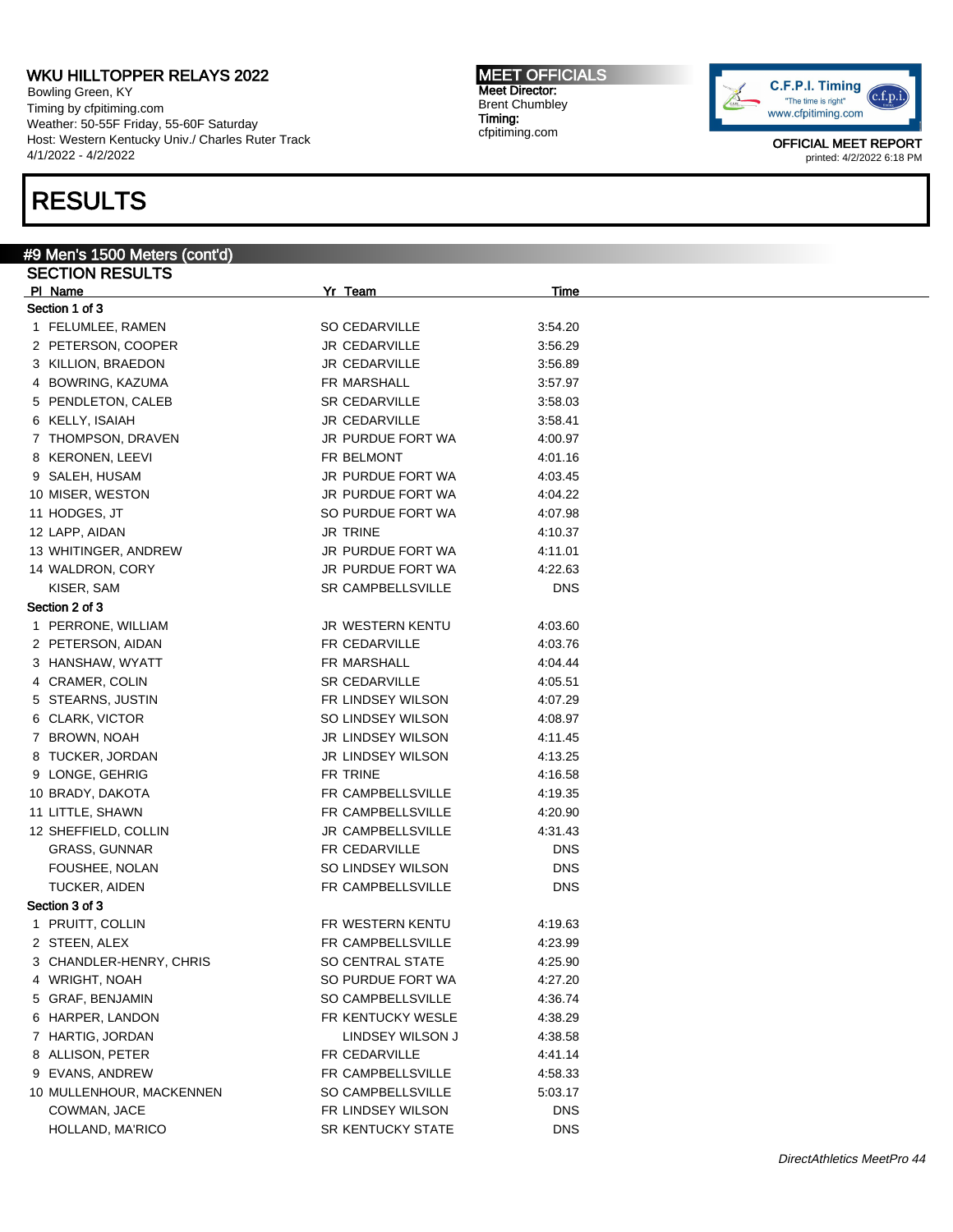WKU HILLTOPPER RELAYS 2022

Bowling Green, KY
Timing by cfpitiming.com
Weather: 50-55F Friday, 55-60F Saturday
Host: Western Kentucky Univ./ Charles Ruter Track
4/1/2022 - 4/2/2022

MEET OFFICIALS
Meet Director:
Brent Chumbley
Timing:
cfpitiming.com

OFFICIAL MEET REPORT
printed: 4/2/2022 6:18 PM

# RESULTS

## #9 Men's 1500 Meters (cont'd)

### SECTION RESULTS

| Pl | Name | Yr | Team | Time |
|---|---|---|---|---|
| **Section 1 of 3** | | | | |
| 1 | FELUMLEE, RAMEN | SO | CEDARVILLE | 3:54.20 |
| 2 | PETERSON, COOPER | JR | CEDARVILLE | 3:56.29 |
| 3 | KILLION, BRAEDON | JR | CEDARVILLE | 3:56.89 |
| 4 | BOWRING, KAZUMA | FR | MARSHALL | 3:57.97 |
| 5 | PENDLETON, CALEB | SR | CEDARVILLE | 3:58.03 |
| 6 | KELLY, ISAIAH | JR | CEDARVILLE | 3:58.41 |
| 7 | THOMPSON, DRAVEN | JR | PURDUE FORT WA | 4:00.97 |
| 8 | KERONEN, LEEVI | FR | BELMONT | 4:01.16 |
| 9 | SALEH, HUSAM | JR | PURDUE FORT WA | 4:03.45 |
| 10 | MISER, WESTON | JR | PURDUE FORT WA | 4:04.22 |
| 11 | HODGES, JT | SO | PURDUE FORT WA | 4:07.98 |
| 12 | LAPP, AIDAN | JR | TRINE | 4:10.37 |
| 13 | WHITINGER, ANDREW | JR | PURDUE FORT WA | 4:11.01 |
| 14 | WALDRON, CORY | JR | PURDUE FORT WA | 4:22.63 |
| | KISER, SAM | SR | CAMPBELLSVILLE | DNS |
| **Section 2 of 3** | | | | |
| 1 | PERRONE, WILLIAM | JR | WESTERN KENTU | 4:03.60 |
| 2 | PETERSON, AIDAN | FR | CEDARVILLE | 4:03.76 |
| 3 | HANSHAW, WYATT | FR | MARSHALL | 4:04.44 |
| 4 | CRAMER, COLIN | SR | CEDARVILLE | 4:05.51 |
| 5 | STEARNS, JUSTIN | FR | LINDSEY WILSON | 4:07.29 |
| 6 | CLARK, VICTOR | SO | LINDSEY WILSON | 4:08.97 |
| 7 | BROWN, NOAH | JR | LINDSEY WILSON | 4:11.45 |
| 8 | TUCKER, JORDAN | JR | LINDSEY WILSON | 4:13.25 |
| 9 | LONGE, GEHRIG | FR | TRINE | 4:16.58 |
| 10 | BRADY, DAKOTA | FR | CAMPBELLSVILLE | 4:19.35 |
| 11 | LITTLE, SHAWN | FR | CAMPBELLSVILLE | 4:20.90 |
| 12 | SHEFFIELD, COLLIN | JR | CAMPBELLSVILLE | 4:31.43 |
| | GRASS, GUNNAR | FR | CEDARVILLE | DNS |
| | FOUSHEE, NOLAN | SO | LINDSEY WILSON | DNS |
| | TUCKER, AIDEN | FR | CAMPBELLSVILLE | DNS |
| **Section 3 of 3** | | | | |
| 1 | PRUITT, COLLIN | FR | WESTERN KENTU | 4:19.63 |
| 2 | STEEN, ALEX | FR | CAMPBELLSVILLE | 4:23.99 |
| 3 | CHANDLER-HENRY, CHRIS | SO | CENTRAL STATE | 4:25.90 |
| 4 | WRIGHT, NOAH | SO | PURDUE FORT WA | 4:27.20 |
| 5 | GRAF, BENJAMIN | SO | CAMPBELLSVILLE | 4:36.74 |
| 6 | HARPER, LANDON | FR | KENTUCKY WESLE | 4:38.29 |
| 7 | HARTIG, JORDAN | | LINDSEY WILSON J | 4:38.58 |
| 8 | ALLISON, PETER | FR | CEDARVILLE | 4:41.14 |
| 9 | EVANS, ANDREW | FR | CAMPBELLSVILLE | 4:58.33 |
| 10 | MULLENHOUR, MACKENNEN | SO | CAMPBELLSVILLE | 5:03.17 |
| | COWMAN, JACE | FR | LINDSEY WILSON | DNS |
| | HOLLAND, MA'RICO | SR | KENTUCKY STATE | DNS |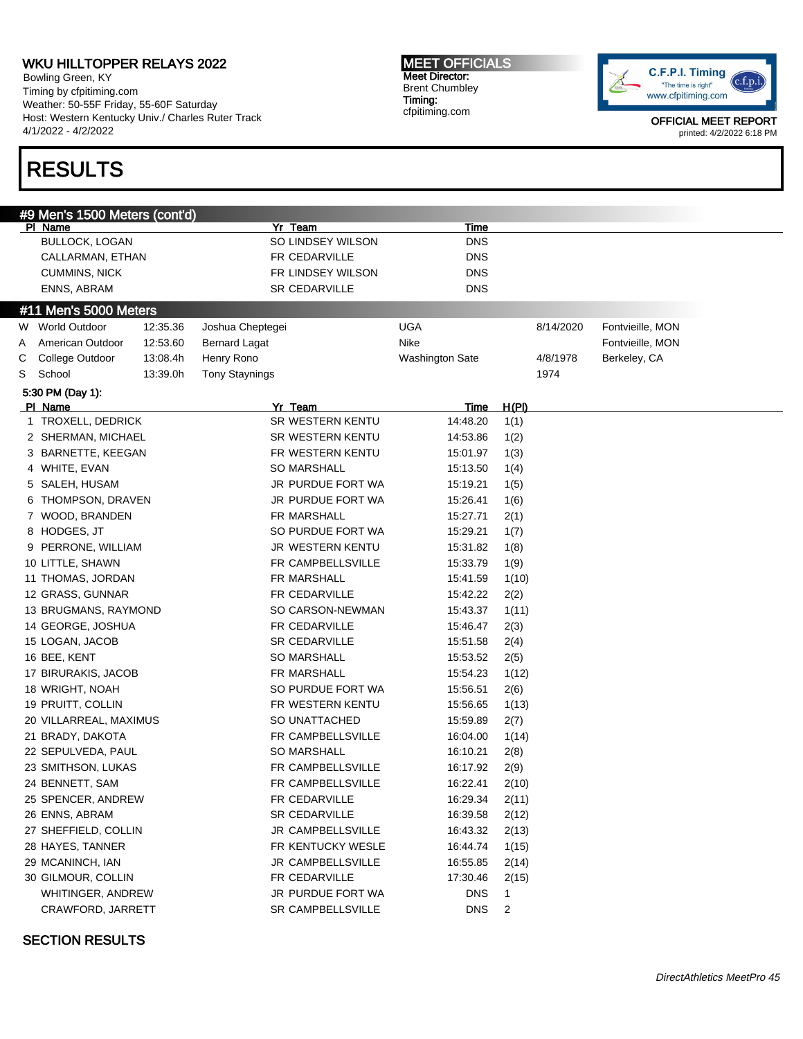# WKU HILLTOPPER RELAYS 2022

Bowling Green, KY
Timing by cfpitiming.com
Weather: 50-55F Friday, 55-60F Saturday
Host: Western Kentucky Univ./ Charles Ruter Track
4/1/2022 - 4/2/2022

**MEET OFFICIALS**
Meet Director:
Brent Chumbley
Timing:
cfpitiming.com

C.F.P.I. Timing
"The time is right"
www.cfpitiming.com

OFFICIAL MEET REPORT
printed: 4/2/2022 6:18 PM

## RESULTS

### #9 Men's 1500 Meters (cont'd)

| Pl | Name | Yr | Team | Time |
|---|---|---|---|---|
| | BULLOCK, LOGAN | SO | LINDSEY WILSON | DNS |
| | CALLARMAN, ETHAN | FR | CEDARVILLE | DNS |
| | CUMMINS, NICK | FR | LINDSEY WILSON | DNS |
| | ENNS, ABRAM | SR | CEDARVILLE | DNS |

### #11 Men's 5000 Meters

| | Record | Time | Name | Team | Date | Location |
|---|---|---|---|---|---|---|
| W | World Outdoor | 12:35.36 | Joshua Cheptegei | UGA | 8/14/2020 | Fontvieille, MON |
| A | American Outdoor | 12:53.60 | Bernard Lagat | Nike | | Fontvieille, MON |
| C | College Outdoor | 13:08.4h | Henry Rono | Washington Sate | 4/8/1978 | Berkeley, CA |
| S | School | 13:39.0h | Tony Staynings | | 1974 | |

5:30 PM (Day 1):

| Pl | Name | Yr | Team | Time | H(Pl) |
|---|---|---|---|---|---|
| 1 | TROXELL, DEDRICK | SR | WESTERN KENTU | 14:48.20 | 1(1) |
| 2 | SHERMAN, MICHAEL | SR | WESTERN KENTU | 14:53.86 | 1(2) |
| 3 | BARNETTE, KEEGAN | FR | WESTERN KENTU | 15:01.97 | 1(3) |
| 4 | WHITE, EVAN | SO | MARSHALL | 15:13.50 | 1(4) |
| 5 | SALEH, HUSAM | JR | PURDUE FORT WA | 15:19.21 | 1(5) |
| 6 | THOMPSON, DRAVEN | JR | PURDUE FORT WA | 15:26.41 | 1(6) |
| 7 | WOOD, BRANDEN | FR | MARSHALL | 15:27.71 | 2(1) |
| 8 | HODGES, JT | SO | PURDUE FORT WA | 15:29.21 | 1(7) |
| 9 | PERRONE, WILLIAM | JR | WESTERN KENTU | 15:31.82 | 1(8) |
| 10 | LITTLE, SHAWN | FR | CAMPBELLSVILLE | 15:33.79 | 1(9) |
| 11 | THOMAS, JORDAN | FR | MARSHALL | 15:41.59 | 1(10) |
| 12 | GRASS, GUNNAR | FR | CEDARVILLE | 15:42.22 | 2(2) |
| 13 | BRUGMANS, RAYMOND | SO | CARSON-NEWMAN | 15:43.37 | 1(11) |
| 14 | GEORGE, JOSHUA | FR | CEDARVILLE | 15:46.47 | 2(3) |
| 15 | LOGAN, JACOB | SR | CEDARVILLE | 15:51.58 | 2(4) |
| 16 | BEE, KENT | SO | MARSHALL | 15:53.52 | 2(5) |
| 17 | BIRURAKIS, JACOB | FR | MARSHALL | 15:54.23 | 1(12) |
| 18 | WRIGHT, NOAH | SO | PURDUE FORT WA | 15:56.51 | 2(6) |
| 19 | PRUITT, COLLIN | FR | WESTERN KENTU | 15:56.65 | 1(13) |
| 20 | VILLARREAL, MAXIMUS | SO | UNATTACHED | 15:59.89 | 2(7) |
| 21 | BRADY, DAKOTA | FR | CAMPBELLSVILLE | 16:04.00 | 1(14) |
| 22 | SEPULVEDA, PAUL | SO | MARSHALL | 16:10.21 | 2(8) |
| 23 | SMITHSON, LUKAS | FR | CAMPBELLSVILLE | 16:17.92 | 2(9) |
| 24 | BENNETT, SAM | FR | CAMPBELLSVILLE | 16:22.41 | 2(10) |
| 25 | SPENCER, ANDREW | FR | CEDARVILLE | 16:29.34 | 2(11) |
| 26 | ENNS, ABRAM | SR | CEDARVILLE | 16:39.58 | 2(12) |
| 27 | SHEFFIELD, COLLIN | JR | CAMPBELLSVILLE | 16:43.32 | 2(13) |
| 28 | HAYES, TANNER | FR | KENTUCKY WESLE | 16:44.74 | 1(15) |
| 29 | MCANINCH, IAN | JR | CAMPBELLSVILLE | 16:55.85 | 2(14) |
| 30 | GILMOUR, COLLIN | FR | CEDARVILLE | 17:30.46 | 2(15) |
| | WHITINGER, ANDREW | JR | PURDUE FORT WA | DNS | 1 |
| | CRAWFORD, JARRETT | SR | CAMPBELLSVILLE | DNS | 2 |

SECTION RESULTS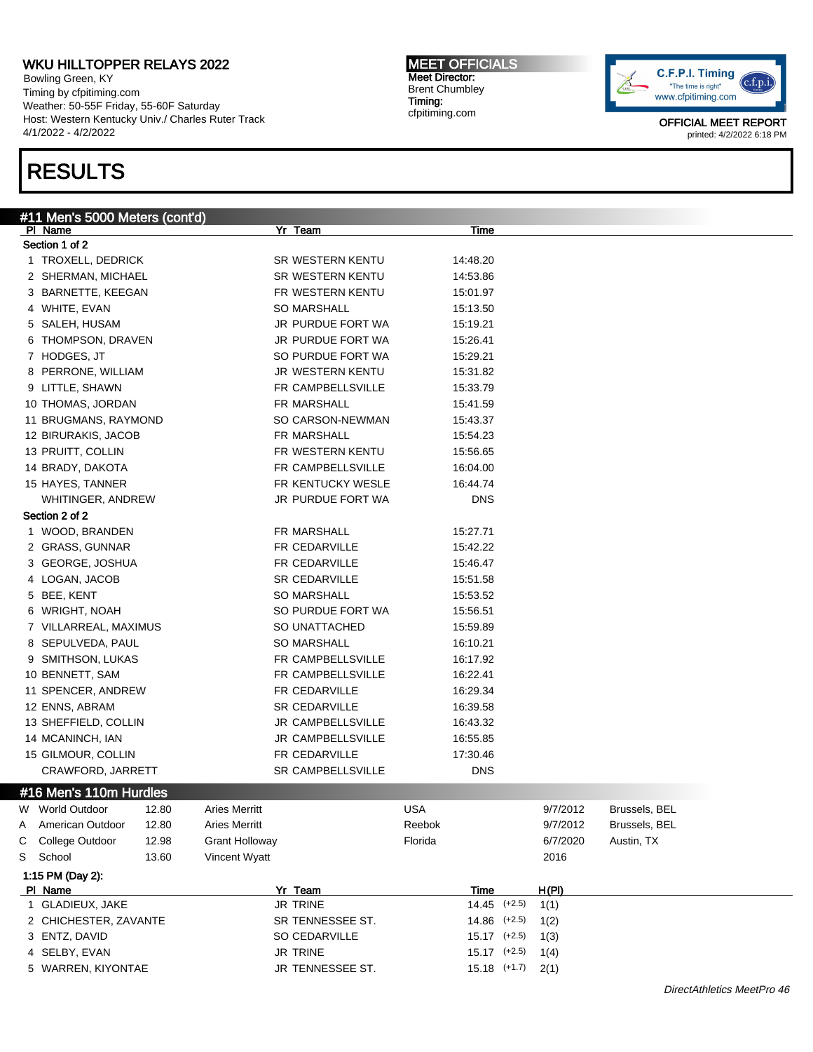WKU HILLTOPPER RELAYS 2022
Bowling Green, KY
Timing by cfpitiming.com
Weather: 50-55F Friday, 55-60F Saturday
Host: Western Kentucky Univ./ Charles Ruter Track
4/1/2022 - 4/2/2022

MEET OFFICIALS
Meet Director:
Brent Chumbley
Timing:
cfpitiming.com

OFFICIAL MEET REPORT
printed: 4/2/2022 6:18 PM

# RESULTS

## #11 Men's 5000 Meters (cont'd)

| Pl | Name | Yr | Team | Time |
|---|---|---|---|---|
| **Section 1 of 2** | | | | |
| 1 | TROXELL, DEDRICK | SR | WESTERN KENTU | 14:48.20 |
| 2 | SHERMAN, MICHAEL | SR | WESTERN KENTU | 14:53.86 |
| 3 | BARNETTE, KEEGAN | FR | WESTERN KENTU | 15:01.97 |
| 4 | WHITE, EVAN | SO | MARSHALL | 15:13.50 |
| 5 | SALEH, HUSAM | JR | PURDUE FORT WA | 15:19.21 |
| 6 | THOMPSON, DRAVEN | JR | PURDUE FORT WA | 15:26.41 |
| 7 | HODGES, JT | SO | PURDUE FORT WA | 15:29.21 |
| 8 | PERRONE, WILLIAM | JR | WESTERN KENTU | 15:31.82 |
| 9 | LITTLE, SHAWN | FR | CAMPBELLSVILLE | 15:33.79 |
| 10 | THOMAS, JORDAN | FR | MARSHALL | 15:41.59 |
| 11 | BRUGMANS, RAYMOND | SO | CARSON-NEWMAN | 15:43.37 |
| 12 | BIRURAKIS, JACOB | FR | MARSHALL | 15:54.23 |
| 13 | PRUITT, COLLIN | FR | WESTERN KENTU | 15:56.65 |
| 14 | BRADY, DAKOTA | FR | CAMPBELLSVILLE | 16:04.00 |
| 15 | HAYES, TANNER | FR | KENTUCKY WESLE | 16:44.74 |
| | WHITINGER, ANDREW | JR | PURDUE FORT WA | DNS |
| **Section 2 of 2** | | | | |
| 1 | WOOD, BRANDEN | FR | MARSHALL | 15:27.71 |
| 2 | GRASS, GUNNAR | FR | CEDARVILLE | 15:42.22 |
| 3 | GEORGE, JOSHUA | FR | CEDARVILLE | 15:46.47 |
| 4 | LOGAN, JACOB | SR | CEDARVILLE | 15:51.58 |
| 5 | BEE, KENT | SO | MARSHALL | 15:53.52 |
| 6 | WRIGHT, NOAH | SO | PURDUE FORT WA | 15:56.51 |
| 7 | VILLARREAL, MAXIMUS | SO | UNATTACHED | 15:59.89 |
| 8 | SEPULVEDA, PAUL | SO | MARSHALL | 16:10.21 |
| 9 | SMITHSON, LUKAS | FR | CAMPBELLSVILLE | 16:17.92 |
| 10 | BENNETT, SAM | FR | CAMPBELLSVILLE | 16:22.41 |
| 11 | SPENCER, ANDREW | FR | CEDARVILLE | 16:29.34 |
| 12 | ENNS, ABRAM | SR | CEDARVILLE | 16:39.58 |
| 13 | SHEFFIELD, COLLIN | JR | CAMPBELLSVILLE | 16:43.32 |
| 14 | MCANINCH, IAN | JR | CAMPBELLSVILLE | 16:55.85 |
| 15 | GILMOUR, COLLIN | FR | CEDARVILLE | 17:30.46 |
| | CRAWFORD, JARRETT | SR | CAMPBELLSVILLE | DNS |

## #16 Men's 110m Hurdles

| | Record | Mark | Name | Team | Date | Location |
|---|---|---|---|---|---|---|
| W | World Outdoor | 12.80 | Aries Merritt | USA | 9/7/2012 | Brussels, BEL |
| A | American Outdoor | 12.80 | Aries Merritt | Reebok | 9/7/2012 | Brussels, BEL |
| C | College Outdoor | 12.98 | Grant Holloway | Florida | 6/7/2020 | Austin, TX |
| S | School | 13.60 | Vincent Wyatt | | 2016 | |

1:15 PM (Day 2):

| Pl | Name | Yr | Team | Time | Wind | H(Pl) |
|---|---|---|---|---|---|---|
| 1 | GLADIEUX, JAKE | JR | TRINE | 14.45 | (+2.5) | 1(1) |
| 2 | CHICHESTER, ZAVANTE | SR | TENNESSEE ST. | 14.86 | (+2.5) | 1(2) |
| 3 | ENTZ, DAVID | SO | CEDARVILLE | 15.17 | (+2.5) | 1(3) |
| 4 | SELBY, EVAN | JR | TRINE | 15.17 | (+2.5) | 1(4) |
| 5 | WARREN, KIYONTAE | JR | TENNESSEE ST. | 15.18 | (+1.7) | 2(1) |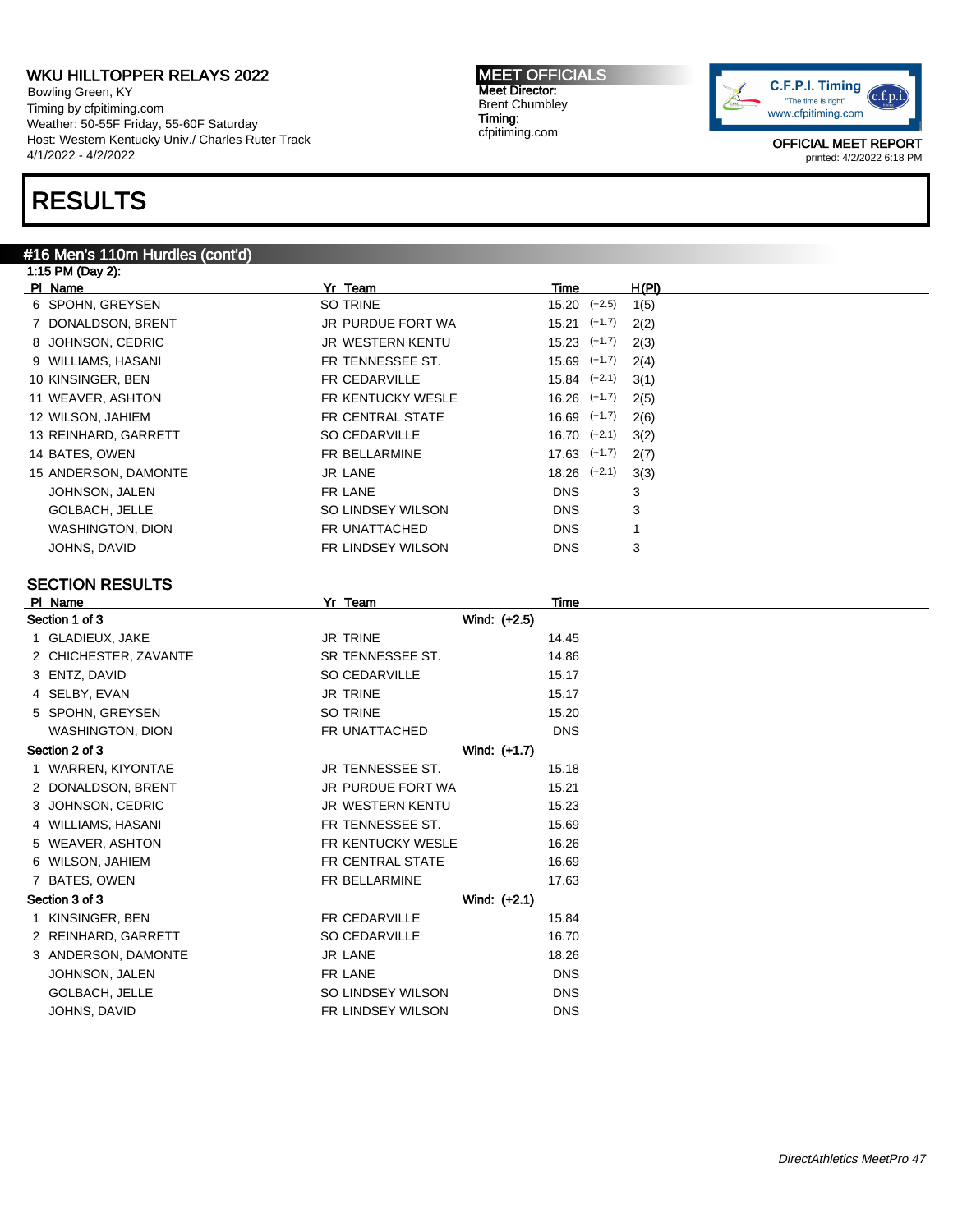# RESULTS

## #16 Men's 110m Hurdles (cont'd)

1:15 PM (Day 2):

| Pl | Name | Yr | Team | Time | Wind | H(Pl) |
|---|---|---|---|---|---|---|
| 6 | SPOHN, GREYSEN | SO | TRINE | 15.20 | (+2.5) | 1(5) |
| 7 | DONALDSON, BRENT | JR | PURDUE FORT WA | 15.21 | (+1.7) | 2(2) |
| 8 | JOHNSON, CEDRIC | JR | WESTERN KENTU | 15.23 | (+1.7) | 2(3) |
| 9 | WILLIAMS, HASANI | FR | TENNESSEE ST. | 15.69 | (+1.7) | 2(4) |
| 10 | KINSINGER, BEN | FR | CEDARVILLE | 15.84 | (+2.1) | 3(1) |
| 11 | WEAVER, ASHTON | FR | KENTUCKY WESLE | 16.26 | (+1.7) | 2(5) |
| 12 | WILSON, JAHIEM | FR | CENTRAL STATE | 16.69 | (+1.7) | 2(6) |
| 13 | REINHARD, GARRETT | SO | CEDARVILLE | 16.70 | (+2.1) | 3(2) |
| 14 | BATES, OWEN | FR | BELLARMINE | 17.63 | (+1.7) | 2(7) |
| 15 | ANDERSON, DAMONTE | JR | LANE | 18.26 | (+2.1) | 3(3) |
| | JOHNSON, JALEN | FR | LANE | DNS | | 3 |
| | GOLBACH, JELLE | SO | LINDSEY WILSON | DNS | | 3 |
| | WASHINGTON, DION | FR | UNATTACHED | DNS | | 1 |
| | JOHNS, DAVID | FR | LINDSEY WILSON | DNS | | 3 |

## SECTION RESULTS

**Section 1 of 3** — Wind: (+2.5)

| Pl | Name | Yr | Team | Time |
|---|---|---|---|---|
| 1 | GLADIEUX, JAKE | JR | TRINE | 14.45 |
| 2 | CHICHESTER, ZAVANTE | SR | TENNESSEE ST. | 14.86 |
| 3 | ENTZ, DAVID | SO | CEDARVILLE | 15.17 |
| 4 | SELBY, EVAN | JR | TRINE | 15.17 |
| 5 | SPOHN, GREYSEN | SO | TRINE | 15.20 |
| | WASHINGTON, DION | FR | UNATTACHED | DNS |

**Section 2 of 3** — Wind: (+1.7)

| Pl | Name | Yr | Team | Time |
|---|---|---|---|---|
| 1 | WARREN, KIYONTAE | JR | TENNESSEE ST. | 15.18 |
| 2 | DONALDSON, BRENT | JR | PURDUE FORT WA | 15.21 |
| 3 | JOHNSON, CEDRIC | JR | WESTERN KENTU | 15.23 |
| 4 | WILLIAMS, HASANI | FR | TENNESSEE ST. | 15.69 |
| 5 | WEAVER, ASHTON | FR | KENTUCKY WESLE | 16.26 |
| 6 | WILSON, JAHIEM | FR | CENTRAL STATE | 16.69 |
| 7 | BATES, OWEN | FR | BELLARMINE | 17.63 |

**Section 3 of 3** — Wind: (+2.1)

| Pl | Name | Yr | Team | Time |
|---|---|---|---|---|
| 1 | KINSINGER, BEN | FR | CEDARVILLE | 15.84 |
| 2 | REINHARD, GARRETT | SO | CEDARVILLE | 16.70 |
| 3 | ANDERSON, DAMONTE | JR | LANE | 18.26 |
| | JOHNSON, JALEN | FR | LANE | DNS |
| | GOLBACH, JELLE | SO | LINDSEY WILSON | DNS |
| | JOHNS, DAVID | FR | LINDSEY WILSON | DNS |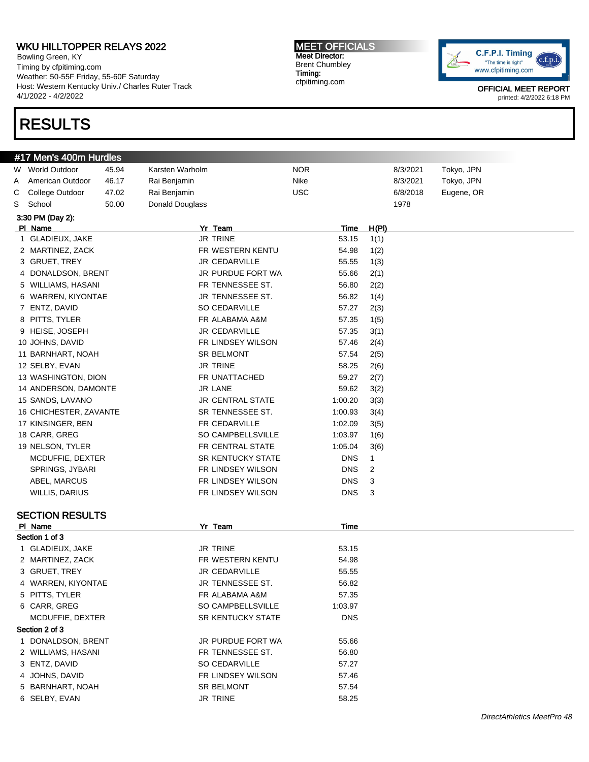# WKU HILLTOPPER RELAYS 2022

Bowling Green, KY
Timing by cfpitiming.com
Weather: 50-55F Friday, 55-60F Saturday
Host: Western Kentucky Univ./ Charles Ruter Track
4/1/2022 - 4/2/2022

**MEET OFFICIALS**
Meet Director:
Brent Chumbley
Timing:
cfpitiming.com

C.F.P.I. Timing
"The time is right"
www.cfpitiming.com

OFFICIAL MEET REPORT
printed: 4/2/2022 6:18 PM

# RESULTS

## #17 Men's 400m Hurdles

| | | | | | | |
|---|---|---|---|---|---|---|
| W | World Outdoor | 45.94 | Karsten Warholm | NOR | 8/3/2021 | Tokyo, JPN |
| A | American Outdoor | 46.17 | Rai Benjamin | Nike | 8/3/2021 | Tokyo, JPN |
| C | College Outdoor | 47.02 | Rai Benjamin | USC | 6/8/2018 | Eugene, OR |
| S | School | 50.00 | Donald Douglass | | 1978 | |

### 3:30 PM (Day 2):

| Pl | Name | Yr | Team | Time | H(Pl) |
|---|---|---|---|---|---|
| 1 | GLADIEUX, JAKE | JR | TRINE | 53.15 | 1(1) |
| 2 | MARTINEZ, ZACK | FR | WESTERN KENTU | 54.98 | 1(2) |
| 3 | GRUET, TREY | JR | CEDARVILLE | 55.55 | 1(3) |
| 4 | DONALDSON, BRENT | JR | PURDUE FORT WA | 55.66 | 2(1) |
| 5 | WILLIAMS, HASANI | FR | TENNESSEE ST. | 56.80 | 2(2) |
| 6 | WARREN, KIYONTAE | JR | TENNESSEE ST. | 56.82 | 1(4) |
| 7 | ENTZ, DAVID | SO | CEDARVILLE | 57.27 | 2(3) |
| 8 | PITTS, TYLER | FR | ALABAMA A&M | 57.35 | 1(5) |
| 9 | HEISE, JOSEPH | JR | CEDARVILLE | 57.35 | 3(1) |
| 10 | JOHNS, DAVID | FR | LINDSEY WILSON | 57.46 | 2(4) |
| 11 | BARNHART, NOAH | SR | BELMONT | 57.54 | 2(5) |
| 12 | SELBY, EVAN | JR | TRINE | 58.25 | 2(6) |
| 13 | WASHINGTON, DION | FR | UNATTACHED | 59.27 | 2(7) |
| 14 | ANDERSON, DAMONTE | JR | LANE | 59.62 | 3(2) |
| 15 | SANDS, LAVANO | JR | CENTRAL STATE | 1:00.20 | 3(3) |
| 16 | CHICHESTER, ZAVANTE | SR | TENNESSEE ST. | 1:00.93 | 3(4) |
| 17 | KINSINGER, BEN | FR | CEDARVILLE | 1:02.09 | 3(5) |
| 18 | CARR, GREG | SO | CAMPBELLSVILLE | 1:03.97 | 1(6) |
| 19 | NELSON, TYLER | FR | CENTRAL STATE | 1:05.04 | 3(6) |
| | MCDUFFIE, DEXTER | SR | KENTUCKY STATE | DNS | 1 |
| | SPRINGS, JYBARI | FR | LINDSEY WILSON | DNS | 2 |
| | ABEL, MARCUS | FR | LINDSEY WILSON | DNS | 3 |
| | WILLIS, DARIUS | FR | LINDSEY WILSON | DNS | 3 |

### SECTION RESULTS

| Pl | Name | Yr | Team | Time |
|---|---|---|---|---|
| **Section 1 of 3** | | | | |
| 1 | GLADIEUX, JAKE | JR | TRINE | 53.15 |
| 2 | MARTINEZ, ZACK | FR | WESTERN KENTU | 54.98 |
| 3 | GRUET, TREY | JR | CEDARVILLE | 55.55 |
| 4 | WARREN, KIYONTAE | JR | TENNESSEE ST. | 56.82 |
| 5 | PITTS, TYLER | FR | ALABAMA A&M | 57.35 |
| 6 | CARR, GREG | SO | CAMPBELLSVILLE | 1:03.97 |
| | MCDUFFIE, DEXTER | SR | KENTUCKY STATE | DNS |
| **Section 2 of 3** | | | | |
| 1 | DONALDSON, BRENT | JR | PURDUE FORT WA | 55.66 |
| 2 | WILLIAMS, HASANI | FR | TENNESSEE ST. | 56.80 |
| 3 | ENTZ, DAVID | SO | CEDARVILLE | 57.27 |
| 4 | JOHNS, DAVID | FR | LINDSEY WILSON | 57.46 |
| 5 | BARNHART, NOAH | SR | BELMONT | 57.54 |
| 6 | SELBY, EVAN | JR | TRINE | 58.25 |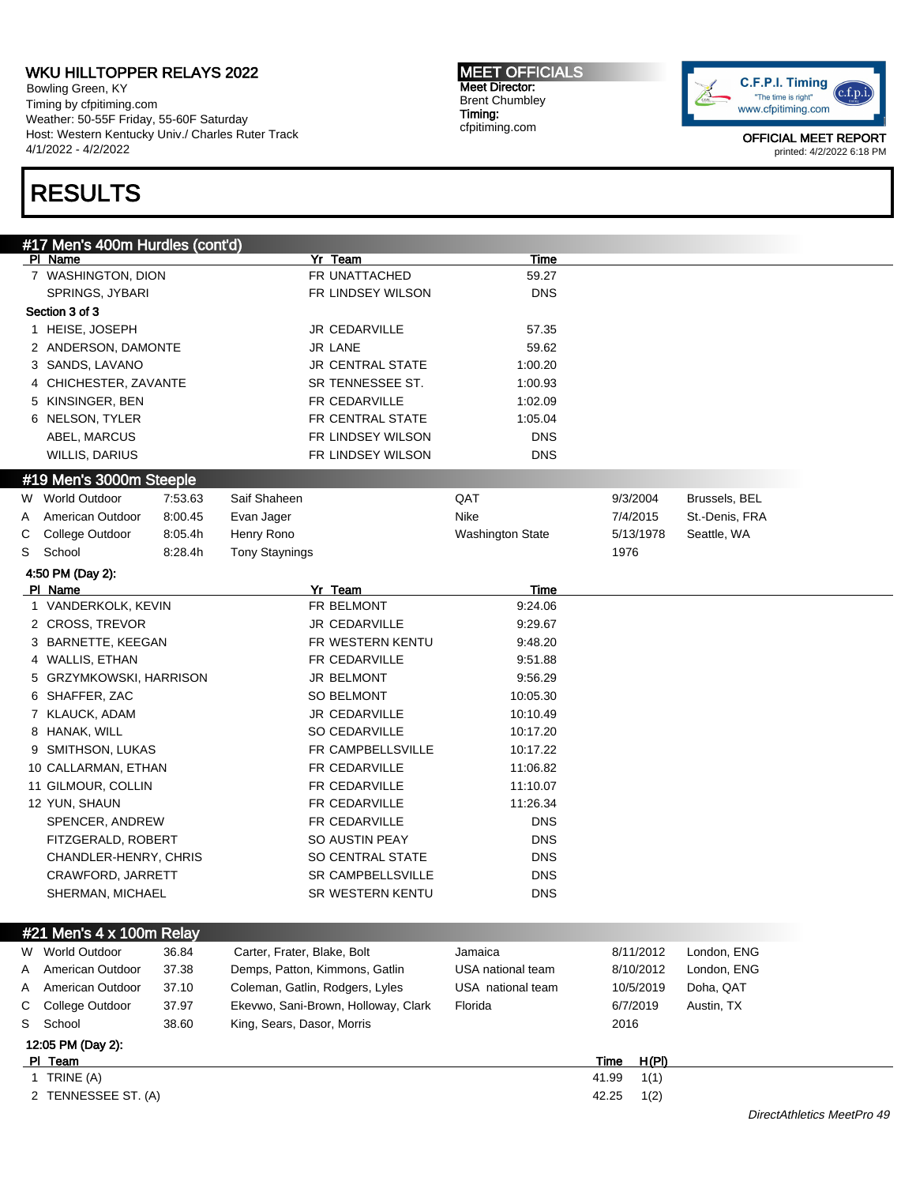# WKU HILLTOPPER RELAYS 2022

Bowling Green, KY
Timing by cfpitiming.com
Weather: 50-55F Friday, 55-60F Saturday
Host: Western Kentucky Univ./ Charles Ruter Track
4/1/2022 - 4/2/2022

**MEET OFFICIALS**
Meet Director:
Brent Chumbley
Timing:
cfpitiming.com

OFFICIAL MEET REPORT
printed: 4/2/2022 6:18 PM

# RESULTS

## #17 Men's 400m Hurdles (cont'd)

| Pl | Name | Yr | Team | Time |
|---|---|---|---|---|
| 7 | WASHINGTON, DION | FR | UNATTACHED | 59.27 |
| | SPRINGS, JYBARI | FR | LINDSEY WILSON | DNS |

**Section 3 of 3**

| Pl | Name | Yr | Team | Time |
|---|---|---|---|---|
| 1 | HEISE, JOSEPH | JR | CEDARVILLE | 57.35 |
| 2 | ANDERSON, DAMONTE | JR | LANE | 59.62 |
| 3 | SANDS, LAVANO | JR | CENTRAL STATE | 1:00.20 |
| 4 | CHICHESTER, ZAVANTE | SR | TENNESSEE ST. | 1:00.93 |
| 5 | KINSINGER, BEN | FR | CEDARVILLE | 1:02.09 |
| 6 | NELSON, TYLER | FR | CENTRAL STATE | 1:05.04 |
| | ABEL, MARCUS | FR | LINDSEY WILSON | DNS |
| | WILLIS, DARIUS | FR | LINDSEY WILSON | DNS |

## #19 Men's 3000m Steeple

| | Record | Time | Name | Team | Date | Location |
|---|---|---|---|---|---|---|
| W | World Outdoor | 7:53.63 | Saif Shaheen | QAT | 9/3/2004 | Brussels, BEL |
| A | American Outdoor | 8:00.45 | Evan Jager | Nike | 7/4/2015 | St.-Denis, FRA |
| C | College Outdoor | 8:05.4h | Henry Rono | Washington State | 5/13/1978 | Seattle, WA |
| S | School | 8:28.4h | Tony Staynings | | 1976 | |

**4:50 PM (Day 2):**

| Pl | Name | Yr | Team | Time |
|---|---|---|---|---|
| 1 | VANDERKOLK, KEVIN | FR | BELMONT | 9:24.06 |
| 2 | CROSS, TREVOR | JR | CEDARVILLE | 9:29.67 |
| 3 | BARNETTE, KEEGAN | FR | WESTERN KENTU | 9:48.20 |
| 4 | WALLIS, ETHAN | FR | CEDARVILLE | 9:51.88 |
| 5 | GRZYMKOWSKI, HARRISON | JR | BELMONT | 9:56.29 |
| 6 | SHAFFER, ZAC | SO | BELMONT | 10:05.30 |
| 7 | KLAUCK, ADAM | JR | CEDARVILLE | 10:10.49 |
| 8 | HANAK, WILL | SO | CEDARVILLE | 10:17.20 |
| 9 | SMITHSON, LUKAS | FR | CAMPBELLSVILLE | 10:17.22 |
| 10 | CALLARMAN, ETHAN | FR | CEDARVILLE | 11:06.82 |
| 11 | GILMOUR, COLLIN | FR | CEDARVILLE | 11:10.07 |
| 12 | YUN, SHAUN | FR | CEDARVILLE | 11:26.34 |
| | SPENCER, ANDREW | FR | CEDARVILLE | DNS |
| | FITZGERALD, ROBERT | SO | AUSTIN PEAY | DNS |
| | CHANDLER-HENRY, CHRIS | SO | CENTRAL STATE | DNS |
| | CRAWFORD, JARRETT | SR | CAMPBELLSVILLE | DNS |
| | SHERMAN, MICHAEL | SR | WESTERN KENTU | DNS |

## #21 Men's 4 x 100m Relay

| | Record | Time | Names | Team | Date | Location |
|---|---|---|---|---|---|---|
| W | World Outdoor | 36.84 | Carter, Frater, Blake, Bolt | Jamaica | 8/11/2012 | London, ENG |
| A | American Outdoor | 37.38 | Demps, Patton, Kimmons, Gatlin | USA national team | 8/10/2012 | London, ENG |
| A | American Outdoor | 37.10 | Coleman, Gatlin, Rodgers, Lyles | USA national team | 10/5/2019 | Doha, QAT |
| C | College Outdoor | 37.97 | Ekevwo, Sani-Brown, Holloway, Clark | Florida | 6/7/2019 | Austin, TX |
| S | School | 38.60 | King, Sears, Dasor, Morris | | 2016 | |

**12:05 PM (Day 2):**

| Pl | Team | Time | H(Pl) |
|---|---|---|---|
| 1 | TRINE (A) | 41.99 | 1(1) |
| 2 | TENNESSEE ST. (A) | 42.25 | 1(2) |

*DirectAthletics MeetPro 49*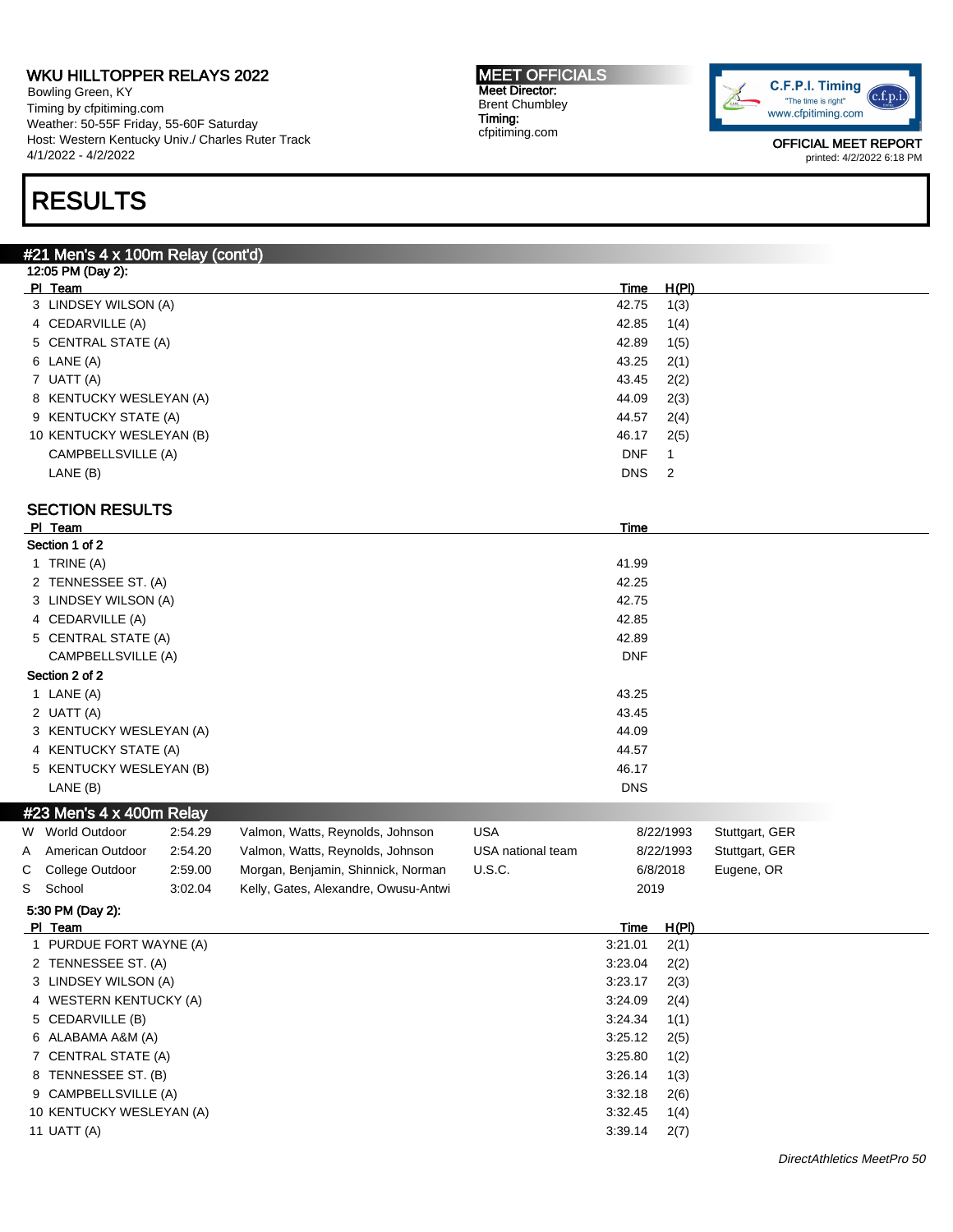## RESULTS

### #21 Men's 4 x 100m Relay (cont'd)

12:05 PM (Day 2):

| Pl | Team | Time | H(Pl) |
|---|---|---|---|
| 3 | LINDSEY WILSON (A) | 42.75 | 1(3) |
| 4 | CEDARVILLE (A) | 42.85 | 1(4) |
| 5 | CENTRAL STATE (A) | 42.89 | 1(5) |
| 6 | LANE (A) | 43.25 | 2(1) |
| 7 | UATT (A) | 43.45 | 2(2) |
| 8 | KENTUCKY WESLEYAN (A) | 44.09 | 2(3) |
| 9 | KENTUCKY STATE (A) | 44.57 | 2(4) |
| 10 | KENTUCKY WESLEYAN (B) | 46.17 | 2(5) |
| | CAMPBELLSVILLE (A) | DNF | 1 |
| | LANE (B) | DNS | 2 |

#### SECTION RESULTS

| Pl | Team | Time |
|---|---|---|
| **Section 1 of 2** | | |
| 1 | TRINE (A) | 41.99 |
| 2 | TENNESSEE ST. (A) | 42.25 |
| 3 | LINDSEY WILSON (A) | 42.75 |
| 4 | CEDARVILLE (A) | 42.85 |
| 5 | CENTRAL STATE (A) | 42.89 |
| | CAMPBELLSVILLE (A) | DNF |
| **Section 2 of 2** | | |
| 1 | LANE (A) | 43.25 |
| 2 | UATT (A) | 43.45 |
| 3 | KENTUCKY WESLEYAN (A) | 44.09 |
| 4 | KENTUCKY STATE (A) | 44.57 |
| 5 | KENTUCKY WESLEYAN (B) | 46.17 |
| | LANE (B) | DNS |

### #23 Men's 4 x 400m Relay

| | Record | Time | Athletes | Team | Date | Location |
|---|---|---|---|---|---|---|
| W | World Outdoor | 2:54.29 | Valmon, Watts, Reynolds, Johnson | USA | 8/22/1993 | Stuttgart, GER |
| A | American Outdoor | 2:54.20 | Valmon, Watts, Reynolds, Johnson | USA national team | 8/22/1993 | Stuttgart, GER |
| C | College Outdoor | 2:59.00 | Morgan, Benjamin, Shinnick, Norman | U.S.C. | 6/8/2018 | Eugene, OR |
| S | School | 3:02.04 | Kelly, Gates, Alexandre, Owusu-Antwi | | 2019 | |

5:30 PM (Day 2):

| Pl | Team | Time | H(Pl) |
|---|---|---|---|
| 1 | PURDUE FORT WAYNE (A) | 3:21.01 | 2(1) |
| 2 | TENNESSEE ST. (A) | 3:23.04 | 2(2) |
| 3 | LINDSEY WILSON (A) | 3:23.17 | 2(3) |
| 4 | WESTERN KENTUCKY (A) | 3:24.09 | 2(4) |
| 5 | CEDARVILLE (B) | 3:24.34 | 1(1) |
| 6 | ALABAMA A&M (A) | 3:25.12 | 2(5) |
| 7 | CENTRAL STATE (A) | 3:25.80 | 1(2) |
| 8 | TENNESSEE ST. (B) | 3:26.14 | 1(3) |
| 9 | CAMPBELLSVILLE (A) | 3:32.18 | 2(6) |
| 10 | KENTUCKY WESLEYAN (A) | 3:32.45 | 1(4) |
| 11 | UATT (A) | 3:39.14 | 2(7) |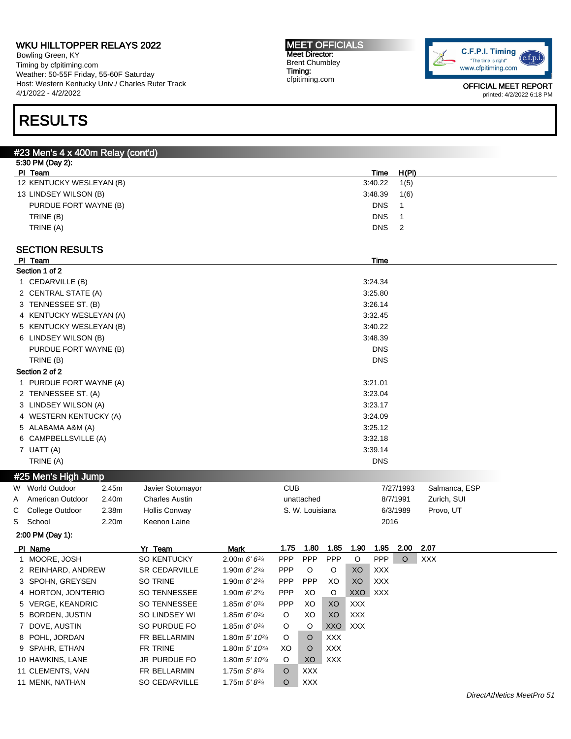# RESULTS

## #23 Men's 4 x 400m Relay (cont'd)

5:30 PM (Day 2):

| Pl | Team | Time | H(Pl) |
|---|---|---|---|
| 12 | KENTUCKY WESLEYAN (B) | 3:40.22 | 1(5) |
| 13 | LINDSEY WILSON (B) | 3:48.39 | 1(6) |
| | PURDUE FORT WAYNE (B) | DNS | 1 |
| | TRINE (B) | DNS | 1 |
| | TRINE (A) | DNS | 2 |

### SECTION RESULTS

| Pl | Team | Time |
|---|---|---|
| **Section 1 of 2** | | |
| 1 | CEDARVILLE (B) | 3:24.34 |
| 2 | CENTRAL STATE (A) | 3:25.80 |
| 3 | TENNESSEE ST. (B) | 3:26.14 |
| 4 | KENTUCKY WESLEYAN (A) | 3:32.45 |
| 5 | KENTUCKY WESLEYAN (B) | 3:40.22 |
| 6 | LINDSEY WILSON (B) | 3:48.39 |
| | PURDUE FORT WAYNE (B) | DNS |
| | TRINE (B) | DNS |
| **Section 2 of 2** | | |
| 1 | PURDUE FORT WAYNE (A) | 3:21.01 |
| 2 | TENNESSEE ST. (A) | 3:23.04 |
| 3 | LINDSEY WILSON (A) | 3:23.17 |
| 4 | WESTERN KENTUCKY (A) | 3:24.09 |
| 5 | ALABAMA A&M (A) | 3:25.12 |
| 6 | CAMPBELLSVILLE (A) | 3:32.18 |
| 7 | UATT (A) | 3:39.14 |
| | TRINE (A) | DNS |

## #25 Men's High Jump

| | Record | Mark | Name | Affiliation | Date | Location |
|---|---|---|---|---|---|---|
| W | World Outdoor | 2.45m | Javier Sotomayor | CUB | 7/27/1993 | Salmanca, ESP |
| A | American Outdoor | 2.40m | Charles Austin | unattached | 8/7/1991 | Zurich, SUI |
| C | College Outdoor | 2.38m | Hollis Conway | S. W. Louisiana | 6/3/1989 | Provo, UT |
| S | School | 2.20m | Keenon Laine | | 2016 | |

2:00 PM (Day 1):

| Pl | Name | Yr | Team | Mark | 1.75 | 1.80 | 1.85 | 1.90 | 1.95 | 2.00 | 2.07 |
|---|---|---|---|---|---|---|---|---|---|---|---|
| 1 | MOORE, JOSH | SO | KENTUCKY | 2.00m 6' 6¾ | PPP | PPP | PPP | O | PPP | O | XXX |
| 2 | REINHARD, ANDREW | SR | CEDARVILLE | 1.90m 6' 2¾ | PPP | O | O | XO | XXX | | |
| 3 | SPOHN, GREYSEN | SO | TRINE | 1.90m 6' 2¾ | PPP | PPP | XO | XO | XXX | | |
| 4 | HORTON, JON'TERIO | SO | TENNESSEE | 1.90m 6' 2¾ | PPP | XO | O | XXO | XXX | | |
| 5 | VERGE, KEANDRIC | SO | TENNESSEE | 1.85m 6' 0¾ | PPP | XO | XO | XXX | | | |
| 5 | BORDEN, JUSTIN | SO | LINDSEY WI | 1.85m 6' 0¾ | O | XO | XO | XXX | | | |
| 7 | DOVE, AUSTIN | SO | PURDUE FO | 1.85m 6' 0¾ | O | O | XXO | XXX | | | |
| 8 | POHL, JORDAN | FR | BELLARMIN | 1.80m 5' 10¾ | O | O | XXX | | | | |
| 9 | SPAHR, ETHAN | FR | TRINE | 1.80m 5' 10¾ | XO | O | XXX | | | | |
| 10 | HAWKINS, LANE | JR | PURDUE FO | 1.80m 5' 10¾ | O | XO | XXX | | | | |
| 11 | CLEMENTS, VAN | FR | BELLARMIN | 1.75m 5' 8¾ | O | XXX | | | | | |
| 11 | MENK, NATHAN | SO | CEDARVILLE | 1.75m 5' 8¾ | O | XXX | | | | | |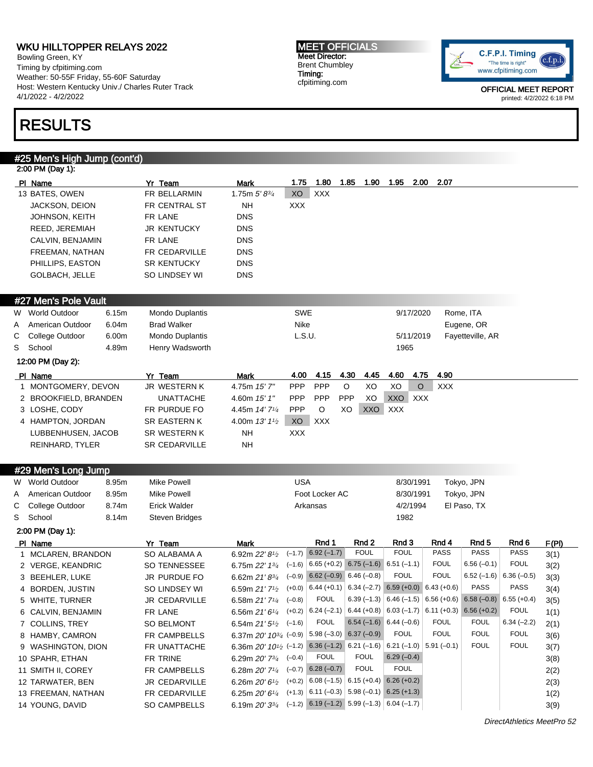WKU HILLTOPPER RELAYS 2022
Bowling Green, KY
Timing by cfpitiming.com
Weather: 50-55F Friday, 55-60F Saturday
Host: Western Kentucky Univ./ Charles Ruter Track
4/1/2022 - 4/2/2022

**MEET OFFICIALS**
Meet Director:
Brent Chumbley
Timing:
cfpitiming.com

OFFICIAL MEET REPORT
printed: 4/2/2022 6:18 PM

# RESULTS

## #25 Men's High Jump (cont'd)

2:00 PM (Day 1):

| Pl | Name | Yr | Team | Mark | 1.75 | 1.80 | 1.85 | 1.90 | 1.95 | 2.00 | 2.07 |
|---|---|---|---|---|---|---|---|---|---|---|---|
| 13 | BATES, OWEN | FR | BELLARMIN | 1.75m 5' 8¾ | XO | XXX | | | | | |
| | JACKSON, DEION | FR | CENTRAL ST | NH | XXX | | | | | | |
| | JOHNSON, KEITH | FR | LANE | DNS | | | | | | | |
| | REED, JEREMIAH | JR | KENTUCKY | DNS | | | | | | | |
| | CALVIN, BENJAMIN | FR | LANE | DNS | | | | | | | |
| | FREEMAN, NATHAN | FR | CEDARVILLE | DNS | | | | | | | |
| | PHILLIPS, EASTON | SR | KENTUCKY | DNS | | | | | | | |
| | GOLBACH, JELLE | SO | LINDSEY WI | DNS | | | | | | | |

## #27 Men's Pole Vault

| | Record | Mark | Name | Team | Date | Location |
|---|---|---|---|---|---|---|
| W | World Outdoor | 6.15m | Mondo Duplantis | SWE | 9/17/2020 | Rome, ITA |
| A | American Outdoor | 6.04m | Brad Walker | Nike | | Eugene, OR |
| C | College Outdoor | 6.00m | Mondo Duplantis | L.S.U. | 5/11/2019 | Fayetteville, AR |
| S | School | 4.89m | Henry Wadsworth | | 1965 | |

12:00 PM (Day 2):

| Pl | Name | Yr | Team | Mark | 4.00 | 4.15 | 4.30 | 4.45 | 4.60 | 4.75 | 4.90 |
|---|---|---|---|---|---|---|---|---|---|---|---|
| 1 | MONTGOMERY, DEVON | JR | WESTERN K | 4.75m 15' 7" | PPP | PPP | O | XO | XO | O | XXX |
| 2 | BROOKFIELD, BRANDEN | | UNATTACHE | 4.60m 15' 1" | PPP | PPP | PPP | XO | XXO | XXX | |
| 3 | LOSHE, CODY | FR | PURDUE FO | 4.45m 14' 7¼ | PPP | O | XO | XXO | XXX | | |
| 4 | HAMPTON, JORDAN | SR | EASTERN K | 4.00m 13' 1½ | XO | XXX | | | | | |
| | LUBBENHUSEN, JACOB | SR | WESTERN K | NH | XXX | | | | | | |
| | REINHARD, TYLER | SR | CEDARVILLE | NH | | | | | | | |

## #29 Men's Long Jump

| | Record | Mark | Name | Team | Date | Location |
|---|---|---|---|---|---|---|
| W | World Outdoor | 8.95m | Mike Powell | USA | 8/30/1991 | Tokyo, JPN |
| A | American Outdoor | 8.95m | Mike Powell | Foot Locker AC | 8/30/1991 | Tokyo, JPN |
| C | College Outdoor | 8.74m | Erick Walder | Arkansas | 4/2/1994 | El Paso, TX |
| S | School | 8.14m | Steven Bridges | | 1982 | |

2:00 PM (Day 1):

| Pl | Name | Yr | Team | Mark | Wind | Rnd 1 | Rnd 2 | Rnd 3 | Rnd 4 | Rnd 5 | Rnd 6 | F(Pl) |
|---|---|---|---|---|---|---|---|---|---|---|---|---|
| 1 | MCLAREN, BRANDON | SO | ALABAMA A | 6.92m 22' 8½ | (–1.7) | 6.92 (–1.7) | FOUL | FOUL | PASS | PASS | PASS | 3(1) |
| 2 | VERGE, KEANDRIC | SO | TENNESSEE | 6.75m 22' 1¾ | (–1.6) | 6.65 (+0.2) | 6.75 (–1.6) | 6.51 (–1.1) | FOUL | 6.56 (–0.1) | FOUL | 3(2) |
| 3 | BEEHLER, LUKE | JR | PURDUE FO | 6.62m 21' 8¾ | (–0.9) | 6.62 (–0.9) | 6.46 (–0.8) | FOUL | FOUL | 6.52 (–1.6) | 6.36 (–0.5) | 3(3) |
| 4 | BORDEN, JUSTIN | SO | LINDSEY WI | 6.59m 21' 7½ | (+0.0) | 6.44 (+0.1) | 6.34 (–2.7) | 6.59 (+0.0) | 6.43 (+0.6) | PASS | PASS | 3(4) |
| 5 | WHITE, TURNER | JR | CEDARVILLE | 6.58m 21' 7¼ | (–0.8) | FOUL | 6.39 (–1.3) | 6.46 (–1.5) | 6.56 (+0.6) | 6.58 (–0.8) | 6.55 (+0.4) | 3(5) |
| 6 | CALVIN, BENJAMIN | FR | LANE | 6.56m 21' 6¼ | (+0.2) | 6.24 (–2.1) | 6.44 (+0.8) | 6.03 (–1.7) | 6.11 (+0.3) | 6.56 (+0.2) | FOUL | 1(1) |
| 7 | COLLINS, TREY | SO | BELMONT | 6.54m 21' 5½ | (–1.6) | FOUL | 6.54 (–1.6) | 6.44 (–0.6) | FOUL | FOUL | 6.34 (–2.2) | 2(1) |
| 8 | HAMBY, CAMRON | FR | CAMPBELLS | 6.37m 20' 10¾ | (–0.9) | 5.98 (–3.0) | 6.37 (–0.9) | FOUL | FOUL | FOUL | FOUL | 3(6) |
| 9 | WASHINGTON, DION | FR | UNATTACHE | 6.36m 20' 10½ | (–1.2) | 6.36 (–1.2) | 6.21 (–1.6) | 6.21 (–1.0) | 5.91 (–0.1) | FOUL | FOUL | 3(7) |
| 10 | SPAHR, ETHAN | FR | TRINE | 6.29m 20' 7¾ | (–0.4) | FOUL | FOUL | 6.29 (–0.4) | | | | 3(8) |
| 11 | SMITH II, COREY | FR | CAMPBELLS | 6.28m 20' 7¼ | (–0.7) | 6.28 (–0.7) | FOUL | FOUL | | | | 2(2) |
| 12 | TARWATER, BEN | JR | CEDARVILLE | 6.26m 20' 6½ | (+0.2) | 6.08 (–1.5) | 6.15 (+0.4) | 6.26 (+0.2) | | | | 2(3) |
| 13 | FREEMAN, NATHAN | FR | CEDARVILLE | 6.25m 20' 6¼ | (+1.3) | 6.11 (–0.3) | 5.98 (–0.1) | 6.25 (+1.3) | | | | 1(2) |
| 14 | YOUNG, DAVID | SO | CAMPBELLS | 6.19m 20' 3¾ | (–1.2) | 6.19 (–1.2) | 5.99 (–1.3) | 6.04 (–1.7) | | | | 3(9) |

DirectAthletics MeetPro 52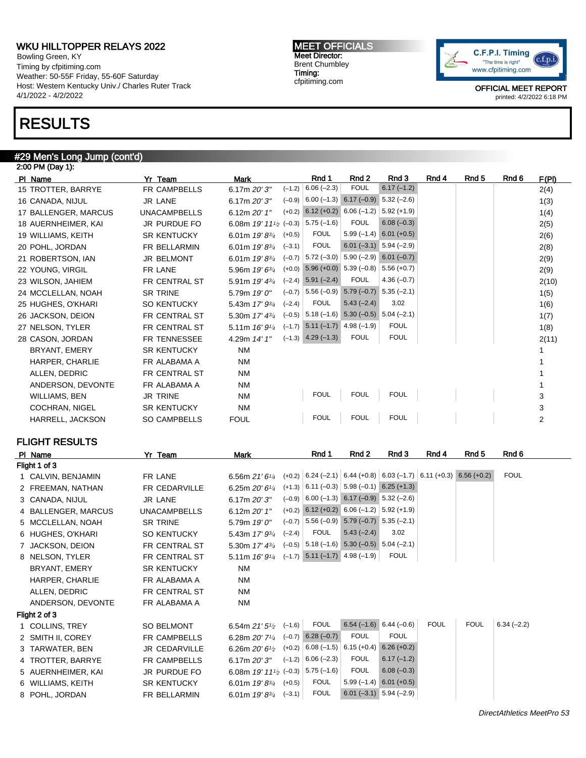# RESULTS

## #29 Men's Long Jump (cont'd)

2:00 PM (Day 1):

| Pl | Name | Yr | Team | Mark | | Rnd 1 | Rnd 2 | Rnd 3 | Rnd 4 | Rnd 5 | Rnd 6 | F(Pl) |
|---|---|---|---|---|---|---|---|---|---|---|---|---|
| 15 | TROTTER, BARRYE | FR | CAMPBELLS | 6.17m *20' 3"* | (–1.2) | 6.06 (–2.3) | FOUL | 6.17 (–1.2) | | | | 2(4) |
| 16 | CANADA, NIJUL | JR | LANE | 6.17m *20' 3"* | (–0.9) | 6.00 (–1.3) | 6.17 (–0.9) | 5.32 (–2.6) | | | | 1(3) |
| 17 | BALLENGER, MARCUS | | UNACAMPBELLS | 6.12m *20' 1"* | (+0.2) | 6.12 (+0.2) | 6.06 (–1.2) | 5.92 (+1.9) | | | | 1(4) |
| 18 | AUERNHEIMER, KAI | JR | PURDUE FO | 6.08m *19' 11½* | (–0.3) | 5.75 (–1.6) | FOUL | 6.08 (–0.3) | | | | 2(5) |
| 19 | WILLIAMS, KEITH | SR | KENTUCKY | 6.01m *19' 8¾* | (+0.5) | FOUL | 5.99 (–1.4) | 6.01 (+0.5) | | | | 2(6) |
| 20 | POHL, JORDAN | FR | BELLARMIN | 6.01m *19' 8¾* | (–3.1) | FOUL | 6.01 (–3.1) | 5.94 (–2.9) | | | | 2(8) |
| 21 | ROBERTSON, IAN | JR | BELMONT | 6.01m *19' 8¾* | (–0.7) | 5.72 (–3.0) | 5.90 (–2.9) | 6.01 (–0.7) | | | | 2(9) |
| 22 | YOUNG, VIRGIL | FR | LANE | 5.96m *19' 6¾* | (+0.0) | 5.96 (+0.0) | 5.39 (–0.8) | 5.56 (+0.7) | | | | 2(9) |
| 23 | WILSON, JAHIEM | FR | CENTRAL ST | 5.91m *19' 4¾* | (–2.4) | 5.91 (–2.4) | FOUL | 4.36 (–0.7) | | | | 2(10) |
| 24 | MCCLELLAN, NOAH | SR | TRINE | 5.79m *19' 0"* | (–0.7) | 5.56 (–0.9) | 5.79 (–0.7) | 5.35 (–2.1) | | | | 1(5) |
| 25 | HUGHES, O'KHARI | SO | KENTUCKY | 5.43m *17' 9¾* | (–2.4) | FOUL | 5.43 (–2.4) | 3.02 | | | | 1(6) |
| 26 | JACKSON, DEION | FR | CENTRAL ST | 5.30m *17' 4¾* | (–0.5) | 5.18 (–1.6) | 5.30 (–0.5) | 5.04 (–2.1) | | | | 1(7) |
| 27 | NELSON, TYLER | FR | CENTRAL ST | 5.11m *16' 9¼* | (–1.7) | 5.11 (–1.7) | 4.98 (–1.9) | FOUL | | | | 1(8) |
| 28 | CASON, JORDAN | FR | TENNESSEE | 4.29m *14' 1"* | (–1.3) | 4.29 (–1.3) | FOUL | FOUL | | | | 2(11) |
| | BRYANT, EMERY | SR | KENTUCKY | NM | | | | | | | | 1 |
| | HARPER, CHARLIE | FR | ALABAMA A | NM | | | | | | | | 1 |
| | ALLEN, DEDRIC | FR | CENTRAL ST | NM | | | | | | | | 1 |
| | ANDERSON, DEVONTE | FR | ALABAMA A | NM | | | | | | | | 1 |
| | WILLIAMS, BEN | JR | TRINE | NM | | FOUL | FOUL | FOUL | | | | 3 |
| | COCHRAN, NIGEL | SR | KENTUCKY | NM | | | | | | | | 3 |
| | HARRELL, JACKSON | SO | CAMPBELLS | FOUL | | FOUL | FOUL | FOUL | | | | 2 |

### FLIGHT RESULTS

| Pl | Name | Yr | Team | Mark | | Rnd 1 | Rnd 2 | Rnd 3 | Rnd 4 | Rnd 5 | Rnd 6 |
|---|---|---|---|---|---|---|---|---|---|---|---|
| **Flight 1 of 3** | | | | | | | | | | | |
| 1 | CALVIN, BENJAMIN | FR | LANE | 6.56m *21' 6¼* | (+0.2) | 6.24 (–2.1) | 6.44 (+0.8) | 6.03 (–1.7) | 6.11 (+0.3) | 6.56 (+0.2) | FOUL |
| 2 | FREEMAN, NATHAN | FR | CEDARVILLE | 6.25m *20' 6¼* | (+1.3) | 6.11 (–0.3) | 5.98 (–0.1) | 6.25 (+1.3) | | | |
| 3 | CANADA, NIJUL | JR | LANE | 6.17m *20' 3"* | (–0.9) | 6.00 (–1.3) | 6.17 (–0.9) | 5.32 (–2.6) | | | |
| 4 | BALLENGER, MARCUS | | UNACAMPBELLS | 6.12m *20' 1"* | (+0.2) | 6.12 (+0.2) | 6.06 (–1.2) | 5.92 (+1.9) | | | |
| 5 | MCCLELLAN, NOAH | SR | TRINE | 5.79m *19' 0"* | (–0.7) | 5.56 (–0.9) | 5.79 (–0.7) | 5.35 (–2.1) | | | |
| 6 | HUGHES, O'KHARI | SO | KENTUCKY | 5.43m *17' 9¾* | (–2.4) | FOUL | 5.43 (–2.4) | 3.02 | | | |
| 7 | JACKSON, DEION | FR | CENTRAL ST | 5.30m *17' 4¾* | (–0.5) | 5.18 (–1.6) | 5.30 (–0.5) | 5.04 (–2.1) | | | |
| 8 | NELSON, TYLER | FR | CENTRAL ST | 5.11m *16' 9¼* | (–1.7) | 5.11 (–1.7) | 4.98 (–1.9) | FOUL | | | |
| | BRYANT, EMERY | SR | KENTUCKY | NM | | | | | | | |
| | HARPER, CHARLIE | FR | ALABAMA A | NM | | | | | | | |
| | ALLEN, DEDRIC | FR | CENTRAL ST | NM | | | | | | | |
| | ANDERSON, DEVONTE | FR | ALABAMA A | NM | | | | | | | |
| **Flight 2 of 3** | | | | | | | | | | | |
| 1 | COLLINS, TREY | SO | BELMONT | 6.54m *21' 5½* | (–1.6) | FOUL | 6.54 (–1.6) | 6.44 (–0.6) | FOUL | FOUL | 6.34 (–2.2) |
| 2 | SMITH II, COREY | FR | CAMPBELLS | 6.28m *20' 7¼* | (–0.7) | 6.28 (–0.7) | FOUL | FOUL | | | |
| 3 | TARWATER, BEN | JR | CEDARVILLE | 6.26m *20' 6½* | (+0.2) | 6.08 (–1.5) | 6.15 (+0.4) | 6.26 (+0.2) | | | |
| 4 | TROTTER, BARRYE | FR | CAMPBELLS | 6.17m *20' 3"* | (–1.2) | 6.06 (–2.3) | FOUL | 6.17 (–1.2) | | | |
| 5 | AUERNHEIMER, KAI | JR | PURDUE FO | 6.08m *19' 11½* | (–0.3) | 5.75 (–1.6) | FOUL | 6.08 (–0.3) | | | |
| 6 | WILLIAMS, KEITH | SR | KENTUCKY | 6.01m *19' 8¾* | (+0.5) | FOUL | 5.99 (–1.4) | 6.01 (+0.5) | | | |
| 8 | POHL, JORDAN | FR | BELLARMIN | 6.01m *19' 8¾* | (–3.1) | FOUL | 6.01 (–3.1) | 5.94 (–2.9) | | | |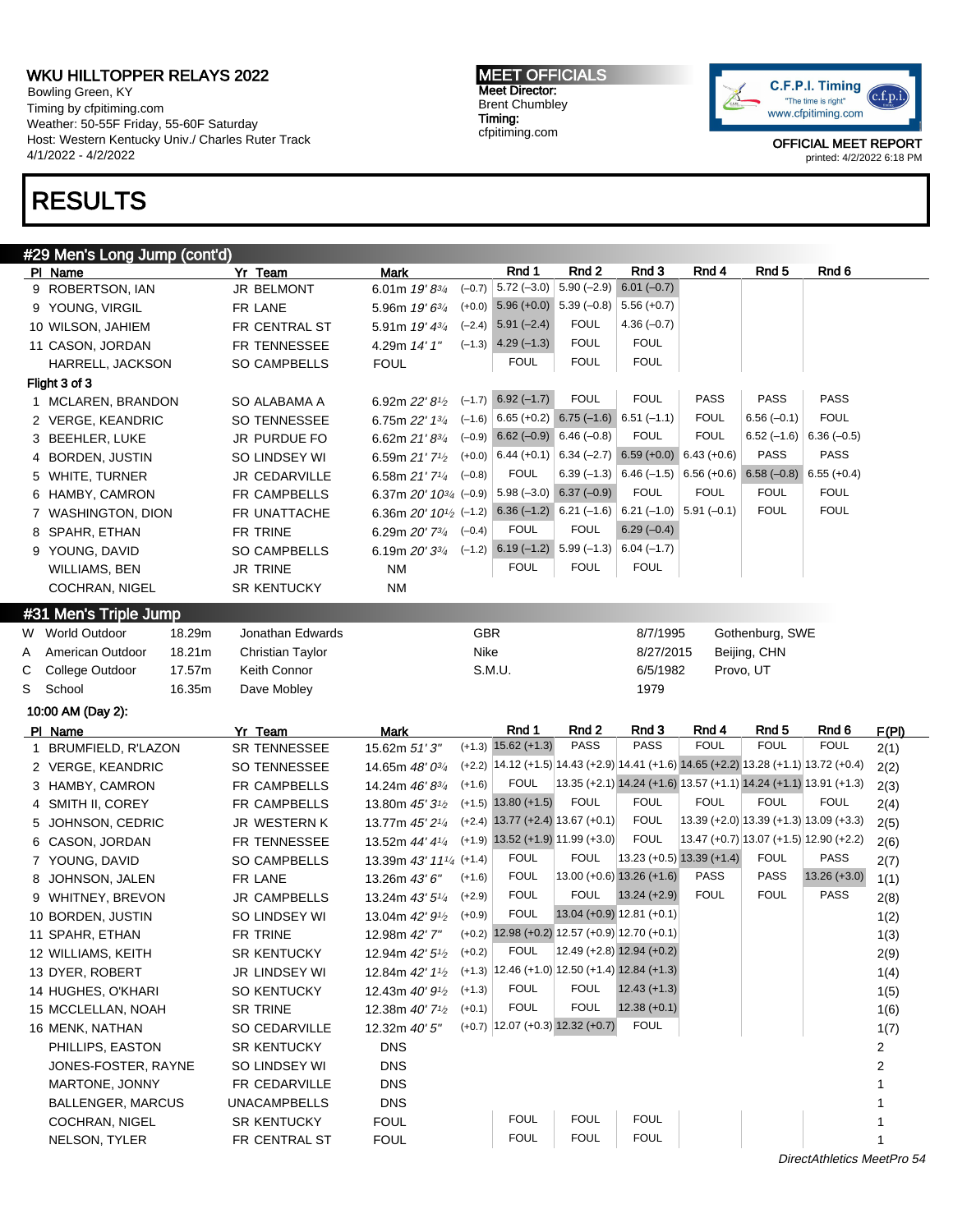WKU HILLTOPPER RELAYS 2022
Bowling Green, KY
Timing by cfpitiming.com
Weather: 50-55F Friday, 55-60F Saturday
Host: Western Kentucky Univ./ Charles Ruter Track
4/1/2022 - 4/2/2022

MEET OFFICIALS
Meet Director:
Brent Chumbley
Timing:
cfpitiming.com

OFFICIAL MEET REPORT
printed: 4/2/2022 6:18 PM

# RESULTS

## #29 Men's Long Jump (cont'd)

| Pl | Name | Yr | Team | Mark | Wind | Rnd 1 | Rnd 2 | Rnd 3 | Rnd 4 | Rnd 5 | Rnd 6 |
|---|---|---|---|---|---|---|---|---|---|---|---|
| 9 | ROBERTSON, IAN | JR | BELMONT | 6.01m 19' 8¾ | (–0.7) | 5.72 (–3.0) | 5.90 (–2.9) | 6.01 (–0.7) | | | |
| 9 | YOUNG, VIRGIL | FR | LANE | 5.96m 19' 6¾ | (+0.0) | 5.96 (+0.0) | 5.39 (–0.8) | 5.56 (+0.7) | | | |
| 10 | WILSON, JAHIEM | FR | CENTRAL ST | 5.91m 19' 4¾ | (–2.4) | 5.91 (–2.4) | FOUL | 4.36 (–0.7) | | | |
| 11 | CASON, JORDAN | FR | TENNESSEE | 4.29m 14' 1" | (–1.3) | 4.29 (–1.3) | FOUL | FOUL | | | |
| | HARRELL, JACKSON | SO | CAMPBELLS | FOUL | | FOUL | FOUL | FOUL | | | |

Flight 3 of 3

| Pl | Name | Yr | Team | Mark | Wind | Rnd 1 | Rnd 2 | Rnd 3 | Rnd 4 | Rnd 5 | Rnd 6 |
|---|---|---|---|---|---|---|---|---|---|---|---|
| 1 | MCLAREN, BRANDON | SO | ALABAMA A | 6.92m 22' 8½ | (–1.7) | 6.92 (–1.7) | FOUL | FOUL | PASS | PASS | PASS |
| 2 | VERGE, KEANDRIC | SO | TENNESSEE | 6.75m 22' 1¾ | (–1.6) | 6.65 (+0.2) | 6.75 (–1.6) | 6.51 (–1.1) | FOUL | 6.56 (–0.1) | FOUL |
| 3 | BEEHLER, LUKE | JR | PURDUE FO | 6.62m 21' 8¾ | (–0.9) | 6.62 (–0.9) | 6.46 (–0.8) | FOUL | FOUL | 6.52 (–1.6) | 6.36 (–0.5) |
| 4 | BORDEN, JUSTIN | SO | LINDSEY WI | 6.59m 21' 7½ | (+0.0) | 6.44 (+0.1) | 6.34 (–2.7) | 6.59 (+0.0) | 6.43 (+0.6) | PASS | PASS |
| 5 | WHITE, TURNER | JR | CEDARVILLE | 6.58m 21' 7¼ | (–0.8) | FOUL | 6.39 (–1.3) | 6.46 (–1.5) | 6.56 (+0.6) | 6.58 (–0.8) | 6.55 (+0.4) |
| 6 | HAMBY, CAMRON | FR | CAMPBELLS | 6.37m 20' 10¾ | (–0.9) | 5.98 (–3.0) | 6.37 (–0.9) | FOUL | FOUL | FOUL | FOUL |
| 7 | WASHINGTON, DION | FR | UNATTACHE | 6.36m 20' 10½ | (–1.2) | 6.36 (–1.2) | 6.21 (–1.6) | 6.21 (–1.0) | 5.91 (–0.1) | FOUL | FOUL |
| 8 | SPAHR, ETHAN | FR | TRINE | 6.29m 20' 7¾ | (–0.4) | FOUL | FOUL | 6.29 (–0.4) | | | |
| 9 | YOUNG, DAVID | SO | CAMPBELLS | 6.19m 20' 3¾ | (–1.2) | 6.19 (–1.2) | 5.99 (–1.3) | 6.04 (–1.7) | | | |
| | WILLIAMS, BEN | JR | TRINE | NM | | FOUL | FOUL | FOUL | | | |
| | COCHRAN, NIGEL | SR | KENTUCKY | NM | | | | | | | |

## #31 Men's Triple Jump

| | Record | Mark | Holder | Team | Date | Location |
|---|---|---|---|---|---|---|
| W | World Outdoor | 18.29m | Jonathan Edwards | GBR | 8/7/1995 | Gothenburg, SWE |
| A | American Outdoor | 18.21m | Christian Taylor | Nike | 8/27/2015 | Beijing, CHN |
| C | College Outdoor | 17.57m | Keith Connor | S.M.U. | 6/5/1982 | Provo, UT |
| S | School | 16.35m | Dave Mobley | | 1979 | |

10:00 AM (Day 2):

| Pl | Name | Yr | Team | Mark | Wind | Rnd 1 | Rnd 2 | Rnd 3 | Rnd 4 | Rnd 5 | Rnd 6 | F(Pl) |
|---|---|---|---|---|---|---|---|---|---|---|---|---|
| 1 | BRUMFIELD, R'LAZON | SR | TENNESSEE | 15.62m 51' 3" | (+1.3) | 15.62 (+1.3) | PASS | PASS | FOUL | FOUL | FOUL | 2(1) |
| 2 | VERGE, KEANDRIC | SO | TENNESSEE | 14.65m 48' 0¾ | (+2.2) | 14.12 (+1.5) | 14.43 (+2.9) | 14.41 (+1.6) | 14.65 (+2.2) | 13.28 (+1.1) | 13.72 (+0.4) | 2(2) |
| 3 | HAMBY, CAMRON | FR | CAMPBELLS | 14.24m 46' 8¾ | (+1.6) | FOUL | 13.35 (+2.1) | 14.24 (+1.6) | 13.57 (+1.1) | 14.24 (+1.1) | 13.91 (+1.3) | 2(3) |
| 4 | SMITH II, COREY | FR | CAMPBELLS | 13.80m 45' 3½ | (+1.5) | 13.80 (+1.5) | FOUL | FOUL | FOUL | FOUL | FOUL | 2(4) |
| 5 | JOHNSON, CEDRIC | JR | WESTERN K | 13.77m 45' 2¼ | (+2.4) | 13.77 (+2.4) | 13.67 (+0.1) | FOUL | 13.39 (+2.0) | 13.39 (+1.3) | 13.09 (+3.3) | 2(5) |
| 6 | CASON, JORDAN | FR | TENNESSEE | 13.52m 44' 4¼ | (+1.9) | 13.52 (+1.9) | 11.99 (+3.0) | FOUL | 13.47 (+0.7) | 13.07 (+1.5) | 12.90 (+2.2) | 2(6) |
| 7 | YOUNG, DAVID | SO | CAMPBELLS | 13.39m 43' 11¼ | (+1.4) | FOUL | FOUL | 13.23 (+0.5) | 13.39 (+1.4) | FOUL | PASS | 2(7) |
| 8 | JOHNSON, JALEN | FR | LANE | 13.26m 43' 6" | (+1.6) | FOUL | 13.00 (+0.6) | 13.26 (+1.6) | PASS | PASS | 13.26 (+3.0) | 1(1) |
| 9 | WHITNEY, BREVON | JR | CAMPBELLS | 13.24m 43' 5¼ | (+2.9) | FOUL | FOUL | 13.24 (+2.9) | FOUL | FOUL | PASS | 2(8) |
| 10 | BORDEN, JUSTIN | SO | LINDSEY WI | 13.04m 42' 9½ | (+0.9) | FOUL | 13.04 (+0.9) | 12.81 (+0.1) | | | | 1(2) |
| 11 | SPAHR, ETHAN | FR | TRINE | 12.98m 42' 7" | (+0.2) | 12.98 (+0.2) | 12.57 (+0.9) | 12.70 (+0.1) | | | | 1(3) |
| 12 | WILLIAMS, KEITH | SR | KENTUCKY | 12.94m 42' 5½ | (+0.2) | FOUL | 12.49 (+2.8) | 12.94 (+0.2) | | | | 2(9) |
| 13 | DYER, ROBERT | JR | LINDSEY WI | 12.84m 42' 1½ | (+1.3) | 12.46 (+1.0) | 12.50 (+1.4) | 12.84 (+1.3) | | | | 1(4) |
| 14 | HUGHES, O'KHARI | SO | KENTUCKY | 12.43m 40' 9½ | (+1.3) | FOUL | FOUL | 12.43 (+1.3) | | | | 1(5) |
| 15 | MCCLELLAN, NOAH | SR | TRINE | 12.38m 40' 7½ | (+0.1) | FOUL | FOUL | 12.38 (+0.1) | | | | 1(6) |
| 16 | MENK, NATHAN | SO | CEDARVILLE | 12.32m 40' 5" | (+0.7) | 12.07 (+0.3) | 12.32 (+0.7) | FOUL | | | | 1(7) |
| | PHILLIPS, EASTON | SR | KENTUCKY | DNS | | | | | | | | 2 |
| | JONES-FOSTER, RAYNE | SO | LINDSEY WI | DNS | | | | | | | | 2 |
| | MARTONE, JONNY | FR | CEDARVILLE | DNS | | | | | | | | 1 |
| | BALLENGER, MARCUS | | UNACAMPBELLS | DNS | | | | | | | | 1 |
| | COCHRAN, NIGEL | SR | KENTUCKY | FOUL | | FOUL | FOUL | FOUL | | | | 1 |
| | NELSON, TYLER | FR | CENTRAL ST | FOUL | | FOUL | FOUL | FOUL | | | | 1 |

DirectAthletics MeetPro 54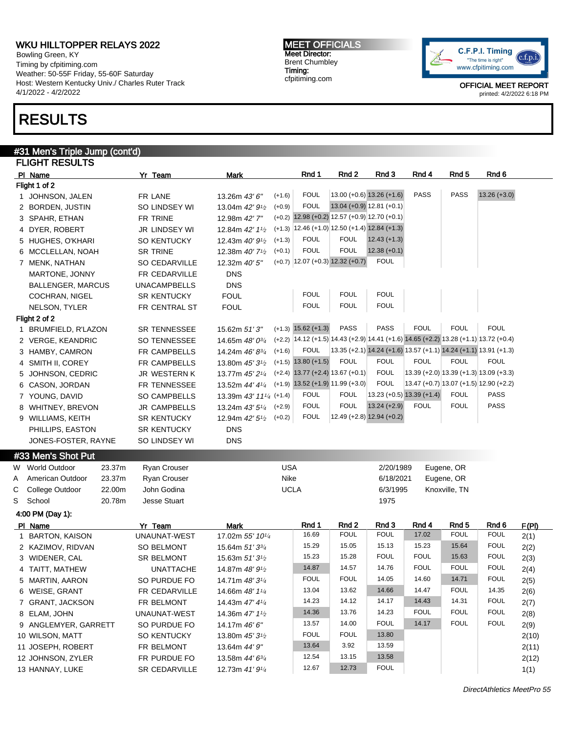## WKU HILLTOPPER RELAYS 2022

Bowling Green, KY
Timing by cfpitiming.com
Weather: 50-55F Friday, 55-60F Saturday
Host: Western Kentucky Univ./ Charles Ruter Track
4/1/2022 - 4/2/2022

**MEET OFFICIALS**
Meet Director:
Brent Chumbley
Timing:
cfpitiming.com

OFFICIAL MEET REPORT
printed: 4/2/2022 6:18 PM

# RESULTS

## #31 Men's Triple Jump (cont'd)

### FLIGHT RESULTS

| Pl | Name | Yr Team | Mark | | Rnd 1 | Rnd 2 | Rnd 3 | Rnd 4 | Rnd 5 | Rnd 6 |
|---|---|---|---|---|---|---|---|---|---|---|
| **Flight 1 of 2** | | | | | | | | | | |
| 1 | JOHNSON, JALEN | FR LANE | 13.26m *43' 6"* | (+1.6) | FOUL | 13.00 (+0.6) | 13.26 (+1.6) | PASS | PASS | 13.26 (+3.0) |
| 2 | BORDEN, JUSTIN | SO LINDSEY WI | 13.04m *42' 9½* | (+0.9) | FOUL | 13.04 (+0.9) | 12.81 (+0.1) | | | |
| 3 | SPAHR, ETHAN | FR TRINE | 12.98m *42' 7"* | (+0.2) | 12.98 (+0.2) | 12.57 (+0.9) | 12.70 (+0.1) | | | |
| 4 | DYER, ROBERT | JR LINDSEY WI | 12.84m *42' 1½* | (+1.3) | 12.46 (+1.0) | 12.50 (+1.4) | 12.84 (+1.3) | | | |
| 5 | HUGHES, O'KHARI | SO KENTUCKY | 12.43m *40' 9½* | (+1.3) | FOUL | FOUL | 12.43 (+1.3) | | | |
| 6 | MCCLELLAN, NOAH | SR TRINE | 12.38m *40' 7½* | (+0.1) | FOUL | FOUL | 12.38 (+0.1) | | | |
| 7 | MENK, NATHAN | SO CEDARVILLE | 12.32m *40' 5"* | (+0.7) | 12.07 (+0.3) | 12.32 (+0.7) | FOUL | | | |
| | MARTONE, JONNY | FR CEDARVILLE | DNS | | | | | | | |
| | BALLENGER, MARCUS | UNACAMPBELLS | DNS | | | | | | | |
| | COCHRAN, NIGEL | SR KENTUCKY | FOUL | | FOUL | FOUL | FOUL | | | |
| | NELSON, TYLER | FR CENTRAL ST | FOUL | | FOUL | FOUL | FOUL | | | |
| **Flight 2 of 2** | | | | | | | | | | |
| 1 | BRUMFIELD, R'LAZON | SR TENNESSEE | 15.62m *51' 3"* | (+1.3) | 15.62 (+1.3) | PASS | PASS | FOUL | FOUL | FOUL |
| 2 | VERGE, KEANDRIC | SO TENNESSEE | 14.65m *48' 0¾* | (+2.2) | 14.12 (+1.5) | 14.43 (+2.9) | 14.41 (+1.6) | 14.65 (+2.2) | 13.28 (+1.1) | 13.72 (+0.4) |
| 3 | HAMBY, CAMRON | FR CAMPBELLS | 14.24m *46' 8¾* | (+1.6) | FOUL | 13.35 (+2.1) | 14.24 (+1.6) | 13.57 (+1.1) | 14.24 (+1.1) | 13.91 (+1.3) |
| 4 | SMITH II, COREY | FR CAMPBELLS | 13.80m *45' 3½* | (+1.5) | 13.80 (+1.5) | FOUL | FOUL | FOUL | FOUL | FOUL |
| 5 | JOHNSON, CEDRIC | JR WESTERN K | 13.77m *45' 2¼* | (+2.4) | 13.77 (+2.4) | 13.67 (+0.1) | FOUL | 13.39 (+2.0) | 13.39 (+1.3) | 13.09 (+3.3) |
| 6 | CASON, JORDAN | FR TENNESSEE | 13.52m *44' 4¼* | (+1.9) | 13.52 (+1.9) | 11.99 (+3.0) | FOUL | 13.47 (+0.7) | 13.07 (+1.5) | 12.90 (+2.2) |
| 7 | YOUNG, DAVID | SO CAMPBELLS | 13.39m *43' 11¼* | (+1.4) | FOUL | FOUL | 13.23 (+0.5) | 13.39 (+1.4) | FOUL | PASS |
| 8 | WHITNEY, BREVON | JR CAMPBELLS | 13.24m *43' 5¼* | (+2.9) | FOUL | FOUL | 13.24 (+2.9) | FOUL | FOUL | PASS |
| 9 | WILLIAMS, KEITH | SR KENTUCKY | 12.94m *42' 5½* | (+0.2) | FOUL | 12.49 (+2.8) | 12.94 (+0.2) | | | |
| | PHILLIPS, EASTON | SR KENTUCKY | DNS | | | | | | | |
| | JONES-FOSTER, RAYNE | SO LINDSEY WI | DNS | | | | | | | |

## #33 Men's Shot Put

| | Record | Mark | Name | Team | Date | Location |
|---|---|---|---|---|---|---|
| W | World Outdoor | 23.37m | Ryan Crouser | USA | 2/20/1989 | Eugene, OR |
| A | American Outdoor | 23.37m | Ryan Crouser | Nike | 6/18/2021 | Eugene, OR |
| C | College Outdoor | 22.00m | John Godina | UCLA | 6/3/1995 | Knoxville, TN |
| S | School | 20.78m | Jesse Stuart | | 1975 | |

4:00 PM (Day 1):

| Pl | Name | Yr Team | Mark | Rnd 1 | Rnd 2 | Rnd 3 | Rnd 4 | Rnd 5 | Rnd 6 | F(Pl) |
|---|---|---|---|---|---|---|---|---|---|---|
| 1 | BARTON, KAISON | UNAUNAT-WEST | 17.02m *55' 10¼* | 16.69 | FOUL | FOUL | 17.02 | FOUL | FOUL | 2(1) |
| 2 | KAZIMOV, RIDVAN | SO BELMONT | 15.64m *51' 3¾* | 15.29 | 15.05 | 15.13 | 15.23 | 15.64 | FOUL | 2(2) |
| 3 | WIDENER, CAL | SR BELMONT | 15.63m *51' 3½* | 15.23 | 15.28 | FOUL | FOUL | 15.63 | FOUL | 2(3) |
| 4 | TAITT, MATHEW | UNATTACHE | 14.87m *48' 9½* | 14.87 | 14.57 | 14.76 | FOUL | FOUL | FOUL | 2(4) |
| 5 | MARTIN, AARON | SO PURDUE FO | 14.71m *48' 3¼* | FOUL | FOUL | 14.05 | 14.60 | 14.71 | FOUL | 2(5) |
| 6 | WEISE, GRANT | FR CEDARVILLE | 14.66m *48' 1¼* | 13.04 | 13.62 | 14.66 | 14.47 | FOUL | 14.35 | 2(6) |
| 7 | GRANT, JACKSON | FR BELMONT | 14.43m *47' 4¼* | 14.23 | 14.12 | 14.17 | 14.43 | 14.31 | FOUL | 2(7) |
| 8 | ELAM, JOHN | UNAUNAT-WEST | 14.36m *47' 1½* | 14.36 | 13.76 | 14.23 | FOUL | FOUL | FOUL | 2(8) |
| 9 | ANGLEMYER, GARRETT | SO PURDUE FO | 14.17m *46' 6"* | 13.57 | 14.00 | FOUL | 14.17 | FOUL | FOUL | 2(9) |
| 10 | WILSON, MATT | SO KENTUCKY | 13.80m *45' 3½* | FOUL | FOUL | 13.80 | | | | 2(10) |
| 11 | JOSEPH, ROBERT | FR BELMONT | 13.64m *44' 9"* | 13.64 | 3.92 | 13.59 | | | | 2(11) |
| 12 | JOHNSON, ZYLER | FR PURDUE FO | 13.58m *44' 6¾* | 12.54 | 13.15 | 13.58 | | | | 2(12) |
| 13 | HANNAY, LUKE | SR CEDARVILLE | 12.73m *41' 9¼* | 12.67 | 12.73 | FOUL | | | | 1(1) |

*DirectAthletics MeetPro 55*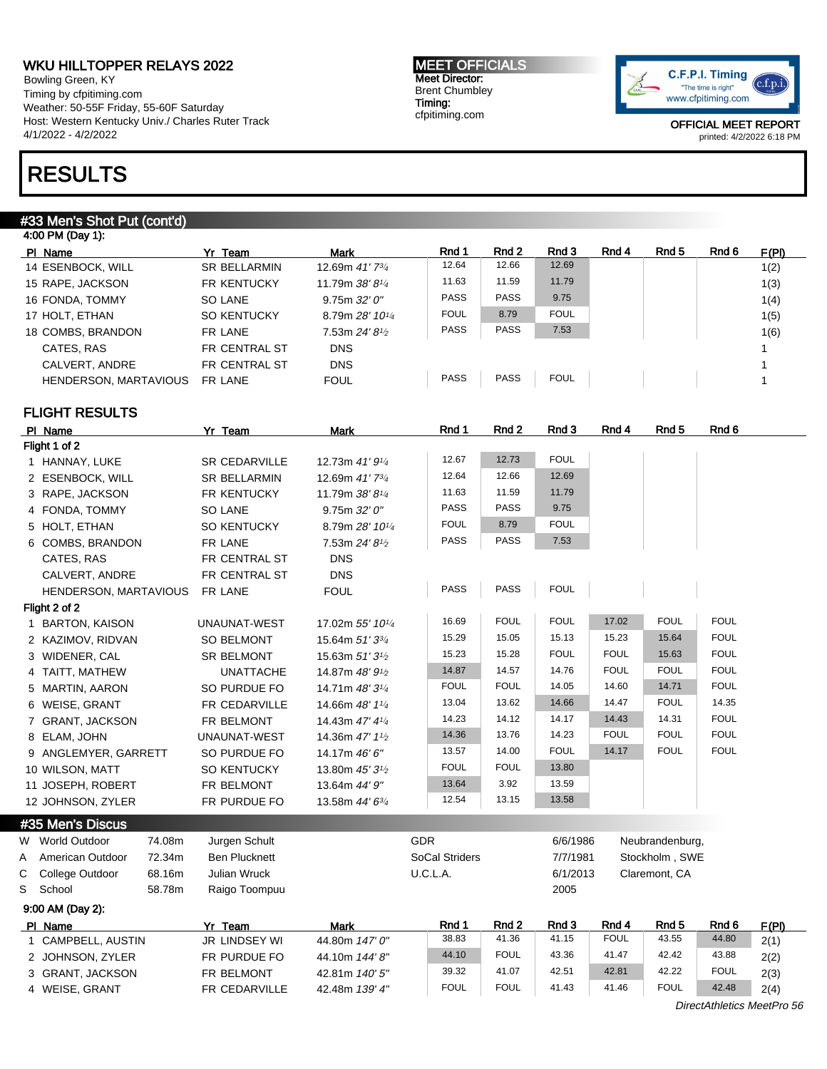WKU HILLTOPPER RELAYS 2022
Bowling Green, KY
Timing by cfpitiming.com
Weather: 50-55F Friday, 55-60F Saturday
Host: Western Kentucky Univ./ Charles Ruter Track
4/1/2022 - 4/2/2022

**MEET OFFICIALS**
Meet Director:
Brent Chumbley
Timing:
cfpitiming.com

C.F.P.I. Timing "The time is right" www.cfpitiming.com

OFFICIAL MEET REPORT
printed: 4/2/2022 6:18 PM

# RESULTS

## #33 Men's Shot Put (cont'd)

4:00 PM (Day 1):

| Pl | Name | Yr | Team | Mark | Rnd 1 | Rnd 2 | Rnd 3 | Rnd 4 | Rnd 5 | Rnd 6 | F(Pl) |
|---|---|---|---|---|---|---|---|---|---|---|---|
| 14 | ESENBOCK, WILL | SR | BELLARMIN | 12.69m *41' 7¾* | 12.64 | 12.66 | 12.69 | | | | 1(2) |
| 15 | RAPE, JACKSON | FR | KENTUCKY | 11.79m *38' 8¼* | 11.63 | 11.59 | 11.79 | | | | 1(3) |
| 16 | FONDA, TOMMY | SO | LANE | 9.75m *32' 0"* | PASS | PASS | 9.75 | | | | 1(4) |
| 17 | HOLT, ETHAN | SO | KENTUCKY | 8.79m *28' 10¼* | FOUL | 8.79 | FOUL | | | | 1(5) |
| 18 | COMBS, BRANDON | FR | LANE | 7.53m *24' 8½* | PASS | PASS | 7.53 | | | | 1(6) |
| | CATES, RAS | FR | CENTRAL ST | DNS | | | | | | | 1 |
| | CALVERT, ANDRE | FR | CENTRAL ST | DNS | | | | | | | 1 |
| | HENDERSON, MARTAVIOUS | FR | LANE | FOUL | PASS | PASS | FOUL | | | | 1 |

### FLIGHT RESULTS

| Pl | Name | Yr | Team | Mark | Rnd 1 | Rnd 2 | Rnd 3 | Rnd 4 | Rnd 5 | Rnd 6 |
|---|---|---|---|---|---|---|---|---|---|---|
| **Flight 1 of 2** | | | | | | | | | | |
| 1 | HANNAY, LUKE | SR | CEDARVILLE | 12.73m *41' 9¼* | 12.67 | 12.73 | FOUL | | | |
| 2 | ESENBOCK, WILL | SR | BELLARMIN | 12.69m *41' 7¾* | 12.64 | 12.66 | 12.69 | | | |
| 3 | RAPE, JACKSON | FR | KENTUCKY | 11.79m *38' 8¼* | 11.63 | 11.59 | 11.79 | | | |
| 4 | FONDA, TOMMY | SO | LANE | 9.75m *32' 0"* | PASS | PASS | 9.75 | | | |
| 5 | HOLT, ETHAN | SO | KENTUCKY | 8.79m *28' 10¼* | FOUL | 8.79 | FOUL | | | |
| 6 | COMBS, BRANDON | FR | LANE | 7.53m *24' 8½* | PASS | PASS | 7.53 | | | |
| | CATES, RAS | FR | CENTRAL ST | DNS | | | | | | |
| | CALVERT, ANDRE | FR | CENTRAL ST | DNS | | | | | | |
| | HENDERSON, MARTAVIOUS | FR | LANE | FOUL | PASS | PASS | FOUL | | | |
| **Flight 2 of 2** | | | | | | | | | | |
| 1 | BARTON, KAISON | | UNAUNAT-WEST | 17.02m *55' 10¼* | 16.69 | FOUL | FOUL | 17.02 | FOUL | FOUL |
| 2 | KAZIMOV, RIDVAN | SO | BELMONT | 15.64m *51' 3¾* | 15.29 | 15.05 | 15.13 | 15.23 | 15.64 | FOUL |
| 3 | WIDENER, CAL | SR | BELMONT | 15.63m *51' 3½* | 15.23 | 15.28 | FOUL | FOUL | 15.63 | FOUL |
| 4 | TAITT, MATHEW | | UNATTACHE | 14.87m *48' 9½* | 14.87 | 14.57 | 14.76 | FOUL | FOUL | FOUL |
| 5 | MARTIN, AARON | SO | PURDUE FO | 14.71m *48' 3¼* | FOUL | FOUL | 14.05 | 14.60 | 14.71 | FOUL |
| 6 | WEISE, GRANT | FR | CEDARVILLE | 14.66m *48' 1¼* | 13.04 | 13.62 | 14.66 | 14.47 | FOUL | 14.35 |
| 7 | GRANT, JACKSON | FR | BELMONT | 14.43m *47' 4¼* | 14.23 | 14.12 | 14.17 | 14.43 | 14.31 | FOUL |
| 8 | ELAM, JOHN | | UNAUNAT-WEST | 14.36m *47' 1½* | 14.36 | 13.76 | 14.23 | FOUL | FOUL | FOUL |
| 9 | ANGLEMYER, GARRETT | SO | PURDUE FO | 14.17m *46' 6"* | 13.57 | 14.00 | FOUL | 14.17 | FOUL | FOUL |
| 10 | WILSON, MATT | SO | KENTUCKY | 13.80m *45' 3½* | FOUL | FOUL | 13.80 | | | |
| 11 | JOSEPH, ROBERT | FR | BELMONT | 13.64m *44' 9"* | 13.64 | 3.92 | 13.59 | | | |
| 12 | JOHNSON, ZYLER | FR | PURDUE FO | 13.58m *44' 6¾* | 12.54 | 13.15 | 13.58 | | | |

## #35 Men's Discus

| | | | | | | |
|---|---|---|---|---|---|---|
| W | World Outdoor | 74.08m | Jurgen Schult | GDR | 6/6/1986 | Neubrandenburg, |
| A | American Outdoor | 72.34m | Ben Plucknett | SoCal Striders | 7/7/1981 | Stockholm , SWE |
| C | College Outdoor | 68.16m | Julian Wruck | U.C.L.A. | 6/1/2013 | Claremont, CA |
| S | School | 58.78m | Raigo Toompuu | | 2005 | |

9:00 AM (Day 2):

| Pl | Name | Yr | Team | Mark | Rnd 1 | Rnd 2 | Rnd 3 | Rnd 4 | Rnd 5 | Rnd 6 | F(Pl) |
|---|---|---|---|---|---|---|---|---|---|---|---|
| 1 | CAMPBELL, AUSTIN | JR | LINDSEY WI | 44.80m *147' 0"* | 38.83 | 41.36 | 41.15 | FOUL | 43.55 | 44.80 | 2(1) |
| 2 | JOHNSON, ZYLER | FR | PURDUE FO | 44.10m *144' 8"* | 44.10 | FOUL | 43.36 | 41.47 | 42.42 | 43.88 | 2(2) |
| 3 | GRANT, JACKSON | FR | BELMONT | 42.81m *140' 5"* | 39.32 | 41.07 | 42.51 | 42.81 | 42.22 | FOUL | 2(3) |
| 4 | WEISE, GRANT | FR | CEDARVILLE | 42.48m *139' 4"* | FOUL | FOUL | 41.43 | 41.46 | FOUL | 42.48 | 2(4) |

*DirectAthletics MeetPro 56*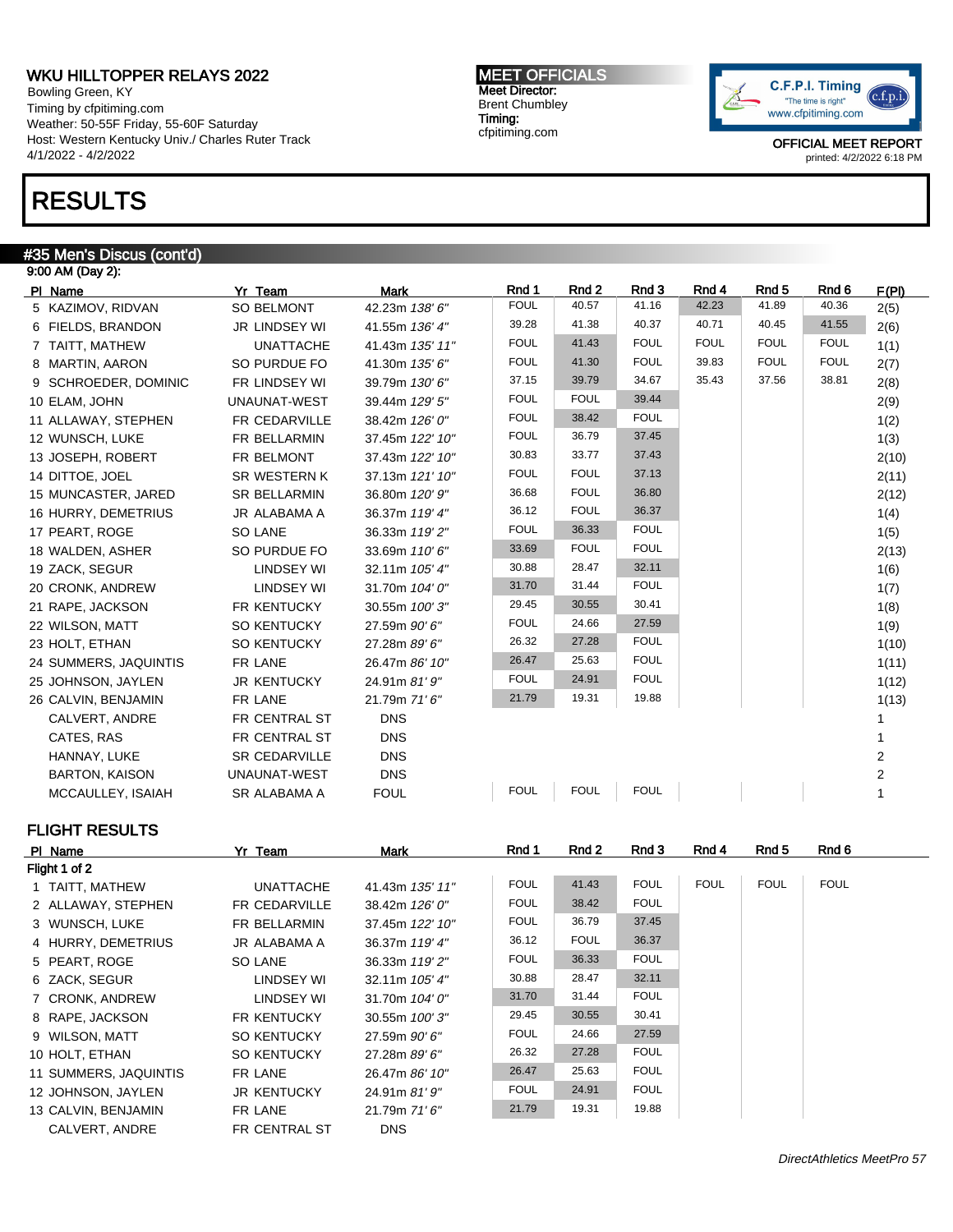WKU HILLTOPPER RELAYS 2022
Bowling Green, KY
Timing by cfpitiming.com
Weather: 50-55F Friday, 55-60F Saturday
Host: Western Kentucky Univ./ Charles Ruter Track
4/1/2022 - 4/2/2022

MEET OFFICIALS
Meet Director:
Brent Chumbley
Timing:
cfpitiming.com

OFFICIAL MEET REPORT
printed: 4/2/2022 6:18 PM

# RESULTS

## #35 Men's Discus (cont'd)

9:00 AM (Day 2):

| Pl | Name | Yr | Team | Mark | Rnd 1 | Rnd 2 | Rnd 3 | Rnd 4 | Rnd 5 | Rnd 6 | F(Pl) |
|---|---|---|---|---|---|---|---|---|---|---|---|
| 5 | KAZIMOV, RIDVAN | SO | BELMONT | 42.23m *138' 6"* | FOUL | 40.57 | 41.16 | 42.23 | 41.89 | 40.36 | 2(5) |
| 6 | FIELDS, BRANDON | JR | LINDSEY WI | 41.55m *136' 4"* | 39.28 | 41.38 | 40.37 | 40.71 | 40.45 | 41.55 | 2(6) |
| 7 | TAITT, MATHEW | | UNATTACHE | 41.43m *135' 11"* | FOUL | 41.43 | FOUL | FOUL | FOUL | FOUL | 1(1) |
| 8 | MARTIN, AARON | SO | PURDUE FO | 41.30m *135' 6"* | FOUL | 41.30 | FOUL | 39.83 | FOUL | FOUL | 2(7) |
| 9 | SCHROEDER, DOMINIC | FR | LINDSEY WI | 39.79m *130' 6"* | 37.15 | 39.79 | 34.67 | 35.43 | 37.56 | 38.81 | 2(8) |
| 10 | ELAM, JOHN | | UNAUNAT-WEST | 39.44m *129' 5"* | FOUL | FOUL | 39.44 | | | | 2(9) |
| 11 | ALLAWAY, STEPHEN | FR | CEDARVILLE | 38.42m *126' 0"* | FOUL | 38.42 | FOUL | | | | 1(2) |
| 12 | WUNSCH, LUKE | FR | BELLARMIN | 37.45m *122' 10"* | FOUL | 36.79 | 37.45 | | | | 1(3) |
| 13 | JOSEPH, ROBERT | FR | BELMONT | 37.43m *122' 10"* | 30.83 | 33.77 | 37.43 | | | | 2(10) |
| 14 | DITTOE, JOEL | SR | WESTERN K | 37.13m *121' 10"* | FOUL | FOUL | 37.13 | | | | 2(11) |
| 15 | MUNCASTER, JARED | SR | BELLARMIN | 36.80m *120' 9"* | 36.68 | FOUL | 36.80 | | | | 2(12) |
| 16 | HURRY, DEMETRIUS | JR | ALABAMA A | 36.37m *119' 4"* | 36.12 | FOUL | 36.37 | | | | 1(4) |
| 17 | PEART, ROGE | SO | LANE | 36.33m *119' 2"* | FOUL | 36.33 | FOUL | | | | 1(5) |
| 18 | WALDEN, ASHER | SO | PURDUE FO | 33.69m *110' 6"* | 33.69 | FOUL | FOUL | | | | 2(13) |
| 19 | ZACK, SEGUR | | LINDSEY WI | 32.11m *105' 4"* | 30.88 | 28.47 | 32.11 | | | | 1(6) |
| 20 | CRONK, ANDREW | | LINDSEY WI | 31.70m *104' 0"* | 31.70 | 31.44 | FOUL | | | | 1(7) |
| 21 | RAPE, JACKSON | FR | KENTUCKY | 30.55m *100' 3"* | 29.45 | 30.55 | 30.41 | | | | 1(8) |
| 22 | WILSON, MATT | SO | KENTUCKY | 27.59m *90' 6"* | FOUL | 24.66 | 27.59 | | | | 1(9) |
| 23 | HOLT, ETHAN | SO | KENTUCKY | 27.28m *89' 6"* | 26.32 | 27.28 | FOUL | | | | 1(10) |
| 24 | SUMMERS, JAQUINTIS | FR | LANE | 26.47m *86' 10"* | 26.47 | 25.63 | FOUL | | | | 1(11) |
| 25 | JOHNSON, JAYLEN | JR | KENTUCKY | 24.91m *81' 9"* | FOUL | 24.91 | FOUL | | | | 1(12) |
| 26 | CALVIN, BENJAMIN | FR | LANE | 21.79m *71' 6"* | 21.79 | 19.31 | 19.88 | | | | 1(13) |
| | CALVERT, ANDRE | FR | CENTRAL ST | DNS | | | | | | | 1 |
| | CATES, RAS | FR | CENTRAL ST | DNS | | | | | | | 1 |
| | HANNAY, LUKE | SR | CEDARVILLE | DNS | | | | | | | 2 |
| | BARTON, KAISON | | UNAUNAT-WEST | DNS | | | | | | | 2 |
| | MCCAULLEY, ISAIAH | SR | ALABAMA A | FOUL | FOUL | FOUL | FOUL | | | | 1 |

## FLIGHT RESULTS

| Pl | Name | Yr | Team | Mark | Rnd 1 | Rnd 2 | Rnd 3 | Rnd 4 | Rnd 5 | Rnd 6 |
|---|---|---|---|---|---|---|---|---|---|---|
| **Flight 1 of 2** | | | | | | | | | | |
| 1 | TAITT, MATHEW | | UNATTACHE | 41.43m *135' 11"* | FOUL | 41.43 | FOUL | FOUL | FOUL | FOUL |
| 2 | ALLAWAY, STEPHEN | FR | CEDARVILLE | 38.42m *126' 0"* | FOUL | 38.42 | FOUL | | | |
| 3 | WUNSCH, LUKE | FR | BELLARMIN | 37.45m *122' 10"* | FOUL | 36.79 | 37.45 | | | |
| 4 | HURRY, DEMETRIUS | JR | ALABAMA A | 36.37m *119' 4"* | 36.12 | FOUL | 36.37 | | | |
| 5 | PEART, ROGE | SO | LANE | 36.33m *119' 2"* | FOUL | 36.33 | FOUL | | | |
| 6 | ZACK, SEGUR | | LINDSEY WI | 32.11m *105' 4"* | 30.88 | 28.47 | 32.11 | | | |
| 7 | CRONK, ANDREW | | LINDSEY WI | 31.70m *104' 0"* | 31.70 | 31.44 | FOUL | | | |
| 8 | RAPE, JACKSON | FR | KENTUCKY | 30.55m *100' 3"* | 29.45 | 30.55 | 30.41 | | | |
| 9 | WILSON, MATT | SO | KENTUCKY | 27.59m *90' 6"* | FOUL | 24.66 | 27.59 | | | |
| 10 | HOLT, ETHAN | SO | KENTUCKY | 27.28m *89' 6"* | 26.32 | 27.28 | FOUL | | | |
| 11 | SUMMERS, JAQUINTIS | FR | LANE | 26.47m *86' 10"* | 26.47 | 25.63 | FOUL | | | |
| 12 | JOHNSON, JAYLEN | JR | KENTUCKY | 24.91m *81' 9"* | FOUL | 24.91 | FOUL | | | |
| 13 | CALVIN, BENJAMIN | FR | LANE | 21.79m *71' 6"* | 21.79 | 19.31 | 19.88 | | | |
| | CALVERT, ANDRE | FR | CENTRAL ST | DNS | | | | | | |

*DirectAthletics MeetPro 57*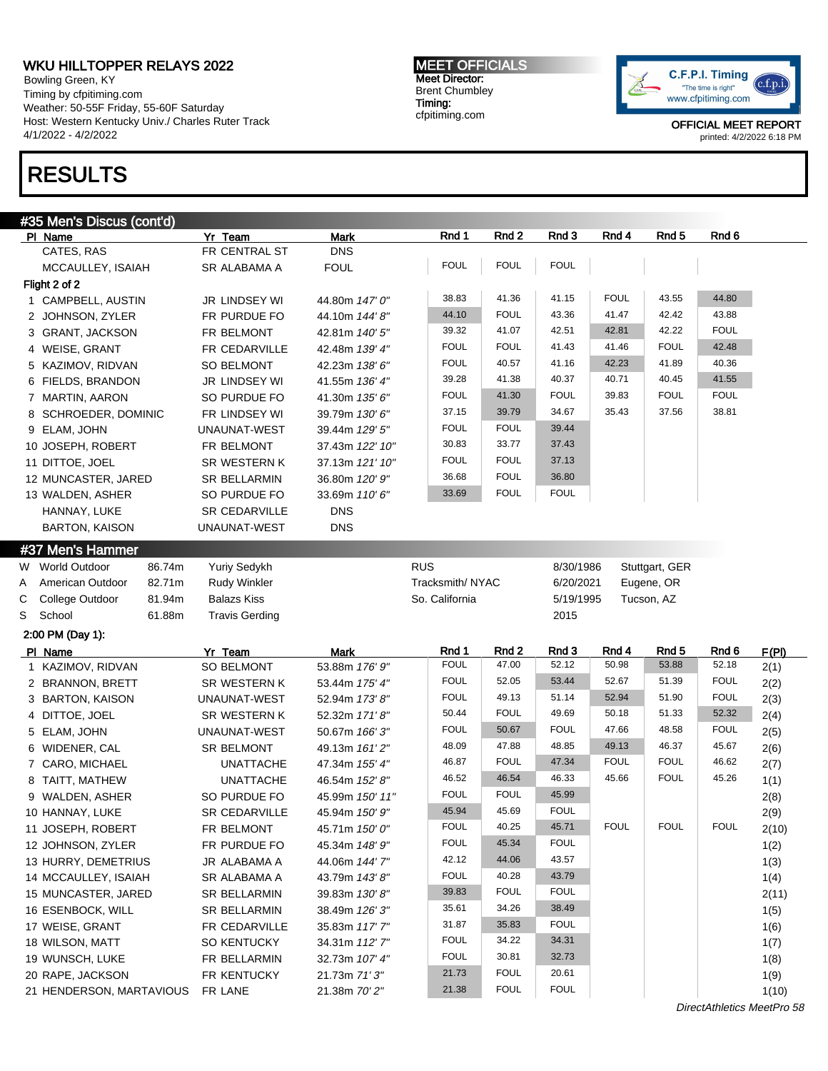# WKU HILLTOPPER RELAYS 2022

Bowling Green, KY
Timing by cfpiming.com
Weather: 50-55F Friday, 55-60F Saturday
Host: Western Kentucky Univ./ Charles Ruter Track
4/1/2022 - 4/2/2022

**MEET OFFICIALS**
Meet Director:
Brent Chumbley
Timing:
cfpitiming.com

C.F.P.I. Timing "The time is right" www.cfpitiming.com

OFFICIAL MEET REPORT
printed: 4/2/2022 6:18 PM

# RESULTS

## #35 Men's Discus (cont'd)

| Pl | Name | Yr | Team | Mark | Rnd 1 | Rnd 2 | Rnd 3 | Rnd 4 | Rnd 5 | Rnd 6 |
|---|---|---|---|---|---|---|---|---|---|---|
| | CATES, RAS | FR | CENTRAL ST | DNS | | | | | | |
| | MCCAULLEY, ISAIAH | SR | ALABAMA A | FOUL | FOUL | FOUL | FOUL | | | |

**Flight 2 of 2**

| Pl | Name | Yr | Team | Mark | Rnd 1 | Rnd 2 | Rnd 3 | Rnd 4 | Rnd 5 | Rnd 6 |
|---|---|---|---|---|---|---|---|---|---|---|
| 1 | CAMPBELL, AUSTIN | JR | LINDSEY WI | 44.80m *147' 0"* | 38.83 | 41.36 | 41.15 | FOUL | 43.55 | 44.80 |
| 2 | JOHNSON, ZYLER | FR | PURDUE FO | 44.10m *144' 8"* | 44.10 | FOUL | 43.36 | 41.47 | 42.42 | 43.88 |
| 3 | GRANT, JACKSON | FR | BELMONT | 42.81m *140' 5"* | 39.32 | 41.07 | 42.51 | 42.81 | 42.22 | FOUL |
| 4 | WEISE, GRANT | FR | CEDARVILLE | 42.48m *139' 4"* | FOUL | FOUL | 41.43 | 41.46 | FOUL | 42.48 |
| 5 | KAZIMOV, RIDVAN | SO | BELMONT | 42.23m *138' 6"* | FOUL | 40.57 | 41.16 | 42.23 | 41.89 | 40.36 |
| 6 | FIELDS, BRANDON | JR | LINDSEY WI | 41.55m *136' 4"* | 39.28 | 41.38 | 40.37 | 40.71 | 40.45 | 41.55 |
| 7 | MARTIN, AARON | SO | PURDUE FO | 41.30m *135' 6"* | FOUL | 41.30 | FOUL | 39.83 | FOUL | FOUL |
| 8 | SCHROEDER, DOMINIC | FR | LINDSEY WI | 39.79m *130' 6"* | 37.15 | 39.79 | 34.67 | 35.43 | 37.56 | 38.81 |
| 9 | ELAM, JOHN | | UNAUNAT-WEST | 39.44m *129' 5"* | FOUL | FOUL | 39.44 | | | |
| 10 | JOSEPH, ROBERT | FR | BELMONT | 37.43m *122' 10"* | 30.83 | 33.77 | 37.43 | | | |
| 11 | DITTOE, JOEL | SR | WESTERN K | 37.13m *121' 10"* | FOUL | FOUL | 37.13 | | | |
| 12 | MUNCASTER, JARED | SR | BELLARMIN | 36.80m *120' 9"* | 36.68 | FOUL | 36.80 | | | |
| 13 | WALDEN, ASHER | SO | PURDUE FO | 33.69m *110' 6"* | 33.69 | FOUL | FOUL | | | |
| | HANNAY, LUKE | SR | CEDARVILLE | DNS | | | | | | |
| | BARTON, KAISON | | UNAUNAT-WEST | DNS | | | | | | |

## #37 Men's Hammer

| | Record | Mark | Name | Team | Date | Location |
|---|---|---|---|---|---|---|
| W | World Outdoor | 86.74m | Yuriy Sedykh | RUS | 8/30/1986 | Stuttgart, GER |
| A | American Outdoor | 82.71m | Rudy Winkler | Tracksmith/ NYAC | 6/20/2021 | Eugene, OR |
| C | College Outdoor | 81.94m | Balazs Kiss | So. California | 5/19/1995 | Tucson, AZ |
| S | School | 61.88m | Travis Gerding | | 2015 | |

**2:00 PM (Day 1):**

| Pl | Name | Yr | Team | Mark | Rnd 1 | Rnd 2 | Rnd 3 | Rnd 4 | Rnd 5 | Rnd 6 | F(Pl) |
|---|---|---|---|---|---|---|---|---|---|---|---|
| 1 | KAZIMOV, RIDVAN | SO | BELMONT | 53.88m *176' 9"* | FOUL | 47.00 | 52.12 | 50.98 | 53.88 | 52.18 | 2(1) |
| 2 | BRANNON, BRETT | SR | WESTERN K | 53.44m *175' 4"* | FOUL | 52.05 | 53.44 | 52.67 | 51.39 | FOUL | 2(2) |
| 3 | BARTON, KAISON | | UNAUNAT-WEST | 52.94m *173' 8"* | FOUL | 49.13 | 51.14 | 52.94 | 51.90 | FOUL | 2(3) |
| 4 | DITTOE, JOEL | SR | WESTERN K | 52.32m *171' 8"* | 50.44 | FOUL | 49.69 | 50.18 | 51.33 | 52.32 | 2(4) |
| 5 | ELAM, JOHN | | UNAUNAT-WEST | 50.67m *166' 3"* | FOUL | 50.67 | FOUL | 47.66 | 48.58 | FOUL | 2(5) |
| 6 | WIDENER, CAL | SR | BELMONT | 49.13m *161' 2"* | 48.09 | 47.88 | 48.85 | 49.13 | 46.37 | 45.67 | 2(6) |
| 7 | CARO, MICHAEL | | UNATTACHE | 47.34m *155' 4"* | 46.87 | FOUL | 47.34 | FOUL | FOUL | 46.62 | 2(7) |
| 8 | TAITT, MATHEW | | UNATTACHE | 46.54m *152' 8"* | 46.52 | 46.54 | 46.33 | 45.66 | FOUL | 45.26 | 1(1) |
| 9 | WALDEN, ASHER | SO | PURDUE FO | 45.99m *150' 11"* | FOUL | FOUL | 45.99 | | | | 2(8) |
| 10 | HANNAY, LUKE | SR | CEDARVILLE | 45.94m *150' 9"* | 45.94 | 45.69 | FOUL | | | | 2(9) |
| 11 | JOSEPH, ROBERT | FR | BELMONT | 45.71m *150' 0"* | FOUL | 40.25 | 45.71 | FOUL | FOUL | FOUL | 2(10) |
| 12 | JOHNSON, ZYLER | FR | PURDUE FO | 45.34m *148' 9"* | FOUL | 45.34 | FOUL | | | | 1(2) |
| 13 | HURRY, DEMETRIUS | JR | ALABAMA A | 44.06m *144' 7"* | 42.12 | 44.06 | 43.57 | | | | 1(3) |
| 14 | MCCAULLEY, ISAIAH | SR | ALABAMA A | 43.79m *143' 8"* | FOUL | 40.28 | 43.79 | | | | 1(4) |
| 15 | MUNCASTER, JARED | SR | BELLARMIN | 39.83m *130' 8"* | 39.83 | FOUL | FOUL | | | | 2(11) |
| 16 | ESENBOCK, WILL | SR | BELLARMIN | 38.49m *126' 3"* | 35.61 | 34.26 | 38.49 | | | | 1(5) |
| 17 | WEISE, GRANT | FR | CEDARVILLE | 35.83m *117' 7"* | 31.87 | 35.83 | FOUL | | | | 1(6) |
| 18 | WILSON, MATT | SO | KENTUCKY | 34.31m *112' 7"* | FOUL | 34.22 | 34.31 | | | | 1(7) |
| 19 | WUNSCH, LUKE | FR | BELLARMIN | 32.73m *107' 4"* | FOUL | 30.81 | 32.73 | | | | 1(8) |
| 20 | RAPE, JACKSON | FR | KENTUCKY | 21.73m *71' 3"* | 21.73 | FOUL | 20.61 | | | | 1(9) |
| 21 | HENDERSON, MARTAVIOUS | FR | LANE | 21.38m *70' 2"* | 21.38 | FOUL | FOUL | | | | 1(10) |

*DirectAthletics MeetPro 58*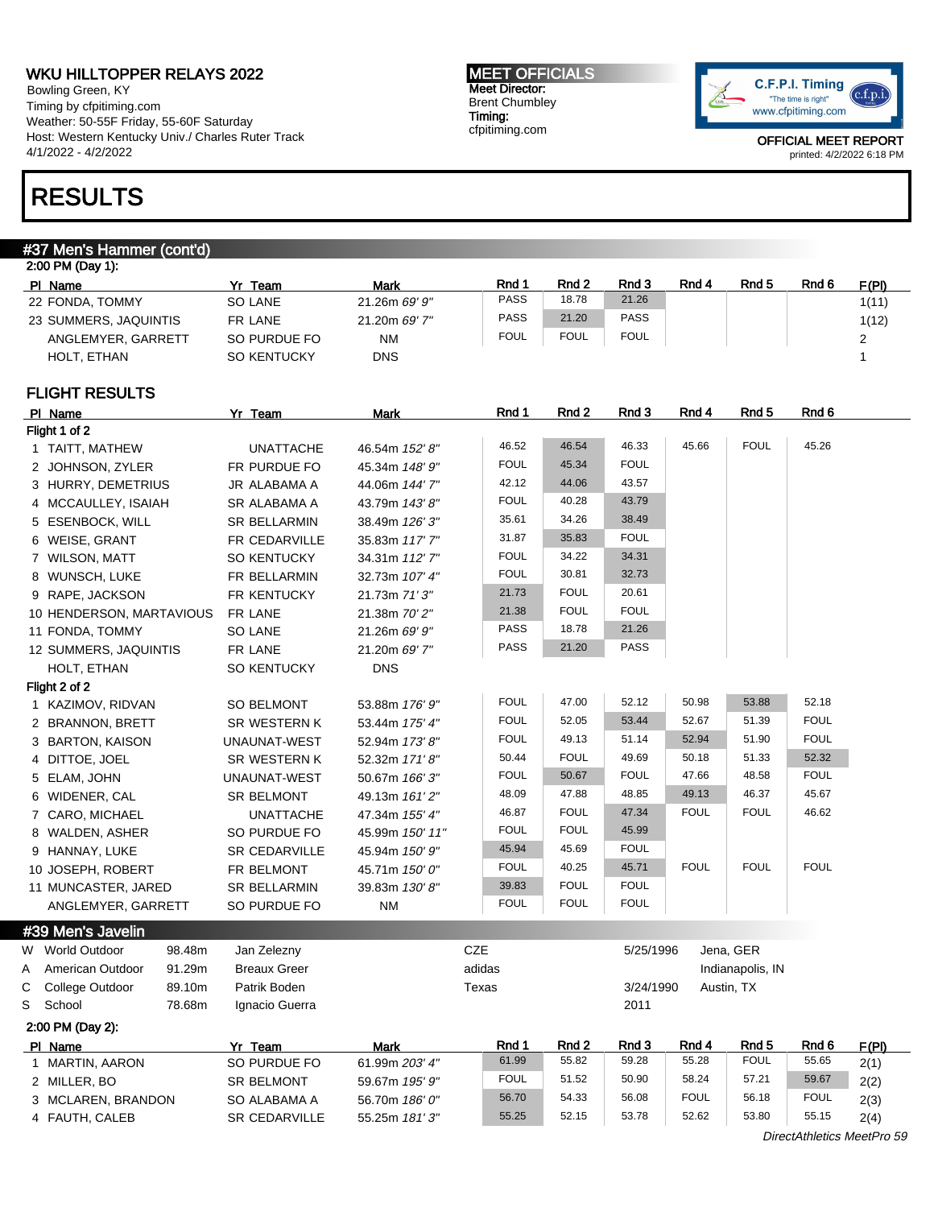# RESULTS

## #37 Men's Hammer (cont'd)

2:00 PM (Day 1):

| Pl | Name | Yr | Team | Mark | Rnd 1 | Rnd 2 | Rnd 3 | Rnd 4 | Rnd 5 | Rnd 6 | F(Pl) |
|---|---|---|---|---|---|---|---|---|---|---|---|
| 22 | FONDA, TOMMY | SO | LANE | 21.26m *69' 9"* | PASS | 18.78 | 21.26 | | | | 1(11) |
| 23 | SUMMERS, JAQUINTIS | FR | LANE | 21.20m *69' 7"* | PASS | 21.20 | PASS | | | | 1(12) |
| | ANGLEMYER, GARRETT | SO | PURDUE FO | NM | FOUL | FOUL | FOUL | | | | 2 |
| | HOLT, ETHAN | SO | KENTUCKY | DNS | | | | | | | 1 |

### FLIGHT RESULTS

| Pl | Name | Yr | Team | Mark | Rnd 1 | Rnd 2 | Rnd 3 | Rnd 4 | Rnd 5 | Rnd 6 |
|---|---|---|---|---|---|---|---|---|---|---|
| **Flight 1 of 2** | | | | | | | | | | |
| 1 | TAITT, MATHEW | | UNATTACHE | 46.54m *152' 8"* | 46.52 | 46.54 | 46.33 | 45.66 | FOUL | 45.26 |
| 2 | JOHNSON, ZYLER | FR | PURDUE FO | 45.34m *148' 9"* | FOUL | 45.34 | FOUL | | | |
| 3 | HURRY, DEMETRIUS | JR | ALABAMA A | 44.06m *144' 7"* | 42.12 | 44.06 | 43.57 | | | |
| 4 | MCCAULLEY, ISAIAH | SR | ALABAMA A | 43.79m *143' 8"* | FOUL | 40.28 | 43.79 | | | |
| 5 | ESENBOCK, WILL | SR | BELLARMIN | 38.49m *126' 3"* | 35.61 | 34.26 | 38.49 | | | |
| 6 | WEISE, GRANT | FR | CEDARVILLE | 35.83m *117' 7"* | 31.87 | 35.83 | FOUL | | | |
| 7 | WILSON, MATT | SO | KENTUCKY | 34.31m *112' 7"* | FOUL | 34.22 | 34.31 | | | |
| 8 | WUNSCH, LUKE | FR | BELLARMIN | 32.73m *107' 4"* | FOUL | 30.81 | 32.73 | | | |
| 9 | RAPE, JACKSON | FR | KENTUCKY | 21.73m *71' 3"* | 21.73 | FOUL | 20.61 | | | |
| 10 | HENDERSON, MARTAVIOUS | FR | LANE | 21.38m *70' 2"* | 21.38 | FOUL | FOUL | | | |
| 11 | FONDA, TOMMY | SO | LANE | 21.26m *69' 9"* | PASS | 18.78 | 21.26 | | | |
| 12 | SUMMERS, JAQUINTIS | FR | LANE | 21.20m *69' 7"* | PASS | 21.20 | PASS | | | |
| | HOLT, ETHAN | SO | KENTUCKY | DNS | | | | | | |
| **Flight 2 of 2** | | | | | | | | | | |
| 1 | KAZIMOV, RIDVAN | SO | BELMONT | 53.88m *176' 9"* | FOUL | 47.00 | 52.12 | 50.98 | 53.88 | 52.18 |
| 2 | BRANNON, BRETT | SR | WESTERN K | 53.44m *175' 4"* | FOUL | 52.05 | 53.44 | 52.67 | 51.39 | FOUL |
| 3 | BARTON, KAISON | | UNAUNAT-WEST | 52.94m *173' 8"* | FOUL | 49.13 | 51.14 | 52.94 | 51.90 | FOUL |
| 4 | DITTOE, JOEL | SR | WESTERN K | 52.32m *171' 8"* | 50.44 | FOUL | 49.69 | 50.18 | 51.33 | 52.32 |
| 5 | ELAM, JOHN | | UNAUNAT-WEST | 50.67m *166' 3"* | FOUL | 50.67 | FOUL | 47.66 | 48.58 | FOUL |
| 6 | WIDENER, CAL | SR | BELMONT | 49.13m *161' 2"* | 48.09 | 47.88 | 48.85 | 49.13 | 46.37 | 45.67 |
| 7 | CARO, MICHAEL | | UNATTACHE | 47.34m *155' 4"* | 46.87 | FOUL | 47.34 | FOUL | FOUL | 46.62 |
| 8 | WALDEN, ASHER | SO | PURDUE FO | 45.99m *150' 11"* | FOUL | FOUL | 45.99 | | | |
| 9 | HANNAY, LUKE | SR | CEDARVILLE | 45.94m *150' 9"* | 45.94 | 45.69 | FOUL | | | |
| 10 | JOSEPH, ROBERT | FR | BELMONT | 45.71m *150' 0"* | FOUL | 40.25 | 45.71 | FOUL | FOUL | FOUL |
| 11 | MUNCASTER, JARED | SR | BELLARMIN | 39.83m *130' 8"* | 39.83 | FOUL | FOUL | | | |
| | ANGLEMYER, GARRETT | SO | PURDUE FO | NM | FOUL | FOUL | FOUL | | | |

## #39 Men's Javelin

| | Record | Mark | Name | Team | Date | Location |
|---|---|---|---|---|---|---|
| W | World Outdoor | 98.48m | Jan Zelezny | CZE | 5/25/1996 | Jena, GER |
| A | American Outdoor | 91.29m | Breaux Greer | adidas | | Indianapolis, IN |
| C | College Outdoor | 89.10m | Patrik Boden | Texas | 3/24/1990 | Austin, TX |
| S | School | 78.68m | Ignacio Guerra | | 2011 | |

2:00 PM (Day 2):

| Pl | Name | Yr | Team | Mark | Rnd 1 | Rnd 2 | Rnd 3 | Rnd 4 | Rnd 5 | Rnd 6 | F(Pl) |
|---|---|---|---|---|---|---|---|---|---|---|---|
| 1 | MARTIN, AARON | SO | PURDUE FO | 61.99m *203' 4"* | 61.99 | 55.82 | 59.28 | 55.28 | FOUL | 55.65 | 2(1) |
| 2 | MILLER, BO | SR | BELMONT | 59.67m *195' 9"* | FOUL | 51.52 | 50.90 | 58.24 | 57.21 | 59.67 | 2(2) |
| 3 | MCLAREN, BRANDON | SO | ALABAMA A | 56.70m *186' 0"* | 56.70 | 54.33 | 56.08 | FOUL | 56.18 | FOUL | 2(3) |
| 4 | FAUTH, CALEB | SR | CEDARVILLE | 55.25m *181' 3"* | 55.25 | 52.15 | 53.78 | 52.62 | 53.80 | 55.15 | 2(4) |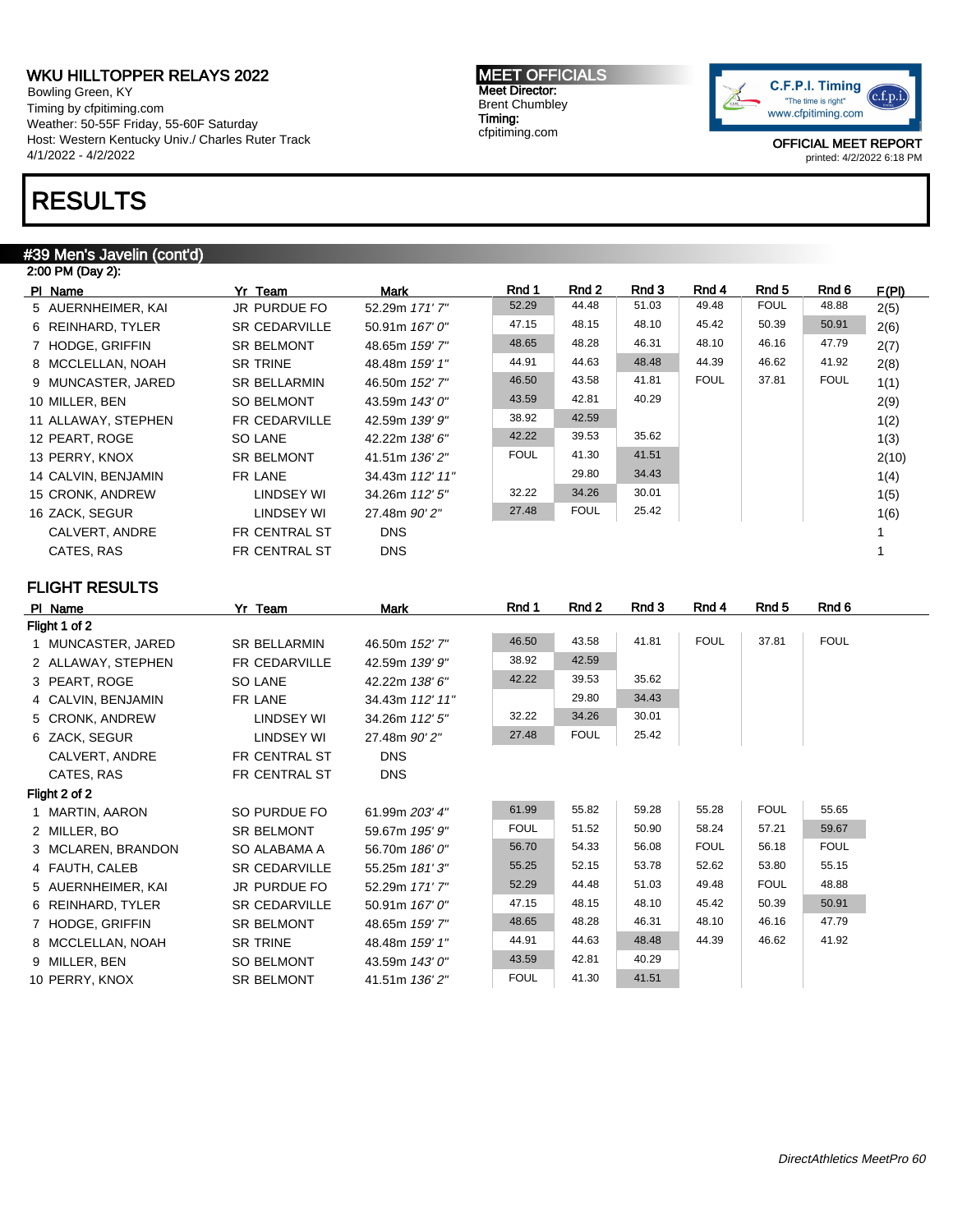# WKU HILLTOPPER RELAYS 2022

Bowling Green, KY
Timing by cfpitiming.com
Weather: 50-55F Friday, 55-60F Saturday
Host: Western Kentucky Univ./ Charles Ruter Track
4/1/2022 - 4/2/2022

**MEET OFFICIALS**
Meet Director:
Brent Chumbley
Timing:
cfpitiming.com

OFFICIAL MEET REPORT
printed: 4/2/2022 6:18 PM

# RESULTS

## #39 Men's Javelin (cont'd)

2:00 PM (Day 2):

| Pl | Name | Yr | Team | Mark | Rnd 1 | Rnd 2 | Rnd 3 | Rnd 4 | Rnd 5 | Rnd 6 | F(Pl) |
|---|---|---|---|---|---|---|---|---|---|---|---|
| 5 | AUERNHEIMER, KAI | JR | PURDUE FO | 52.29m *171' 7"* | 52.29 | 44.48 | 51.03 | 49.48 | FOUL | 48.88 | 2(5) |
| 6 | REINHARD, TYLER | SR | CEDARVILLE | 50.91m *167' 0"* | 47.15 | 48.15 | 48.10 | 45.42 | 50.39 | 50.91 | 2(6) |
| 7 | HODGE, GRIFFIN | SR | BELMONT | 48.65m *159' 7"* | 48.65 | 48.28 | 46.31 | 48.10 | 46.16 | 47.79 | 2(7) |
| 8 | MCCLELLAN, NOAH | SR | TRINE | 48.48m *159' 1"* | 44.91 | 44.63 | 48.48 | 44.39 | 46.62 | 41.92 | 2(8) |
| 9 | MUNCASTER, JARED | SR | BELLARMIN | 46.50m *152' 7"* | 46.50 | 43.58 | 41.81 | FOUL | 37.81 | FOUL | 1(1) |
| 10 | MILLER, BEN | SO | BELMONT | 43.59m *143' 0"* | 43.59 | 42.81 | 40.29 | | | | 2(9) |
| 11 | ALLAWAY, STEPHEN | FR | CEDARVILLE | 42.59m *139' 9"* | 38.92 | 42.59 | | | | | 1(2) |
| 12 | PEART, ROGE | SO | LANE | 42.22m *138' 6"* | 42.22 | 39.53 | 35.62 | | | | 1(3) |
| 13 | PERRY, KNOX | SR | BELMONT | 41.51m *136' 2"* | FOUL | 41.30 | 41.51 | | | | 2(10) |
| 14 | CALVIN, BENJAMIN | FR | LANE | 34.43m *112' 11"* | | 29.80 | 34.43 | | | | 1(4) |
| 15 | CRONK, ANDREW | | LINDSEY WI | 34.26m *112' 5"* | 32.22 | 34.26 | 30.01 | | | | 1(5) |
| 16 | ZACK, SEGUR | | LINDSEY WI | 27.48m *90' 2"* | 27.48 | FOUL | 25.42 | | | | 1(6) |
| | CALVERT, ANDRE | FR | CENTRAL ST | DNS | | | | | | | 1 |
| | CATES, RAS | FR | CENTRAL ST | DNS | | | | | | | 1 |

## FLIGHT RESULTS

| Pl | Name | Yr | Team | Mark | Rnd 1 | Rnd 2 | Rnd 3 | Rnd 4 | Rnd 5 | Rnd 6 |
|---|---|---|---|---|---|---|---|---|---|---|
| **Flight 1 of 2** | | | | | | | | | | |
| 1 | MUNCASTER, JARED | SR | BELLARMIN | 46.50m *152' 7"* | 46.50 | 43.58 | 41.81 | FOUL | 37.81 | FOUL |
| 2 | ALLAWAY, STEPHEN | FR | CEDARVILLE | 42.59m *139' 9"* | 38.92 | 42.59 | | | | |
| 3 | PEART, ROGE | SO | LANE | 42.22m *138' 6"* | 42.22 | 39.53 | 35.62 | | | |
| 4 | CALVIN, BENJAMIN | FR | LANE | 34.43m *112' 11"* | | 29.80 | 34.43 | | | |
| 5 | CRONK, ANDREW | | LINDSEY WI | 34.26m *112' 5"* | 32.22 | 34.26 | 30.01 | | | |
| 6 | ZACK, SEGUR | | LINDSEY WI | 27.48m *90' 2"* | 27.48 | FOUL | 25.42 | | | |
| | CALVERT, ANDRE | FR | CENTRAL ST | DNS | | | | | | |
| | CATES, RAS | FR | CENTRAL ST | DNS | | | | | | |
| **Flight 2 of 2** | | | | | | | | | | |
| 1 | MARTIN, AARON | SO | PURDUE FO | 61.99m *203' 4"* | 61.99 | 55.82 | 59.28 | 55.28 | FOUL | 55.65 |
| 2 | MILLER, BO | SR | BELMONT | 59.67m *195' 9"* | FOUL | 51.52 | 50.90 | 58.24 | 57.21 | 59.67 |
| 3 | MCLAREN, BRANDON | SO | ALABAMA A | 56.70m *186' 0"* | 56.70 | 54.33 | 56.08 | FOUL | 56.18 | FOUL |
| 4 | FAUTH, CALEB | SR | CEDARVILLE | 55.25m *181' 3"* | 55.25 | 52.15 | 53.78 | 52.62 | 53.80 | 55.15 |
| 5 | AUERNHEIMER, KAI | JR | PURDUE FO | 52.29m *171' 7"* | 52.29 | 44.48 | 51.03 | 49.48 | FOUL | 48.88 |
| 6 | REINHARD, TYLER | SR | CEDARVILLE | 50.91m *167' 0"* | 47.15 | 48.15 | 48.10 | 45.42 | 50.39 | 50.91 |
| 7 | HODGE, GRIFFIN | SR | BELMONT | 48.65m *159' 7"* | 48.65 | 48.28 | 46.31 | 48.10 | 46.16 | 47.79 |
| 8 | MCCLELLAN, NOAH | SR | TRINE | 48.48m *159' 1"* | 44.91 | 44.63 | 48.48 | 44.39 | 46.62 | 41.92 |
| 9 | MILLER, BEN | SO | BELMONT | 43.59m *143' 0"* | 43.59 | 42.81 | 40.29 | | | |
| 10 | PERRY, KNOX | SR | BELMONT | 41.51m *136' 2"* | FOUL | 41.30 | 41.51 | | | |